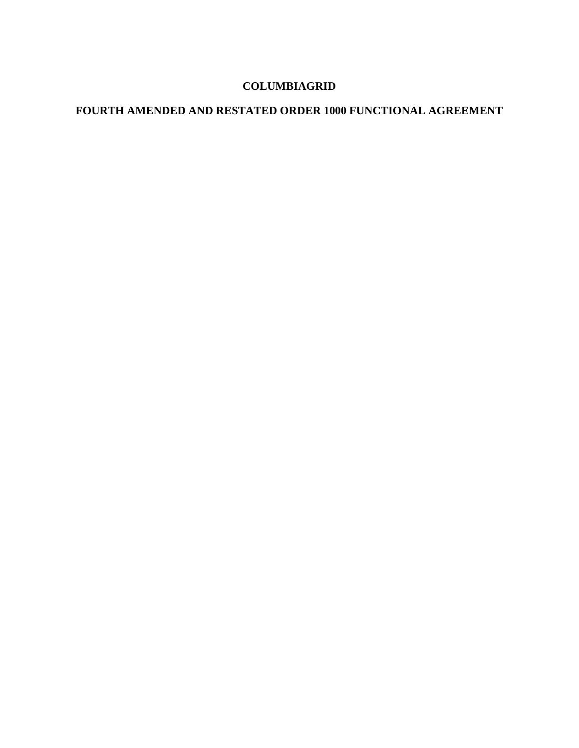# COLUMBIAGRID

# FOURTH AMENDED AND RESTATED ORDER 1000 FUNCTIONAL AGREEMENT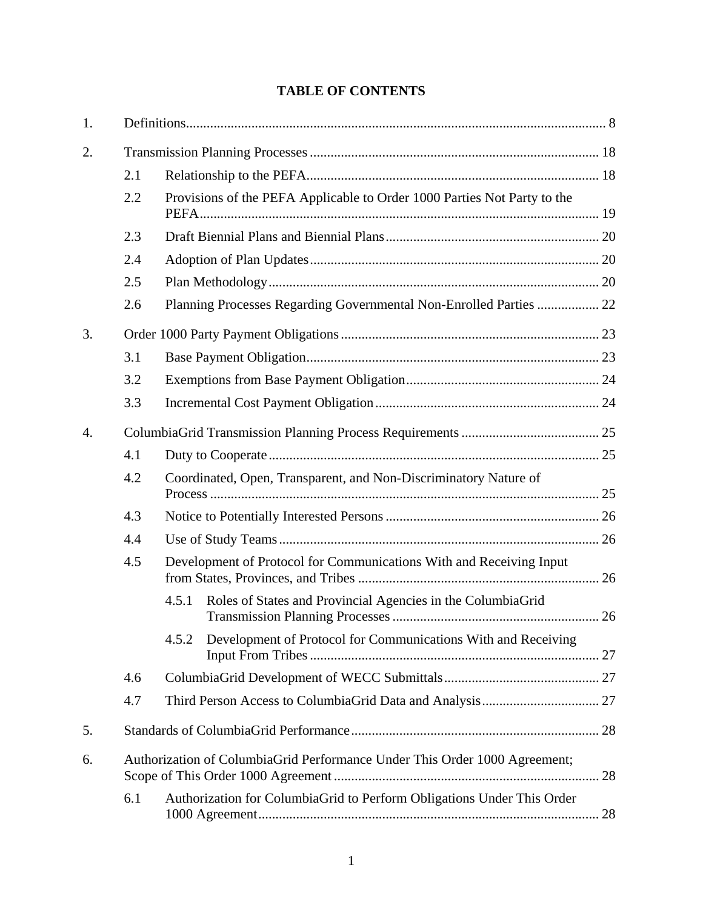# TABLE OF CONTENTS

1. Definitions ........ 8
2. Transmission Planning Processes ........ 18
   - 2.1 Relationship to the PEFA ........ 18
   - 2.2 Provisions of the PEFA Applicable to Order 1000 Parties Not Party to the PEFA ........ 19
   - 2.3 Draft Biennial Plans and Biennial Plans ........ 20
   - 2.4 Adoption of Plan Updates ........ 20
   - 2.5 Plan Methodology ........ 20
   - 2.6 Planning Processes Regarding Governmental Non-Enrolled Parties ........ 22
3. Order 1000 Party Payment Obligations ........ 23
   - 3.1 Base Payment Obligation ........ 23
   - 3.2 Exemptions from Base Payment Obligation ........ 24
   - 3.3 Incremental Cost Payment Obligation ........ 24
4. ColumbiaGrid Transmission Planning Process Requirements ........ 25
   - 4.1 Duty to Cooperate ........ 25
   - 4.2 Coordinated, Open, Transparent, and Non-Discriminatory Nature of Process ........ 25
   - 4.3 Notice to Potentially Interested Persons ........ 26
   - 4.4 Use of Study Teams ........ 26
   - 4.5 Development of Protocol for Communications With and Receiving Input from States, Provinces, and Tribes ........ 26
     - 4.5.1 Roles of States and Provincial Agencies in the ColumbiaGrid Transmission Planning Processes ........ 26
     - 4.5.2 Development of Protocol for Communications With and Receiving Input From Tribes ........ 27
   - 4.6 ColumbiaGrid Development of WECC Submittals ........ 27
   - 4.7 Third Person Access to ColumbiaGrid Data and Analysis ........ 27
5. Standards of ColumbiaGrid Performance ........ 28
6. Authorization of ColumbiaGrid Performance Under This Order 1000 Agreement; Scope of This Order 1000 Agreement ........ 28
   - 6.1 Authorization for ColumbiaGrid to Perform Obligations Under This Order 1000 Agreement ........ 28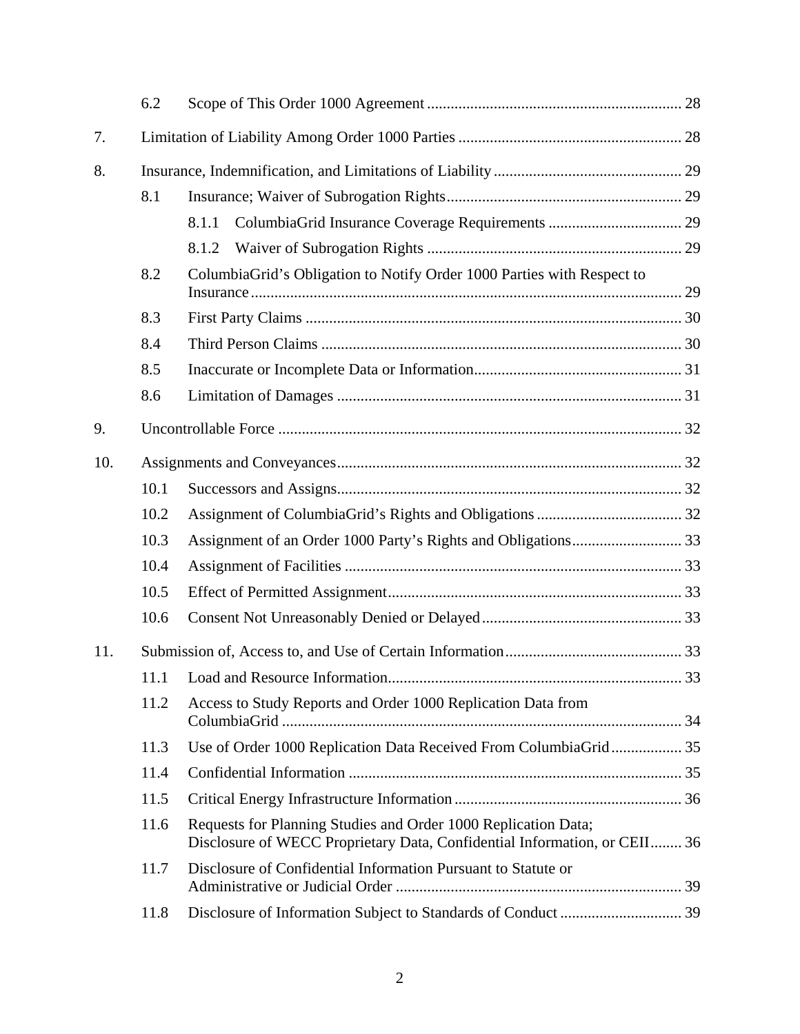| | | | |
|---|---|---|---|
| | 6.2 | Scope of This Order 1000 Agreement | 28 |
| 7. | | Limitation of Liability Among Order 1000 Parties | 28 |
| 8. | | Insurance, Indemnification, and Limitations of Liability | 29 |
| | 8.1 | Insurance; Waiver of Subrogation Rights | 29 |
| | | 8.1.1 ColumbiaGrid Insurance Coverage Requirements | 29 |
| | | 8.1.2 Waiver of Subrogation Rights | 29 |
| | 8.2 | ColumbiaGrid's Obligation to Notify Order 1000 Parties with Respect to Insurance | 29 |
| | 8.3 | First Party Claims | 30 |
| | 8.4 | Third Person Claims | 30 |
| | 8.5 | Inaccurate or Incomplete Data or Information | 31 |
| | 8.6 | Limitation of Damages | 31 |
| 9. | | Uncontrollable Force | 32 |
| 10. | | Assignments and Conveyances | 32 |
| | 10.1 | Successors and Assigns | 32 |
| | 10.2 | Assignment of ColumbiaGrid's Rights and Obligations | 32 |
| | 10.3 | Assignment of an Order 1000 Party's Rights and Obligations | 33 |
| | 10.4 | Assignment of Facilities | 33 |
| | 10.5 | Effect of Permitted Assignment | 33 |
| | 10.6 | Consent Not Unreasonably Denied or Delayed | 33 |
| 11. | | Submission of, Access to, and Use of Certain Information | 33 |
| | 11.1 | Load and Resource Information | 33 |
| | 11.2 | Access to Study Reports and Order 1000 Replication Data from ColumbiaGrid | 34 |
| | 11.3 | Use of Order 1000 Replication Data Received From ColumbiaGrid | 35 |
| | 11.4 | Confidential Information | 35 |
| | 11.5 | Critical Energy Infrastructure Information | 36 |
| | 11.6 | Requests for Planning Studies and Order 1000 Replication Data; Disclosure of WECC Proprietary Data, Confidential Information, or CEII | 36 |
| | 11.7 | Disclosure of Confidential Information Pursuant to Statute or Administrative or Judicial Order | 39 |
| | 11.8 | Disclosure of Information Subject to Standards of Conduct | 39 |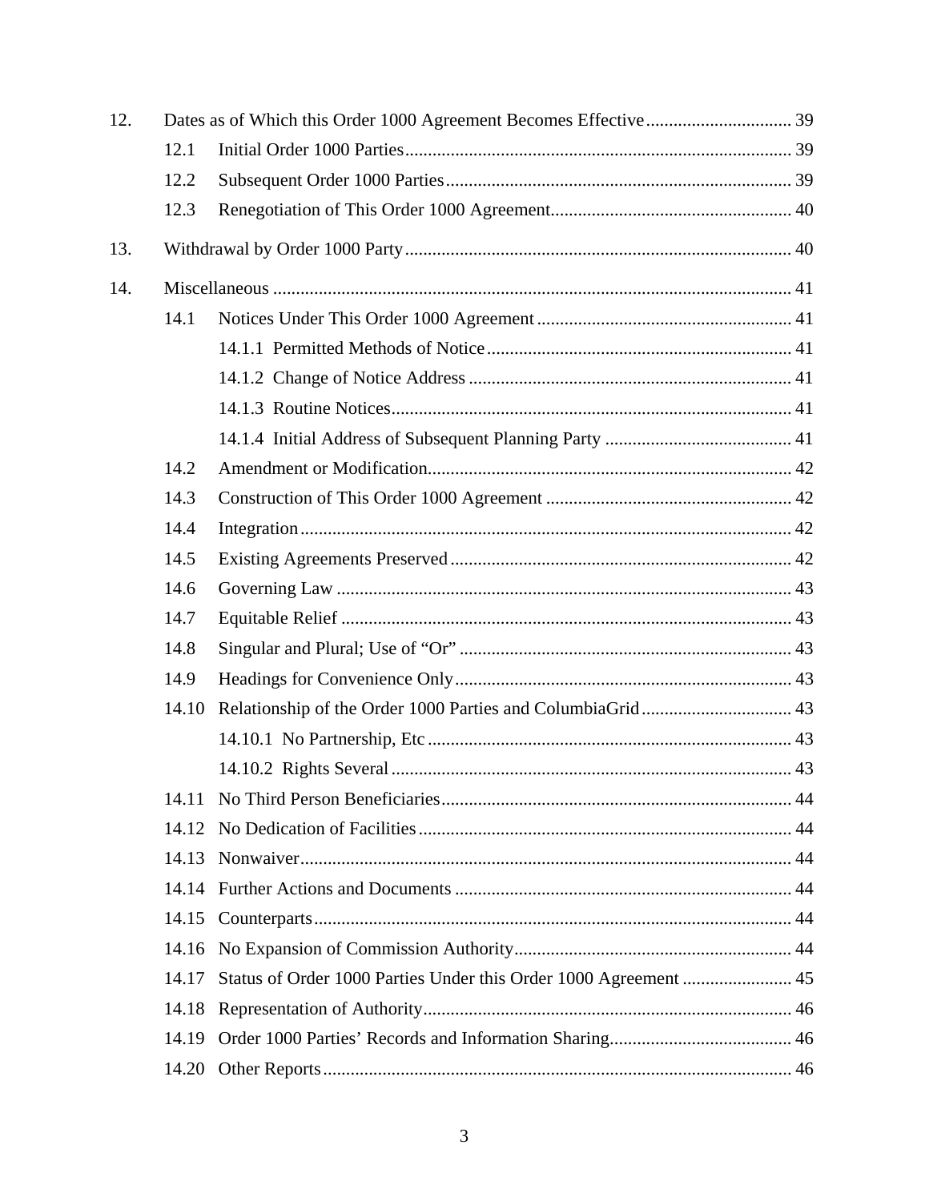12. Dates as of Which this Order 1000 Agreement Becomes Effective ................................ 39
    - 12.1 Initial Order 1000 Parties ..................................................................................... 39
    - 12.2 Subsequent Order 1000 Parties ............................................................................ 39
    - 12.3 Renegotiation of This Order 1000 Agreement ..................................................... 40

13. Withdrawal by Order 1000 Party ..................................................................................... 40

14. Miscellaneous .................................................................................................................. 41
    - 14.1 Notices Under This Order 1000 Agreement ........................................................ 41
        - 14.1.1 Permitted Methods of Notice ................................................................... 41
        - 14.1.2 Change of Notice Address ....................................................................... 41
        - 14.1.3 Routine Notices ........................................................................................ 41
        - 14.1.4 Initial Address of Subsequent Planning Party .......................................... 41
    - 14.2 Amendment or Modification ................................................................................ 42
    - 14.3 Construction of This Order 1000 Agreement ...................................................... 42
    - 14.4 Integration ............................................................................................................ 42
    - 14.5 Existing Agreements Preserved ........................................................................... 42
    - 14.6 Governing Law .................................................................................................... 43
    - 14.7 Equitable Relief ................................................................................................... 43
    - 14.8 Singular and Plural; Use of "Or" ......................................................................... 43
    - 14.9 Headings for Convenience Only .......................................................................... 43
    - 14.10 Relationship of the Order 1000 Parties and ColumbiaGrid ................................. 43
        - 14.10.1 No Partnership, Etc ................................................................................ 43
        - 14.10.2 Rights Several ........................................................................................ 43
    - 14.11 No Third Person Beneficiaries ............................................................................ 44
    - 14.12 No Dedication of Facilities .................................................................................. 44
    - 14.13 Nonwaiver ............................................................................................................ 44
    - 14.14 Further Actions and Documents .......................................................................... 44
    - 14.15 Counterparts ......................................................................................................... 44
    - 14.16 No Expansion of Commission Authority ............................................................. 44
    - 14.17 Status of Order 1000 Parties Under this Order 1000 Agreement ........................ 45
    - 14.18 Representation of Authority ................................................................................. 46
    - 14.19 Order 1000 Parties' Records and Information Sharing ........................................ 46
    - 14.20 Other Reports ....................................................................................................... 46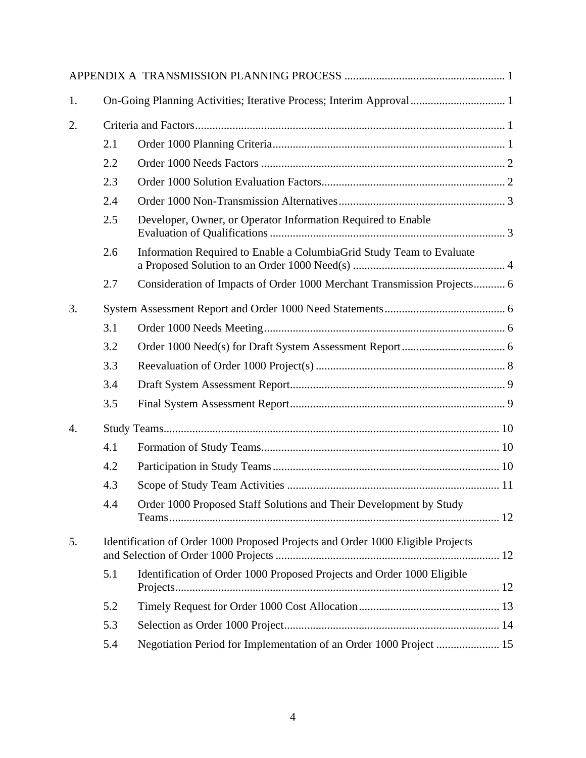APPENDIX A TRANSMISSION PLANNING PROCESS ....................................................... 1

1. On-Going Planning Activities; Iterative Process; Interim Approval ................................. 1

2. Criteria and Factors ........................................................................................................... 1
   - 2.1 Order 1000 Planning Criteria ................................................................................. 1
   - 2.2 Order 1000 Needs Factors ..................................................................................... 2
   - 2.3 Order 1000 Solution Evaluation Factors ................................................................ 2
   - 2.4 Order 1000 Non-Transmission Alternatives .......................................................... 3
   - 2.5 Developer, Owner, or Operator Information Required to Enable Evaluation of Qualifications ................................................................................. 3
   - 2.6 Information Required to Enable a ColumbiaGrid Study Team to Evaluate a Proposed Solution to an Order 1000 Need(s) ..................................................... 4
   - 2.7 Consideration of Impacts of Order 1000 Merchant Transmission Projects ........... 6

3. System Assessment Report and Order 1000 Need Statements .......................................... 6
   - 3.1 Order 1000 Needs Meeting .................................................................................... 6
   - 3.2 Order 1000 Need(s) for Draft System Assessment Report .................................... 6
   - 3.3 Reevaluation of Order 1000 Project(s) .................................................................. 8
   - 3.4 Draft System Assessment Report ........................................................................... 9
   - 3.5 Final System Assessment Report ........................................................................... 9

4. Study Teams ..................................................................................................................... 10
   - 4.1 Formation of Study Teams ................................................................................... 10
   - 4.2 Participation in Study Teams ............................................................................... 10
   - 4.3 Scope of Study Team Activities ........................................................................... 11
   - 4.4 Order 1000 Proposed Staff Solutions and Their Development by Study Teams ................................................................................................................... 12

5. Identification of Order 1000 Proposed Projects and Order 1000 Eligible Projects and Selection of Order 1000 Projects .............................................................................. 12
   - 5.1 Identification of Order 1000 Proposed Projects and Order 1000 Eligible Projects ................................................................................................................. 12
   - 5.2 Timely Request for Order 1000 Cost Allocation ................................................. 13
   - 5.3 Selection as Order 1000 Project ........................................................................... 14
   - 5.4 Negotiation Period for Implementation of an Order 1000 Project ...................... 15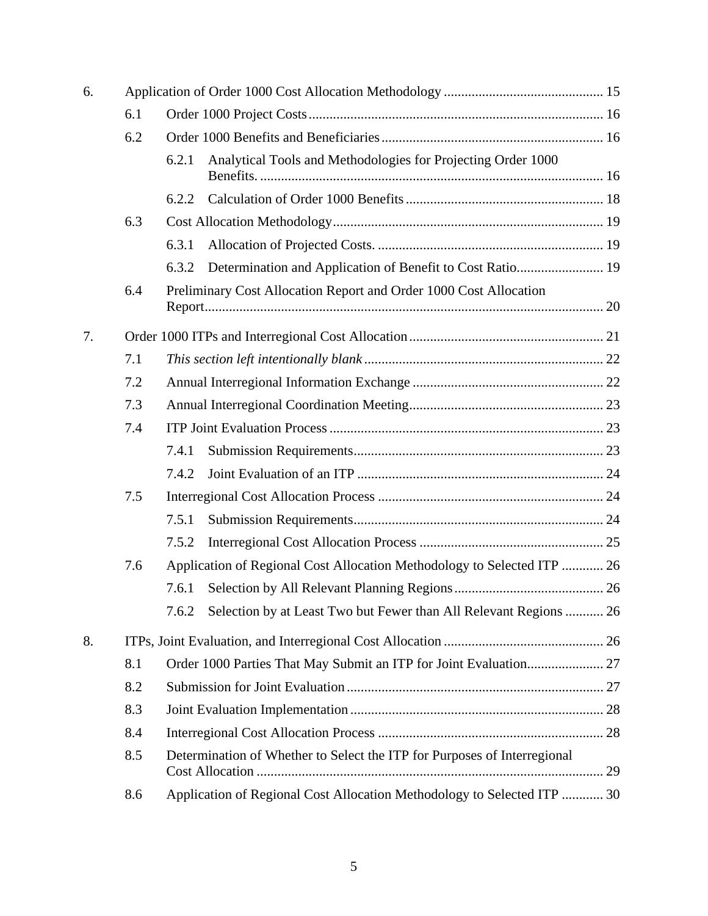6. Application of Order 1000 Cost Allocation Methodology ............................................. 15

   6.1 Order 1000 Project Costs .................................................................................... 16

   6.2 Order 1000 Benefits and Beneficiaries ............................................................... 16

      6.2.1 Analytical Tools and Methodologies for Projecting Order 1000 Benefits. .................................................................................................. 16

      6.2.2 Calculation of Order 1000 Benefits ........................................................ 18

   6.3 Cost Allocation Methodology ............................................................................. 19

      6.3.1 Allocation of Projected Costs. ................................................................ 19

      6.3.2 Determination and Application of Benefit to Cost Ratio......................... 19

   6.4 Preliminary Cost Allocation Report and Order 1000 Cost Allocation Report................................................................................................................. 20

7. Order 1000 ITPs and Interregional Cost Allocation ....................................................... 21

   7.1 *This section left intentionally blank* .................................................................... 22

   7.2 Annual Interregional Information Exchange ...................................................... 22

   7.3 Annual Interregional Coordination Meeting....................................................... 23

   7.4 ITP Joint Evaluation Process .............................................................................. 23

      7.4.1 Submission Requirements....................................................................... 23

      7.4.2 Joint Evaluation of an ITP ...................................................................... 24

   7.5 Interregional Cost Allocation Process ................................................................ 24

      7.5.1 Submission Requirements....................................................................... 24

      7.5.2 Interregional Cost Allocation Process .................................................... 25

   7.6 Application of Regional Cost Allocation Methodology to Selected ITP ............ 26

      7.6.1 Selection by All Relevant Planning Regions .......................................... 26

      7.6.2 Selection by at Least Two but Fewer than All Relevant Regions ........... 26

8. ITPs, Joint Evaluation, and Interregional Cost Allocation ............................................. 26

   8.1 Order 1000 Parties That May Submit an ITP for Joint Evaluation...................... 27

   8.2 Submission for Joint Evaluation ......................................................................... 27

   8.3 Joint Evaluation Implementation ........................................................................ 28

   8.4 Interregional Cost Allocation Process ................................................................ 28

   8.5 Determination of Whether to Select the ITP for Purposes of Interregional Cost Allocation ................................................................................................... 29

   8.6 Application of Regional Cost Allocation Methodology to Selected ITP ............ 30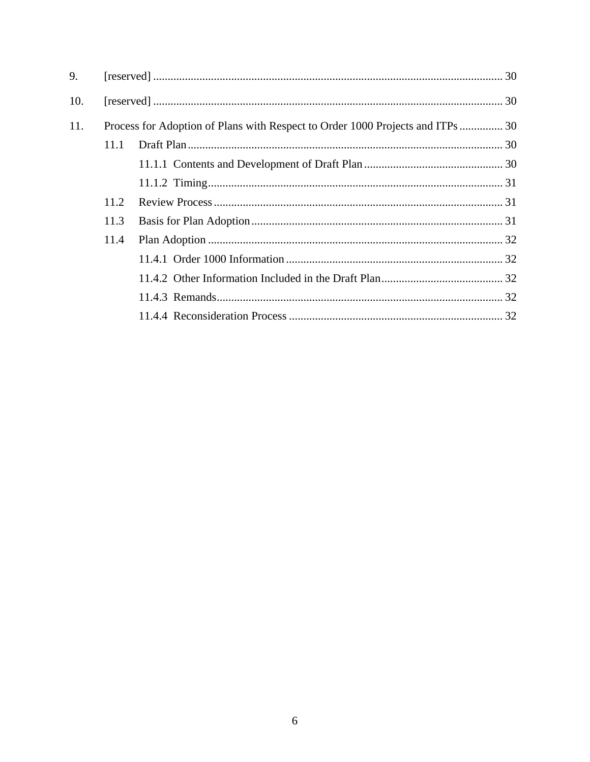9. [reserved] ........................................................................................................................ 30

10. [reserved] ........................................................................................................................ 30

11. Process for Adoption of Plans with Respect to Order 1000 Projects and ITPs ............... 30

- 11.1 Draft Plan ............................................................................................................ 30
  - 11.1.1 Contents and Development of Draft Plan ................................................ 30
  - 11.1.2 Timing ..................................................................................................... 31
- 11.2 Review Process .................................................................................................... 31
- 11.3 Basis for Plan Adoption ...................................................................................... 31
- 11.4 Plan Adoption ..................................................................................................... 32
  - 11.4.1 Order 1000 Information ........................................................................... 32
  - 11.4.2 Other Information Included in the Draft Plan .......................................... 32
  - 11.4.3 Remands .................................................................................................. 32
  - 11.4.4 Reconsideration Process .......................................................................... 32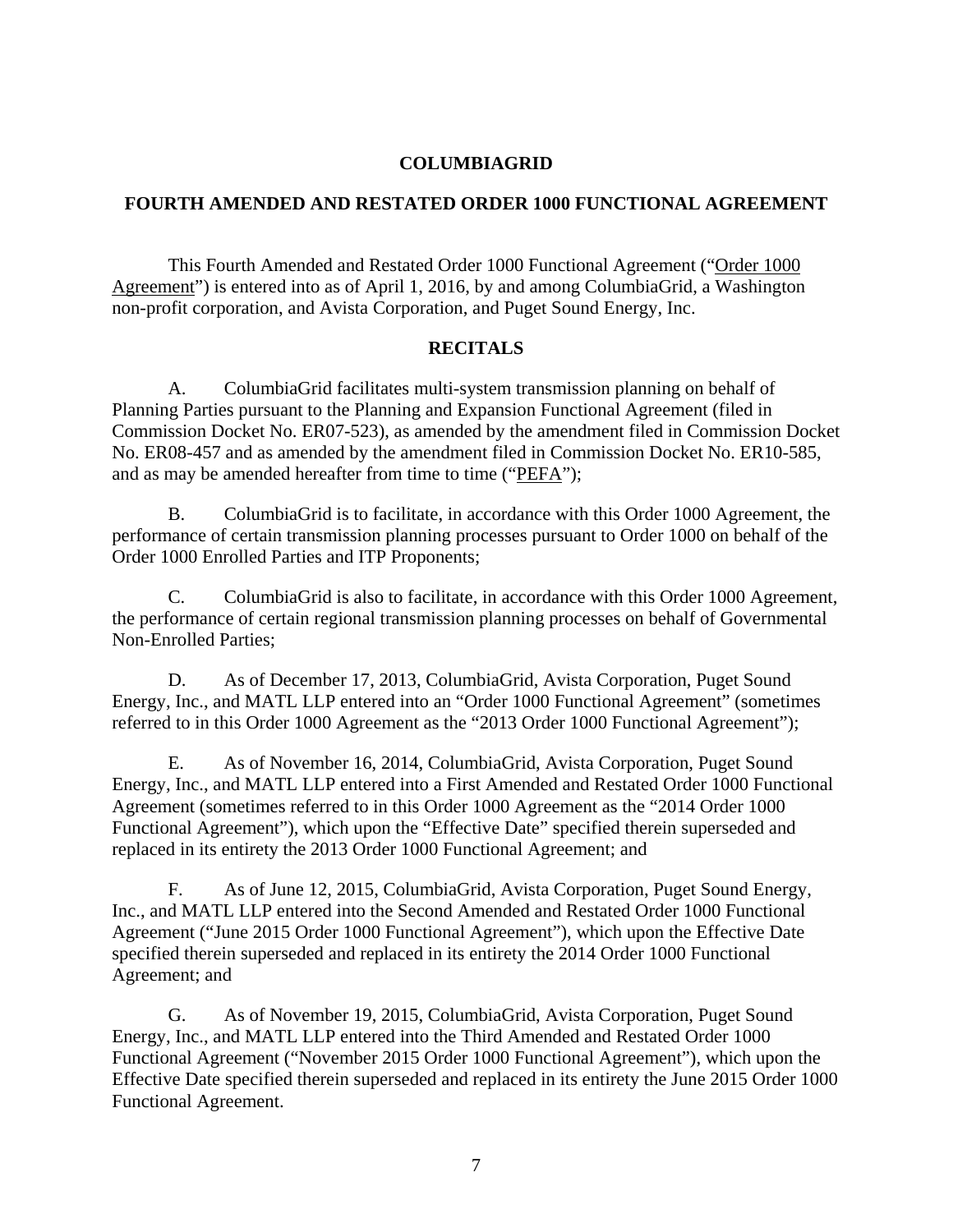**COLUMBIAGRID**

**FOURTH AMENDED AND RESTATED ORDER 1000 FUNCTIONAL AGREEMENT**

This Fourth Amended and Restated Order 1000 Functional Agreement ("Order 1000 Agreement") is entered into as of April 1, 2016, by and among ColumbiaGrid, a Washington non-profit corporation, and Avista Corporation, and Puget Sound Energy, Inc.

**RECITALS**

A. ColumbiaGrid facilitates multi-system transmission planning on behalf of Planning Parties pursuant to the Planning and Expansion Functional Agreement (filed in Commission Docket No. ER07-523), as amended by the amendment filed in Commission Docket No. ER08-457 and as amended by the amendment filed in Commission Docket No. ER10-585, and as may be amended hereafter from time to time ("PEFA");

B. ColumbiaGrid is to facilitate, in accordance with this Order 1000 Agreement, the performance of certain transmission planning processes pursuant to Order 1000 on behalf of the Order 1000 Enrolled Parties and ITP Proponents;

C. ColumbiaGrid is also to facilitate, in accordance with this Order 1000 Agreement, the performance of certain regional transmission planning processes on behalf of Governmental Non-Enrolled Parties;

D. As of December 17, 2013, ColumbiaGrid, Avista Corporation, Puget Sound Energy, Inc., and MATL LLP entered into an "Order 1000 Functional Agreement" (sometimes referred to in this Order 1000 Agreement as the "2013 Order 1000 Functional Agreement");

E. As of November 16, 2014, ColumbiaGrid, Avista Corporation, Puget Sound Energy, Inc., and MATL LLP entered into a First Amended and Restated Order 1000 Functional Agreement (sometimes referred to in this Order 1000 Agreement as the "2014 Order 1000 Functional Agreement"), which upon the "Effective Date" specified therein superseded and replaced in its entirety the 2013 Order 1000 Functional Agreement; and

F. As of June 12, 2015, ColumbiaGrid, Avista Corporation, Puget Sound Energy, Inc., and MATL LLP entered into the Second Amended and Restated Order 1000 Functional Agreement ("June 2015 Order 1000 Functional Agreement"), which upon the Effective Date specified therein superseded and replaced in its entirety the 2014 Order 1000 Functional Agreement; and

G. As of November 19, 2015, ColumbiaGrid, Avista Corporation, Puget Sound Energy, Inc., and MATL LLP entered into the Third Amended and Restated Order 1000 Functional Agreement ("November 2015 Order 1000 Functional Agreement"), which upon the Effective Date specified therein superseded and replaced in its entirety the June 2015 Order 1000 Functional Agreement.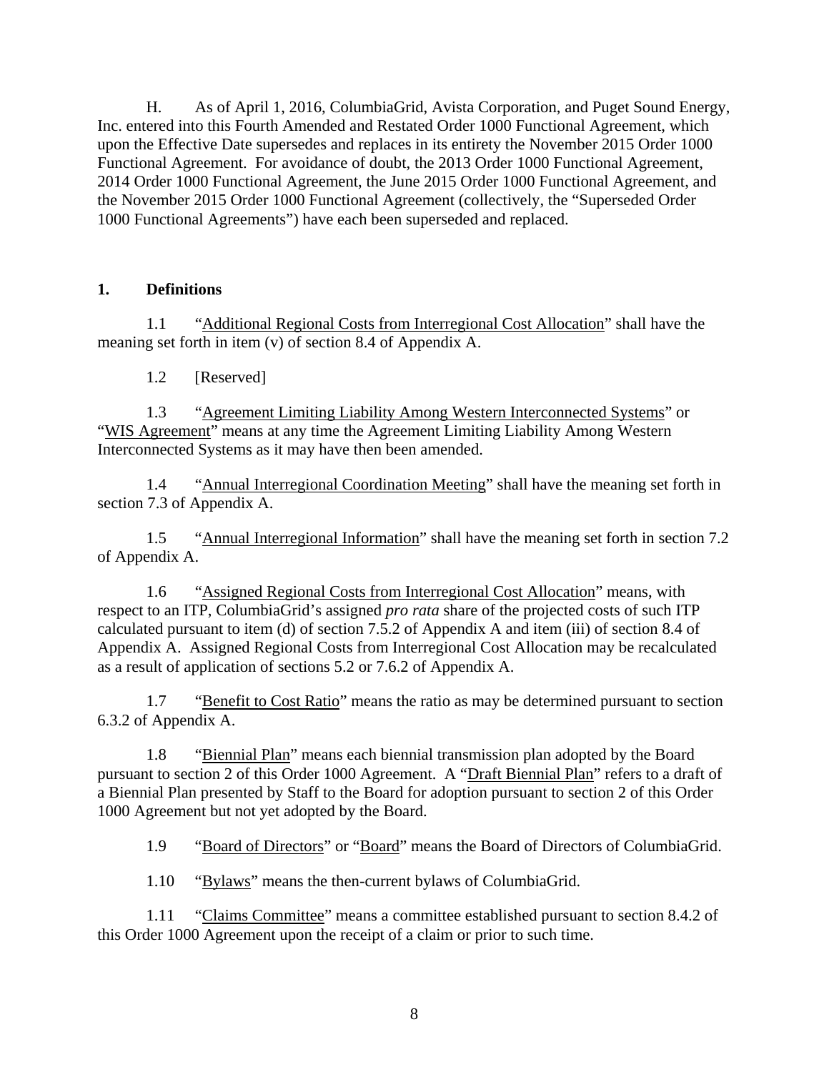H. As of April 1, 2016, ColumbiaGrid, Avista Corporation, and Puget Sound Energy, Inc. entered into this Fourth Amended and Restated Order 1000 Functional Agreement, which upon the Effective Date supersedes and replaces in its entirety the November 2015 Order 1000 Functional Agreement. For avoidance of doubt, the 2013 Order 1000 Functional Agreement, 2014 Order 1000 Functional Agreement, the June 2015 Order 1000 Functional Agreement, and the November 2015 Order 1000 Functional Agreement (collectively, the "Superseded Order 1000 Functional Agreements") have each been superseded and replaced.

## 1. Definitions

1.1 "Additional Regional Costs from Interregional Cost Allocation" shall have the meaning set forth in item (v) of section 8.4 of Appendix A.

1.2 [Reserved]

1.3 "Agreement Limiting Liability Among Western Interconnected Systems" or "WIS Agreement" means at any time the Agreement Limiting Liability Among Western Interconnected Systems as it may have then been amended.

1.4 "Annual Interregional Coordination Meeting" shall have the meaning set forth in section 7.3 of Appendix A.

1.5 "Annual Interregional Information" shall have the meaning set forth in section 7.2 of Appendix A.

1.6 "Assigned Regional Costs from Interregional Cost Allocation" means, with respect to an ITP, ColumbiaGrid's assigned *pro rata* share of the projected costs of such ITP calculated pursuant to item (d) of section 7.5.2 of Appendix A and item (iii) of section 8.4 of Appendix A. Assigned Regional Costs from Interregional Cost Allocation may be recalculated as a result of application of sections 5.2 or 7.6.2 of Appendix A.

1.7 "Benefit to Cost Ratio" means the ratio as may be determined pursuant to section 6.3.2 of Appendix A.

1.8 "Biennial Plan" means each biennial transmission plan adopted by the Board pursuant to section 2 of this Order 1000 Agreement. A "Draft Biennial Plan" refers to a draft of a Biennial Plan presented by Staff to the Board for adoption pursuant to section 2 of this Order 1000 Agreement but not yet adopted by the Board.

1.9 "Board of Directors" or "Board" means the Board of Directors of ColumbiaGrid.

1.10 "Bylaws" means the then-current bylaws of ColumbiaGrid.

1.11 "Claims Committee" means a committee established pursuant to section 8.4.2 of this Order 1000 Agreement upon the receipt of a claim or prior to such time.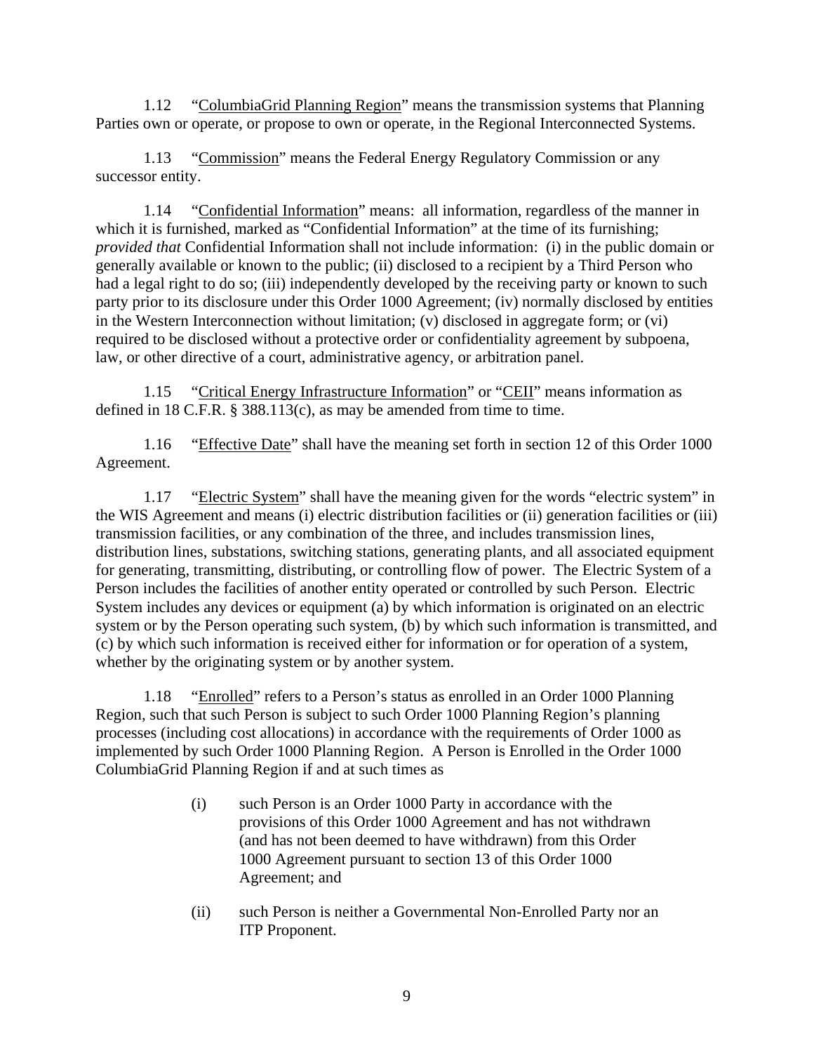1.12 "ColumbiaGrid Planning Region" means the transmission systems that Planning Parties own or operate, or propose to own or operate, in the Regional Interconnected Systems.

1.13 "Commission" means the Federal Energy Regulatory Commission or any successor entity.

1.14 "Confidential Information" means: all information, regardless of the manner in which it is furnished, marked as "Confidential Information" at the time of its furnishing; *provided that* Confidential Information shall not include information: (i) in the public domain or generally available or known to the public; (ii) disclosed to a recipient by a Third Person who had a legal right to do so; (iii) independently developed by the receiving party or known to such party prior to its disclosure under this Order 1000 Agreement; (iv) normally disclosed by entities in the Western Interconnection without limitation; (v) disclosed in aggregate form; or (vi) required to be disclosed without a protective order or confidentiality agreement by subpoena, law, or other directive of a court, administrative agency, or arbitration panel.

1.15 "Critical Energy Infrastructure Information" or "CEII" means information as defined in 18 C.F.R. § 388.113(c), as may be amended from time to time.

1.16 "Effective Date" shall have the meaning set forth in section 12 of this Order 1000 Agreement.

1.17 "Electric System" shall have the meaning given for the words "electric system" in the WIS Agreement and means (i) electric distribution facilities or (ii) generation facilities or (iii) transmission facilities, or any combination of the three, and includes transmission lines, distribution lines, substations, switching stations, generating plants, and all associated equipment for generating, transmitting, distributing, or controlling flow of power. The Electric System of a Person includes the facilities of another entity operated or controlled by such Person. Electric System includes any devices or equipment (a) by which information is originated on an electric system or by the Person operating such system, (b) by which such information is transmitted, and (c) by which such information is received either for information or for operation of a system, whether by the originating system or by another system.

1.18 "Enrolled" refers to a Person's status as enrolled in an Order 1000 Planning Region, such that such Person is subject to such Order 1000 Planning Region's planning processes (including cost allocations) in accordance with the requirements of Order 1000 as implemented by such Order 1000 Planning Region. A Person is Enrolled in the Order 1000 ColumbiaGrid Planning Region if and at such times as

(i) such Person is an Order 1000 Party in accordance with the provisions of this Order 1000 Agreement and has not withdrawn (and has not been deemed to have withdrawn) from this Order 1000 Agreement pursuant to section 13 of this Order 1000 Agreement; and

(ii) such Person is neither a Governmental Non-Enrolled Party nor an ITP Proponent.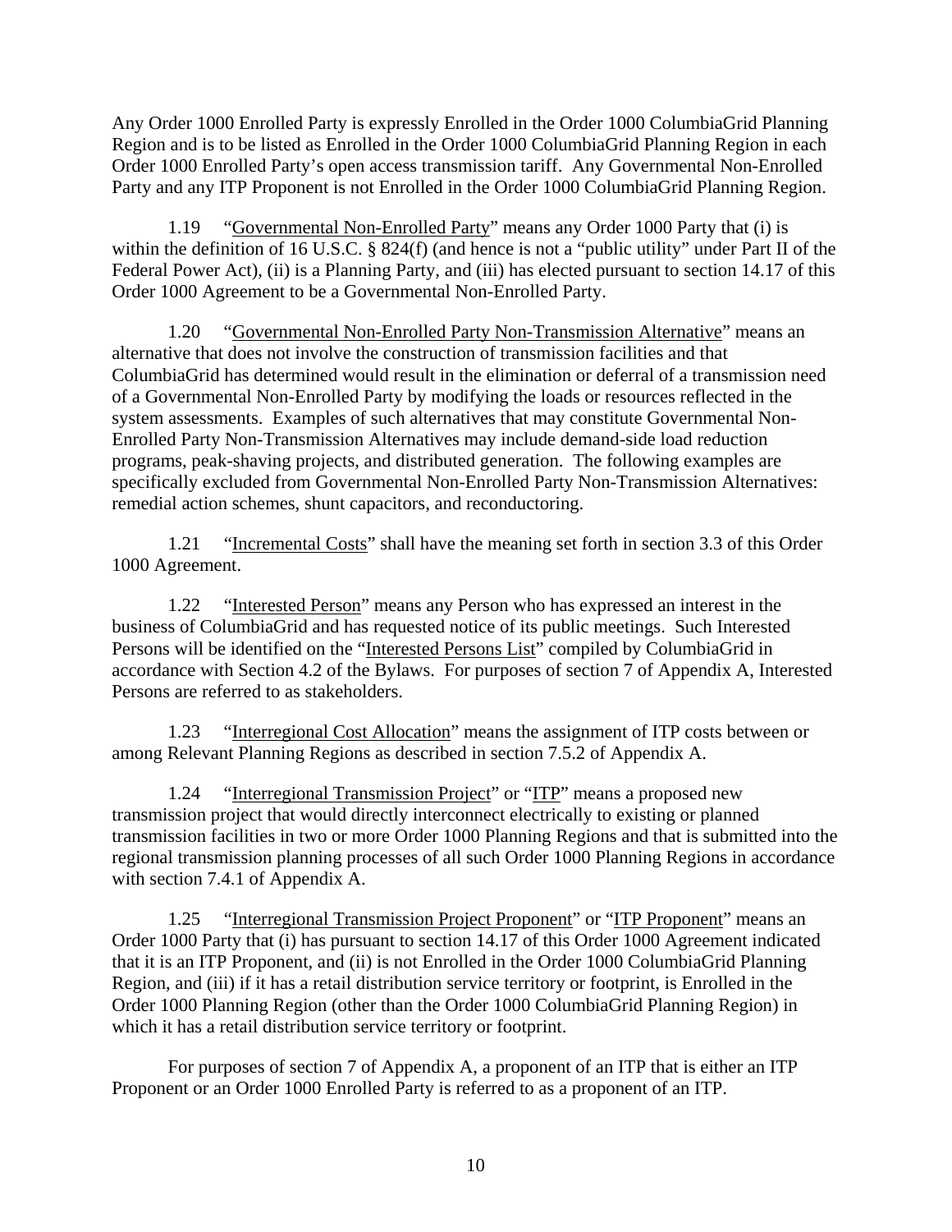Any Order 1000 Enrolled Party is expressly Enrolled in the Order 1000 ColumbiaGrid Planning Region and is to be listed as Enrolled in the Order 1000 ColumbiaGrid Planning Region in each Order 1000 Enrolled Party's open access transmission tariff. Any Governmental Non-Enrolled Party and any ITP Proponent is not Enrolled in the Order 1000 ColumbiaGrid Planning Region.

1.19 "Governmental Non-Enrolled Party" means any Order 1000 Party that (i) is within the definition of 16 U.S.C. § 824(f) (and hence is not a "public utility" under Part II of the Federal Power Act), (ii) is a Planning Party, and (iii) has elected pursuant to section 14.17 of this Order 1000 Agreement to be a Governmental Non-Enrolled Party.

1.20 "Governmental Non-Enrolled Party Non-Transmission Alternative" means an alternative that does not involve the construction of transmission facilities and that ColumbiaGrid has determined would result in the elimination or deferral of a transmission need of a Governmental Non-Enrolled Party by modifying the loads or resources reflected in the system assessments. Examples of such alternatives that may constitute Governmental Non-Enrolled Party Non-Transmission Alternatives may include demand-side load reduction programs, peak-shaving projects, and distributed generation. The following examples are specifically excluded from Governmental Non-Enrolled Party Non-Transmission Alternatives: remedial action schemes, shunt capacitors, and reconductoring.

1.21 "Incremental Costs" shall have the meaning set forth in section 3.3 of this Order 1000 Agreement.

1.22 "Interested Person" means any Person who has expressed an interest in the business of ColumbiaGrid and has requested notice of its public meetings. Such Interested Persons will be identified on the "Interested Persons List" compiled by ColumbiaGrid in accordance with Section 4.2 of the Bylaws. For purposes of section 7 of Appendix A, Interested Persons are referred to as stakeholders.

1.23 "Interregional Cost Allocation" means the assignment of ITP costs between or among Relevant Planning Regions as described in section 7.5.2 of Appendix A.

1.24 "Interregional Transmission Project" or "ITP" means a proposed new transmission project that would directly interconnect electrically to existing or planned transmission facilities in two or more Order 1000 Planning Regions and that is submitted into the regional transmission planning processes of all such Order 1000 Planning Regions in accordance with section 7.4.1 of Appendix A.

1.25 "Interregional Transmission Project Proponent" or "ITP Proponent" means an Order 1000 Party that (i) has pursuant to section 14.17 of this Order 1000 Agreement indicated that it is an ITP Proponent, and (ii) is not Enrolled in the Order 1000 ColumbiaGrid Planning Region, and (iii) if it has a retail distribution service territory or footprint, is Enrolled in the Order 1000 Planning Region (other than the Order 1000 ColumbiaGrid Planning Region) in which it has a retail distribution service territory or footprint.

For purposes of section 7 of Appendix A, a proponent of an ITP that is either an ITP Proponent or an Order 1000 Enrolled Party is referred to as a proponent of an ITP.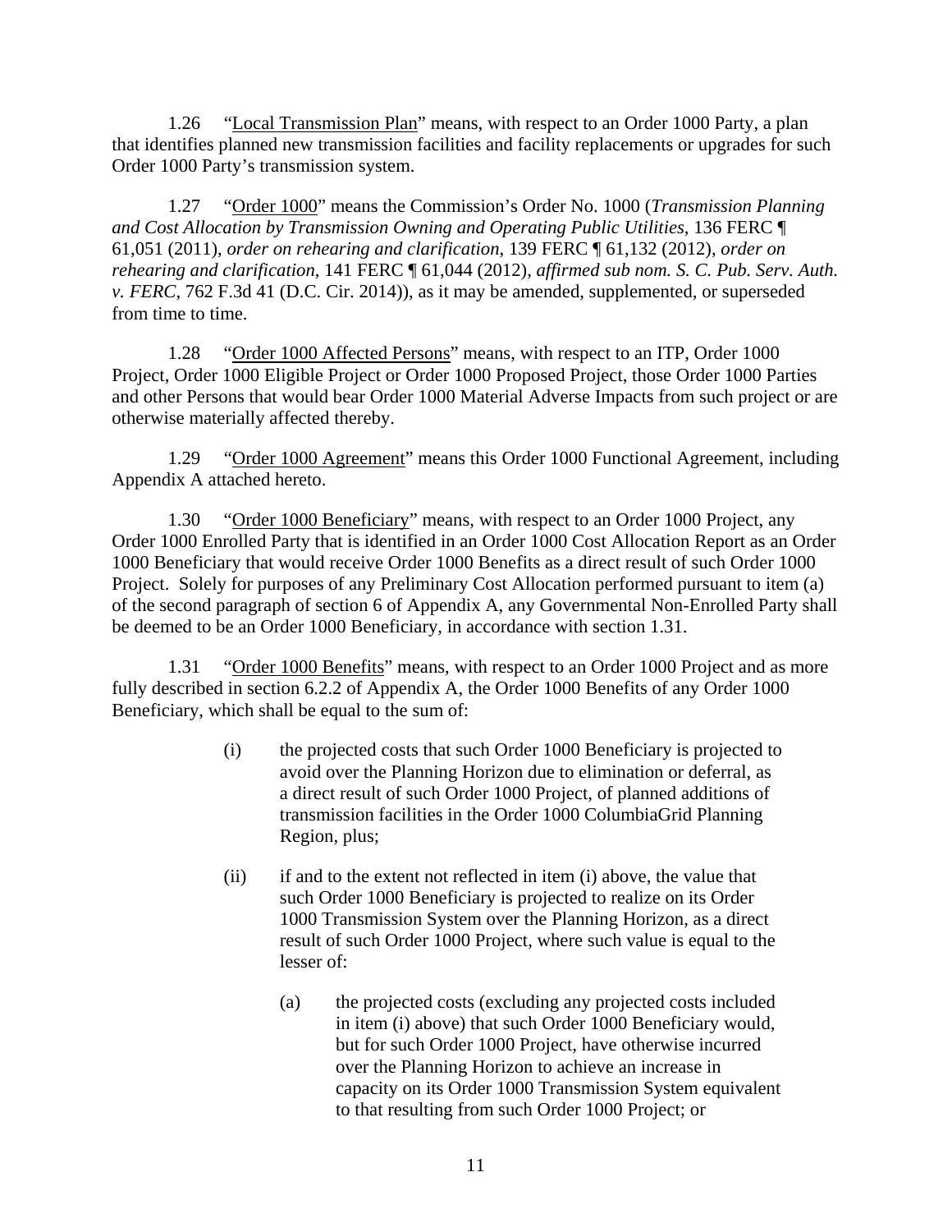1.26 "Local Transmission Plan" means, with respect to an Order 1000 Party, a plan that identifies planned new transmission facilities and facility replacements or upgrades for such Order 1000 Party's transmission system.

1.27 "Order 1000" means the Commission's Order No. 1000 (*Transmission Planning and Cost Allocation by Transmission Owning and Operating Public Utilities*, 136 FERC ¶ 61,051 (2011), *order on rehearing and clarification*, 139 FERC ¶ 61,132 (2012), *order on rehearing and clarification*, 141 FERC ¶ 61,044 (2012), *affirmed sub nom. S. C. Pub. Serv. Auth. v. FERC*, 762 F.3d 41 (D.C. Cir. 2014)), as it may be amended, supplemented, or superseded from time to time.

1.28 "Order 1000 Affected Persons" means, with respect to an ITP, Order 1000 Project, Order 1000 Eligible Project or Order 1000 Proposed Project, those Order 1000 Parties and other Persons that would bear Order 1000 Material Adverse Impacts from such project or are otherwise materially affected thereby.

1.29 "Order 1000 Agreement" means this Order 1000 Functional Agreement, including Appendix A attached hereto.

1.30 "Order 1000 Beneficiary" means, with respect to an Order 1000 Project, any Order 1000 Enrolled Party that is identified in an Order 1000 Cost Allocation Report as an Order 1000 Beneficiary that would receive Order 1000 Benefits as a direct result of such Order 1000 Project. Solely for purposes of any Preliminary Cost Allocation performed pursuant to item (a) of the second paragraph of section 6 of Appendix A, any Governmental Non-Enrolled Party shall be deemed to be an Order 1000 Beneficiary, in accordance with section 1.31.

1.31 "Order 1000 Benefits" means, with respect to an Order 1000 Project and as more fully described in section 6.2.2 of Appendix A, the Order 1000 Benefits of any Order 1000 Beneficiary, which shall be equal to the sum of:

(i) the projected costs that such Order 1000 Beneficiary is projected to avoid over the Planning Horizon due to elimination or deferral, as a direct result of such Order 1000 Project, of planned additions of transmission facilities in the Order 1000 ColumbiaGrid Planning Region, plus;

(ii) if and to the extent not reflected in item (i) above, the value that such Order 1000 Beneficiary is projected to realize on its Order 1000 Transmission System over the Planning Horizon, as a direct result of such Order 1000 Project, where such value is equal to the lesser of:

(a) the projected costs (excluding any projected costs included in item (i) above) that such Order 1000 Beneficiary would, but for such Order 1000 Project, have otherwise incurred over the Planning Horizon to achieve an increase in capacity on its Order 1000 Transmission System equivalent to that resulting from such Order 1000 Project; or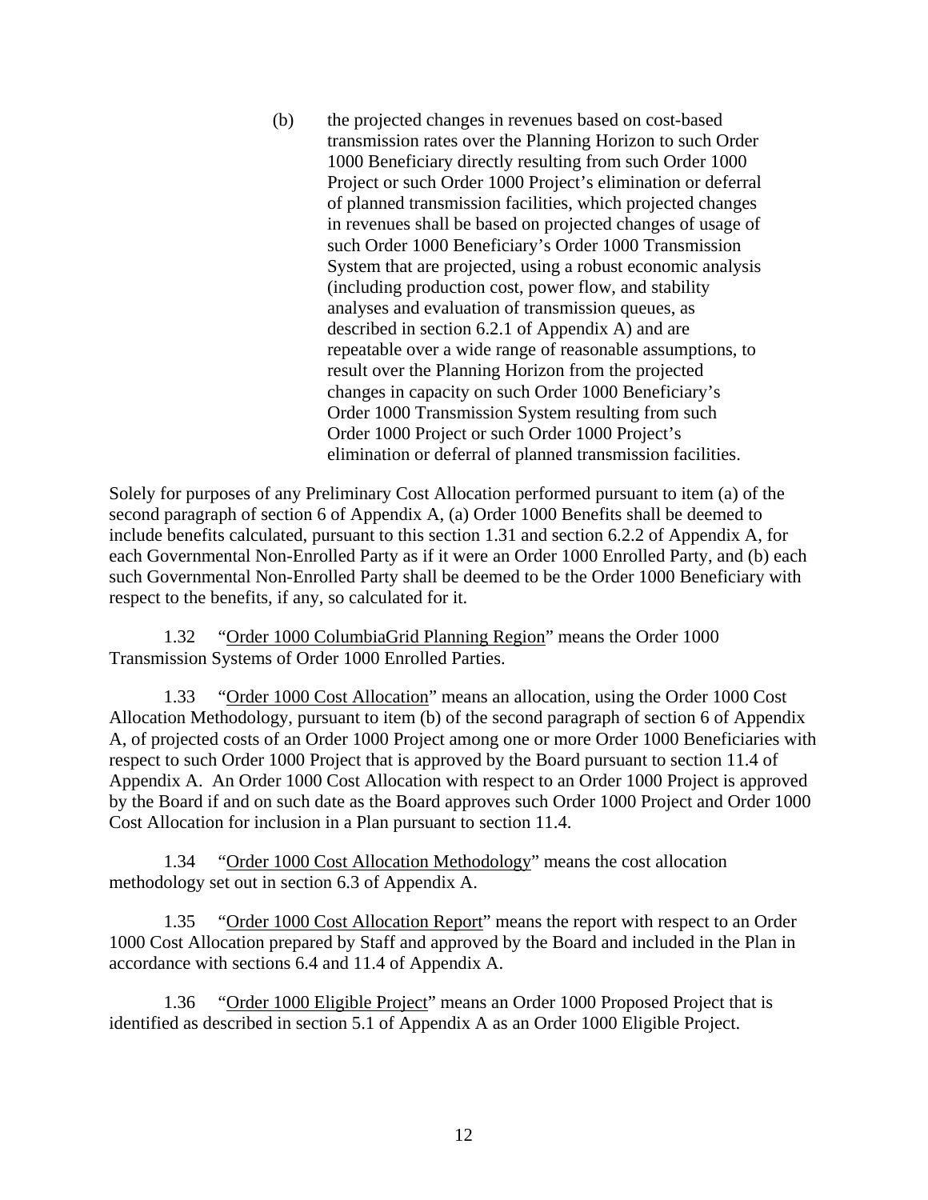(b) the projected changes in revenues based on cost-based transmission rates over the Planning Horizon to such Order 1000 Beneficiary directly resulting from such Order 1000 Project or such Order 1000 Project's elimination or deferral of planned transmission facilities, which projected changes in revenues shall be based on projected changes of usage of such Order 1000 Beneficiary's Order 1000 Transmission System that are projected, using a robust economic analysis (including production cost, power flow, and stability analyses and evaluation of transmission queues, as described in section 6.2.1 of Appendix A) and are repeatable over a wide range of reasonable assumptions, to result over the Planning Horizon from the projected changes in capacity on such Order 1000 Beneficiary's Order 1000 Transmission System resulting from such Order 1000 Project or such Order 1000 Project's elimination or deferral of planned transmission facilities.

Solely for purposes of any Preliminary Cost Allocation performed pursuant to item (a) of the second paragraph of section 6 of Appendix A, (a) Order 1000 Benefits shall be deemed to include benefits calculated, pursuant to this section 1.31 and section 6.2.2 of Appendix A, for each Governmental Non-Enrolled Party as if it were an Order 1000 Enrolled Party, and (b) each such Governmental Non-Enrolled Party shall be deemed to be the Order 1000 Beneficiary with respect to the benefits, if any, so calculated for it.

1.32 "<u>Order 1000 ColumbiaGrid Planning Region</u>" means the Order 1000 Transmission Systems of Order 1000 Enrolled Parties.

1.33 "<u>Order 1000 Cost Allocation</u>" means an allocation, using the Order 1000 Cost Allocation Methodology, pursuant to item (b) of the second paragraph of section 6 of Appendix A, of projected costs of an Order 1000 Project among one or more Order 1000 Beneficiaries with respect to such Order 1000 Project that is approved by the Board pursuant to section 11.4 of Appendix A. An Order 1000 Cost Allocation with respect to an Order 1000 Project is approved by the Board if and on such date as the Board approves such Order 1000 Project and Order 1000 Cost Allocation for inclusion in a Plan pursuant to section 11.4.

1.34 "<u>Order 1000 Cost Allocation Methodology</u>" means the cost allocation methodology set out in section 6.3 of Appendix A.

1.35 "<u>Order 1000 Cost Allocation Report</u>" means the report with respect to an Order 1000 Cost Allocation prepared by Staff and approved by the Board and included in the Plan in accordance with sections 6.4 and 11.4 of Appendix A.

1.36 "<u>Order 1000 Eligible Project</u>" means an Order 1000 Proposed Project that is identified as described in section 5.1 of Appendix A as an Order 1000 Eligible Project.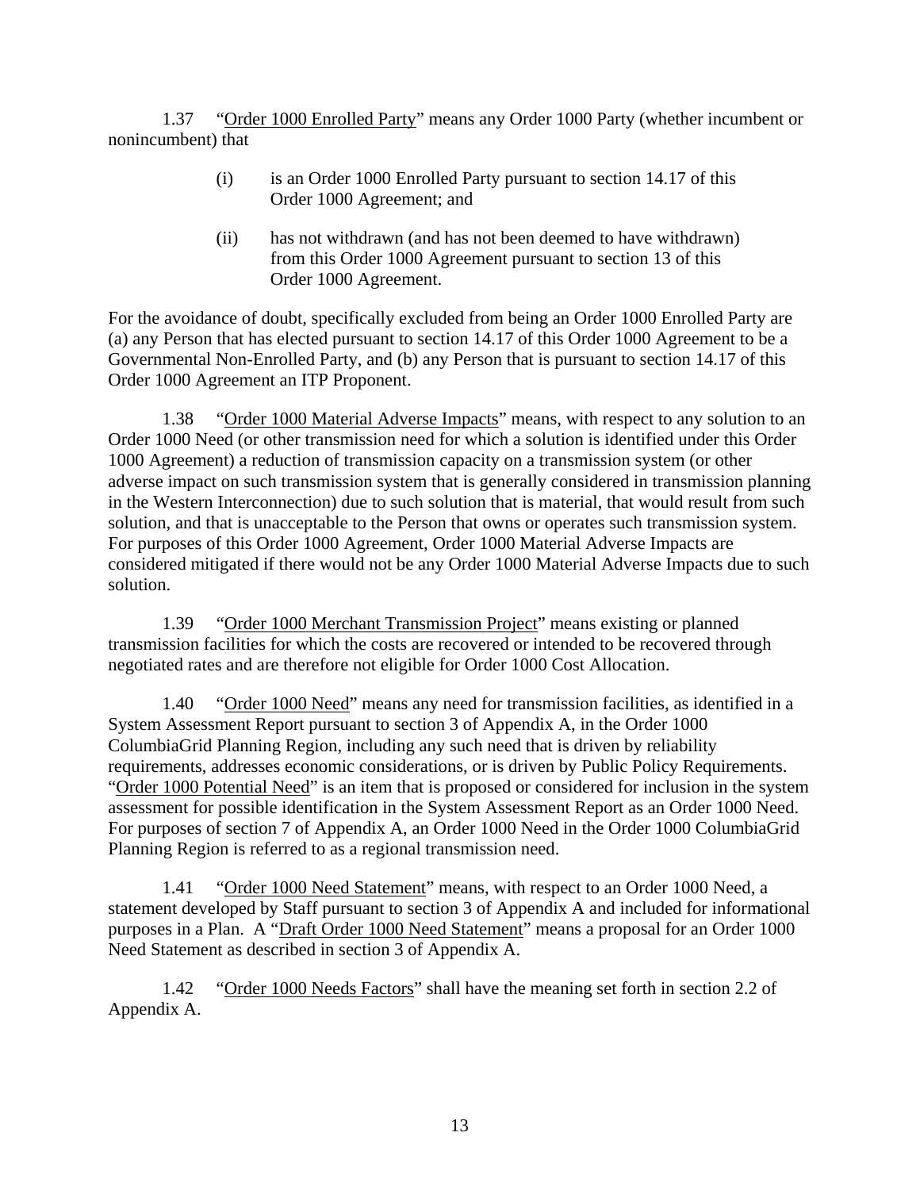1.37 "<u>Order 1000 Enrolled Party</u>" means any Order 1000 Party (whether incumbent or nonincumbent) that

> (i) is an Order 1000 Enrolled Party pursuant to section 14.17 of this Order 1000 Agreement; and
>
> (ii) has not withdrawn (and has not been deemed to have withdrawn) from this Order 1000 Agreement pursuant to section 13 of this Order 1000 Agreement.

For the avoidance of doubt, specifically excluded from being an Order 1000 Enrolled Party are (a) any Person that has elected pursuant to section 14.17 of this Order 1000 Agreement to be a Governmental Non-Enrolled Party, and (b) any Person that is pursuant to section 14.17 of this Order 1000 Agreement an ITP Proponent.

1.38 "<u>Order 1000 Material Adverse Impacts</u>" means, with respect to any solution to an Order 1000 Need (or other transmission need for which a solution is identified under this Order 1000 Agreement) a reduction of transmission capacity on a transmission system (or other adverse impact on such transmission system that is generally considered in transmission planning in the Western Interconnection) due to such solution that is material, that would result from such solution, and that is unacceptable to the Person that owns or operates such transmission system. For purposes of this Order 1000 Agreement, Order 1000 Material Adverse Impacts are considered mitigated if there would not be any Order 1000 Material Adverse Impacts due to such solution.

1.39 "<u>Order 1000 Merchant Transmission Project</u>" means existing or planned transmission facilities for which the costs are recovered or intended to be recovered through negotiated rates and are therefore not eligible for Order 1000 Cost Allocation.

1.40 "<u>Order 1000 Need</u>" means any need for transmission facilities, as identified in a System Assessment Report pursuant to section 3 of Appendix A, in the Order 1000 ColumbiaGrid Planning Region, including any such need that is driven by reliability requirements, addresses economic considerations, or is driven by Public Policy Requirements. "<u>Order 1000 Potential Need</u>" is an item that is proposed or considered for inclusion in the system assessment for possible identification in the System Assessment Report as an Order 1000 Need. For purposes of section 7 of Appendix A, an Order 1000 Need in the Order 1000 ColumbiaGrid Planning Region is referred to as a regional transmission need.

1.41 "<u>Order 1000 Need Statement</u>" means, with respect to an Order 1000 Need, a statement developed by Staff pursuant to section 3 of Appendix A and included for informational purposes in a Plan. A "<u>Draft Order 1000 Need Statement</u>" means a proposal for an Order 1000 Need Statement as described in section 3 of Appendix A.

1.42 "<u>Order 1000 Needs Factors</u>" shall have the meaning set forth in section 2.2 of Appendix A.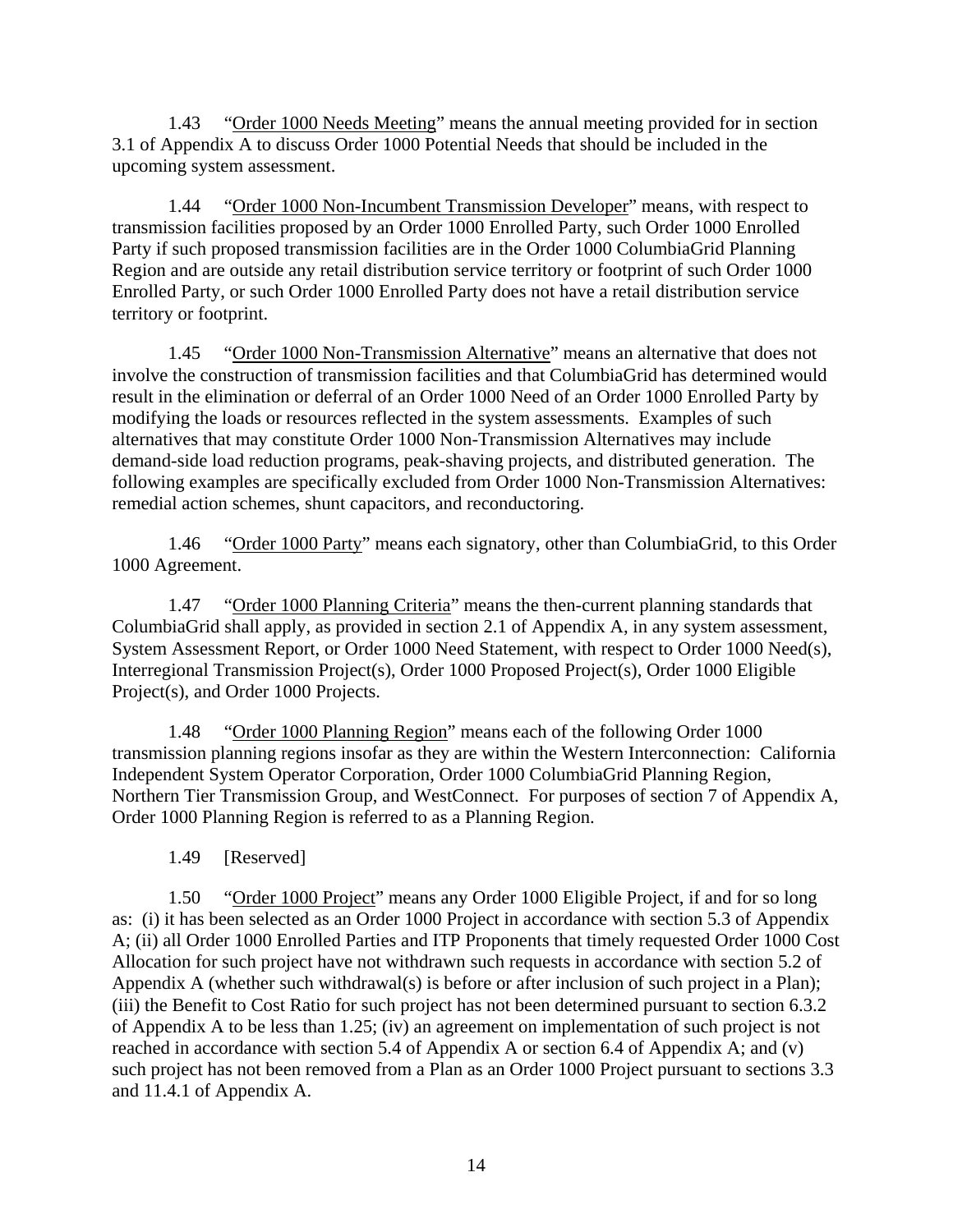1.43 "Order 1000 Needs Meeting" means the annual meeting provided for in section 3.1 of Appendix A to discuss Order 1000 Potential Needs that should be included in the upcoming system assessment.

1.44 "Order 1000 Non-Incumbent Transmission Developer" means, with respect to transmission facilities proposed by an Order 1000 Enrolled Party, such Order 1000 Enrolled Party if such proposed transmission facilities are in the Order 1000 ColumbiaGrid Planning Region and are outside any retail distribution service territory or footprint of such Order 1000 Enrolled Party, or such Order 1000 Enrolled Party does not have a retail distribution service territory or footprint.

1.45 "Order 1000 Non-Transmission Alternative" means an alternative that does not involve the construction of transmission facilities and that ColumbiaGrid has determined would result in the elimination or deferral of an Order 1000 Need of an Order 1000 Enrolled Party by modifying the loads or resources reflected in the system assessments. Examples of such alternatives that may constitute Order 1000 Non-Transmission Alternatives may include demand-side load reduction programs, peak-shaving projects, and distributed generation. The following examples are specifically excluded from Order 1000 Non-Transmission Alternatives: remedial action schemes, shunt capacitors, and reconductoring.

1.46 "Order 1000 Party" means each signatory, other than ColumbiaGrid, to this Order 1000 Agreement.

1.47 "Order 1000 Planning Criteria" means the then-current planning standards that ColumbiaGrid shall apply, as provided in section 2.1 of Appendix A, in any system assessment, System Assessment Report, or Order 1000 Need Statement, with respect to Order 1000 Need(s), Interregional Transmission Project(s), Order 1000 Proposed Project(s), Order 1000 Eligible Project(s), and Order 1000 Projects.

1.48 "Order 1000 Planning Region" means each of the following Order 1000 transmission planning regions insofar as they are within the Western Interconnection: California Independent System Operator Corporation, Order 1000 ColumbiaGrid Planning Region, Northern Tier Transmission Group, and WestConnect. For purposes of section 7 of Appendix A, Order 1000 Planning Region is referred to as a Planning Region.

1.49 [Reserved]

1.50 "Order 1000 Project" means any Order 1000 Eligible Project, if and for so long as: (i) it has been selected as an Order 1000 Project in accordance with section 5.3 of Appendix A; (ii) all Order 1000 Enrolled Parties and ITP Proponents that timely requested Order 1000 Cost Allocation for such project have not withdrawn such requests in accordance with section 5.2 of Appendix A (whether such withdrawal(s) is before or after inclusion of such project in a Plan); (iii) the Benefit to Cost Ratio for such project has not been determined pursuant to section 6.3.2 of Appendix A to be less than 1.25; (iv) an agreement on implementation of such project is not reached in accordance with section 5.4 of Appendix A or section 6.4 of Appendix A; and (v) such project has not been removed from a Plan as an Order 1000 Project pursuant to sections 3.3 and 11.4.1 of Appendix A.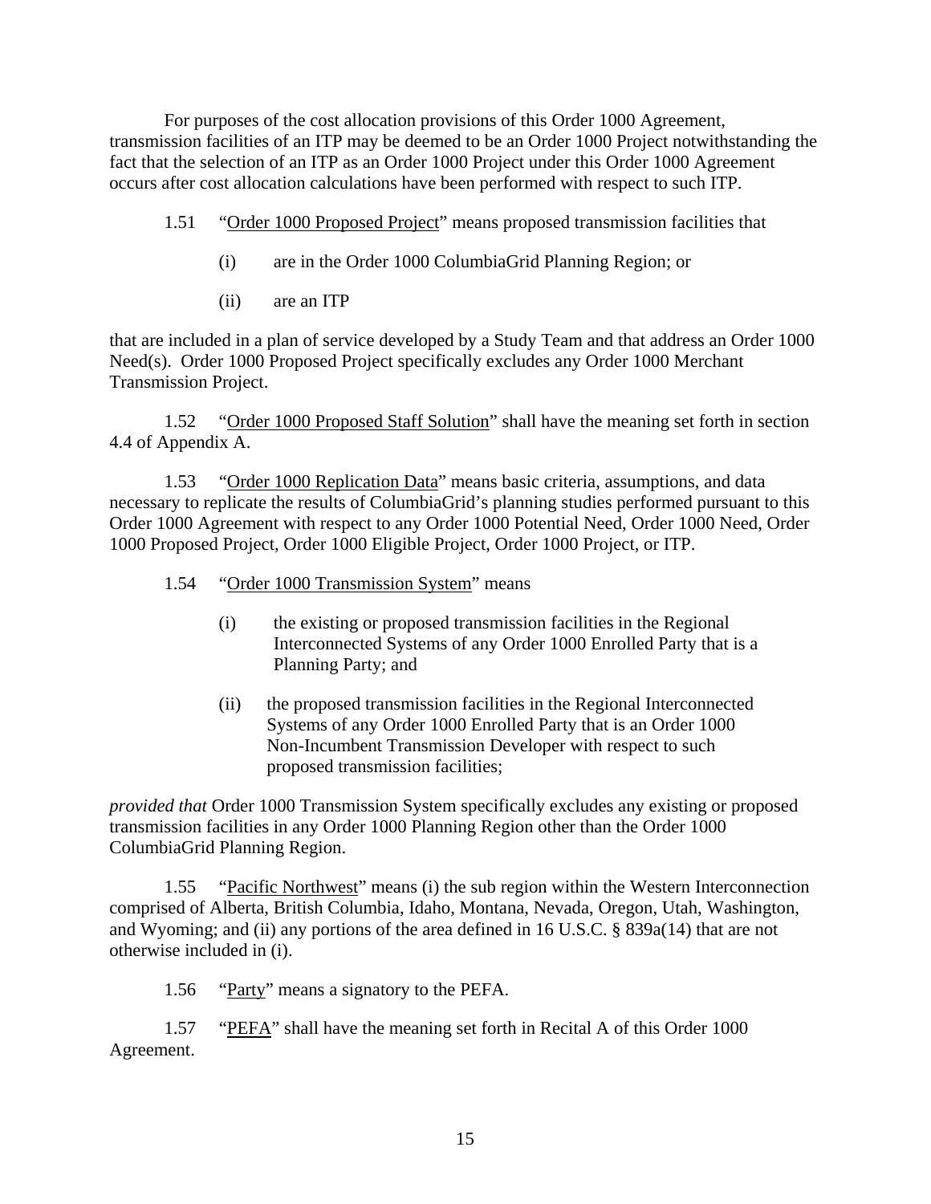For purposes of the cost allocation provisions of this Order 1000 Agreement, transmission facilities of an ITP may be deemed to be an Order 1000 Project notwithstanding the fact that the selection of an ITP as an Order 1000 Project under this Order 1000 Agreement occurs after cost allocation calculations have been performed with respect to such ITP.

1.51 "Order 1000 Proposed Project" means proposed transmission facilities that

(i) are in the Order 1000 ColumbiaGrid Planning Region; or

(ii) are an ITP

that are included in a plan of service developed by a Study Team and that address an Order 1000 Need(s). Order 1000 Proposed Project specifically excludes any Order 1000 Merchant Transmission Project.

1.52 "Order 1000 Proposed Staff Solution" shall have the meaning set forth in section 4.4 of Appendix A.

1.53 "Order 1000 Replication Data" means basic criteria, assumptions, and data necessary to replicate the results of ColumbiaGrid's planning studies performed pursuant to this Order 1000 Agreement with respect to any Order 1000 Potential Need, Order 1000 Need, Order 1000 Proposed Project, Order 1000 Eligible Project, Order 1000 Project, or ITP.

1.54 "Order 1000 Transmission System" means

(i) the existing or proposed transmission facilities in the Regional Interconnected Systems of any Order 1000 Enrolled Party that is a Planning Party; and

(ii) the proposed transmission facilities in the Regional Interconnected Systems of any Order 1000 Enrolled Party that is an Order 1000 Non-Incumbent Transmission Developer with respect to such proposed transmission facilities;

*provided that* Order 1000 Transmission System specifically excludes any existing or proposed transmission facilities in any Order 1000 Planning Region other than the Order 1000 ColumbiaGrid Planning Region.

1.55 "Pacific Northwest" means (i) the sub region within the Western Interconnection comprised of Alberta, British Columbia, Idaho, Montana, Nevada, Oregon, Utah, Washington, and Wyoming; and (ii) any portions of the area defined in 16 U.S.C. § 839a(14) that are not otherwise included in (i).

1.56 "Party" means a signatory to the PEFA.

1.57 "PEFA" shall have the meaning set forth in Recital A of this Order 1000 Agreement.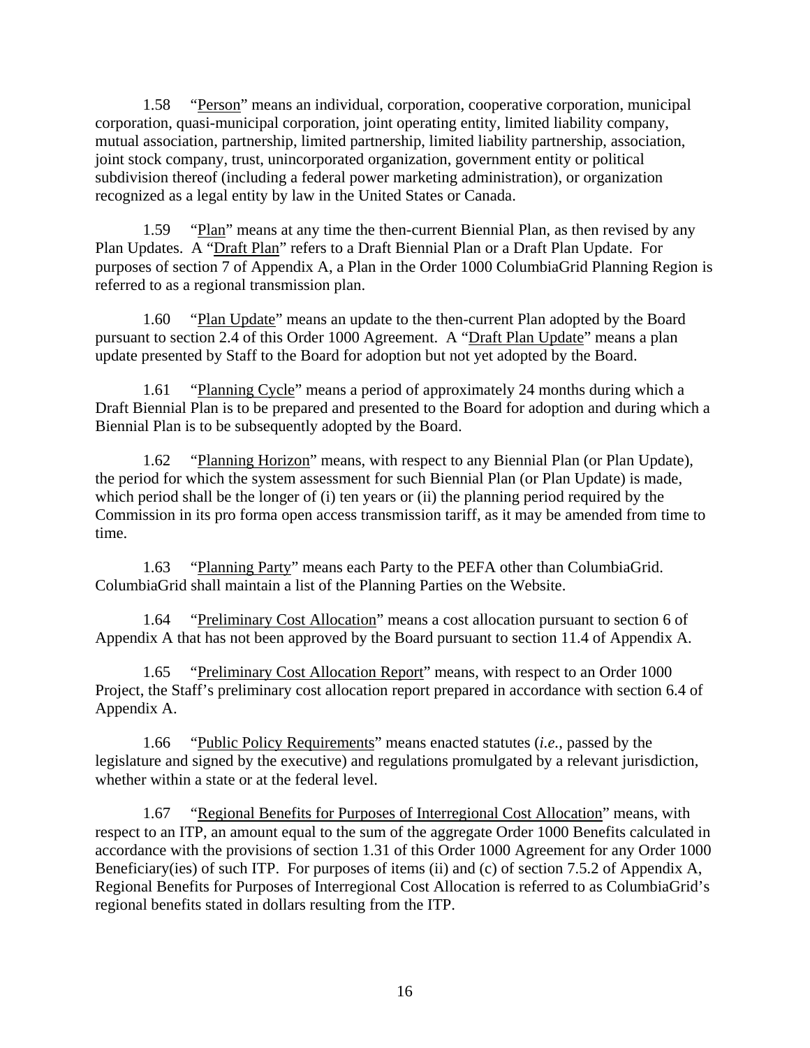1.58 "Person" means an individual, corporation, cooperative corporation, municipal corporation, quasi-municipal corporation, joint operating entity, limited liability company, mutual association, partnership, limited partnership, limited liability partnership, association, joint stock company, trust, unincorporated organization, government entity or political subdivision thereof (including a federal power marketing administration), or organization recognized as a legal entity by law in the United States or Canada.

1.59 "Plan" means at any time the then-current Biennial Plan, as then revised by any Plan Updates. A "Draft Plan" refers to a Draft Biennial Plan or a Draft Plan Update. For purposes of section 7 of Appendix A, a Plan in the Order 1000 ColumbiaGrid Planning Region is referred to as a regional transmission plan.

1.60 "Plan Update" means an update to the then-current Plan adopted by the Board pursuant to section 2.4 of this Order 1000 Agreement. A "Draft Plan Update" means a plan update presented by Staff to the Board for adoption but not yet adopted by the Board.

1.61 "Planning Cycle" means a period of approximately 24 months during which a Draft Biennial Plan is to be prepared and presented to the Board for adoption and during which a Biennial Plan is to be subsequently adopted by the Board.

1.62 "Planning Horizon" means, with respect to any Biennial Plan (or Plan Update), the period for which the system assessment for such Biennial Plan (or Plan Update) is made, which period shall be the longer of (i) ten years or (ii) the planning period required by the Commission in its pro forma open access transmission tariff, as it may be amended from time to time.

1.63 "Planning Party" means each Party to the PEFA other than ColumbiaGrid. ColumbiaGrid shall maintain a list of the Planning Parties on the Website.

1.64 "Preliminary Cost Allocation" means a cost allocation pursuant to section 6 of Appendix A that has not been approved by the Board pursuant to section 11.4 of Appendix A.

1.65 "Preliminary Cost Allocation Report" means, with respect to an Order 1000 Project, the Staff's preliminary cost allocation report prepared in accordance with section 6.4 of Appendix A.

1.66 "Public Policy Requirements" means enacted statutes (*i.e.*, passed by the legislature and signed by the executive) and regulations promulgated by a relevant jurisdiction, whether within a state or at the federal level.

1.67 "Regional Benefits for Purposes of Interregional Cost Allocation" means, with respect to an ITP, an amount equal to the sum of the aggregate Order 1000 Benefits calculated in accordance with the provisions of section 1.31 of this Order 1000 Agreement for any Order 1000 Beneficiary(ies) of such ITP. For purposes of items (ii) and (c) of section 7.5.2 of Appendix A, Regional Benefits for Purposes of Interregional Cost Allocation is referred to as ColumbiaGrid's regional benefits stated in dollars resulting from the ITP.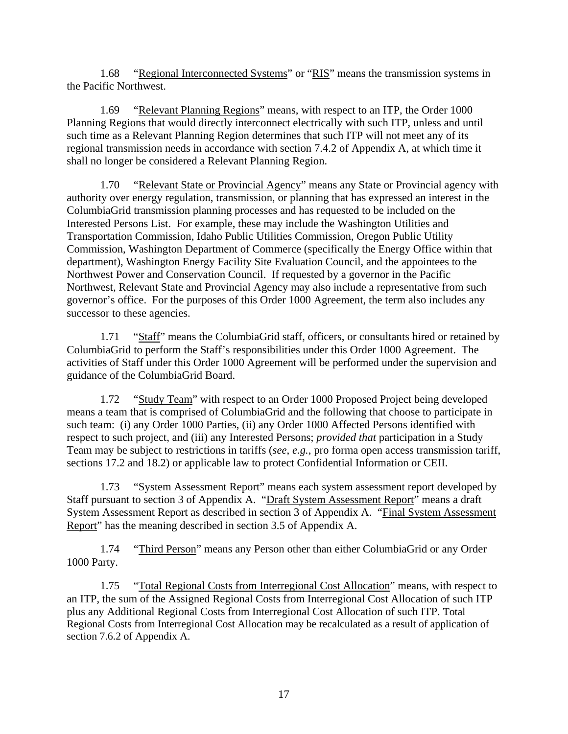1.68 "<u>Regional Interconnected Systems</u>" or "<u>RIS</u>" means the transmission systems in the Pacific Northwest.

1.69 "<u>Relevant Planning Regions</u>" means, with respect to an ITP, the Order 1000 Planning Regions that would directly interconnect electrically with such ITP, unless and until such time as a Relevant Planning Region determines that such ITP will not meet any of its regional transmission needs in accordance with section 7.4.2 of Appendix A, at which time it shall no longer be considered a Relevant Planning Region.

1.70 "<u>Relevant State or Provincial Agency</u>" means any State or Provincial agency with authority over energy regulation, transmission, or planning that has expressed an interest in the ColumbiaGrid transmission planning processes and has requested to be included on the Interested Persons List. For example, these may include the Washington Utilities and Transportation Commission, Idaho Public Utilities Commission, Oregon Public Utility Commission, Washington Department of Commerce (specifically the Energy Office within that department), Washington Energy Facility Site Evaluation Council, and the appointees to the Northwest Power and Conservation Council. If requested by a governor in the Pacific Northwest, Relevant State and Provincial Agency may also include a representative from such governor's office. For the purposes of this Order 1000 Agreement, the term also includes any successor to these agencies.

1.71 "<u>Staff</u>" means the ColumbiaGrid staff, officers, or consultants hired or retained by ColumbiaGrid to perform the Staff's responsibilities under this Order 1000 Agreement. The activities of Staff under this Order 1000 Agreement will be performed under the supervision and guidance of the ColumbiaGrid Board.

1.72 "<u>Study Team</u>" with respect to an Order 1000 Proposed Project being developed means a team that is comprised of ColumbiaGrid and the following that choose to participate in such team: (i) any Order 1000 Parties, (ii) any Order 1000 Affected Persons identified with respect to such project, and (iii) any Interested Persons; *provided that* participation in a Study Team may be subject to restrictions in tariffs (*see, e.g.*, pro forma open access transmission tariff, sections 17.2 and 18.2) or applicable law to protect Confidential Information or CEII.

1.73 "<u>System Assessment Report</u>" means each system assessment report developed by Staff pursuant to section 3 of Appendix A. "<u>Draft System Assessment Report</u>" means a draft System Assessment Report as described in section 3 of Appendix A. "<u>Final System Assessment Report</u>" has the meaning described in section 3.5 of Appendix A.

1.74 "<u>Third Person</u>" means any Person other than either ColumbiaGrid or any Order 1000 Party.

1.75 "<u>Total Regional Costs from Interregional Cost Allocation</u>" means, with respect to an ITP, the sum of the Assigned Regional Costs from Interregional Cost Allocation of such ITP plus any Additional Regional Costs from Interregional Cost Allocation of such ITP. Total Regional Costs from Interregional Cost Allocation may be recalculated as a result of application of section 7.6.2 of Appendix A.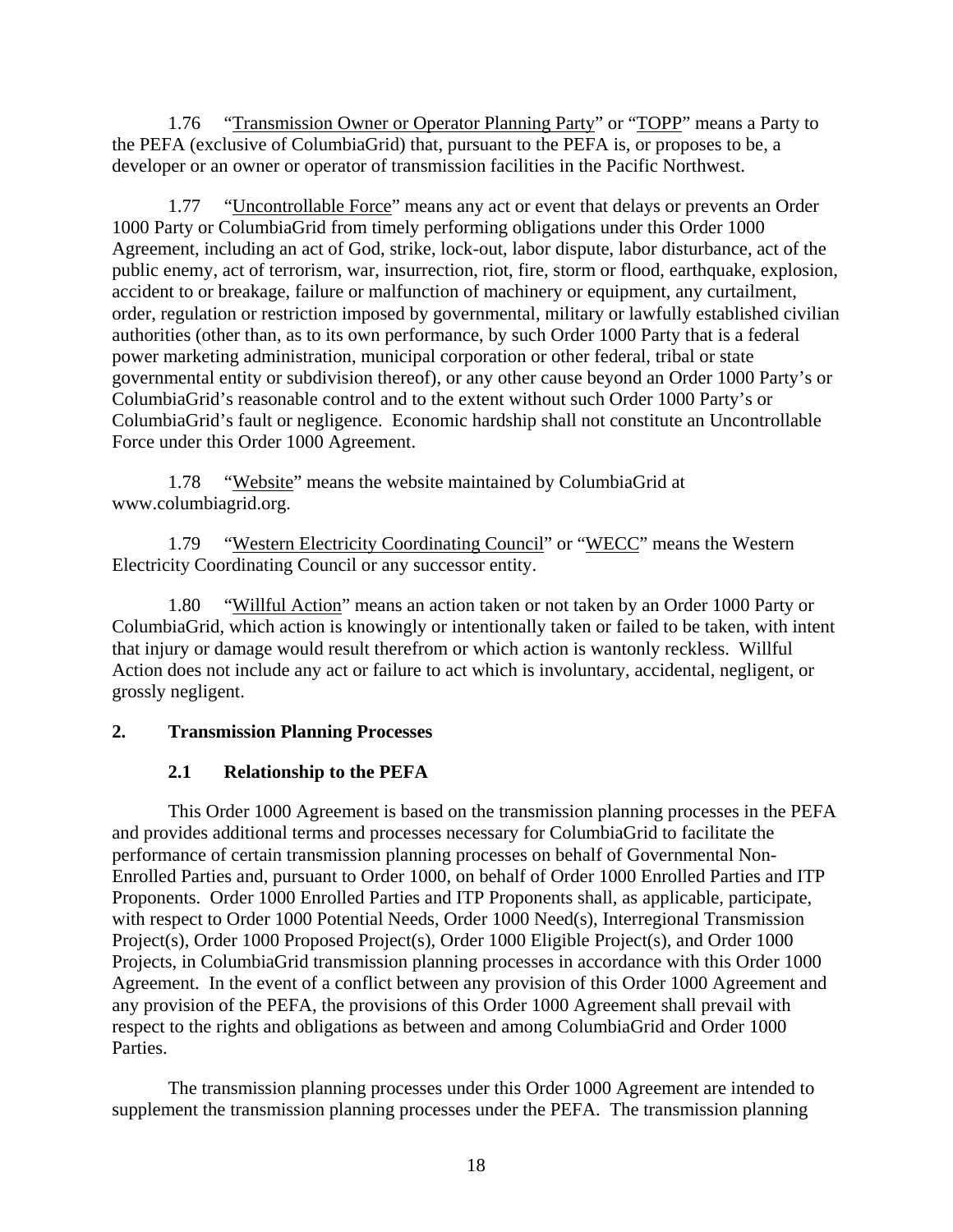1.76 "Transmission Owner or Operator Planning Party" or "TOPP" means a Party to the PEFA (exclusive of ColumbiaGrid) that, pursuant to the PEFA is, or proposes to be, a developer or an owner or operator of transmission facilities in the Pacific Northwest.

1.77 "Uncontrollable Force" means any act or event that delays or prevents an Order 1000 Party or ColumbiaGrid from timely performing obligations under this Order 1000 Agreement, including an act of God, strike, lock-out, labor dispute, labor disturbance, act of the public enemy, act of terrorism, war, insurrection, riot, fire, storm or flood, earthquake, explosion, accident to or breakage, failure or malfunction of machinery or equipment, any curtailment, order, regulation or restriction imposed by governmental, military or lawfully established civilian authorities (other than, as to its own performance, by such Order 1000 Party that is a federal power marketing administration, municipal corporation or other federal, tribal or state governmental entity or subdivision thereof), or any other cause beyond an Order 1000 Party's or ColumbiaGrid's reasonable control and to the extent without such Order 1000 Party's or ColumbiaGrid's fault or negligence. Economic hardship shall not constitute an Uncontrollable Force under this Order 1000 Agreement.

1.78 "Website" means the website maintained by ColumbiaGrid at www.columbiagrid.org.

1.79 "Western Electricity Coordinating Council" or "WECC" means the Western Electricity Coordinating Council or any successor entity.

1.80 "Willful Action" means an action taken or not taken by an Order 1000 Party or ColumbiaGrid, which action is knowingly or intentionally taken or failed to be taken, with intent that injury or damage would result therefrom or which action is wantonly reckless. Willful Action does not include any act or failure to act which is involuntary, accidental, negligent, or grossly negligent.

## 2. Transmission Planning Processes

### 2.1 Relationship to the PEFA

This Order 1000 Agreement is based on the transmission planning processes in the PEFA and provides additional terms and processes necessary for ColumbiaGrid to facilitate the performance of certain transmission planning processes on behalf of Governmental Non-Enrolled Parties and, pursuant to Order 1000, on behalf of Order 1000 Enrolled Parties and ITP Proponents. Order 1000 Enrolled Parties and ITP Proponents shall, as applicable, participate, with respect to Order 1000 Potential Needs, Order 1000 Need(s), Interregional Transmission Project(s), Order 1000 Proposed Project(s), Order 1000 Eligible Project(s), and Order 1000 Projects, in ColumbiaGrid transmission planning processes in accordance with this Order 1000 Agreement. In the event of a conflict between any provision of this Order 1000 Agreement and any provision of the PEFA, the provisions of this Order 1000 Agreement shall prevail with respect to the rights and obligations as between and among ColumbiaGrid and Order 1000 Parties.

The transmission planning processes under this Order 1000 Agreement are intended to supplement the transmission planning processes under the PEFA. The transmission planning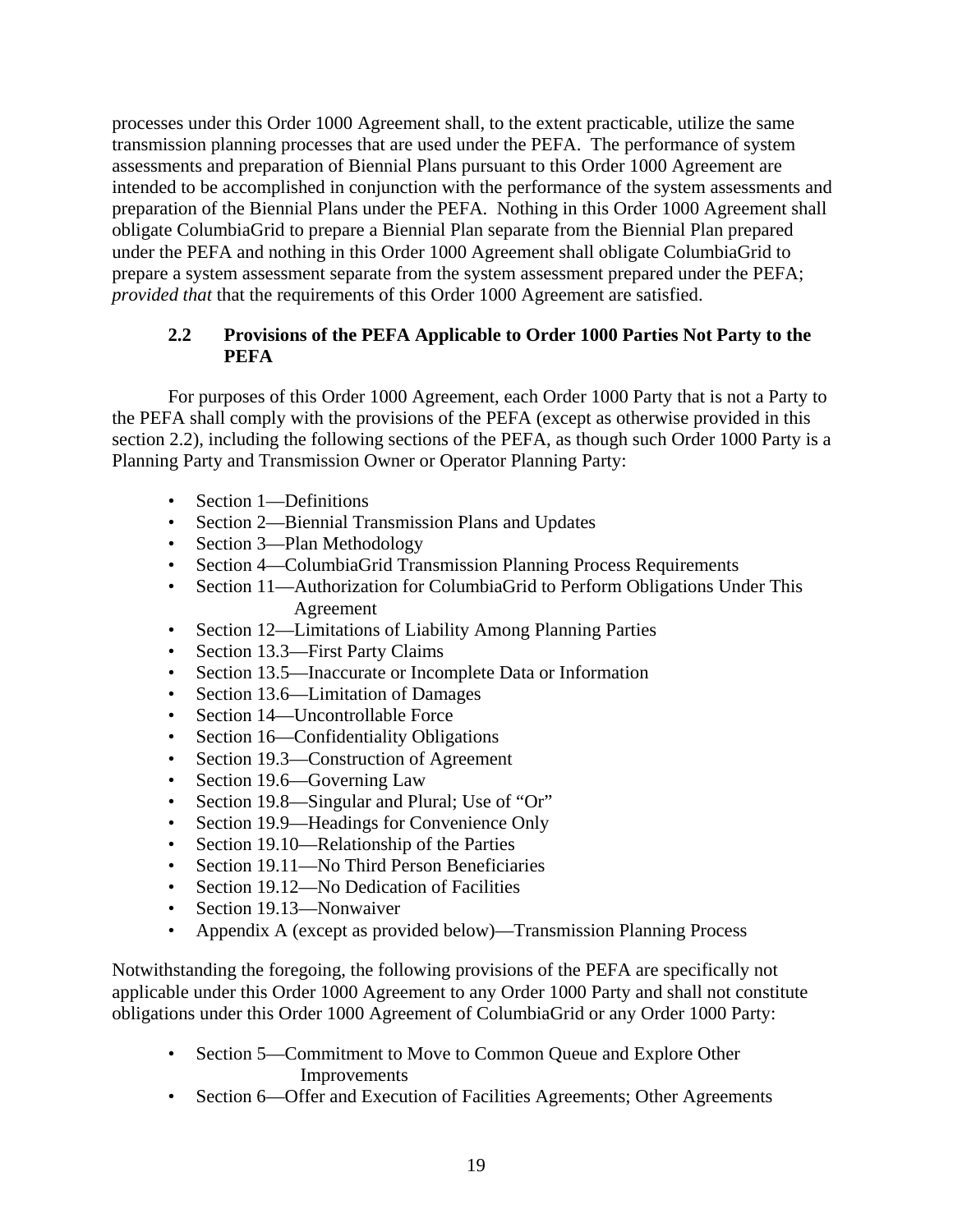processes under this Order 1000 Agreement shall, to the extent practicable, utilize the same transmission planning processes that are used under the PEFA. The performance of system assessments and preparation of Biennial Plans pursuant to this Order 1000 Agreement are intended to be accomplished in conjunction with the performance of the system assessments and preparation of the Biennial Plans under the PEFA. Nothing in this Order 1000 Agreement shall obligate ColumbiaGrid to prepare a Biennial Plan separate from the Biennial Plan prepared under the PEFA and nothing in this Order 1000 Agreement shall obligate ColumbiaGrid to prepare a system assessment separate from the system assessment prepared under the PEFA; *provided that* that the requirements of this Order 1000 Agreement are satisfied.

### 2.2 Provisions of the PEFA Applicable to Order 1000 Parties Not Party to the PEFA

For purposes of this Order 1000 Agreement, each Order 1000 Party that is not a Party to the PEFA shall comply with the provisions of the PEFA (except as otherwise provided in this section 2.2), including the following sections of the PEFA, as though such Order 1000 Party is a Planning Party and Transmission Owner or Operator Planning Party:

- Section 1—Definitions
- Section 2—Biennial Transmission Plans and Updates
- Section 3—Plan Methodology
- Section 4—ColumbiaGrid Transmission Planning Process Requirements
- Section 11—Authorization for ColumbiaGrid to Perform Obligations Under This Agreement
- Section 12—Limitations of Liability Among Planning Parties
- Section 13.3—First Party Claims
- Section 13.5—Inaccurate or Incomplete Data or Information
- Section 13.6—Limitation of Damages
- Section 14—Uncontrollable Force
- Section 16—Confidentiality Obligations
- Section 19.3—Construction of Agreement
- Section 19.6—Governing Law
- Section 19.8—Singular and Plural; Use of "Or"
- Section 19.9—Headings for Convenience Only
- Section 19.10—Relationship of the Parties
- Section 19.11—No Third Person Beneficiaries
- Section 19.12—No Dedication of Facilities
- Section 19.13—Nonwaiver
- Appendix A (except as provided below)—Transmission Planning Process

Notwithstanding the foregoing, the following provisions of the PEFA are specifically not applicable under this Order 1000 Agreement to any Order 1000 Party and shall not constitute obligations under this Order 1000 Agreement of ColumbiaGrid or any Order 1000 Party:

- Section 5—Commitment to Move to Common Queue and Explore Other Improvements
- Section 6—Offer and Execution of Facilities Agreements; Other Agreements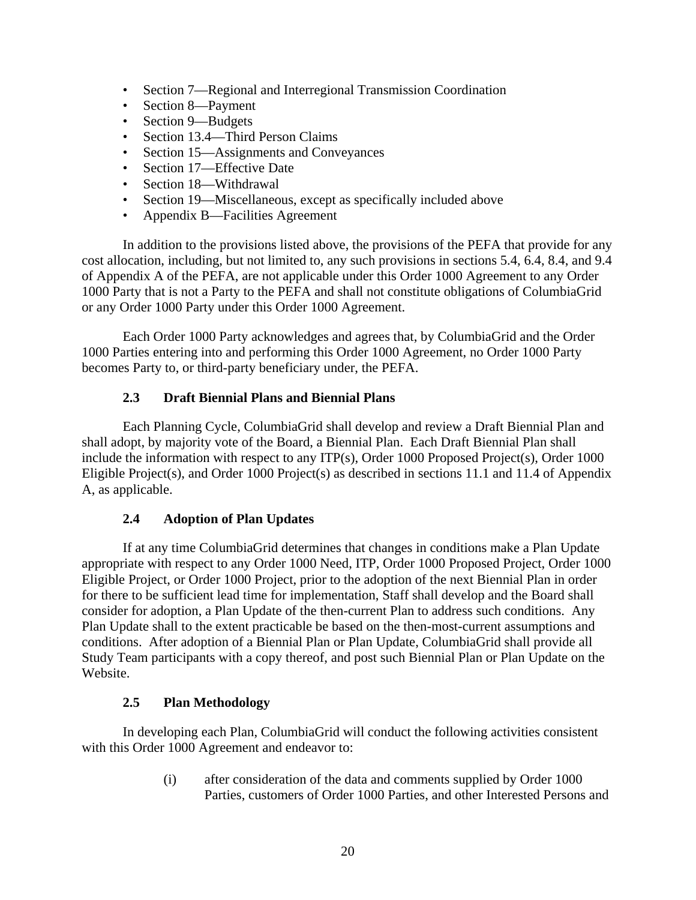- Section 7—Regional and Interregional Transmission Coordination
- Section 8—Payment
- Section 9—Budgets
- Section 13.4—Third Person Claims
- Section 15—Assignments and Conveyances
- Section 17—Effective Date
- Section 18—Withdrawal
- Section 19—Miscellaneous, except as specifically included above
- Appendix B—Facilities Agreement

In addition to the provisions listed above, the provisions of the PEFA that provide for any cost allocation, including, but not limited to, any such provisions in sections 5.4, 6.4, 8.4, and 9.4 of Appendix A of the PEFA, are not applicable under this Order 1000 Agreement to any Order 1000 Party that is not a Party to the PEFA and shall not constitute obligations of ColumbiaGrid or any Order 1000 Party under this Order 1000 Agreement.

Each Order 1000 Party acknowledges and agrees that, by ColumbiaGrid and the Order 1000 Parties entering into and performing this Order 1000 Agreement, no Order 1000 Party becomes Party to, or third-party beneficiary under, the PEFA.

### 2.3 Draft Biennial Plans and Biennial Plans

Each Planning Cycle, ColumbiaGrid shall develop and review a Draft Biennial Plan and shall adopt, by majority vote of the Board, a Biennial Plan. Each Draft Biennial Plan shall include the information with respect to any ITP(s), Order 1000 Proposed Project(s), Order 1000 Eligible Project(s), and Order 1000 Project(s) as described in sections 11.1 and 11.4 of Appendix A, as applicable.

### 2.4 Adoption of Plan Updates

If at any time ColumbiaGrid determines that changes in conditions make a Plan Update appropriate with respect to any Order 1000 Need, ITP, Order 1000 Proposed Project, Order 1000 Eligible Project, or Order 1000 Project, prior to the adoption of the next Biennial Plan in order for there to be sufficient lead time for implementation, Staff shall develop and the Board shall consider for adoption, a Plan Update of the then-current Plan to address such conditions. Any Plan Update shall to the extent practicable be based on the then-most-current assumptions and conditions. After adoption of a Biennial Plan or Plan Update, ColumbiaGrid shall provide all Study Team participants with a copy thereof, and post such Biennial Plan or Plan Update on the Website.

### 2.5 Plan Methodology

In developing each Plan, ColumbiaGrid will conduct the following activities consistent with this Order 1000 Agreement and endeavor to:

(i) after consideration of the data and comments supplied by Order 1000 Parties, customers of Order 1000 Parties, and other Interested Persons and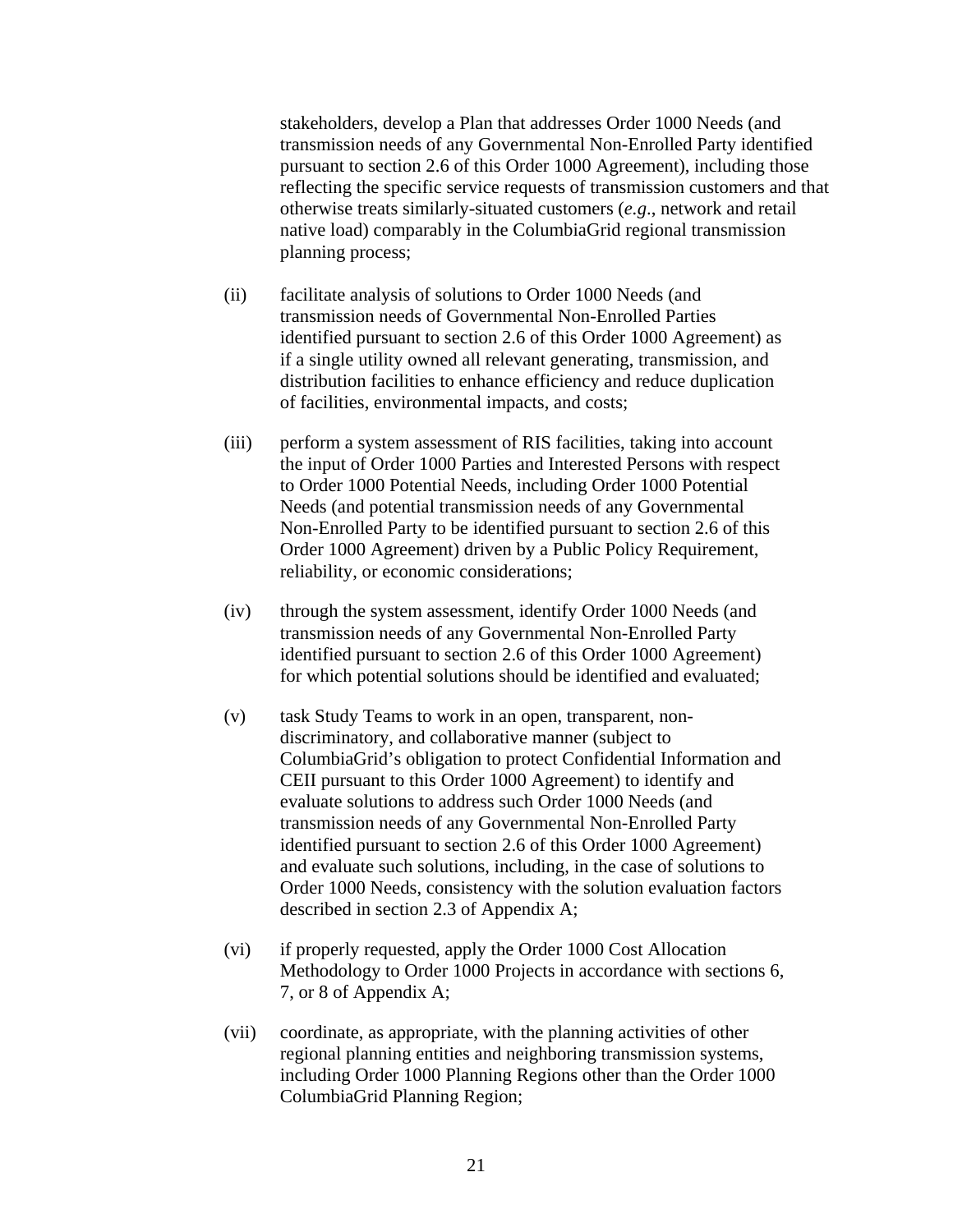stakeholders, develop a Plan that addresses Order 1000 Needs (and transmission needs of any Governmental Non-Enrolled Party identified pursuant to section 2.6 of this Order 1000 Agreement), including those reflecting the specific service requests of transmission customers and that otherwise treats similarly-situated customers (*e.g.*, network and retail native load) comparably in the ColumbiaGrid regional transmission planning process;

(ii) facilitate analysis of solutions to Order 1000 Needs (and transmission needs of Governmental Non-Enrolled Parties identified pursuant to section 2.6 of this Order 1000 Agreement) as if a single utility owned all relevant generating, transmission, and distribution facilities to enhance efficiency and reduce duplication of facilities, environmental impacts, and costs;

(iii) perform a system assessment of RIS facilities, taking into account the input of Order 1000 Parties and Interested Persons with respect to Order 1000 Potential Needs, including Order 1000 Potential Needs (and potential transmission needs of any Governmental Non-Enrolled Party to be identified pursuant to section 2.6 of this Order 1000 Agreement) driven by a Public Policy Requirement, reliability, or economic considerations;

(iv) through the system assessment, identify Order 1000 Needs (and transmission needs of any Governmental Non-Enrolled Party identified pursuant to section 2.6 of this Order 1000 Agreement) for which potential solutions should be identified and evaluated;

(v) task Study Teams to work in an open, transparent, non-discriminatory, and collaborative manner (subject to ColumbiaGrid's obligation to protect Confidential Information and CEII pursuant to this Order 1000 Agreement) to identify and evaluate solutions to address such Order 1000 Needs (and transmission needs of any Governmental Non-Enrolled Party identified pursuant to section 2.6 of this Order 1000 Agreement) and evaluate such solutions, including, in the case of solutions to Order 1000 Needs, consistency with the solution evaluation factors described in section 2.3 of Appendix A;

(vi) if properly requested, apply the Order 1000 Cost Allocation Methodology to Order 1000 Projects in accordance with sections 6, 7, or 8 of Appendix A;

(vii) coordinate, as appropriate, with the planning activities of other regional planning entities and neighboring transmission systems, including Order 1000 Planning Regions other than the Order 1000 ColumbiaGrid Planning Region;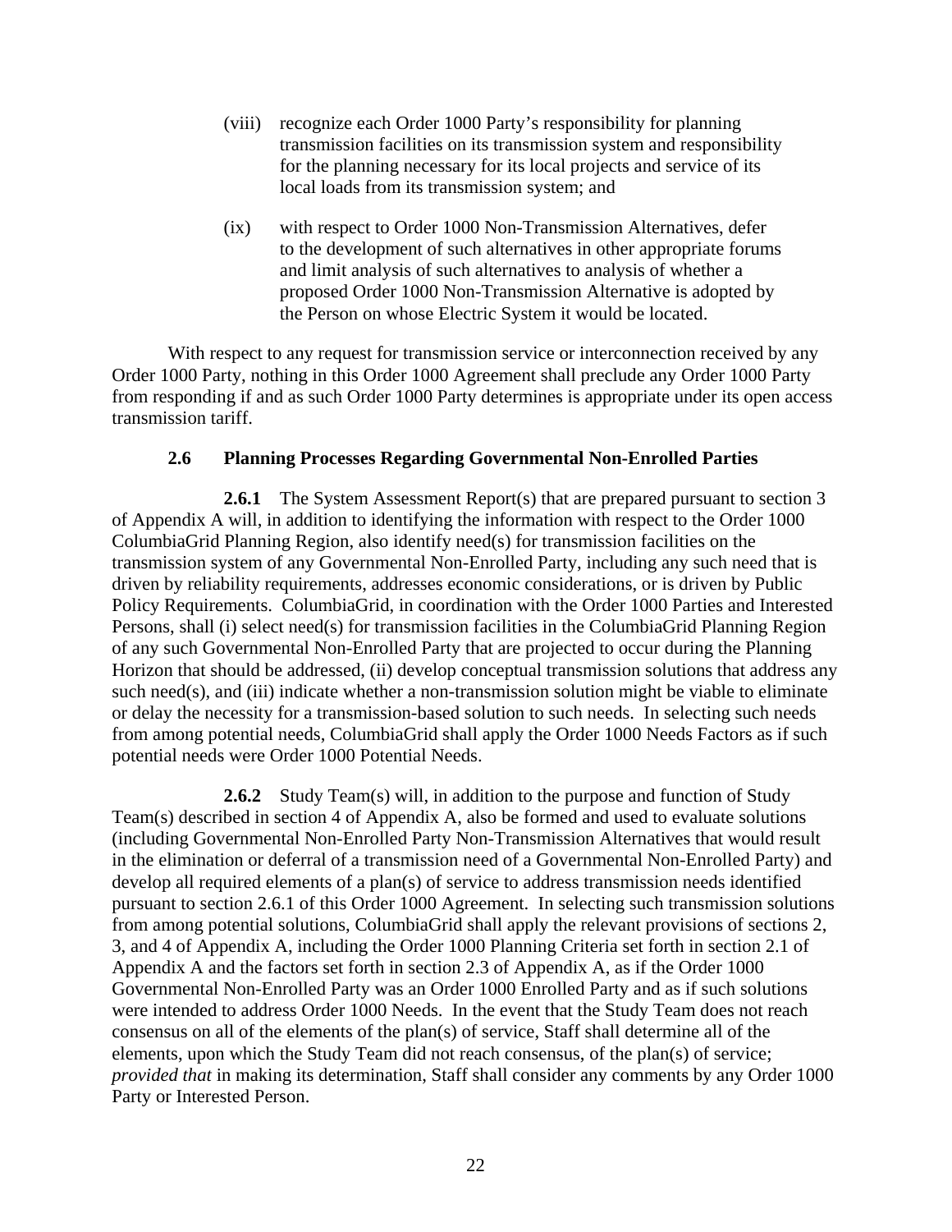(viii) recognize each Order 1000 Party's responsibility for planning transmission facilities on its transmission system and responsibility for the planning necessary for its local projects and service of its local loads from its transmission system; and

(ix) with respect to Order 1000 Non-Transmission Alternatives, defer to the development of such alternatives in other appropriate forums and limit analysis of such alternatives to analysis of whether a proposed Order 1000 Non-Transmission Alternative is adopted by the Person on whose Electric System it would be located.

With respect to any request for transmission service or interconnection received by any Order 1000 Party, nothing in this Order 1000 Agreement shall preclude any Order 1000 Party from responding if and as such Order 1000 Party determines is appropriate under its open access transmission tariff.

### 2.6 Planning Processes Regarding Governmental Non-Enrolled Parties

**2.6.1** The System Assessment Report(s) that are prepared pursuant to section 3 of Appendix A will, in addition to identifying the information with respect to the Order 1000 ColumbiaGrid Planning Region, also identify need(s) for transmission facilities on the transmission system of any Governmental Non-Enrolled Party, including any such need that is driven by reliability requirements, addresses economic considerations, or is driven by Public Policy Requirements. ColumbiaGrid, in coordination with the Order 1000 Parties and Interested Persons, shall (i) select need(s) for transmission facilities in the ColumbiaGrid Planning Region of any such Governmental Non-Enrolled Party that are projected to occur during the Planning Horizon that should be addressed, (ii) develop conceptual transmission solutions that address any such need(s), and (iii) indicate whether a non-transmission solution might be viable to eliminate or delay the necessity for a transmission-based solution to such needs. In selecting such needs from among potential needs, ColumbiaGrid shall apply the Order 1000 Needs Factors as if such potential needs were Order 1000 Potential Needs.

**2.6.2** Study Team(s) will, in addition to the purpose and function of Study Team(s) described in section 4 of Appendix A, also be formed and used to evaluate solutions (including Governmental Non-Enrolled Party Non-Transmission Alternatives that would result in the elimination or deferral of a transmission need of a Governmental Non-Enrolled Party) and develop all required elements of a plan(s) of service to address transmission needs identified pursuant to section 2.6.1 of this Order 1000 Agreement. In selecting such transmission solutions from among potential solutions, ColumbiaGrid shall apply the relevant provisions of sections 2, 3, and 4 of Appendix A, including the Order 1000 Planning Criteria set forth in section 2.1 of Appendix A and the factors set forth in section 2.3 of Appendix A, as if the Order 1000 Governmental Non-Enrolled Party was an Order 1000 Enrolled Party and as if such solutions were intended to address Order 1000 Needs. In the event that the Study Team does not reach consensus on all of the elements of the plan(s) of service, Staff shall determine all of the elements, upon which the Study Team did not reach consensus, of the plan(s) of service; *provided that* in making its determination, Staff shall consider any comments by any Order 1000 Party or Interested Person.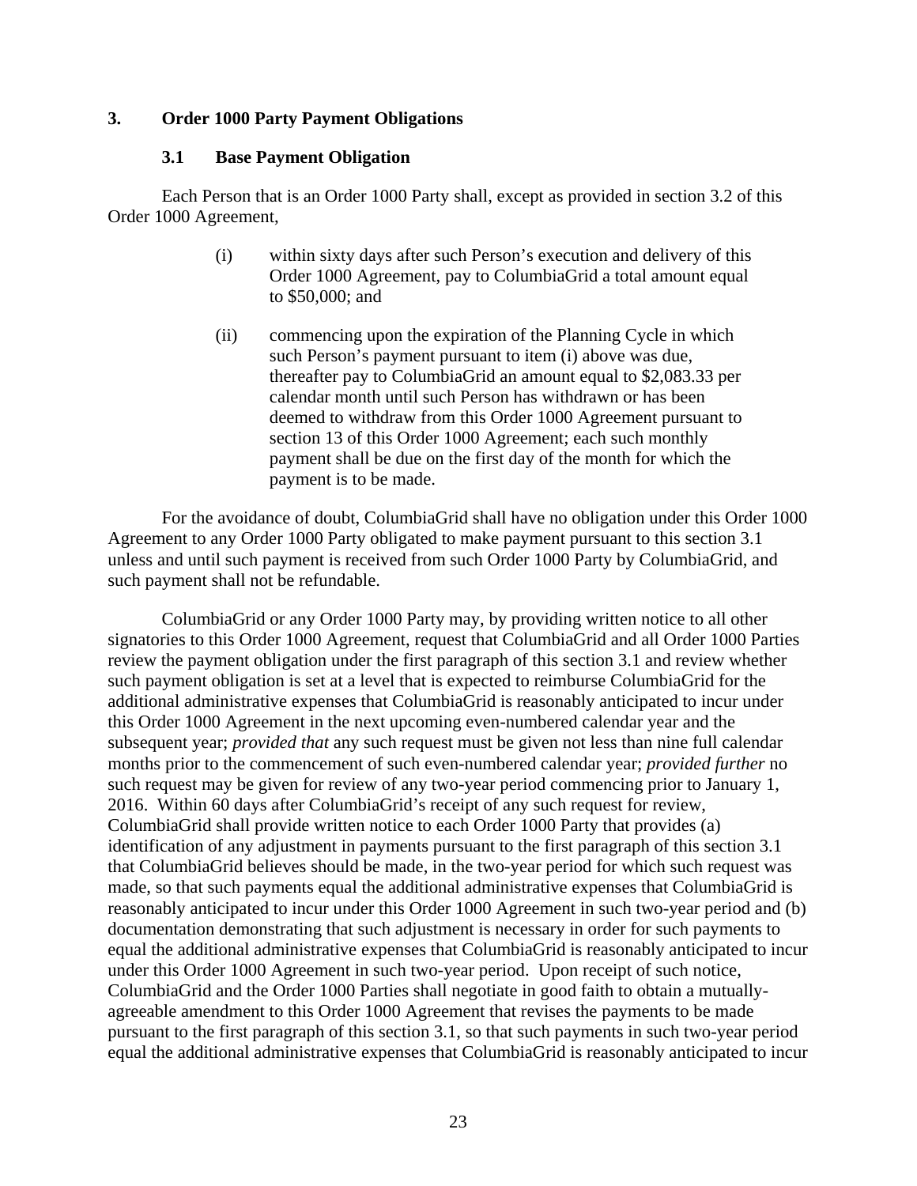## 3. Order 1000 Party Payment Obligations

### 3.1 Base Payment Obligation

Each Person that is an Order 1000 Party shall, except as provided in section 3.2 of this Order 1000 Agreement,

(i) within sixty days after such Person's execution and delivery of this Order 1000 Agreement, pay to ColumbiaGrid a total amount equal to $50,000; and

(ii) commencing upon the expiration of the Planning Cycle in which such Person's payment pursuant to item (i) above was due, thereafter pay to ColumbiaGrid an amount equal to $2,083.33 per calendar month until such Person has withdrawn or has been deemed to withdraw from this Order 1000 Agreement pursuant to section 13 of this Order 1000 Agreement; each such monthly payment shall be due on the first day of the month for which the payment is to be made.

For the avoidance of doubt, ColumbiaGrid shall have no obligation under this Order 1000 Agreement to any Order 1000 Party obligated to make payment pursuant to this section 3.1 unless and until such payment is received from such Order 1000 Party by ColumbiaGrid, and such payment shall not be refundable.

ColumbiaGrid or any Order 1000 Party may, by providing written notice to all other signatories to this Order 1000 Agreement, request that ColumbiaGrid and all Order 1000 Parties review the payment obligation under the first paragraph of this section 3.1 and review whether such payment obligation is set at a level that is expected to reimburse ColumbiaGrid for the additional administrative expenses that ColumbiaGrid is reasonably anticipated to incur under this Order 1000 Agreement in the next upcoming even-numbered calendar year and the subsequent year; *provided that* any such request must be given not less than nine full calendar months prior to the commencement of such even-numbered calendar year; *provided further* no such request may be given for review of any two-year period commencing prior to January 1, 2016. Within 60 days after ColumbiaGrid's receipt of any such request for review, ColumbiaGrid shall provide written notice to each Order 1000 Party that provides (a) identification of any adjustment in payments pursuant to the first paragraph of this section 3.1 that ColumbiaGrid believes should be made, in the two-year period for which such request was made, so that such payments equal the additional administrative expenses that ColumbiaGrid is reasonably anticipated to incur under this Order 1000 Agreement in such two-year period and (b) documentation demonstrating that such adjustment is necessary in order for such payments to equal the additional administrative expenses that ColumbiaGrid is reasonably anticipated to incur under this Order 1000 Agreement in such two-year period. Upon receipt of such notice, ColumbiaGrid and the Order 1000 Parties shall negotiate in good faith to obtain a mutually-agreeable amendment to this Order 1000 Agreement that revises the payments to be made pursuant to the first paragraph of this section 3.1, so that such payments in such two-year period equal the additional administrative expenses that ColumbiaGrid is reasonably anticipated to incur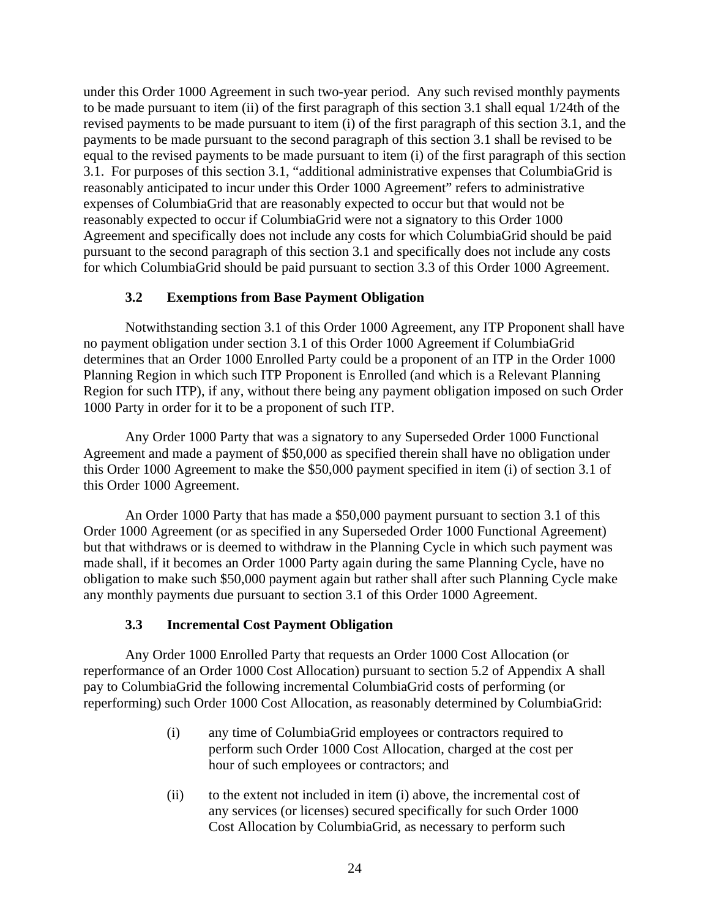under this Order 1000 Agreement in such two-year period. Any such revised monthly payments to be made pursuant to item (ii) of the first paragraph of this section 3.1 shall equal 1/24th of the revised payments to be made pursuant to item (i) of the first paragraph of this section 3.1, and the payments to be made pursuant to the second paragraph of this section 3.1 shall be revised to be equal to the revised payments to be made pursuant to item (i) of the first paragraph of this section 3.1. For purposes of this section 3.1, "additional administrative expenses that ColumbiaGrid is reasonably anticipated to incur under this Order 1000 Agreement" refers to administrative expenses of ColumbiaGrid that are reasonably expected to occur but that would not be reasonably expected to occur if ColumbiaGrid were not a signatory to this Order 1000 Agreement and specifically does not include any costs for which ColumbiaGrid should be paid pursuant to the second paragraph of this section 3.1 and specifically does not include any costs for which ColumbiaGrid should be paid pursuant to section 3.3 of this Order 1000 Agreement.

### 3.2 Exemptions from Base Payment Obligation

Notwithstanding section 3.1 of this Order 1000 Agreement, any ITP Proponent shall have no payment obligation under section 3.1 of this Order 1000 Agreement if ColumbiaGrid determines that an Order 1000 Enrolled Party could be a proponent of an ITP in the Order 1000 Planning Region in which such ITP Proponent is Enrolled (and which is a Relevant Planning Region for such ITP), if any, without there being any payment obligation imposed on such Order 1000 Party in order for it to be a proponent of such ITP.

Any Order 1000 Party that was a signatory to any Superseded Order 1000 Functional Agreement and made a payment of $50,000 as specified therein shall have no obligation under this Order 1000 Agreement to make the $50,000 payment specified in item (i) of section 3.1 of this Order 1000 Agreement.

An Order 1000 Party that has made a $50,000 payment pursuant to section 3.1 of this Order 1000 Agreement (or as specified in any Superseded Order 1000 Functional Agreement) but that withdraws or is deemed to withdraw in the Planning Cycle in which such payment was made shall, if it becomes an Order 1000 Party again during the same Planning Cycle, have no obligation to make such $50,000 payment again but rather shall after such Planning Cycle make any monthly payments due pursuant to section 3.1 of this Order 1000 Agreement.

### 3.3 Incremental Cost Payment Obligation

Any Order 1000 Enrolled Party that requests an Order 1000 Cost Allocation (or reperformance of an Order 1000 Cost Allocation) pursuant to section 5.2 of Appendix A shall pay to ColumbiaGrid the following incremental ColumbiaGrid costs of performing (or reperforming) such Order 1000 Cost Allocation, as reasonably determined by ColumbiaGrid:

(i) any time of ColumbiaGrid employees or contractors required to perform such Order 1000 Cost Allocation, charged at the cost per hour of such employees or contractors; and

(ii) to the extent not included in item (i) above, the incremental cost of any services (or licenses) secured specifically for such Order 1000 Cost Allocation by ColumbiaGrid, as necessary to perform such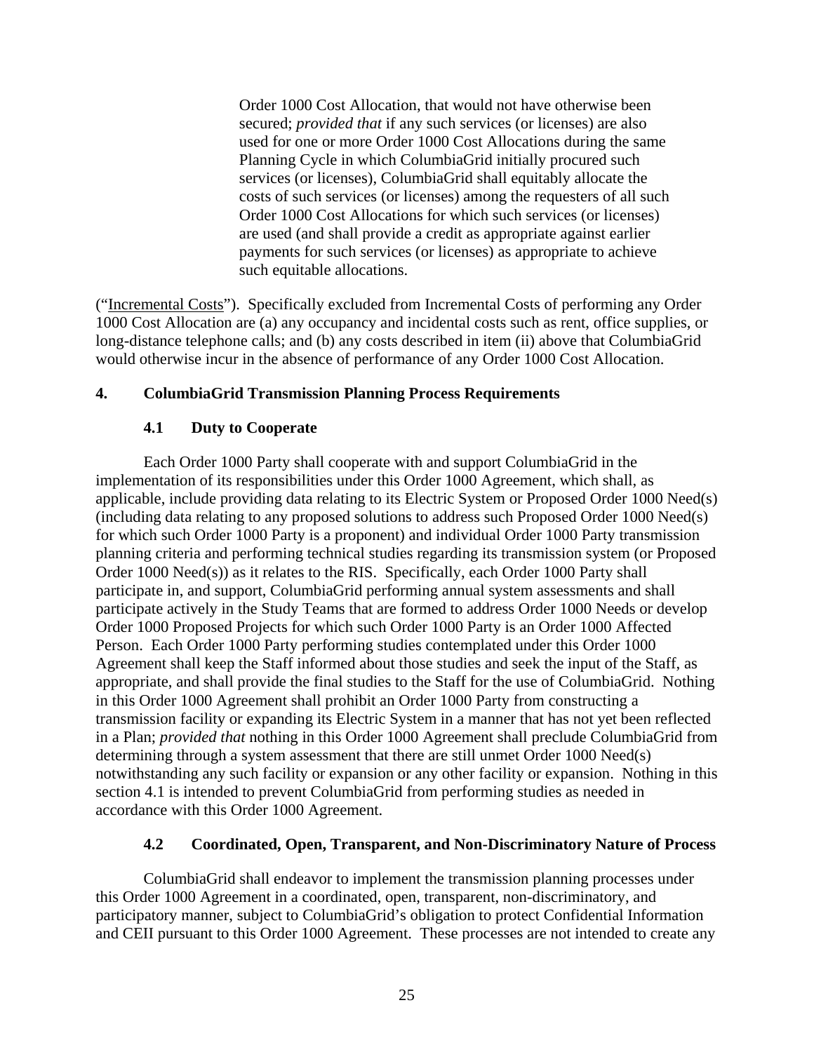> Order 1000 Cost Allocation, that would not have otherwise been secured; *provided that* if any such services (or licenses) are also used for one or more Order 1000 Cost Allocations during the same Planning Cycle in which ColumbiaGrid initially procured such services (or licenses), ColumbiaGrid shall equitably allocate the costs of such services (or licenses) among the requesters of all such Order 1000 Cost Allocations for which such services (or licenses) are used (and shall provide a credit as appropriate against earlier payments for such services (or licenses) as appropriate to achieve such equitable allocations.

("<u>Incremental Costs</u>"). Specifically excluded from Incremental Costs of performing any Order 1000 Cost Allocation are (a) any occupancy and incidental costs such as rent, office supplies, or long-distance telephone calls; and (b) any costs described in item (ii) above that ColumbiaGrid would otherwise incur in the absence of performance of any Order 1000 Cost Allocation.

## 4. ColumbiaGrid Transmission Planning Process Requirements

### 4.1 Duty to Cooperate

Each Order 1000 Party shall cooperate with and support ColumbiaGrid in the implementation of its responsibilities under this Order 1000 Agreement, which shall, as applicable, include providing data relating to its Electric System or Proposed Order 1000 Need(s) (including data relating to any proposed solutions to address such Proposed Order 1000 Need(s) for which such Order 1000 Party is a proponent) and individual Order 1000 Party transmission planning criteria and performing technical studies regarding its transmission system (or Proposed Order 1000 Need(s)) as it relates to the RIS. Specifically, each Order 1000 Party shall participate in, and support, ColumbiaGrid performing annual system assessments and shall participate actively in the Study Teams that are formed to address Order 1000 Needs or develop Order 1000 Proposed Projects for which such Order 1000 Party is an Order 1000 Affected Person. Each Order 1000 Party performing studies contemplated under this Order 1000 Agreement shall keep the Staff informed about those studies and seek the input of the Staff, as appropriate, and shall provide the final studies to the Staff for the use of ColumbiaGrid. Nothing in this Order 1000 Agreement shall prohibit an Order 1000 Party from constructing a transmission facility or expanding its Electric System in a manner that has not yet been reflected in a Plan; *provided that* nothing in this Order 1000 Agreement shall preclude ColumbiaGrid from determining through a system assessment that there are still unmet Order 1000 Need(s) notwithstanding any such facility or expansion or any other facility or expansion. Nothing in this section 4.1 is intended to prevent ColumbiaGrid from performing studies as needed in accordance with this Order 1000 Agreement.

### 4.2 Coordinated, Open, Transparent, and Non-Discriminatory Nature of Process

ColumbiaGrid shall endeavor to implement the transmission planning processes under this Order 1000 Agreement in a coordinated, open, transparent, non-discriminatory, and participatory manner, subject to ColumbiaGrid's obligation to protect Confidential Information and CEII pursuant to this Order 1000 Agreement. These processes are not intended to create any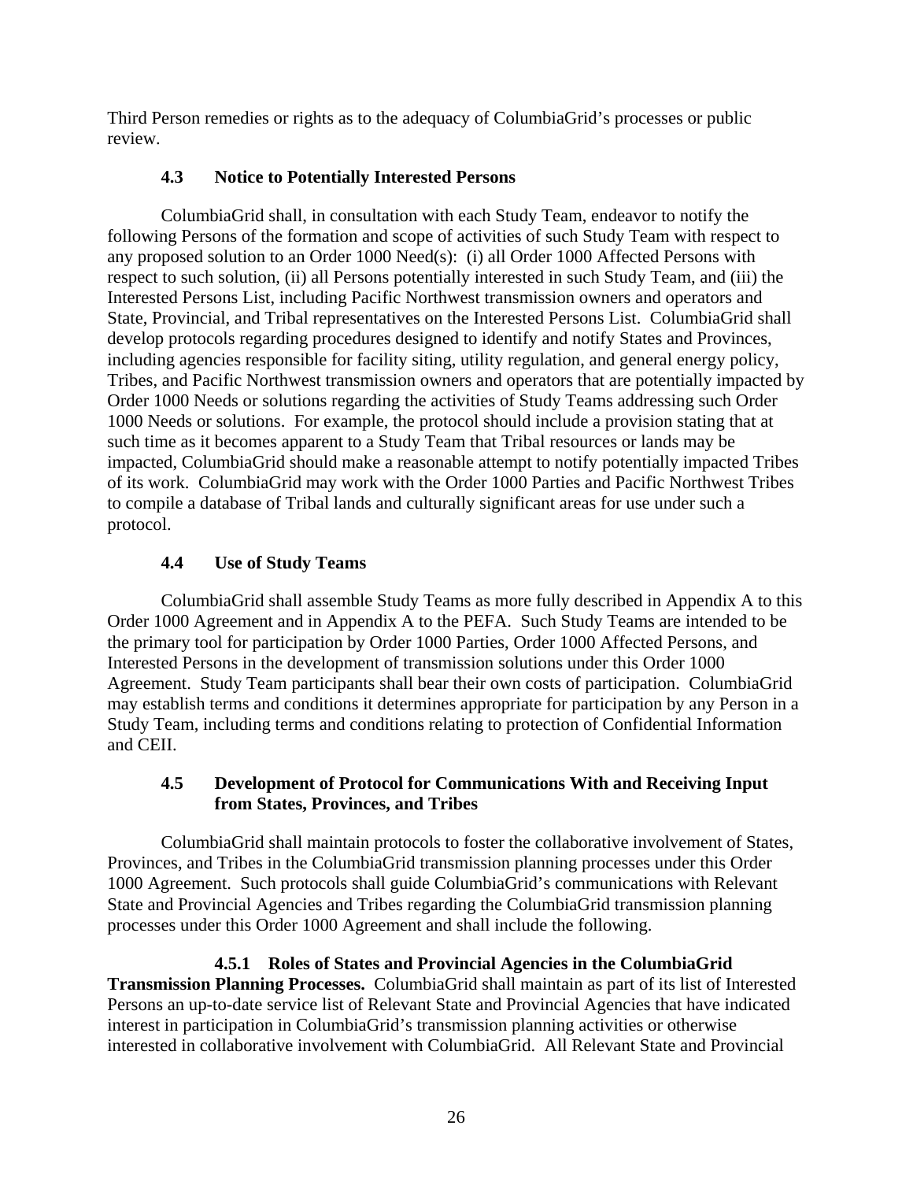Third Person remedies or rights as to the adequacy of ColumbiaGrid's processes or public review.

### 4.3 Notice to Potentially Interested Persons

ColumbiaGrid shall, in consultation with each Study Team, endeavor to notify the following Persons of the formation and scope of activities of such Study Team with respect to any proposed solution to an Order 1000 Need(s): (i) all Order 1000 Affected Persons with respect to such solution, (ii) all Persons potentially interested in such Study Team, and (iii) the Interested Persons List, including Pacific Northwest transmission owners and operators and State, Provincial, and Tribal representatives on the Interested Persons List. ColumbiaGrid shall develop protocols regarding procedures designed to identify and notify States and Provinces, including agencies responsible for facility siting, utility regulation, and general energy policy, Tribes, and Pacific Northwest transmission owners and operators that are potentially impacted by Order 1000 Needs or solutions regarding the activities of Study Teams addressing such Order 1000 Needs or solutions. For example, the protocol should include a provision stating that at such time as it becomes apparent to a Study Team that Tribal resources or lands may be impacted, ColumbiaGrid should make a reasonable attempt to notify potentially impacted Tribes of its work. ColumbiaGrid may work with the Order 1000 Parties and Pacific Northwest Tribes to compile a database of Tribal lands and culturally significant areas for use under such a protocol.

### 4.4 Use of Study Teams

ColumbiaGrid shall assemble Study Teams as more fully described in Appendix A to this Order 1000 Agreement and in Appendix A to the PEFA. Such Study Teams are intended to be the primary tool for participation by Order 1000 Parties, Order 1000 Affected Persons, and Interested Persons in the development of transmission solutions under this Order 1000 Agreement. Study Team participants shall bear their own costs of participation. ColumbiaGrid may establish terms and conditions it determines appropriate for participation by any Person in a Study Team, including terms and conditions relating to protection of Confidential Information and CEII.

### 4.5 Development of Protocol for Communications With and Receiving Input from States, Provinces, and Tribes

ColumbiaGrid shall maintain protocols to foster the collaborative involvement of States, Provinces, and Tribes in the ColumbiaGrid transmission planning processes under this Order 1000 Agreement. Such protocols shall guide ColumbiaGrid's communications with Relevant State and Provincial Agencies and Tribes regarding the ColumbiaGrid transmission planning processes under this Order 1000 Agreement and shall include the following.

**4.5.1 Roles of States and Provincial Agencies in the ColumbiaGrid Transmission Planning Processes.** ColumbiaGrid shall maintain as part of its list of Interested Persons an up-to-date service list of Relevant State and Provincial Agencies that have indicated interest in participation in ColumbiaGrid's transmission planning activities or otherwise interested in collaborative involvement with ColumbiaGrid. All Relevant State and Provincial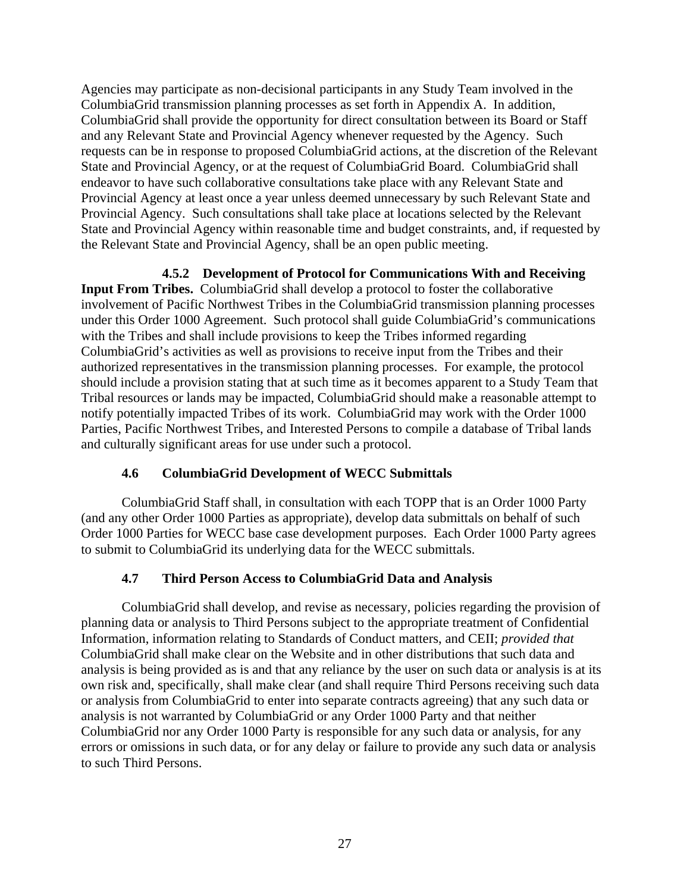Agencies may participate as non-decisional participants in any Study Team involved in the ColumbiaGrid transmission planning processes as set forth in Appendix A. In addition, ColumbiaGrid shall provide the opportunity for direct consultation between its Board or Staff and any Relevant State and Provincial Agency whenever requested by the Agency. Such requests can be in response to proposed ColumbiaGrid actions, at the discretion of the Relevant State and Provincial Agency, or at the request of ColumbiaGrid Board. ColumbiaGrid shall endeavor to have such collaborative consultations take place with any Relevant State and Provincial Agency at least once a year unless deemed unnecessary by such Relevant State and Provincial Agency. Such consultations shall take place at locations selected by the Relevant State and Provincial Agency within reasonable time and budget constraints, and, if requested by the Relevant State and Provincial Agency, shall be an open public meeting.

**4.5.2 Development of Protocol for Communications With and Receiving Input From Tribes.** ColumbiaGrid shall develop a protocol to foster the collaborative involvement of Pacific Northwest Tribes in the ColumbiaGrid transmission planning processes under this Order 1000 Agreement. Such protocol shall guide ColumbiaGrid's communications with the Tribes and shall include provisions to keep the Tribes informed regarding ColumbiaGrid's activities as well as provisions to receive input from the Tribes and their authorized representatives in the transmission planning processes. For example, the protocol should include a provision stating that at such time as it becomes apparent to a Study Team that Tribal resources or lands may be impacted, ColumbiaGrid should make a reasonable attempt to notify potentially impacted Tribes of its work. ColumbiaGrid may work with the Order 1000 Parties, Pacific Northwest Tribes, and Interested Persons to compile a database of Tribal lands and culturally significant areas for use under such a protocol.

### 4.6 ColumbiaGrid Development of WECC Submittals

ColumbiaGrid Staff shall, in consultation with each TOPP that is an Order 1000 Party (and any other Order 1000 Parties as appropriate), develop data submittals on behalf of such Order 1000 Parties for WECC base case development purposes. Each Order 1000 Party agrees to submit to ColumbiaGrid its underlying data for the WECC submittals.

### 4.7 Third Person Access to ColumbiaGrid Data and Analysis

ColumbiaGrid shall develop, and revise as necessary, policies regarding the provision of planning data or analysis to Third Persons subject to the appropriate treatment of Confidential Information, information relating to Standards of Conduct matters, and CEII; *provided that* ColumbiaGrid shall make clear on the Website and in other distributions that such data and analysis is being provided as is and that any reliance by the user on such data or analysis is at its own risk and, specifically, shall make clear (and shall require Third Persons receiving such data or analysis from ColumbiaGrid to enter into separate contracts agreeing) that any such data or analysis is not warranted by ColumbiaGrid or any Order 1000 Party and that neither ColumbiaGrid nor any Order 1000 Party is responsible for any such data or analysis, for any errors or omissions in such data, or for any delay or failure to provide any such data or analysis to such Third Persons.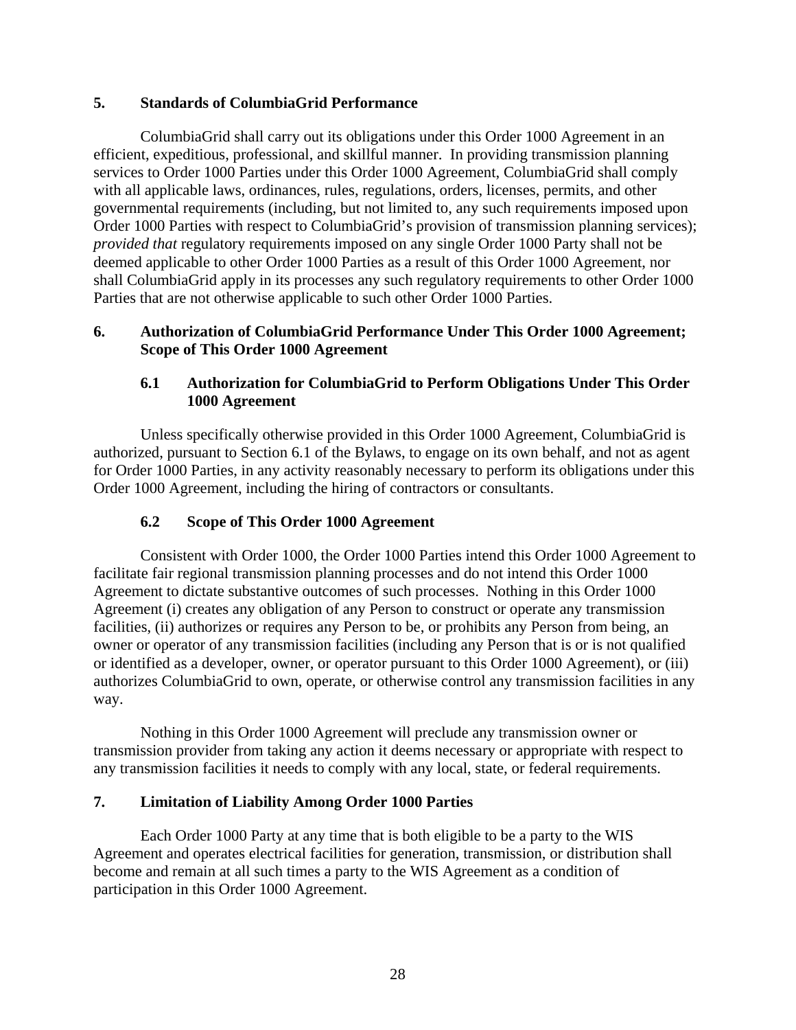## 5. Standards of ColumbiaGrid Performance

ColumbiaGrid shall carry out its obligations under this Order 1000 Agreement in an efficient, expeditious, professional, and skillful manner. In providing transmission planning services to Order 1000 Parties under this Order 1000 Agreement, ColumbiaGrid shall comply with all applicable laws, ordinances, rules, regulations, orders, licenses, permits, and other governmental requirements (including, but not limited to, any such requirements imposed upon Order 1000 Parties with respect to ColumbiaGrid's provision of transmission planning services); *provided that* regulatory requirements imposed on any single Order 1000 Party shall not be deemed applicable to other Order 1000 Parties as a result of this Order 1000 Agreement, nor shall ColumbiaGrid apply in its processes any such regulatory requirements to other Order 1000 Parties that are not otherwise applicable to such other Order 1000 Parties.

## 6. Authorization of ColumbiaGrid Performance Under This Order 1000 Agreement; Scope of This Order 1000 Agreement

### 6.1 Authorization for ColumbiaGrid to Perform Obligations Under This Order 1000 Agreement

Unless specifically otherwise provided in this Order 1000 Agreement, ColumbiaGrid is authorized, pursuant to Section 6.1 of the Bylaws, to engage on its own behalf, and not as agent for Order 1000 Parties, in any activity reasonably necessary to perform its obligations under this Order 1000 Agreement, including the hiring of contractors or consultants.

### 6.2 Scope of This Order 1000 Agreement

Consistent with Order 1000, the Order 1000 Parties intend this Order 1000 Agreement to facilitate fair regional transmission planning processes and do not intend this Order 1000 Agreement to dictate substantive outcomes of such processes. Nothing in this Order 1000 Agreement (i) creates any obligation of any Person to construct or operate any transmission facilities, (ii) authorizes or requires any Person to be, or prohibits any Person from being, an owner or operator of any transmission facilities (including any Person that is or is not qualified or identified as a developer, owner, or operator pursuant to this Order 1000 Agreement), or (iii) authorizes ColumbiaGrid to own, operate, or otherwise control any transmission facilities in any way.

Nothing in this Order 1000 Agreement will preclude any transmission owner or transmission provider from taking any action it deems necessary or appropriate with respect to any transmission facilities it needs to comply with any local, state, or federal requirements.

## 7. Limitation of Liability Among Order 1000 Parties

Each Order 1000 Party at any time that is both eligible to be a party to the WIS Agreement and operates electrical facilities for generation, transmission, or distribution shall become and remain at all such times a party to the WIS Agreement as a condition of participation in this Order 1000 Agreement.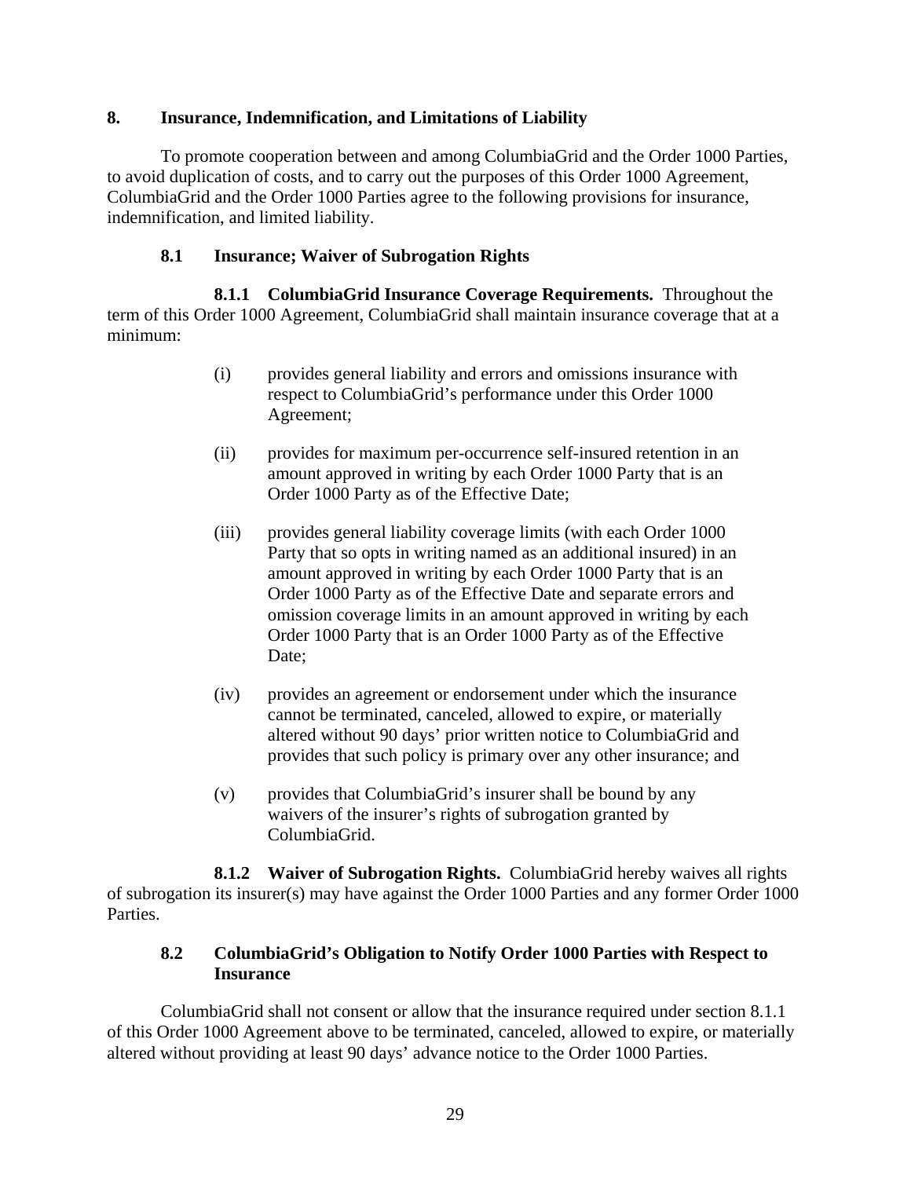## 8. Insurance, Indemnification, and Limitations of Liability

To promote cooperation between and among ColumbiaGrid and the Order 1000 Parties, to avoid duplication of costs, and to carry out the purposes of this Order 1000 Agreement, ColumbiaGrid and the Order 1000 Parties agree to the following provisions for insurance, indemnification, and limited liability.

### 8.1 Insurance; Waiver of Subrogation Rights

**8.1.1 ColumbiaGrid Insurance Coverage Requirements.** Throughout the term of this Order 1000 Agreement, ColumbiaGrid shall maintain insurance coverage that at a minimum:

(i) provides general liability and errors and omissions insurance with respect to ColumbiaGrid's performance under this Order 1000 Agreement;

(ii) provides for maximum per-occurrence self-insured retention in an amount approved in writing by each Order 1000 Party that is an Order 1000 Party as of the Effective Date;

(iii) provides general liability coverage limits (with each Order 1000 Party that so opts in writing named as an additional insured) in an amount approved in writing by each Order 1000 Party that is an Order 1000 Party as of the Effective Date and separate errors and omission coverage limits in an amount approved in writing by each Order 1000 Party that is an Order 1000 Party as of the Effective Date;

(iv) provides an agreement or endorsement under which the insurance cannot be terminated, canceled, allowed to expire, or materially altered without 90 days' prior written notice to ColumbiaGrid and provides that such policy is primary over any other insurance; and

(v) provides that ColumbiaGrid's insurer shall be bound by any waivers of the insurer's rights of subrogation granted by ColumbiaGrid.

**8.1.2 Waiver of Subrogation Rights.** ColumbiaGrid hereby waives all rights of subrogation its insurer(s) may have against the Order 1000 Parties and any former Order 1000 Parties.

### 8.2 ColumbiaGrid's Obligation to Notify Order 1000 Parties with Respect to Insurance

ColumbiaGrid shall not consent or allow that the insurance required under section 8.1.1 of this Order 1000 Agreement above to be terminated, canceled, allowed to expire, or materially altered without providing at least 90 days' advance notice to the Order 1000 Parties.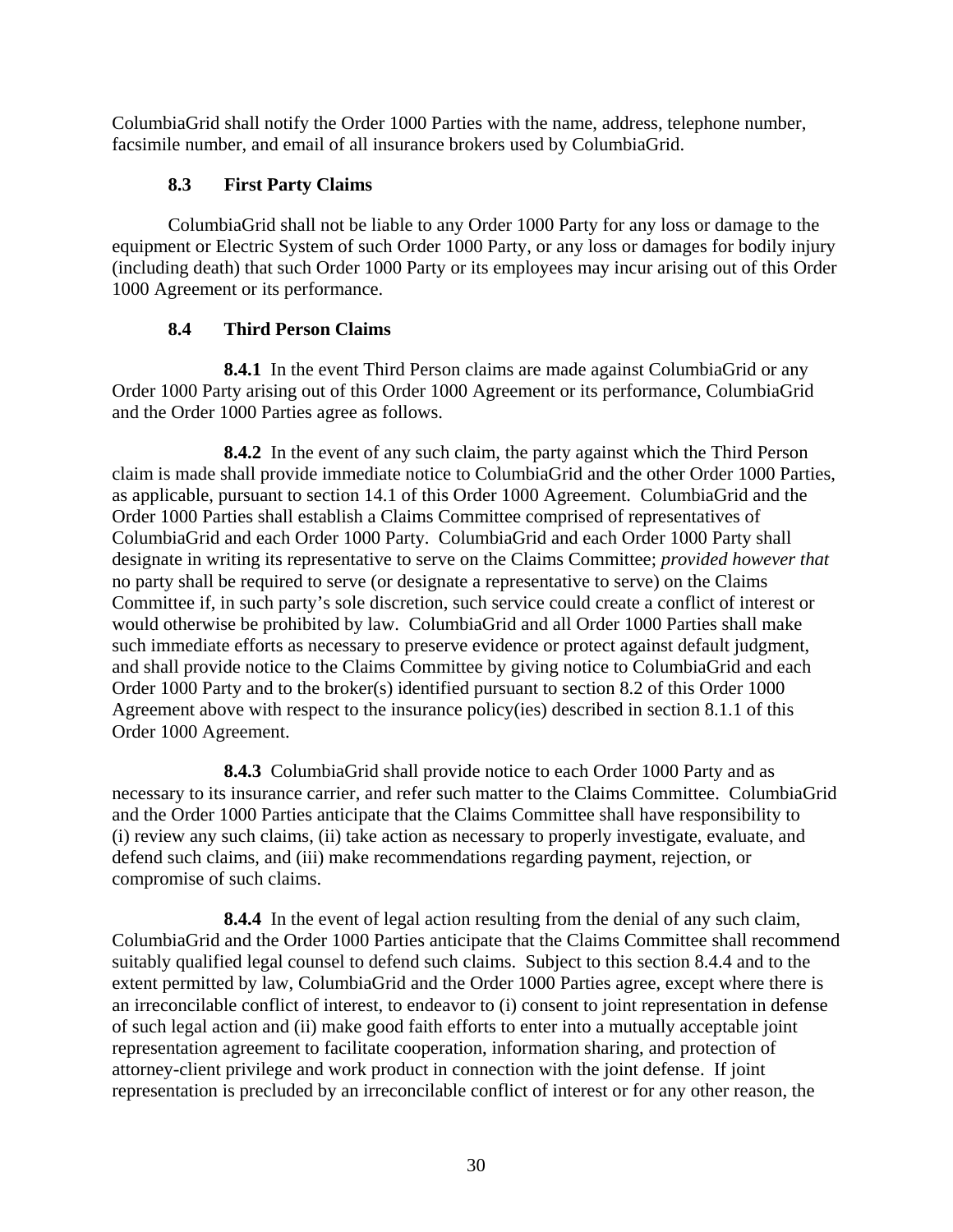ColumbiaGrid shall notify the Order 1000 Parties with the name, address, telephone number, facsimile number, and email of all insurance brokers used by ColumbiaGrid.

### 8.3 First Party Claims

ColumbiaGrid shall not be liable to any Order 1000 Party for any loss or damage to the equipment or Electric System of such Order 1000 Party, or any loss or damages for bodily injury (including death) that such Order 1000 Party or its employees may incur arising out of this Order 1000 Agreement or its performance.

### 8.4 Third Person Claims

**8.4.1** In the event Third Person claims are made against ColumbiaGrid or any Order 1000 Party arising out of this Order 1000 Agreement or its performance, ColumbiaGrid and the Order 1000 Parties agree as follows.

**8.4.2** In the event of any such claim, the party against which the Third Person claim is made shall provide immediate notice to ColumbiaGrid and the other Order 1000 Parties, as applicable, pursuant to section 14.1 of this Order 1000 Agreement. ColumbiaGrid and the Order 1000 Parties shall establish a Claims Committee comprised of representatives of ColumbiaGrid and each Order 1000 Party. ColumbiaGrid and each Order 1000 Party shall designate in writing its representative to serve on the Claims Committee; *provided however that* no party shall be required to serve (or designate a representative to serve) on the Claims Committee if, in such party's sole discretion, such service could create a conflict of interest or would otherwise be prohibited by law. ColumbiaGrid and all Order 1000 Parties shall make such immediate efforts as necessary to preserve evidence or protect against default judgment, and shall provide notice to the Claims Committee by giving notice to ColumbiaGrid and each Order 1000 Party and to the broker(s) identified pursuant to section 8.2 of this Order 1000 Agreement above with respect to the insurance policy(ies) described in section 8.1.1 of this Order 1000 Agreement.

**8.4.3** ColumbiaGrid shall provide notice to each Order 1000 Party and as necessary to its insurance carrier, and refer such matter to the Claims Committee. ColumbiaGrid and the Order 1000 Parties anticipate that the Claims Committee shall have responsibility to (i) review any such claims, (ii) take action as necessary to properly investigate, evaluate, and defend such claims, and (iii) make recommendations regarding payment, rejection, or compromise of such claims.

**8.4.4** In the event of legal action resulting from the denial of any such claim, ColumbiaGrid and the Order 1000 Parties anticipate that the Claims Committee shall recommend suitably qualified legal counsel to defend such claims. Subject to this section 8.4.4 and to the extent permitted by law, ColumbiaGrid and the Order 1000 Parties agree, except where there is an irreconcilable conflict of interest, to endeavor to (i) consent to joint representation in defense of such legal action and (ii) make good faith efforts to enter into a mutually acceptable joint representation agreement to facilitate cooperation, information sharing, and protection of attorney-client privilege and work product in connection with the joint defense. If joint representation is precluded by an irreconcilable conflict of interest or for any other reason, the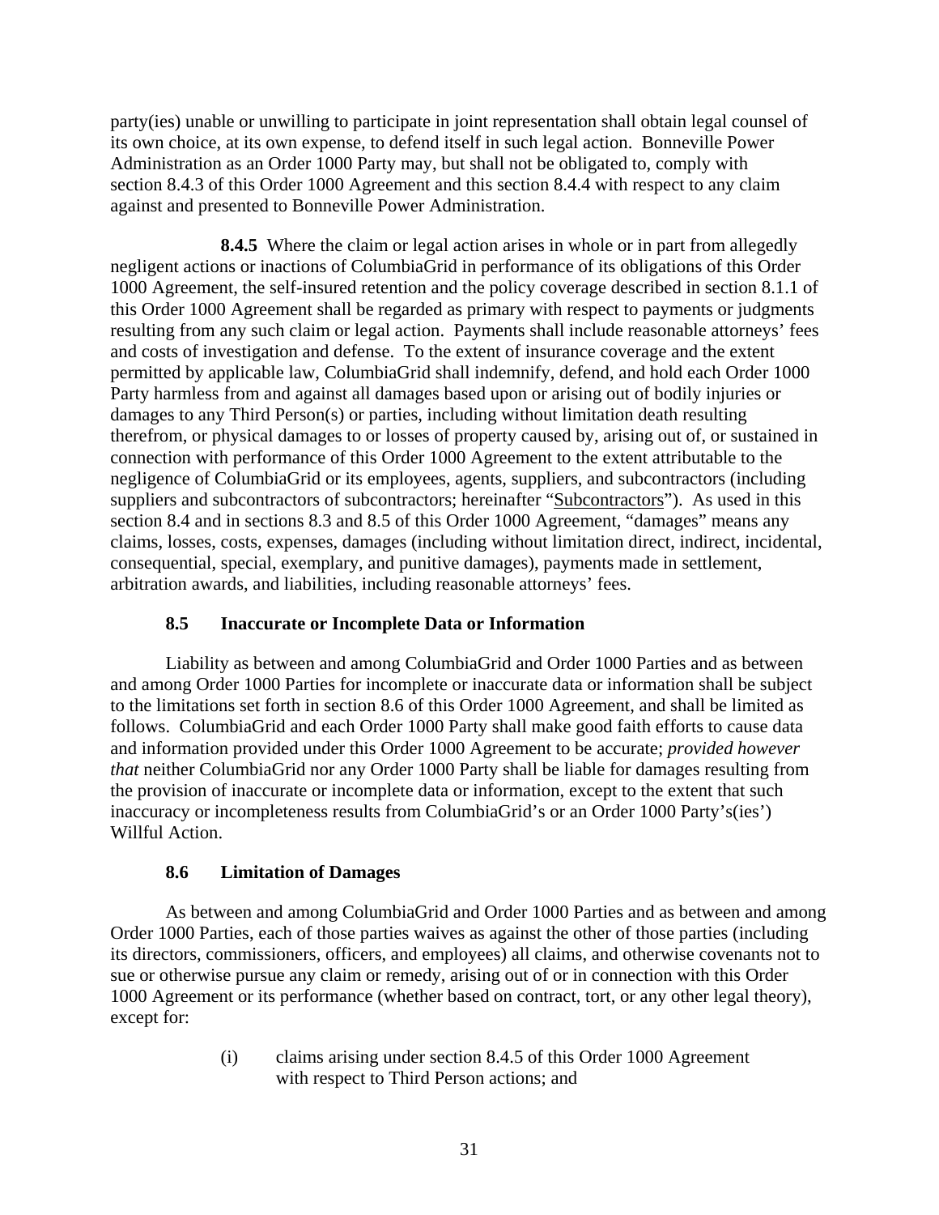party(ies) unable or unwilling to participate in joint representation shall obtain legal counsel of its own choice, at its own expense, to defend itself in such legal action. Bonneville Power Administration as an Order 1000 Party may, but shall not be obligated to, comply with section 8.4.3 of this Order 1000 Agreement and this section 8.4.4 with respect to any claim against and presented to Bonneville Power Administration.

**8.4.5** Where the claim or legal action arises in whole or in part from allegedly negligent actions or inactions of ColumbiaGrid in performance of its obligations of this Order 1000 Agreement, the self-insured retention and the policy coverage described in section 8.1.1 of this Order 1000 Agreement shall be regarded as primary with respect to payments or judgments resulting from any such claim or legal action. Payments shall include reasonable attorneys' fees and costs of investigation and defense. To the extent of insurance coverage and the extent permitted by applicable law, ColumbiaGrid shall indemnify, defend, and hold each Order 1000 Party harmless from and against all damages based upon or arising out of bodily injuries or damages to any Third Person(s) or parties, including without limitation death resulting therefrom, or physical damages to or losses of property caused by, arising out of, or sustained in connection with performance of this Order 1000 Agreement to the extent attributable to the negligence of ColumbiaGrid or its employees, agents, suppliers, and subcontractors (including suppliers and subcontractors of subcontractors; hereinafter "Subcontractors"). As used in this section 8.4 and in sections 8.3 and 8.5 of this Order 1000 Agreement, "damages" means any claims, losses, costs, expenses, damages (including without limitation direct, indirect, incidental, consequential, special, exemplary, and punitive damages), payments made in settlement, arbitration awards, and liabilities, including reasonable attorneys' fees.

### 8.5 Inaccurate or Incomplete Data or Information

Liability as between and among ColumbiaGrid and Order 1000 Parties and as between and among Order 1000 Parties for incomplete or inaccurate data or information shall be subject to the limitations set forth in section 8.6 of this Order 1000 Agreement, and shall be limited as follows. ColumbiaGrid and each Order 1000 Party shall make good faith efforts to cause data and information provided under this Order 1000 Agreement to be accurate; *provided however that* neither ColumbiaGrid nor any Order 1000 Party shall be liable for damages resulting from the provision of inaccurate or incomplete data or information, except to the extent that such inaccuracy or incompleteness results from ColumbiaGrid's or an Order 1000 Party's(ies') Willful Action.

### 8.6 Limitation of Damages

As between and among ColumbiaGrid and Order 1000 Parties and as between and among Order 1000 Parties, each of those parties waives as against the other of those parties (including its directors, commissioners, officers, and employees) all claims, and otherwise covenants not to sue or otherwise pursue any claim or remedy, arising out of or in connection with this Order 1000 Agreement or its performance (whether based on contract, tort, or any other legal theory), except for:

(i) claims arising under section 8.4.5 of this Order 1000 Agreement with respect to Third Person actions; and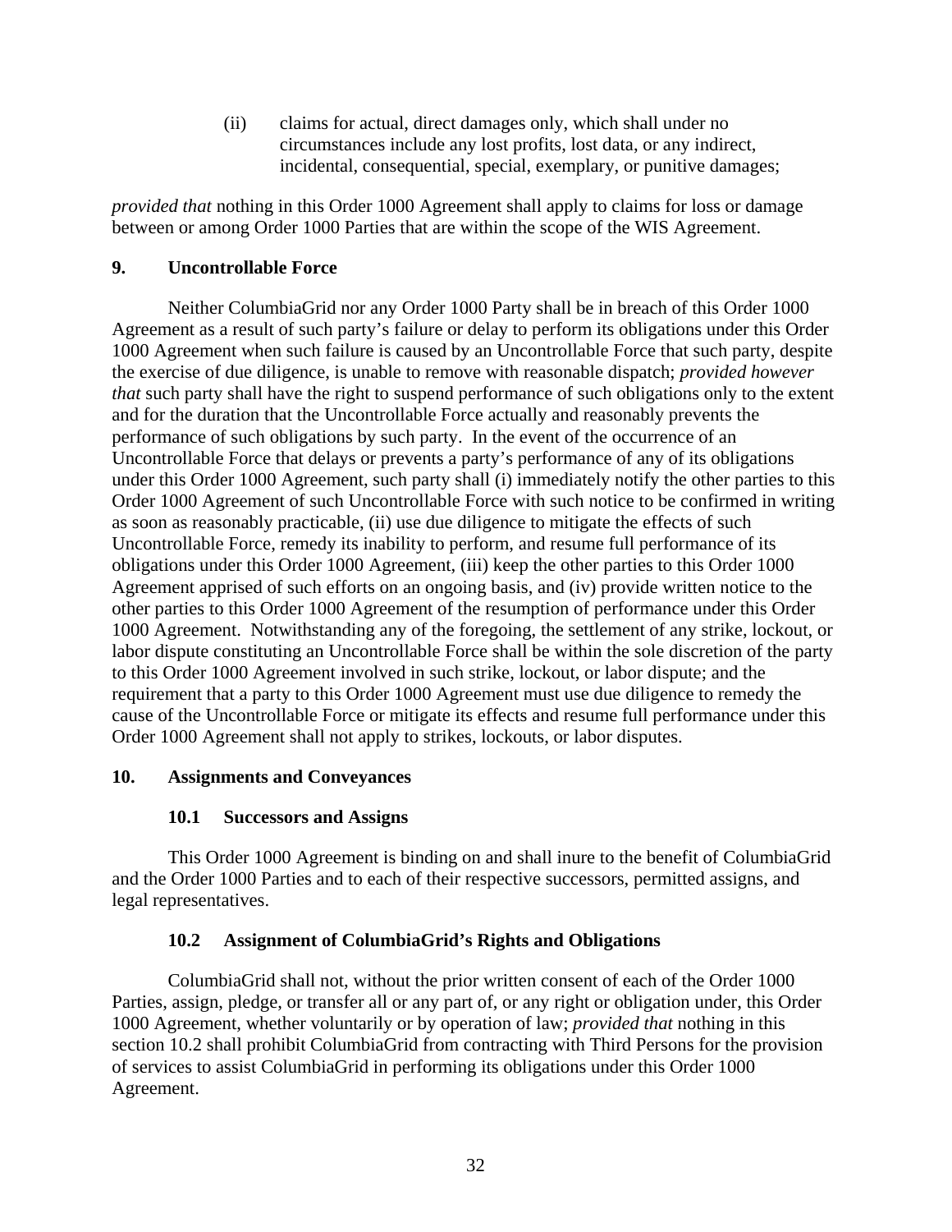(ii) claims for actual, direct damages only, which shall under no circumstances include any lost profits, lost data, or any indirect, incidental, consequential, special, exemplary, or punitive damages;

*provided that* nothing in this Order 1000 Agreement shall apply to claims for loss or damage between or among Order 1000 Parties that are within the scope of the WIS Agreement.

## 9. Uncontrollable Force

Neither ColumbiaGrid nor any Order 1000 Party shall be in breach of this Order 1000 Agreement as a result of such party's failure or delay to perform its obligations under this Order 1000 Agreement when such failure is caused by an Uncontrollable Force that such party, despite the exercise of due diligence, is unable to remove with reasonable dispatch; *provided however that* such party shall have the right to suspend performance of such obligations only to the extent and for the duration that the Uncontrollable Force actually and reasonably prevents the performance of such obligations by such party. In the event of the occurrence of an Uncontrollable Force that delays or prevents a party's performance of any of its obligations under this Order 1000 Agreement, such party shall (i) immediately notify the other parties to this Order 1000 Agreement of such Uncontrollable Force with such notice to be confirmed in writing as soon as reasonably practicable, (ii) use due diligence to mitigate the effects of such Uncontrollable Force, remedy its inability to perform, and resume full performance of its obligations under this Order 1000 Agreement, (iii) keep the other parties to this Order 1000 Agreement apprised of such efforts on an ongoing basis, and (iv) provide written notice to the other parties to this Order 1000 Agreement of the resumption of performance under this Order 1000 Agreement. Notwithstanding any of the foregoing, the settlement of any strike, lockout, or labor dispute constituting an Uncontrollable Force shall be within the sole discretion of the party to this Order 1000 Agreement involved in such strike, lockout, or labor dispute; and the requirement that a party to this Order 1000 Agreement must use due diligence to remedy the cause of the Uncontrollable Force or mitigate its effects and resume full performance under this Order 1000 Agreement shall not apply to strikes, lockouts, or labor disputes.

## 10. Assignments and Conveyances

### 10.1 Successors and Assigns

This Order 1000 Agreement is binding on and shall inure to the benefit of ColumbiaGrid and the Order 1000 Parties and to each of their respective successors, permitted assigns, and legal representatives.

### 10.2 Assignment of ColumbiaGrid's Rights and Obligations

ColumbiaGrid shall not, without the prior written consent of each of the Order 1000 Parties, assign, pledge, or transfer all or any part of, or any right or obligation under, this Order 1000 Agreement, whether voluntarily or by operation of law; *provided that* nothing in this section 10.2 shall prohibit ColumbiaGrid from contracting with Third Persons for the provision of services to assist ColumbiaGrid in performing its obligations under this Order 1000 Agreement.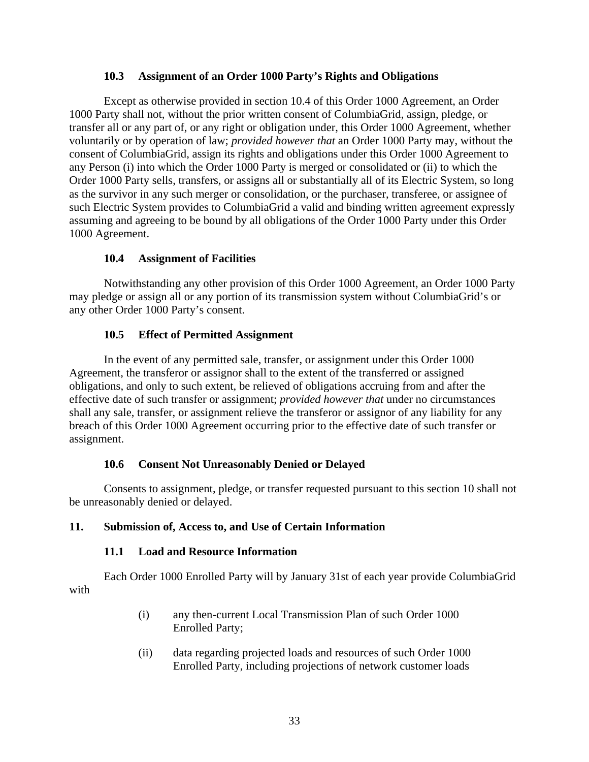### 10.3 Assignment of an Order 1000 Party's Rights and Obligations

Except as otherwise provided in section 10.4 of this Order 1000 Agreement, an Order 1000 Party shall not, without the prior written consent of ColumbiaGrid, assign, pledge, or transfer all or any part of, or any right or obligation under, this Order 1000 Agreement, whether voluntarily or by operation of law; *provided however that* an Order 1000 Party may, without the consent of ColumbiaGrid, assign its rights and obligations under this Order 1000 Agreement to any Person (i) into which the Order 1000 Party is merged or consolidated or (ii) to which the Order 1000 Party sells, transfers, or assigns all or substantially all of its Electric System, so long as the survivor in any such merger or consolidation, or the purchaser, transferee, or assignee of such Electric System provides to ColumbiaGrid a valid and binding written agreement expressly assuming and agreeing to be bound by all obligations of the Order 1000 Party under this Order 1000 Agreement.

### 10.4 Assignment of Facilities

Notwithstanding any other provision of this Order 1000 Agreement, an Order 1000 Party may pledge or assign all or any portion of its transmission system without ColumbiaGrid's or any other Order 1000 Party's consent.

### 10.5 Effect of Permitted Assignment

In the event of any permitted sale, transfer, or assignment under this Order 1000 Agreement, the transferor or assignor shall to the extent of the transferred or assigned obligations, and only to such extent, be relieved of obligations accruing from and after the effective date of such transfer or assignment; *provided however that* under no circumstances shall any sale, transfer, or assignment relieve the transferor or assignor of any liability for any breach of this Order 1000 Agreement occurring prior to the effective date of such transfer or assignment.

### 10.6 Consent Not Unreasonably Denied or Delayed

Consents to assignment, pledge, or transfer requested pursuant to this section 10 shall not be unreasonably denied or delayed.

## 11. Submission of, Access to, and Use of Certain Information

### 11.1 Load and Resource Information

Each Order 1000 Enrolled Party will by January 31st of each year provide ColumbiaGrid with

(i) any then-current Local Transmission Plan of such Order 1000 Enrolled Party;

(ii) data regarding projected loads and resources of such Order 1000 Enrolled Party, including projections of network customer loads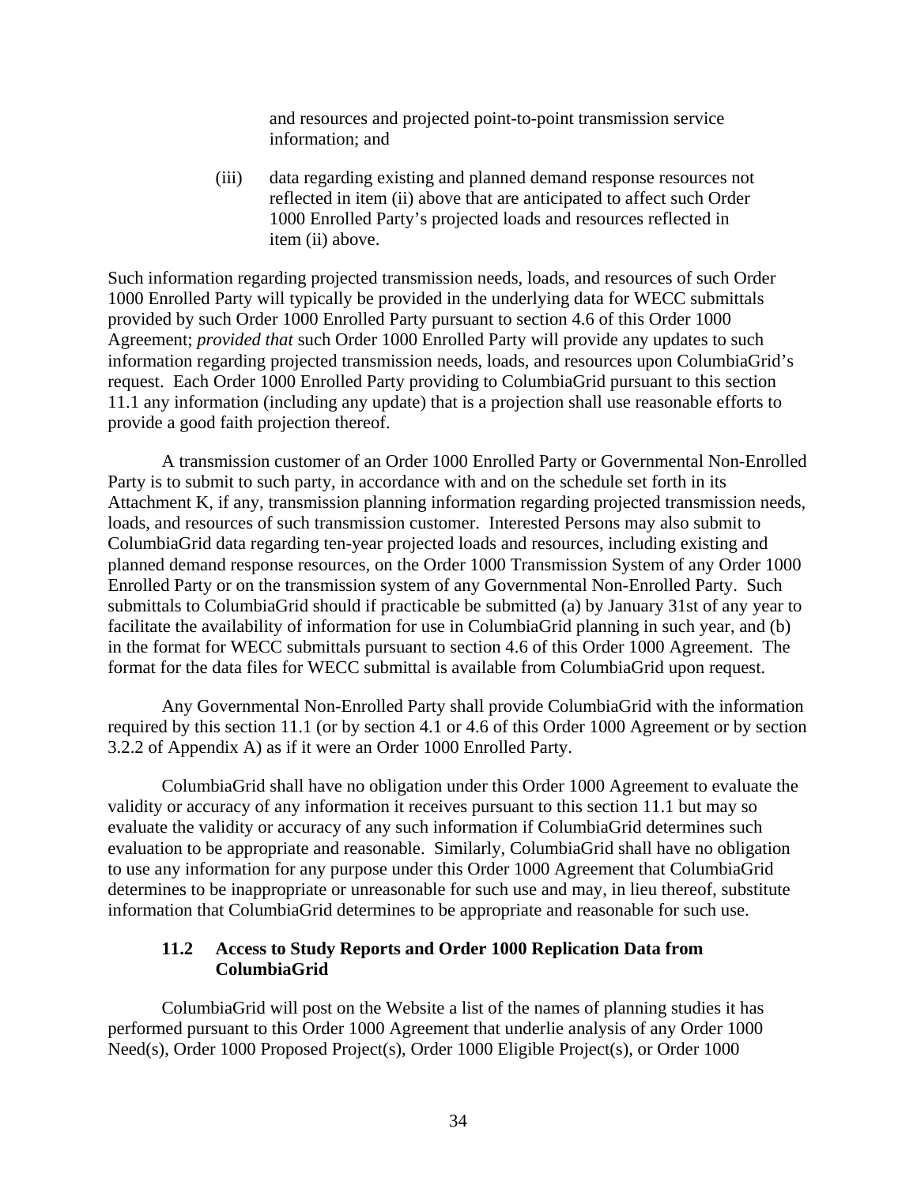and resources and projected point-to-point transmission service information; and

(iii) data regarding existing and planned demand response resources not reflected in item (ii) above that are anticipated to affect such Order 1000 Enrolled Party's projected loads and resources reflected in item (ii) above.

Such information regarding projected transmission needs, loads, and resources of such Order 1000 Enrolled Party will typically be provided in the underlying data for WECC submittals provided by such Order 1000 Enrolled Party pursuant to section 4.6 of this Order 1000 Agreement; *provided that* such Order 1000 Enrolled Party will provide any updates to such information regarding projected transmission needs, loads, and resources upon ColumbiaGrid's request. Each Order 1000 Enrolled Party providing to ColumbiaGrid pursuant to this section 11.1 any information (including any update) that is a projection shall use reasonable efforts to provide a good faith projection thereof.

A transmission customer of an Order 1000 Enrolled Party or Governmental Non-Enrolled Party is to submit to such party, in accordance with and on the schedule set forth in its Attachment K, if any, transmission planning information regarding projected transmission needs, loads, and resources of such transmission customer. Interested Persons may also submit to ColumbiaGrid data regarding ten-year projected loads and resources, including existing and planned demand response resources, on the Order 1000 Transmission System of any Order 1000 Enrolled Party or on the transmission system of any Governmental Non-Enrolled Party. Such submittals to ColumbiaGrid should if practicable be submitted (a) by January 31st of any year to facilitate the availability of information for use in ColumbiaGrid planning in such year, and (b) in the format for WECC submittals pursuant to section 4.6 of this Order 1000 Agreement. The format for the data files for WECC submittal is available from ColumbiaGrid upon request.

Any Governmental Non-Enrolled Party shall provide ColumbiaGrid with the information required by this section 11.1 (or by section 4.1 or 4.6 of this Order 1000 Agreement or by section 3.2.2 of Appendix A) as if it were an Order 1000 Enrolled Party.

ColumbiaGrid shall have no obligation under this Order 1000 Agreement to evaluate the validity or accuracy of any information it receives pursuant to this section 11.1 but may so evaluate the validity or accuracy of any such information if ColumbiaGrid determines such evaluation to be appropriate and reasonable. Similarly, ColumbiaGrid shall have no obligation to use any information for any purpose under this Order 1000 Agreement that ColumbiaGrid determines to be inappropriate or unreasonable for such use and may, in lieu thereof, substitute information that ColumbiaGrid determines to be appropriate and reasonable for such use.

### 11.2 Access to Study Reports and Order 1000 Replication Data from ColumbiaGrid

ColumbiaGrid will post on the Website a list of the names of planning studies it has performed pursuant to this Order 1000 Agreement that underlie analysis of any Order 1000 Need(s), Order 1000 Proposed Project(s), Order 1000 Eligible Project(s), or Order 1000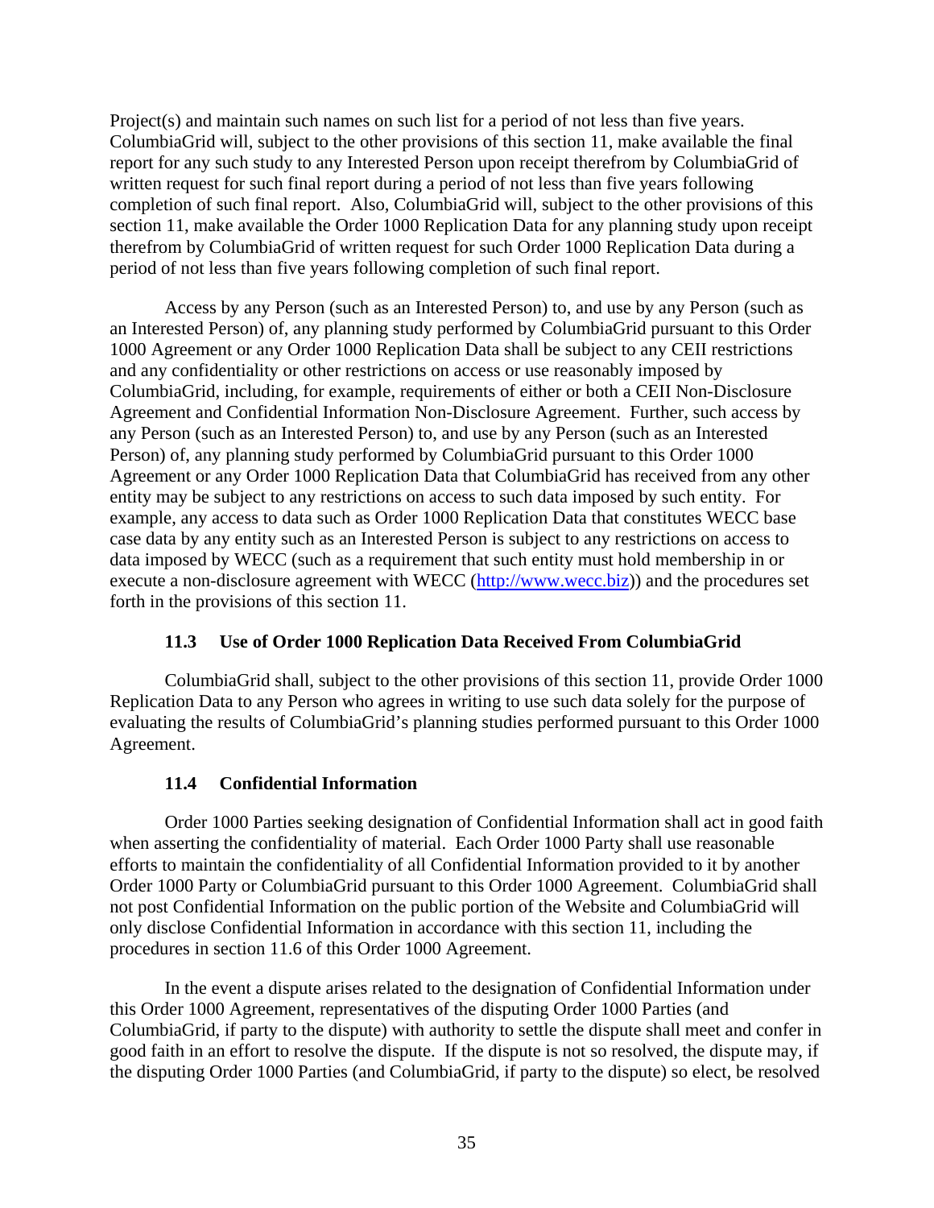Project(s) and maintain such names on such list for a period of not less than five years. ColumbiaGrid will, subject to the other provisions of this section 11, make available the final report for any such study to any Interested Person upon receipt therefrom by ColumbiaGrid of written request for such final report during a period of not less than five years following completion of such final report. Also, ColumbiaGrid will, subject to the other provisions of this section 11, make available the Order 1000 Replication Data for any planning study upon receipt therefrom by ColumbiaGrid of written request for such Order 1000 Replication Data during a period of not less than five years following completion of such final report.

Access by any Person (such as an Interested Person) to, and use by any Person (such as an Interested Person) of, any planning study performed by ColumbiaGrid pursuant to this Order 1000 Agreement or any Order 1000 Replication Data shall be subject to any CEII restrictions and any confidentiality or other restrictions on access or use reasonably imposed by ColumbiaGrid, including, for example, requirements of either or both a CEII Non-Disclosure Agreement and Confidential Information Non-Disclosure Agreement. Further, such access by any Person (such as an Interested Person) to, and use by any Person (such as an Interested Person) of, any planning study performed by ColumbiaGrid pursuant to this Order 1000 Agreement or any Order 1000 Replication Data that ColumbiaGrid has received from any other entity may be subject to any restrictions on access to such data imposed by such entity. For example, any access to data such as Order 1000 Replication Data that constitutes WECC base case data by any entity such as an Interested Person is subject to any restrictions on access to data imposed by WECC (such as a requirement that such entity must hold membership in or execute a non-disclosure agreement with WECC (http://www.wecc.biz)) and the procedures set forth in the provisions of this section 11.

### 11.3 Use of Order 1000 Replication Data Received From ColumbiaGrid

ColumbiaGrid shall, subject to the other provisions of this section 11, provide Order 1000 Replication Data to any Person who agrees in writing to use such data solely for the purpose of evaluating the results of ColumbiaGrid's planning studies performed pursuant to this Order 1000 Agreement.

### 11.4 Confidential Information

Order 1000 Parties seeking designation of Confidential Information shall act in good faith when asserting the confidentiality of material. Each Order 1000 Party shall use reasonable efforts to maintain the confidentiality of all Confidential Information provided to it by another Order 1000 Party or ColumbiaGrid pursuant to this Order 1000 Agreement. ColumbiaGrid shall not post Confidential Information on the public portion of the Website and ColumbiaGrid will only disclose Confidential Information in accordance with this section 11, including the procedures in section 11.6 of this Order 1000 Agreement.

In the event a dispute arises related to the designation of Confidential Information under this Order 1000 Agreement, representatives of the disputing Order 1000 Parties (and ColumbiaGrid, if party to the dispute) with authority to settle the dispute shall meet and confer in good faith in an effort to resolve the dispute. If the dispute is not so resolved, the dispute may, if the disputing Order 1000 Parties (and ColumbiaGrid, if party to the dispute) so elect, be resolved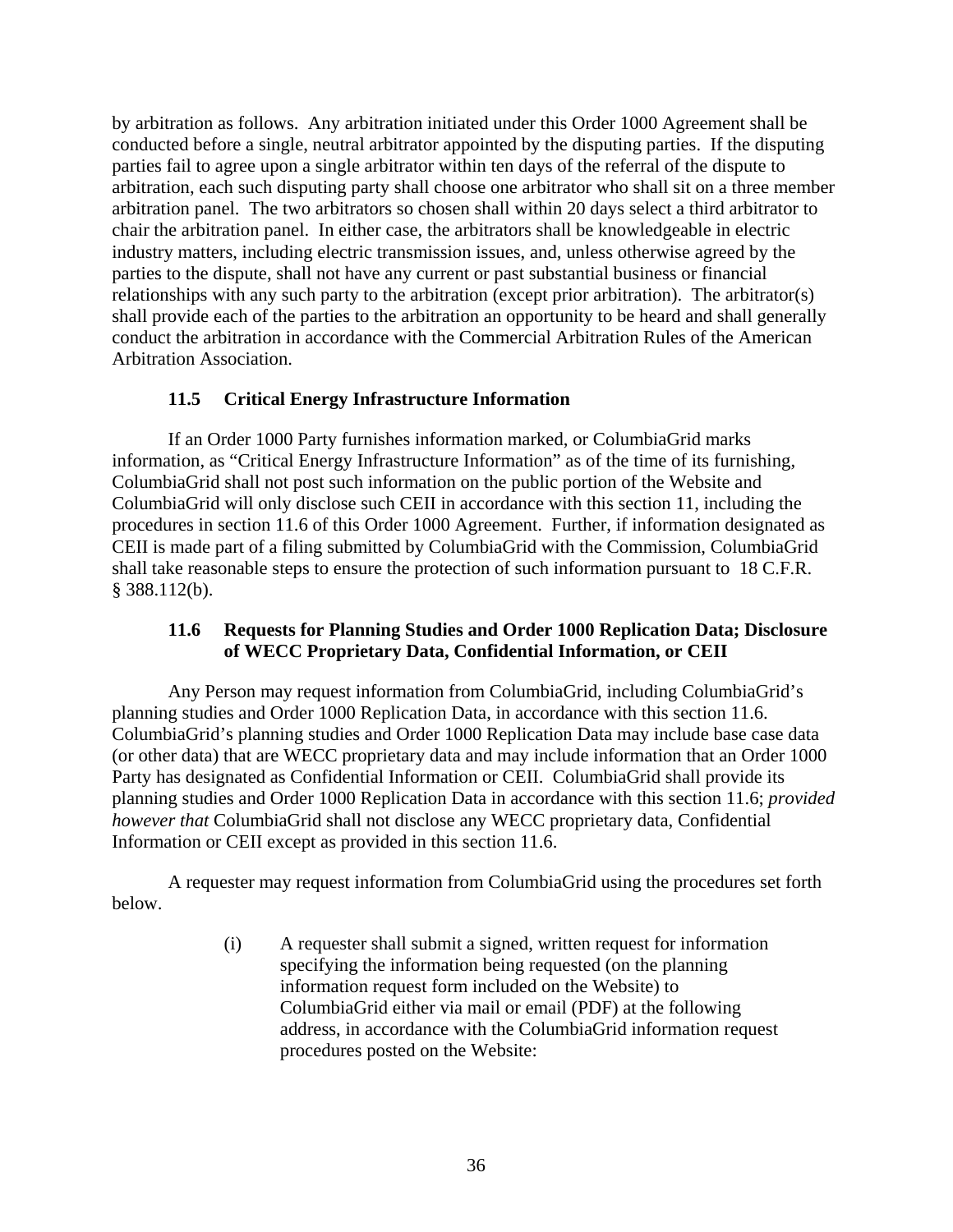by arbitration as follows. Any arbitration initiated under this Order 1000 Agreement shall be conducted before a single, neutral arbitrator appointed by the disputing parties. If the disputing parties fail to agree upon a single arbitrator within ten days of the referral of the dispute to arbitration, each such disputing party shall choose one arbitrator who shall sit on a three member arbitration panel. The two arbitrators so chosen shall within 20 days select a third arbitrator to chair the arbitration panel. In either case, the arbitrators shall be knowledgeable in electric industry matters, including electric transmission issues, and, unless otherwise agreed by the parties to the dispute, shall not have any current or past substantial business or financial relationships with any such party to the arbitration (except prior arbitration). The arbitrator(s) shall provide each of the parties to the arbitration an opportunity to be heard and shall generally conduct the arbitration in accordance with the Commercial Arbitration Rules of the American Arbitration Association.

### 11.5 Critical Energy Infrastructure Information

If an Order 1000 Party furnishes information marked, or ColumbiaGrid marks information, as "Critical Energy Infrastructure Information" as of the time of its furnishing, ColumbiaGrid shall not post such information on the public portion of the Website and ColumbiaGrid will only disclose such CEII in accordance with this section 11, including the procedures in section 11.6 of this Order 1000 Agreement. Further, if information designated as CEII is made part of a filing submitted by ColumbiaGrid with the Commission, ColumbiaGrid shall take reasonable steps to ensure the protection of such information pursuant to 18 C.F.R. § 388.112(b).

### 11.6 Requests for Planning Studies and Order 1000 Replication Data; Disclosure of WECC Proprietary Data, Confidential Information, or CEII

Any Person may request information from ColumbiaGrid, including ColumbiaGrid's planning studies and Order 1000 Replication Data, in accordance with this section 11.6. ColumbiaGrid's planning studies and Order 1000 Replication Data may include base case data (or other data) that are WECC proprietary data and may include information that an Order 1000 Party has designated as Confidential Information or CEII. ColumbiaGrid shall provide its planning studies and Order 1000 Replication Data in accordance with this section 11.6; *provided however that* ColumbiaGrid shall not disclose any WECC proprietary data, Confidential Information or CEII except as provided in this section 11.6.

A requester may request information from ColumbiaGrid using the procedures set forth below.

(i) A requester shall submit a signed, written request for information specifying the information being requested (on the planning information request form included on the Website) to ColumbiaGrid either via mail or email (PDF) at the following address, in accordance with the ColumbiaGrid information request procedures posted on the Website: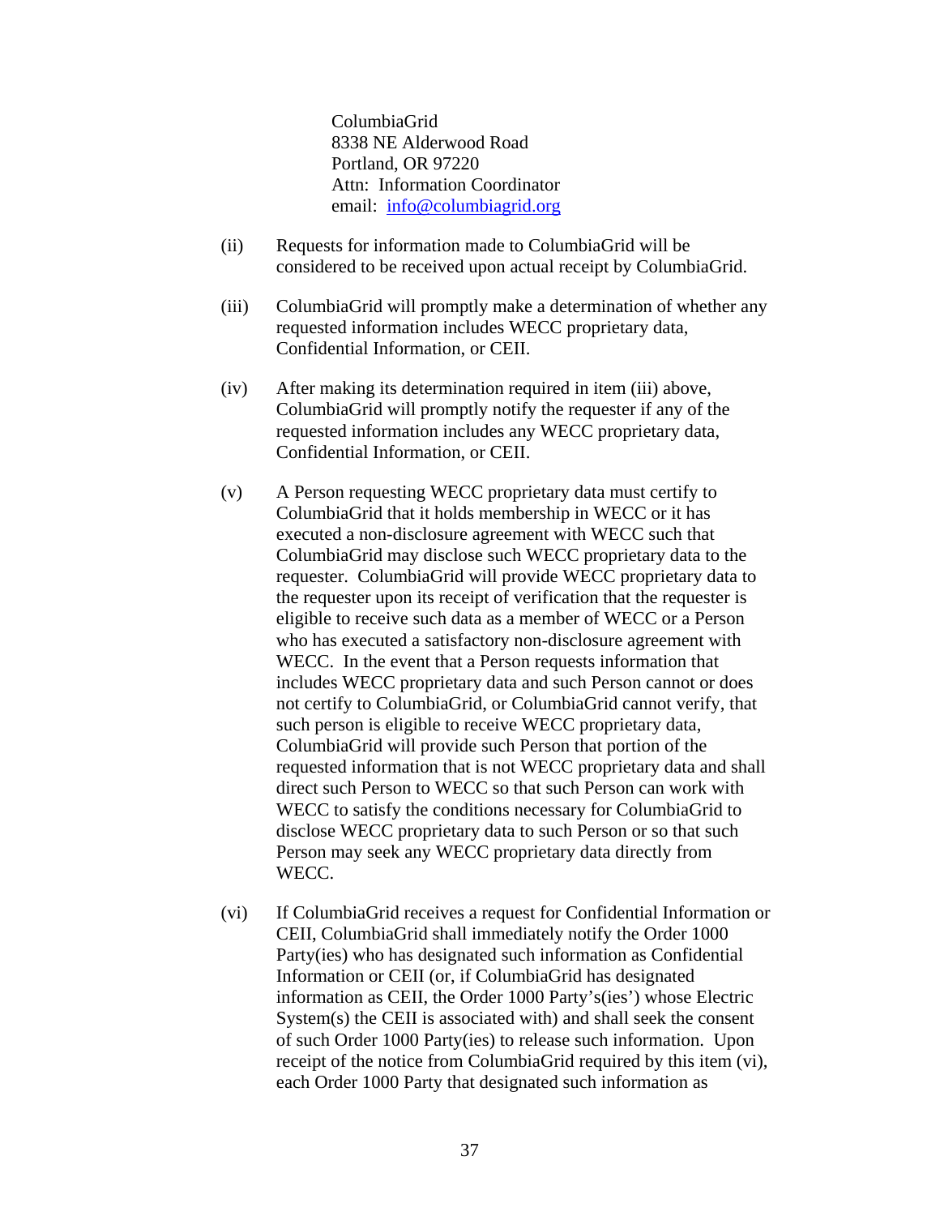ColumbiaGrid
8338 NE Alderwood Road
Portland, OR 97220
Attn: Information Coordinator
email: info@columbiagrid.org

(ii) Requests for information made to ColumbiaGrid will be considered to be received upon actual receipt by ColumbiaGrid.

(iii) ColumbiaGrid will promptly make a determination of whether any requested information includes WECC proprietary data, Confidential Information, or CEII.

(iv) After making its determination required in item (iii) above, ColumbiaGrid will promptly notify the requester if any of the requested information includes any WECC proprietary data, Confidential Information, or CEII.

(v) A Person requesting WECC proprietary data must certify to ColumbiaGrid that it holds membership in WECC or it has executed a non-disclosure agreement with WECC such that ColumbiaGrid may disclose such WECC proprietary data to the requester. ColumbiaGrid will provide WECC proprietary data to the requester upon its receipt of verification that the requester is eligible to receive such data as a member of WECC or a Person who has executed a satisfactory non-disclosure agreement with WECC. In the event that a Person requests information that includes WECC proprietary data and such Person cannot or does not certify to ColumbiaGrid, or ColumbiaGrid cannot verify, that such person is eligible to receive WECC proprietary data, ColumbiaGrid will provide such Person that portion of the requested information that is not WECC proprietary data and shall direct such Person to WECC so that such Person can work with WECC to satisfy the conditions necessary for ColumbiaGrid to disclose WECC proprietary data to such Person or so that such Person may seek any WECC proprietary data directly from WECC.

(vi) If ColumbiaGrid receives a request for Confidential Information or CEII, ColumbiaGrid shall immediately notify the Order 1000 Party(ies) who has designated such information as Confidential Information or CEII (or, if ColumbiaGrid has designated information as CEII, the Order 1000 Party's(ies') whose Electric System(s) the CEII is associated with) and shall seek the consent of such Order 1000 Party(ies) to release such information. Upon receipt of the notice from ColumbiaGrid required by this item (vi), each Order 1000 Party that designated such information as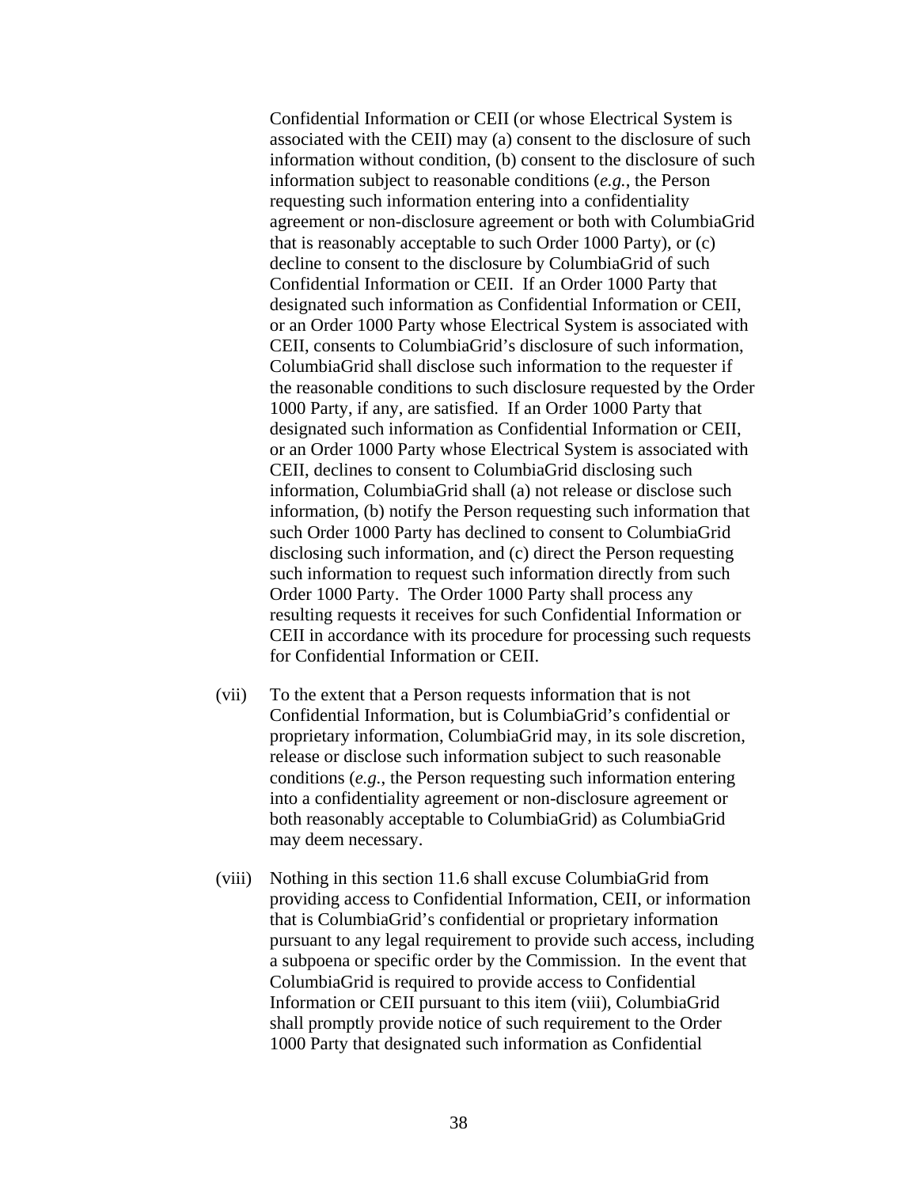Confidential Information or CEII (or whose Electrical System is associated with the CEII) may (a) consent to the disclosure of such information without condition, (b) consent to the disclosure of such information subject to reasonable conditions (*e.g.*, the Person requesting such information entering into a confidentiality agreement or non-disclosure agreement or both with ColumbiaGrid that is reasonably acceptable to such Order 1000 Party), or (c) decline to consent to the disclosure by ColumbiaGrid of such Confidential Information or CEII. If an Order 1000 Party that designated such information as Confidential Information or CEII, or an Order 1000 Party whose Electrical System is associated with CEII, consents to ColumbiaGrid's disclosure of such information, ColumbiaGrid shall disclose such information to the requester if the reasonable conditions to such disclosure requested by the Order 1000 Party, if any, are satisfied. If an Order 1000 Party that designated such information as Confidential Information or CEII, or an Order 1000 Party whose Electrical System is associated with CEII, declines to consent to ColumbiaGrid disclosing such information, ColumbiaGrid shall (a) not release or disclose such information, (b) notify the Person requesting such information that such Order 1000 Party has declined to consent to ColumbiaGrid disclosing such information, and (c) direct the Person requesting such information to request such information directly from such Order 1000 Party. The Order 1000 Party shall process any resulting requests it receives for such Confidential Information or CEII in accordance with its procedure for processing such requests for Confidential Information or CEII.

(vii) To the extent that a Person requests information that is not Confidential Information, but is ColumbiaGrid's confidential or proprietary information, ColumbiaGrid may, in its sole discretion, release or disclose such information subject to such reasonable conditions (*e.g.*, the Person requesting such information entering into a confidentiality agreement or non-disclosure agreement or both reasonably acceptable to ColumbiaGrid) as ColumbiaGrid may deem necessary.

(viii) Nothing in this section 11.6 shall excuse ColumbiaGrid from providing access to Confidential Information, CEII, or information that is ColumbiaGrid's confidential or proprietary information pursuant to any legal requirement to provide such access, including a subpoena or specific order by the Commission. In the event that ColumbiaGrid is required to provide access to Confidential Information or CEII pursuant to this item (viii), ColumbiaGrid shall promptly provide notice of such requirement to the Order 1000 Party that designated such information as Confidential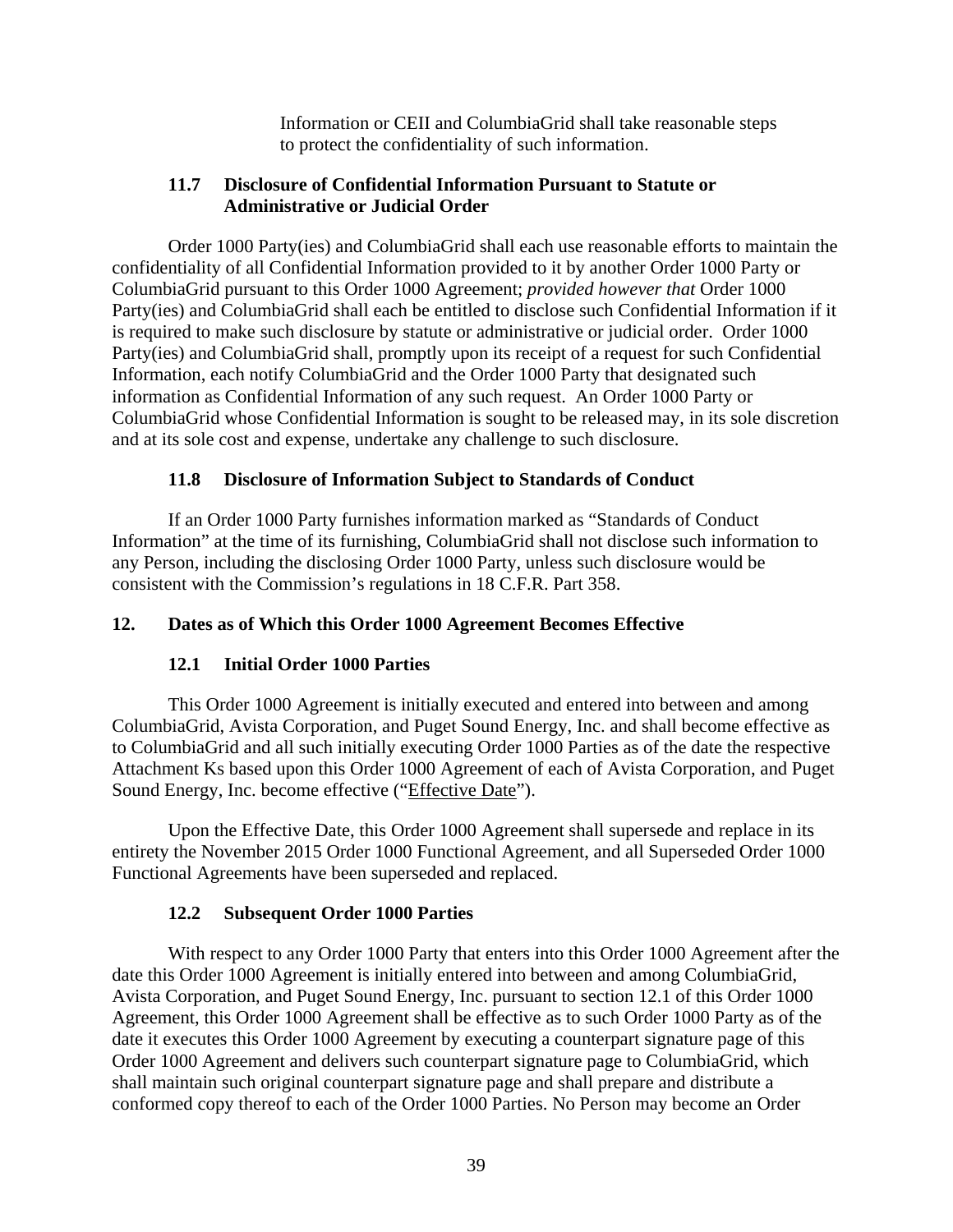Information or CEII and ColumbiaGrid shall take reasonable steps to protect the confidentiality of such information.

### 11.7 Disclosure of Confidential Information Pursuant to Statute or Administrative or Judicial Order

Order 1000 Party(ies) and ColumbiaGrid shall each use reasonable efforts to maintain the confidentiality of all Confidential Information provided to it by another Order 1000 Party or ColumbiaGrid pursuant to this Order 1000 Agreement; *provided however that* Order 1000 Party(ies) and ColumbiaGrid shall each be entitled to disclose such Confidential Information if it is required to make such disclosure by statute or administrative or judicial order. Order 1000 Party(ies) and ColumbiaGrid shall, promptly upon its receipt of a request for such Confidential Information, each notify ColumbiaGrid and the Order 1000 Party that designated such information as Confidential Information of any such request. An Order 1000 Party or ColumbiaGrid whose Confidential Information is sought to be released may, in its sole discretion and at its sole cost and expense, undertake any challenge to such disclosure.

### 11.8 Disclosure of Information Subject to Standards of Conduct

If an Order 1000 Party furnishes information marked as "Standards of Conduct Information" at the time of its furnishing, ColumbiaGrid shall not disclose such information to any Person, including the disclosing Order 1000 Party, unless such disclosure would be consistent with the Commission's regulations in 18 C.F.R. Part 358.

## 12. Dates as of Which this Order 1000 Agreement Becomes Effective

### 12.1 Initial Order 1000 Parties

This Order 1000 Agreement is initially executed and entered into between and among ColumbiaGrid, Avista Corporation, and Puget Sound Energy, Inc. and shall become effective as to ColumbiaGrid and all such initially executing Order 1000 Parties as of the date the respective Attachment Ks based upon this Order 1000 Agreement of each of Avista Corporation, and Puget Sound Energy, Inc. become effective ("Effective Date").

Upon the Effective Date, this Order 1000 Agreement shall supersede and replace in its entirety the November 2015 Order 1000 Functional Agreement, and all Superseded Order 1000 Functional Agreements have been superseded and replaced.

### 12.2 Subsequent Order 1000 Parties

With respect to any Order 1000 Party that enters into this Order 1000 Agreement after the date this Order 1000 Agreement is initially entered into between and among ColumbiaGrid, Avista Corporation, and Puget Sound Energy, Inc. pursuant to section 12.1 of this Order 1000 Agreement, this Order 1000 Agreement shall be effective as to such Order 1000 Party as of the date it executes this Order 1000 Agreement by executing a counterpart signature page of this Order 1000 Agreement and delivers such counterpart signature page to ColumbiaGrid, which shall maintain such original counterpart signature page and shall prepare and distribute a conformed copy thereof to each of the Order 1000 Parties. No Person may become an Order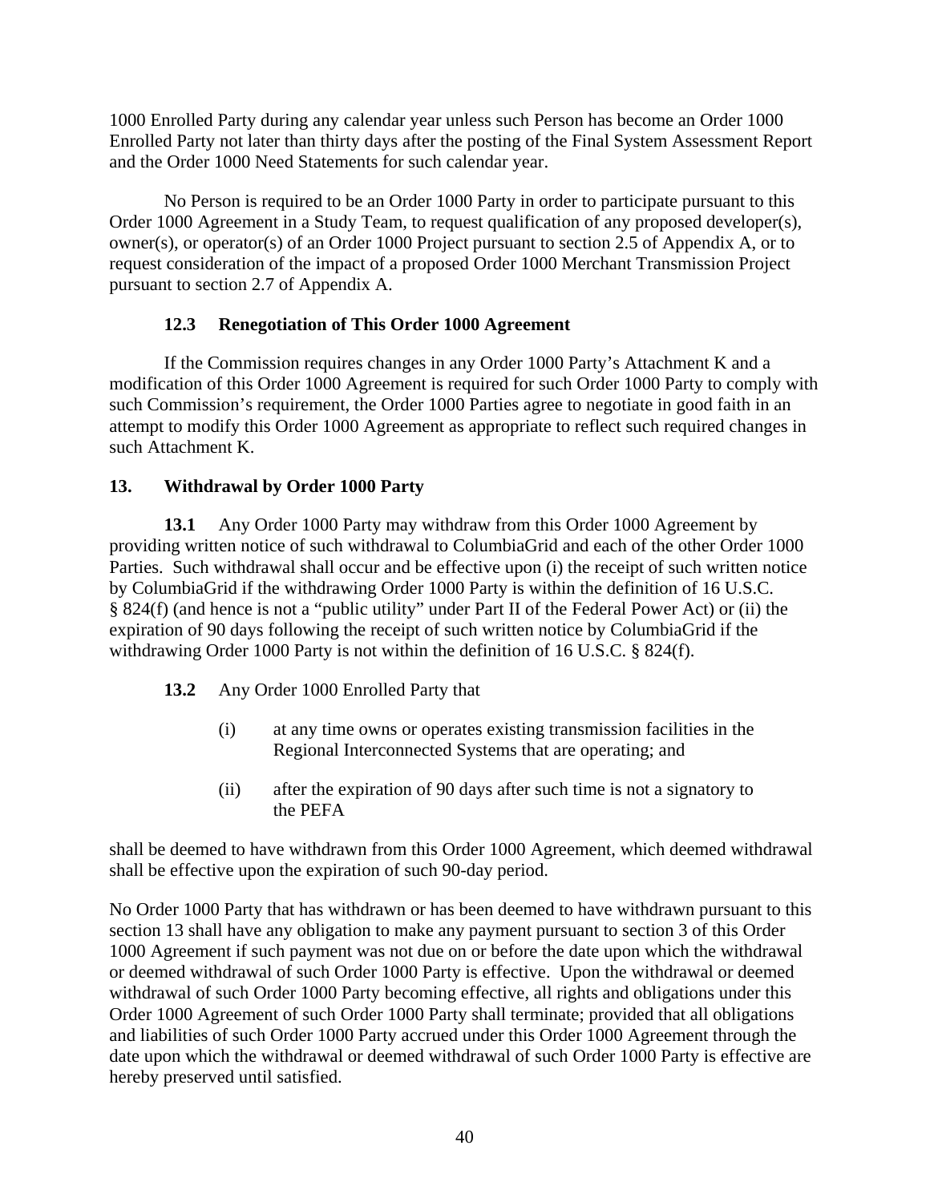1000 Enrolled Party during any calendar year unless such Person has become an Order 1000 Enrolled Party not later than thirty days after the posting of the Final System Assessment Report and the Order 1000 Need Statements for such calendar year.

No Person is required to be an Order 1000 Party in order to participate pursuant to this Order 1000 Agreement in a Study Team, to request qualification of any proposed developer(s), owner(s), or operator(s) of an Order 1000 Project pursuant to section 2.5 of Appendix A, or to request consideration of the impact of a proposed Order 1000 Merchant Transmission Project pursuant to section 2.7 of Appendix A.

### 12.3 Renegotiation of This Order 1000 Agreement

If the Commission requires changes in any Order 1000 Party's Attachment K and a modification of this Order 1000 Agreement is required for such Order 1000 Party to comply with such Commission's requirement, the Order 1000 Parties agree to negotiate in good faith in an attempt to modify this Order 1000 Agreement as appropriate to reflect such required changes in such Attachment K.

## 13. Withdrawal by Order 1000 Party

**13.1** Any Order 1000 Party may withdraw from this Order 1000 Agreement by providing written notice of such withdrawal to ColumbiaGrid and each of the other Order 1000 Parties. Such withdrawal shall occur and be effective upon (i) the receipt of such written notice by ColumbiaGrid if the withdrawing Order 1000 Party is within the definition of 16 U.S.C. § 824(f) (and hence is not a "public utility" under Part II of the Federal Power Act) or (ii) the expiration of 90 days following the receipt of such written notice by ColumbiaGrid if the withdrawing Order 1000 Party is not within the definition of 16 U.S.C. § 824(f).

**13.2** Any Order 1000 Enrolled Party that

(i) at any time owns or operates existing transmission facilities in the Regional Interconnected Systems that are operating; and

(ii) after the expiration of 90 days after such time is not a signatory to the PEFA

shall be deemed to have withdrawn from this Order 1000 Agreement, which deemed withdrawal shall be effective upon the expiration of such 90-day period.

No Order 1000 Party that has withdrawn or has been deemed to have withdrawn pursuant to this section 13 shall have any obligation to make any payment pursuant to section 3 of this Order 1000 Agreement if such payment was not due on or before the date upon which the withdrawal or deemed withdrawal of such Order 1000 Party is effective. Upon the withdrawal or deemed withdrawal of such Order 1000 Party becoming effective, all rights and obligations under this Order 1000 Agreement of such Order 1000 Party shall terminate; provided that all obligations and liabilities of such Order 1000 Party accrued under this Order 1000 Agreement through the date upon which the withdrawal or deemed withdrawal of such Order 1000 Party is effective are hereby preserved until satisfied.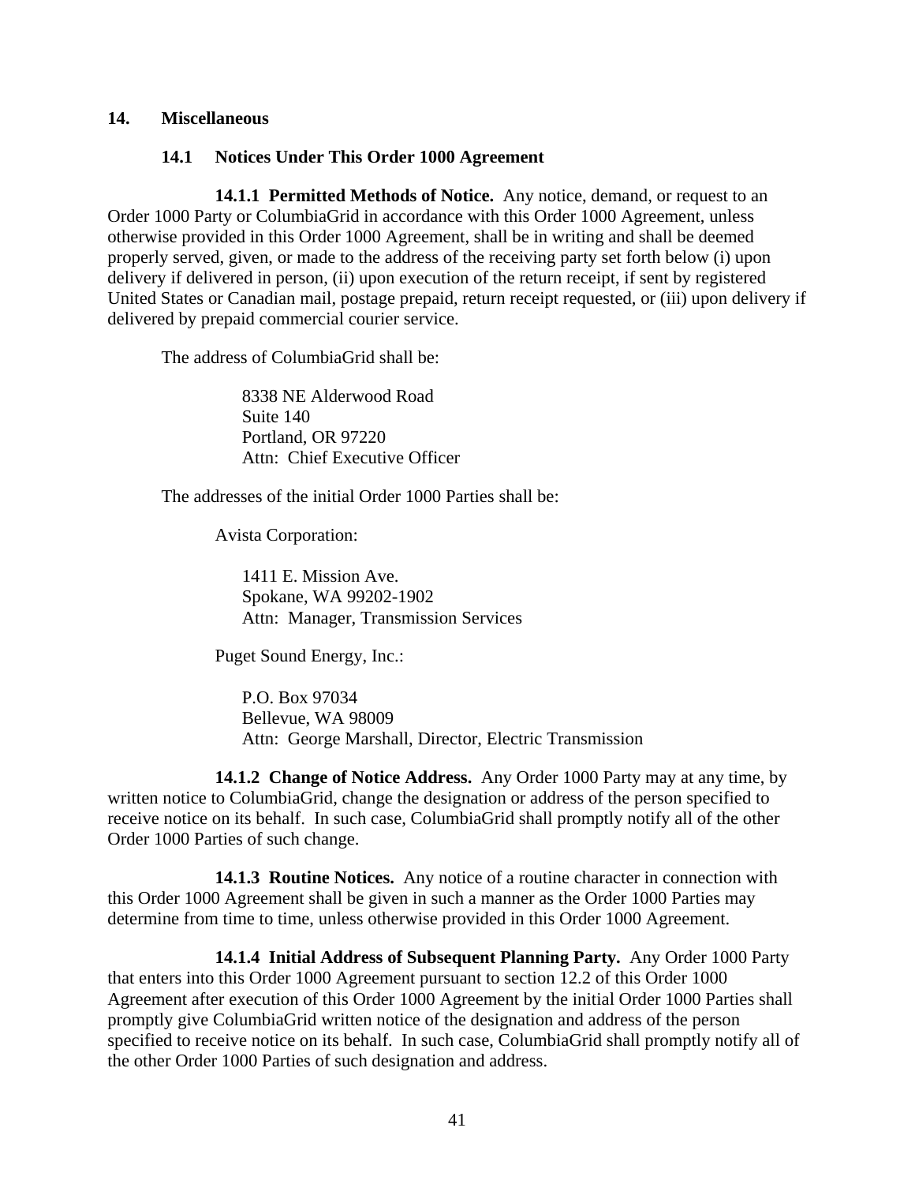## 14. Miscellaneous

### 14.1 Notices Under This Order 1000 Agreement

**14.1.1 Permitted Methods of Notice.** Any notice, demand, or request to an Order 1000 Party or ColumbiaGrid in accordance with this Order 1000 Agreement, unless otherwise provided in this Order 1000 Agreement, shall be in writing and shall be deemed properly served, given, or made to the address of the receiving party set forth below (i) upon delivery if delivered in person, (ii) upon execution of the return receipt, if sent by registered United States or Canadian mail, postage prepaid, return receipt requested, or (iii) upon delivery if delivered by prepaid commercial courier service.

The address of ColumbiaGrid shall be:

> 8338 NE Alderwood Road
> Suite 140
> Portland, OR 97220
> Attn: Chief Executive Officer

The addresses of the initial Order 1000 Parties shall be:

Avista Corporation:

> 1411 E. Mission Ave.
> Spokane, WA 99202-1902
> Attn: Manager, Transmission Services

Puget Sound Energy, Inc.:

> P.O. Box 97034
> Bellevue, WA 98009
> Attn: George Marshall, Director, Electric Transmission

**14.1.2 Change of Notice Address.** Any Order 1000 Party may at any time, by written notice to ColumbiaGrid, change the designation or address of the person specified to receive notice on its behalf. In such case, ColumbiaGrid shall promptly notify all of the other Order 1000 Parties of such change.

**14.1.3 Routine Notices.** Any notice of a routine character in connection with this Order 1000 Agreement shall be given in such a manner as the Order 1000 Parties may determine from time to time, unless otherwise provided in this Order 1000 Agreement.

**14.1.4 Initial Address of Subsequent Planning Party.** Any Order 1000 Party that enters into this Order 1000 Agreement pursuant to section 12.2 of this Order 1000 Agreement after execution of this Order 1000 Agreement by the initial Order 1000 Parties shall promptly give ColumbiaGrid written notice of the designation and address of the person specified to receive notice on its behalf. In such case, ColumbiaGrid shall promptly notify all of the other Order 1000 Parties of such designation and address.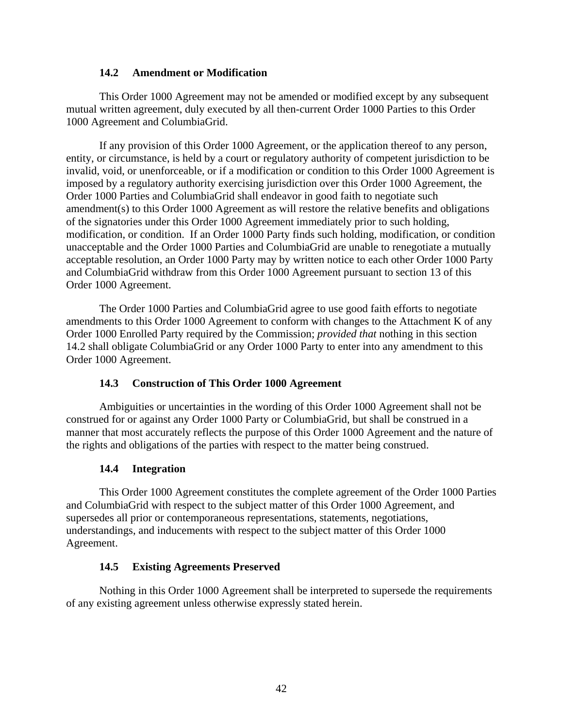### 14.2 Amendment or Modification

This Order 1000 Agreement may not be amended or modified except by any subsequent mutual written agreement, duly executed by all then-current Order 1000 Parties to this Order 1000 Agreement and ColumbiaGrid.

If any provision of this Order 1000 Agreement, or the application thereof to any person, entity, or circumstance, is held by a court or regulatory authority of competent jurisdiction to be invalid, void, or unenforceable, or if a modification or condition to this Order 1000 Agreement is imposed by a regulatory authority exercising jurisdiction over this Order 1000 Agreement, the Order 1000 Parties and ColumbiaGrid shall endeavor in good faith to negotiate such amendment(s) to this Order 1000 Agreement as will restore the relative benefits and obligations of the signatories under this Order 1000 Agreement immediately prior to such holding, modification, or condition. If an Order 1000 Party finds such holding, modification, or condition unacceptable and the Order 1000 Parties and ColumbiaGrid are unable to renegotiate a mutually acceptable resolution, an Order 1000 Party may by written notice to each other Order 1000 Party and ColumbiaGrid withdraw from this Order 1000 Agreement pursuant to section 13 of this Order 1000 Agreement.

The Order 1000 Parties and ColumbiaGrid agree to use good faith efforts to negotiate amendments to this Order 1000 Agreement to conform with changes to the Attachment K of any Order 1000 Enrolled Party required by the Commission; *provided that* nothing in this section 14.2 shall obligate ColumbiaGrid or any Order 1000 Party to enter into any amendment to this Order 1000 Agreement.

### 14.3 Construction of This Order 1000 Agreement

Ambiguities or uncertainties in the wording of this Order 1000 Agreement shall not be construed for or against any Order 1000 Party or ColumbiaGrid, but shall be construed in a manner that most accurately reflects the purpose of this Order 1000 Agreement and the nature of the rights and obligations of the parties with respect to the matter being construed.

### 14.4 Integration

This Order 1000 Agreement constitutes the complete agreement of the Order 1000 Parties and ColumbiaGrid with respect to the subject matter of this Order 1000 Agreement, and supersedes all prior or contemporaneous representations, statements, negotiations, understandings, and inducements with respect to the subject matter of this Order 1000 Agreement.

### 14.5 Existing Agreements Preserved

Nothing in this Order 1000 Agreement shall be interpreted to supersede the requirements of any existing agreement unless otherwise expressly stated herein.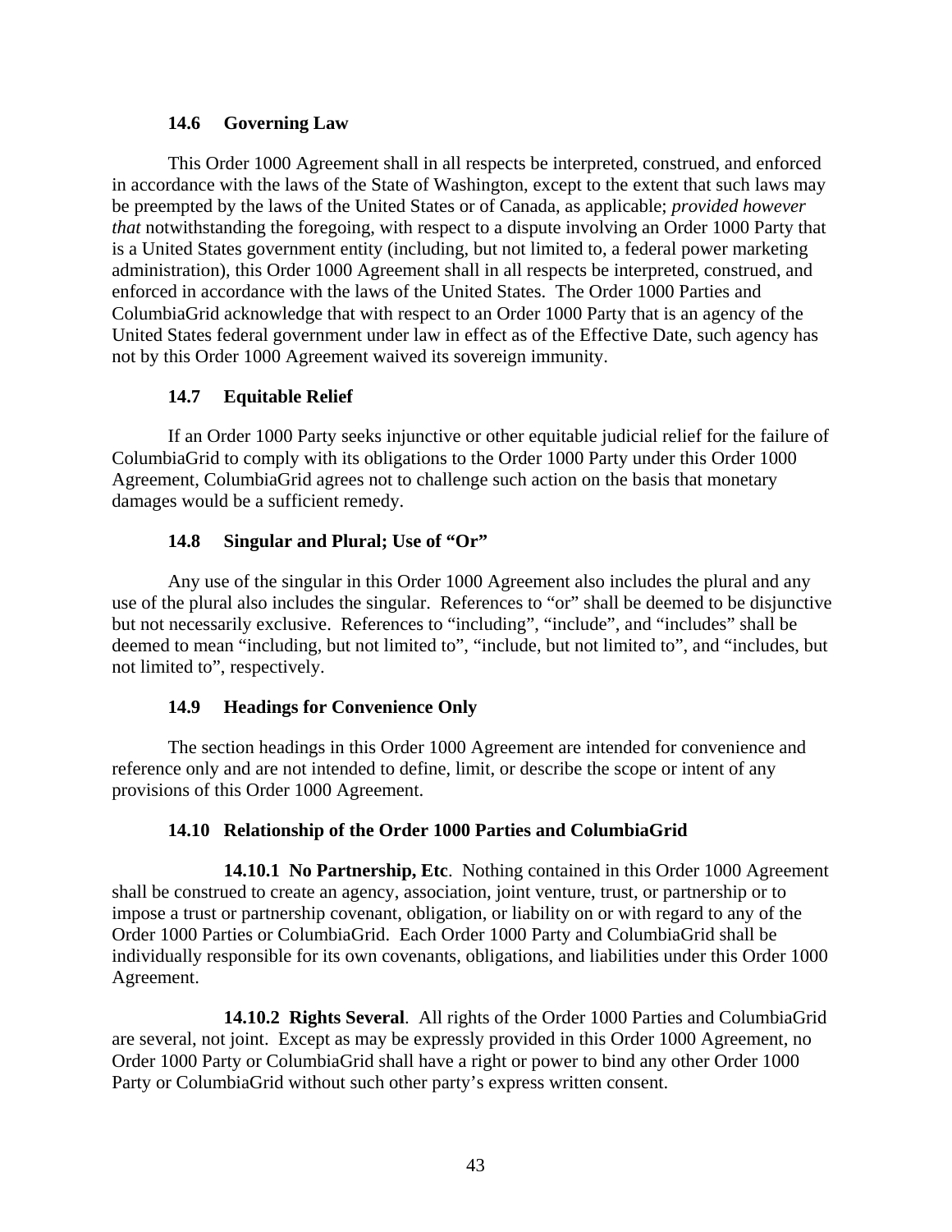### 14.6 Governing Law

This Order 1000 Agreement shall in all respects be interpreted, construed, and enforced in accordance with the laws of the State of Washington, except to the extent that such laws may be preempted by the laws of the United States or of Canada, as applicable; *provided however that* notwithstanding the foregoing, with respect to a dispute involving an Order 1000 Party that is a United States government entity (including, but not limited to, a federal power marketing administration), this Order 1000 Agreement shall in all respects be interpreted, construed, and enforced in accordance with the laws of the United States. The Order 1000 Parties and ColumbiaGrid acknowledge that with respect to an Order 1000 Party that is an agency of the United States federal government under law in effect as of the Effective Date, such agency has not by this Order 1000 Agreement waived its sovereign immunity.

### 14.7 Equitable Relief

If an Order 1000 Party seeks injunctive or other equitable judicial relief for the failure of ColumbiaGrid to comply with its obligations to the Order 1000 Party under this Order 1000 Agreement, ColumbiaGrid agrees not to challenge such action on the basis that monetary damages would be a sufficient remedy.

### 14.8 Singular and Plural; Use of "Or"

Any use of the singular in this Order 1000 Agreement also includes the plural and any use of the plural also includes the singular. References to "or" shall be deemed to be disjunctive but not necessarily exclusive. References to "including", "include", and "includes" shall be deemed to mean "including, but not limited to", "include, but not limited to", and "includes, but not limited to", respectively.

### 14.9 Headings for Convenience Only

The section headings in this Order 1000 Agreement are intended for convenience and reference only and are not intended to define, limit, or describe the scope or intent of any provisions of this Order 1000 Agreement.

### 14.10 Relationship of the Order 1000 Parties and ColumbiaGrid

**14.10.1 No Partnership, Etc**. Nothing contained in this Order 1000 Agreement shall be construed to create an agency, association, joint venture, trust, or partnership or to impose a trust or partnership covenant, obligation, or liability on or with regard to any of the Order 1000 Parties or ColumbiaGrid. Each Order 1000 Party and ColumbiaGrid shall be individually responsible for its own covenants, obligations, and liabilities under this Order 1000 Agreement.

**14.10.2 Rights Several**. All rights of the Order 1000 Parties and ColumbiaGrid are several, not joint. Except as may be expressly provided in this Order 1000 Agreement, no Order 1000 Party or ColumbiaGrid shall have a right or power to bind any other Order 1000 Party or ColumbiaGrid without such other party's express written consent.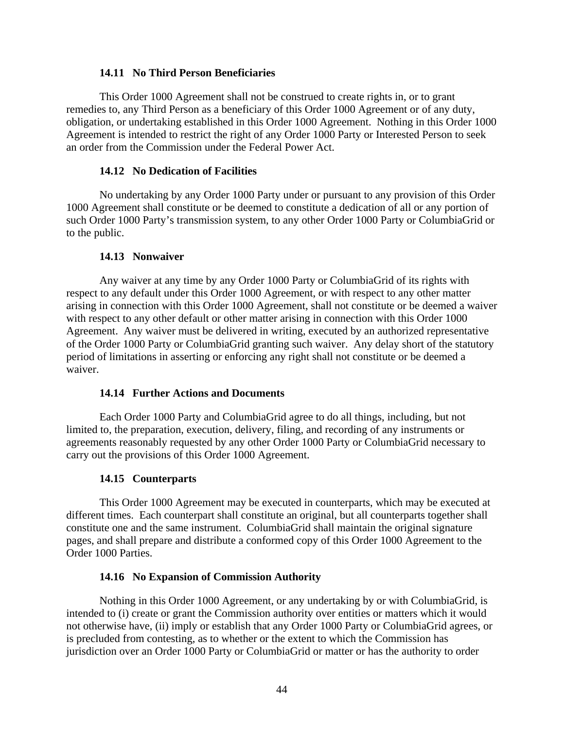### 14.11 No Third Person Beneficiaries

This Order 1000 Agreement shall not be construed to create rights in, or to grant remedies to, any Third Person as a beneficiary of this Order 1000 Agreement or of any duty, obligation, or undertaking established in this Order 1000 Agreement. Nothing in this Order 1000 Agreement is intended to restrict the right of any Order 1000 Party or Interested Person to seek an order from the Commission under the Federal Power Act.

### 14.12 No Dedication of Facilities

No undertaking by any Order 1000 Party under or pursuant to any provision of this Order 1000 Agreement shall constitute or be deemed to constitute a dedication of all or any portion of such Order 1000 Party's transmission system, to any other Order 1000 Party or ColumbiaGrid or to the public.

### 14.13 Nonwaiver

Any waiver at any time by any Order 1000 Party or ColumbiaGrid of its rights with respect to any default under this Order 1000 Agreement, or with respect to any other matter arising in connection with this Order 1000 Agreement, shall not constitute or be deemed a waiver with respect to any other default or other matter arising in connection with this Order 1000 Agreement. Any waiver must be delivered in writing, executed by an authorized representative of the Order 1000 Party or ColumbiaGrid granting such waiver. Any delay short of the statutory period of limitations in asserting or enforcing any right shall not constitute or be deemed a waiver.

### 14.14 Further Actions and Documents

Each Order 1000 Party and ColumbiaGrid agree to do all things, including, but not limited to, the preparation, execution, delivery, filing, and recording of any instruments or agreements reasonably requested by any other Order 1000 Party or ColumbiaGrid necessary to carry out the provisions of this Order 1000 Agreement.

### 14.15 Counterparts

This Order 1000 Agreement may be executed in counterparts, which may be executed at different times. Each counterpart shall constitute an original, but all counterparts together shall constitute one and the same instrument. ColumbiaGrid shall maintain the original signature pages, and shall prepare and distribute a conformed copy of this Order 1000 Agreement to the Order 1000 Parties.

### 14.16 No Expansion of Commission Authority

Nothing in this Order 1000 Agreement, or any undertaking by or with ColumbiaGrid, is intended to (i) create or grant the Commission authority over entities or matters which it would not otherwise have, (ii) imply or establish that any Order 1000 Party or ColumbiaGrid agrees, or is precluded from contesting, as to whether or the extent to which the Commission has jurisdiction over an Order 1000 Party or ColumbiaGrid or matter or has the authority to order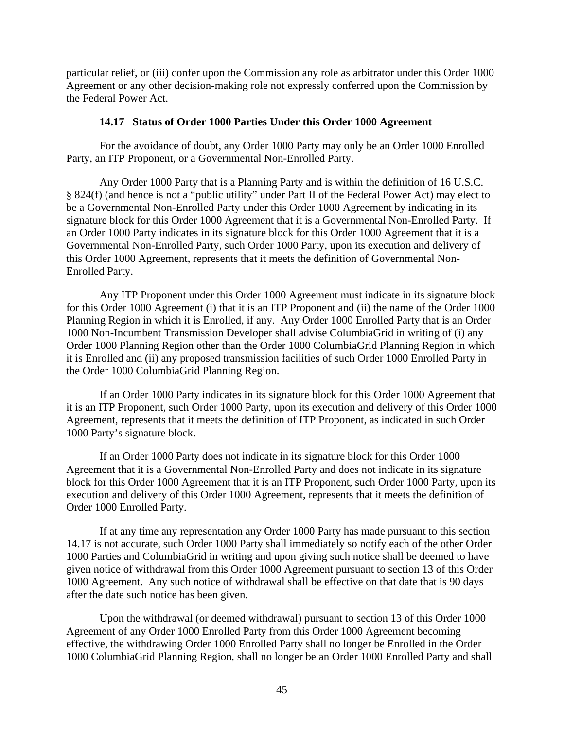particular relief, or (iii) confer upon the Commission any role as arbitrator under this Order 1000 Agreement or any other decision-making role not expressly conferred upon the Commission by the Federal Power Act.

### 14.17 Status of Order 1000 Parties Under this Order 1000 Agreement

For the avoidance of doubt, any Order 1000 Party may only be an Order 1000 Enrolled Party, an ITP Proponent, or a Governmental Non-Enrolled Party.

Any Order 1000 Party that is a Planning Party and is within the definition of 16 U.S.C. § 824(f) (and hence is not a "public utility" under Part II of the Federal Power Act) may elect to be a Governmental Non-Enrolled Party under this Order 1000 Agreement by indicating in its signature block for this Order 1000 Agreement that it is a Governmental Non-Enrolled Party. If an Order 1000 Party indicates in its signature block for this Order 1000 Agreement that it is a Governmental Non-Enrolled Party, such Order 1000 Party, upon its execution and delivery of this Order 1000 Agreement, represents that it meets the definition of Governmental Non-Enrolled Party.

Any ITP Proponent under this Order 1000 Agreement must indicate in its signature block for this Order 1000 Agreement (i) that it is an ITP Proponent and (ii) the name of the Order 1000 Planning Region in which it is Enrolled, if any. Any Order 1000 Enrolled Party that is an Order 1000 Non-Incumbent Transmission Developer shall advise ColumbiaGrid in writing of (i) any Order 1000 Planning Region other than the Order 1000 ColumbiaGrid Planning Region in which it is Enrolled and (ii) any proposed transmission facilities of such Order 1000 Enrolled Party in the Order 1000 ColumbiaGrid Planning Region.

If an Order 1000 Party indicates in its signature block for this Order 1000 Agreement that it is an ITP Proponent, such Order 1000 Party, upon its execution and delivery of this Order 1000 Agreement, represents that it meets the definition of ITP Proponent, as indicated in such Order 1000 Party's signature block.

If an Order 1000 Party does not indicate in its signature block for this Order 1000 Agreement that it is a Governmental Non-Enrolled Party and does not indicate in its signature block for this Order 1000 Agreement that it is an ITP Proponent, such Order 1000 Party, upon its execution and delivery of this Order 1000 Agreement, represents that it meets the definition of Order 1000 Enrolled Party.

If at any time any representation any Order 1000 Party has made pursuant to this section 14.17 is not accurate, such Order 1000 Party shall immediately so notify each of the other Order 1000 Parties and ColumbiaGrid in writing and upon giving such notice shall be deemed to have given notice of withdrawal from this Order 1000 Agreement pursuant to section 13 of this Order 1000 Agreement. Any such notice of withdrawal shall be effective on that date that is 90 days after the date such notice has been given.

Upon the withdrawal (or deemed withdrawal) pursuant to section 13 of this Order 1000 Agreement of any Order 1000 Enrolled Party from this Order 1000 Agreement becoming effective, the withdrawing Order 1000 Enrolled Party shall no longer be Enrolled in the Order 1000 ColumbiaGrid Planning Region, shall no longer be an Order 1000 Enrolled Party and shall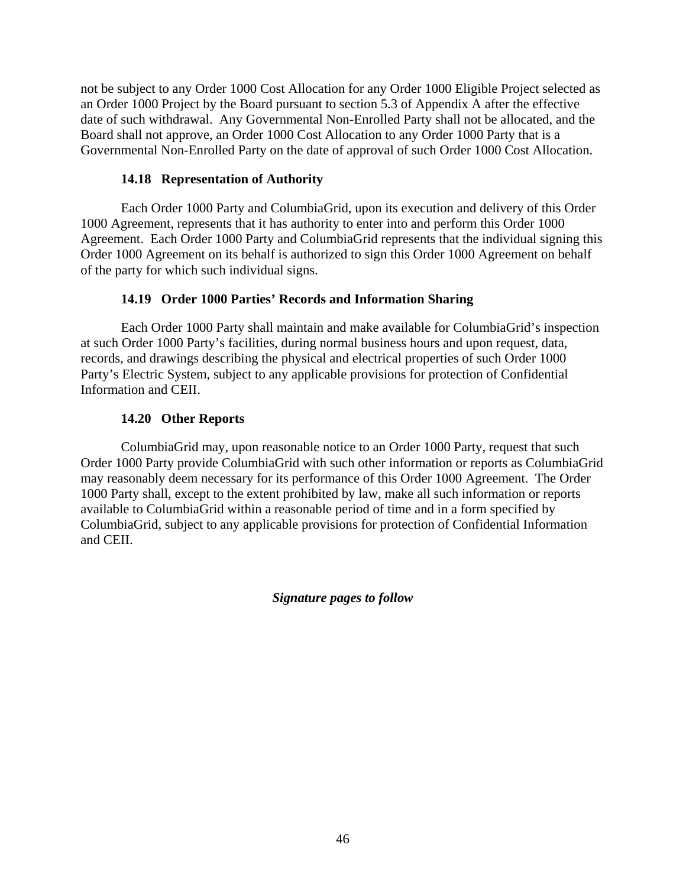not be subject to any Order 1000 Cost Allocation for any Order 1000 Eligible Project selected as an Order 1000 Project by the Board pursuant to section 5.3 of Appendix A after the effective date of such withdrawal. Any Governmental Non-Enrolled Party shall not be allocated, and the Board shall not approve, an Order 1000 Cost Allocation to any Order 1000 Party that is a Governmental Non-Enrolled Party on the date of approval of such Order 1000 Cost Allocation.

### 14.18 Representation of Authority

Each Order 1000 Party and ColumbiaGrid, upon its execution and delivery of this Order 1000 Agreement, represents that it has authority to enter into and perform this Order 1000 Agreement. Each Order 1000 Party and ColumbiaGrid represents that the individual signing this Order 1000 Agreement on its behalf is authorized to sign this Order 1000 Agreement on behalf of the party for which such individual signs.

### 14.19 Order 1000 Parties' Records and Information Sharing

Each Order 1000 Party shall maintain and make available for ColumbiaGrid's inspection at such Order 1000 Party's facilities, during normal business hours and upon request, data, records, and drawings describing the physical and electrical properties of such Order 1000 Party's Electric System, subject to any applicable provisions for protection of Confidential Information and CEII.

### 14.20 Other Reports

ColumbiaGrid may, upon reasonable notice to an Order 1000 Party, request that such Order 1000 Party provide ColumbiaGrid with such other information or reports as ColumbiaGrid may reasonably deem necessary for its performance of this Order 1000 Agreement. The Order 1000 Party shall, except to the extent prohibited by law, make all such information or reports available to ColumbiaGrid within a reasonable period of time and in a form specified by ColumbiaGrid, subject to any applicable provisions for protection of Confidential Information and CEII.

***Signature pages to follow***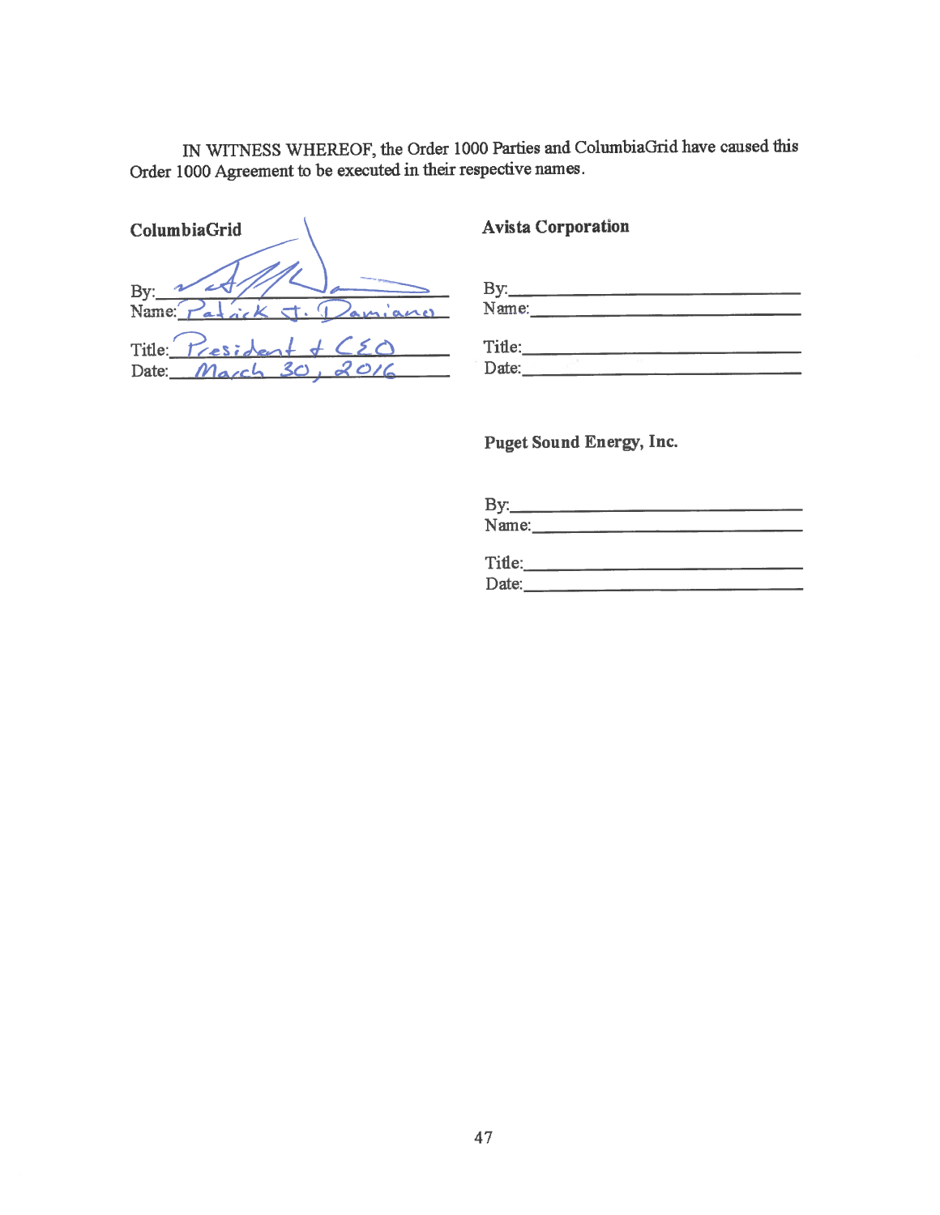IN WITNESS WHEREOF, the Order 1000 Parties and ColumbiaGrid have caused this Order 1000 Agreement to be executed in their respective names.

**ColumbiaGrid**

By: _[signature]_
Name: Patrick J. Damiano

Title: President & CEO
Date: March 30, 2016

**Avista Corporation**

By: ______________________________
Name: ______________________________

Title: ______________________________
Date: ______________________________

**Puget Sound Energy, Inc.**

By: ______________________________
Name: ______________________________

Title: ______________________________
Date: ______________________________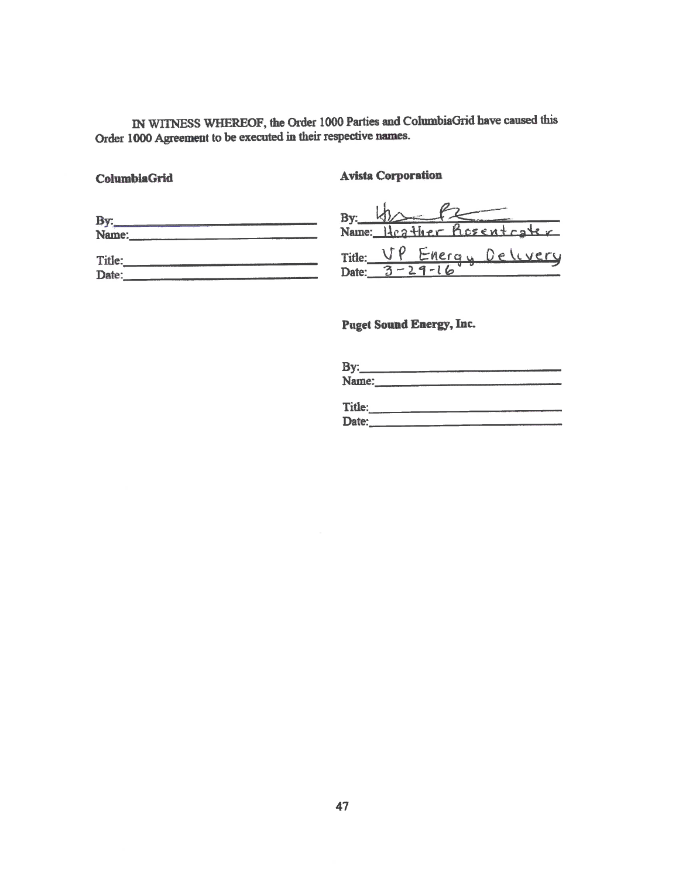IN WITNESS WHEREOF, the Order 1000 Parties and ColumbiaGrid have caused this Order 1000 Agreement to be executed in their respective names.

**ColumbiaGrid**

By:\_\_\_\_\_\_\_\_\_\_\_\_\_\_\_\_\_\_\_\_\_\_\_\_\_\_\_\_
Name:\_\_\_\_\_\_\_\_\_\_\_\_\_\_\_\_\_\_\_\_\_\_\_\_\_\_

Title:\_\_\_\_\_\_\_\_\_\_\_\_\_\_\_\_\_\_\_\_\_\_\_\_\_\_\_
Date:\_\_\_\_\_\_\_\_\_\_\_\_\_\_\_\_\_\_\_\_\_\_\_\_\_\_\_

**Avista Corporation**

By: [signature]
Name: Heather Rosentrater

Title: VP Energy Delivery
Date: 3-29-16

**Puget Sound Energy, Inc.**

By:\_\_\_\_\_\_\_\_\_\_\_\_\_\_\_\_\_\_\_\_\_\_\_\_\_\_\_\_
Name:\_\_\_\_\_\_\_\_\_\_\_\_\_\_\_\_\_\_\_\_\_\_\_\_\_\_

Title:\_\_\_\_\_\_\_\_\_\_\_\_\_\_\_\_\_\_\_\_\_\_\_\_\_\_\_
Date:\_\_\_\_\_\_\_\_\_\_\_\_\_\_\_\_\_\_\_\_\_\_\_\_\_\_\_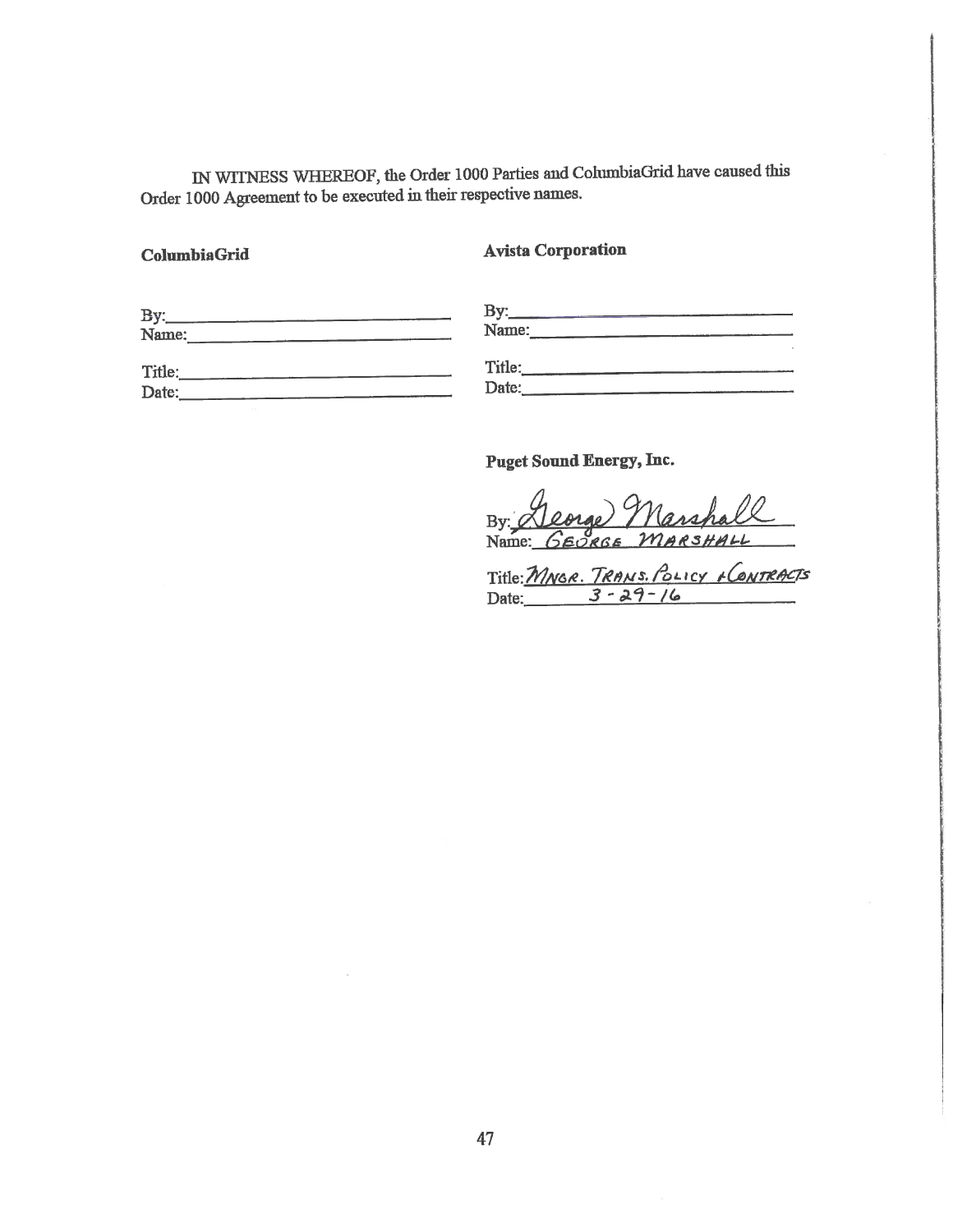IN WITNESS WHEREOF, the Order 1000 Parties and ColumbiaGrid have caused this Order 1000 Agreement to be executed in their respective names.

**ColumbiaGrid**

By:\_\_\_\_\_\_\_\_\_\_\_\_\_\_\_\_\_\_\_\_\_\_\_\_\_\_\_\_
Name:\_\_\_\_\_\_\_\_\_\_\_\_\_\_\_\_\_\_\_\_\_\_\_\_\_\_

Title:\_\_\_\_\_\_\_\_\_\_\_\_\_\_\_\_\_\_\_\_\_\_\_\_\_\_\_
Date:\_\_\_\_\_\_\_\_\_\_\_\_\_\_\_\_\_\_\_\_\_\_\_\_\_\_\_

**Avista Corporation**

By:\_\_\_\_\_\_\_\_\_\_\_\_\_\_\_\_\_\_\_\_\_\_\_\_\_\_\_\_
Name:\_\_\_\_\_\_\_\_\_\_\_\_\_\_\_\_\_\_\_\_\_\_\_\_\_\_

Title:\_\_\_\_\_\_\_\_\_\_\_\_\_\_\_\_\_\_\_\_\_\_\_\_\_\_\_
Date:\_\_\_\_\_\_\_\_\_\_\_\_\_\_\_\_\_\_\_\_\_\_\_\_\_\_\_

**Puget Sound Energy, Inc.**

By: George Marshall
Name: GEORGE MARSHALL

Title: MNGR. TRANS. POLICY + CONTRACTS
Date: 3-29-16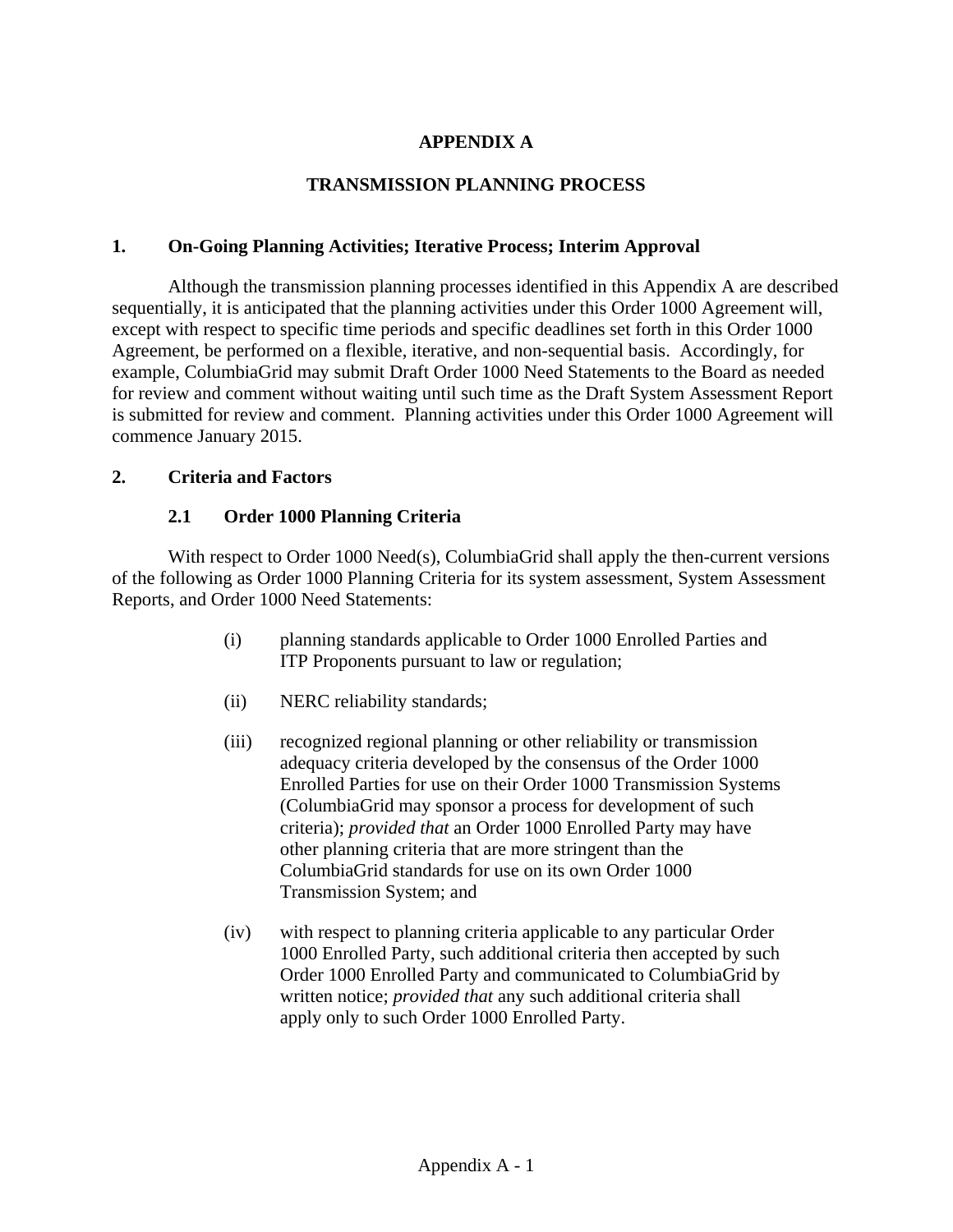# APPENDIX A

# TRANSMISSION PLANNING PROCESS

## 1. On-Going Planning Activities; Iterative Process; Interim Approval

Although the transmission planning processes identified in this Appendix A are described sequentially, it is anticipated that the planning activities under this Order 1000 Agreement will, except with respect to specific time periods and specific deadlines set forth in this Order 1000 Agreement, be performed on a flexible, iterative, and non-sequential basis. Accordingly, for example, ColumbiaGrid may submit Draft Order 1000 Need Statements to the Board as needed for review and comment without waiting until such time as the Draft System Assessment Report is submitted for review and comment. Planning activities under this Order 1000 Agreement will commence January 2015.

## 2. Criteria and Factors

### 2.1 Order 1000 Planning Criteria

With respect to Order 1000 Need(s), ColumbiaGrid shall apply the then-current versions of the following as Order 1000 Planning Criteria for its system assessment, System Assessment Reports, and Order 1000 Need Statements:

(i) planning standards applicable to Order 1000 Enrolled Parties and ITP Proponents pursuant to law or regulation;

(ii) NERC reliability standards;

(iii) recognized regional planning or other reliability or transmission adequacy criteria developed by the consensus of the Order 1000 Enrolled Parties for use on their Order 1000 Transmission Systems (ColumbiaGrid may sponsor a process for development of such criteria); *provided that* an Order 1000 Enrolled Party may have other planning criteria that are more stringent than the ColumbiaGrid standards for use on its own Order 1000 Transmission System; and

(iv) with respect to planning criteria applicable to any particular Order 1000 Enrolled Party, such additional criteria then accepted by such Order 1000 Enrolled Party and communicated to ColumbiaGrid by written notice; *provided that* any such additional criteria shall apply only to such Order 1000 Enrolled Party.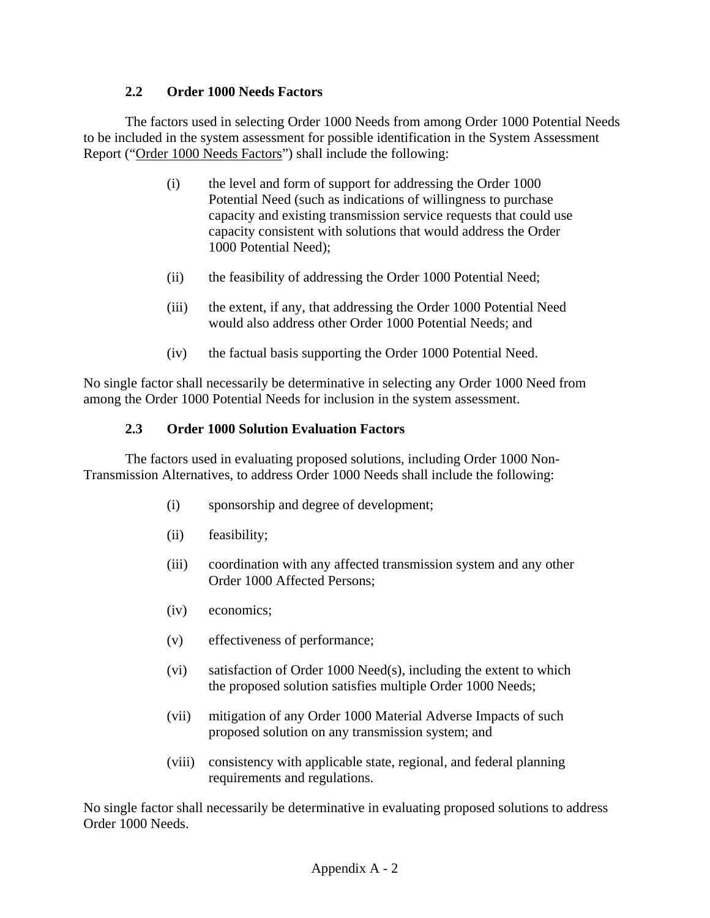### 2.2 Order 1000 Needs Factors

The factors used in selecting Order 1000 Needs from among Order 1000 Potential Needs to be included in the system assessment for possible identification in the System Assessment Report ("Order 1000 Needs Factors") shall include the following:

(i) the level and form of support for addressing the Order 1000 Potential Need (such as indications of willingness to purchase capacity and existing transmission service requests that could use capacity consistent with solutions that would address the Order 1000 Potential Need);

(ii) the feasibility of addressing the Order 1000 Potential Need;

(iii) the extent, if any, that addressing the Order 1000 Potential Need would also address other Order 1000 Potential Needs; and

(iv) the factual basis supporting the Order 1000 Potential Need.

No single factor shall necessarily be determinative in selecting any Order 1000 Need from among the Order 1000 Potential Needs for inclusion in the system assessment.

### 2.3 Order 1000 Solution Evaluation Factors

The factors used in evaluating proposed solutions, including Order 1000 Non-Transmission Alternatives, to address Order 1000 Needs shall include the following:

(i) sponsorship and degree of development;

(ii) feasibility;

(iii) coordination with any affected transmission system and any other Order 1000 Affected Persons;

(iv) economics;

(v) effectiveness of performance;

(vi) satisfaction of Order 1000 Need(s), including the extent to which the proposed solution satisfies multiple Order 1000 Needs;

(vii) mitigation of any Order 1000 Material Adverse Impacts of such proposed solution on any transmission system; and

(viii) consistency with applicable state, regional, and federal planning requirements and regulations.

No single factor shall necessarily be determinative in evaluating proposed solutions to address Order 1000 Needs.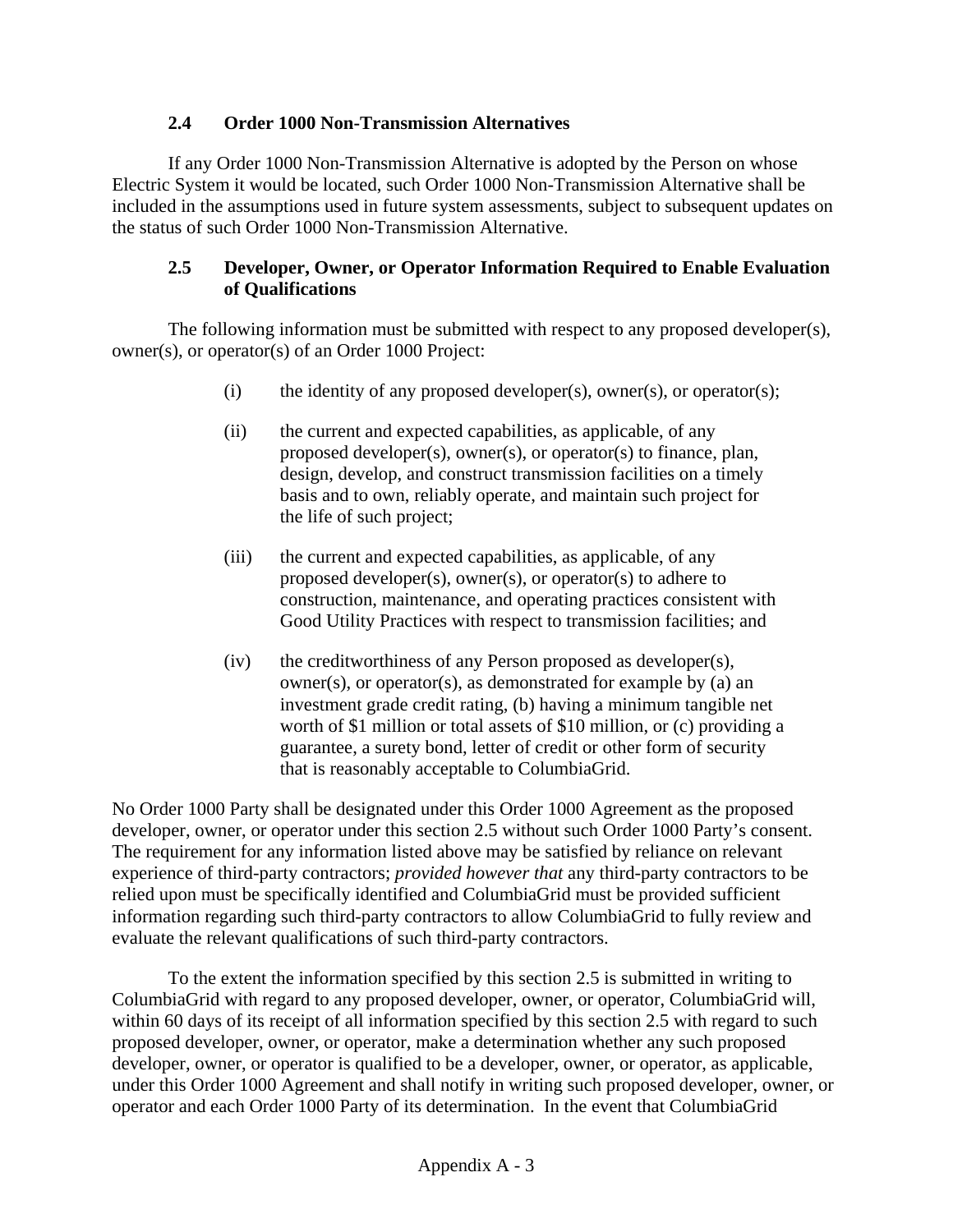### 2.4 Order 1000 Non-Transmission Alternatives

If any Order 1000 Non-Transmission Alternative is adopted by the Person on whose Electric System it would be located, such Order 1000 Non-Transmission Alternative shall be included in the assumptions used in future system assessments, subject to subsequent updates on the status of such Order 1000 Non-Transmission Alternative.

### 2.5 Developer, Owner, or Operator Information Required to Enable Evaluation of Qualifications

The following information must be submitted with respect to any proposed developer(s), owner(s), or operator(s) of an Order 1000 Project:

(i) the identity of any proposed developer(s), owner(s), or operator(s);

(ii) the current and expected capabilities, as applicable, of any proposed developer(s), owner(s), or operator(s) to finance, plan, design, develop, and construct transmission facilities on a timely basis and to own, reliably operate, and maintain such project for the life of such project;

(iii) the current and expected capabilities, as applicable, of any proposed developer(s), owner(s), or operator(s) to adhere to construction, maintenance, and operating practices consistent with Good Utility Practices with respect to transmission facilities; and

(iv) the creditworthiness of any Person proposed as developer(s), owner(s), or operator(s), as demonstrated for example by (a) an investment grade credit rating, (b) having a minimum tangible net worth of $1 million or total assets of $10 million, or (c) providing a guarantee, a surety bond, letter of credit or other form of security that is reasonably acceptable to ColumbiaGrid.

No Order 1000 Party shall be designated under this Order 1000 Agreement as the proposed developer, owner, or operator under this section 2.5 without such Order 1000 Party's consent. The requirement for any information listed above may be satisfied by reliance on relevant experience of third-party contractors; *provided however that* any third-party contractors to be relied upon must be specifically identified and ColumbiaGrid must be provided sufficient information regarding such third-party contractors to allow ColumbiaGrid to fully review and evaluate the relevant qualifications of such third-party contractors.

To the extent the information specified by this section 2.5 is submitted in writing to ColumbiaGrid with regard to any proposed developer, owner, or operator, ColumbiaGrid will, within 60 days of its receipt of all information specified by this section 2.5 with regard to such proposed developer, owner, or operator, make a determination whether any such proposed developer, owner, or operator is qualified to be a developer, owner, or operator, as applicable, under this Order 1000 Agreement and shall notify in writing such proposed developer, owner, or operator and each Order 1000 Party of its determination. In the event that ColumbiaGrid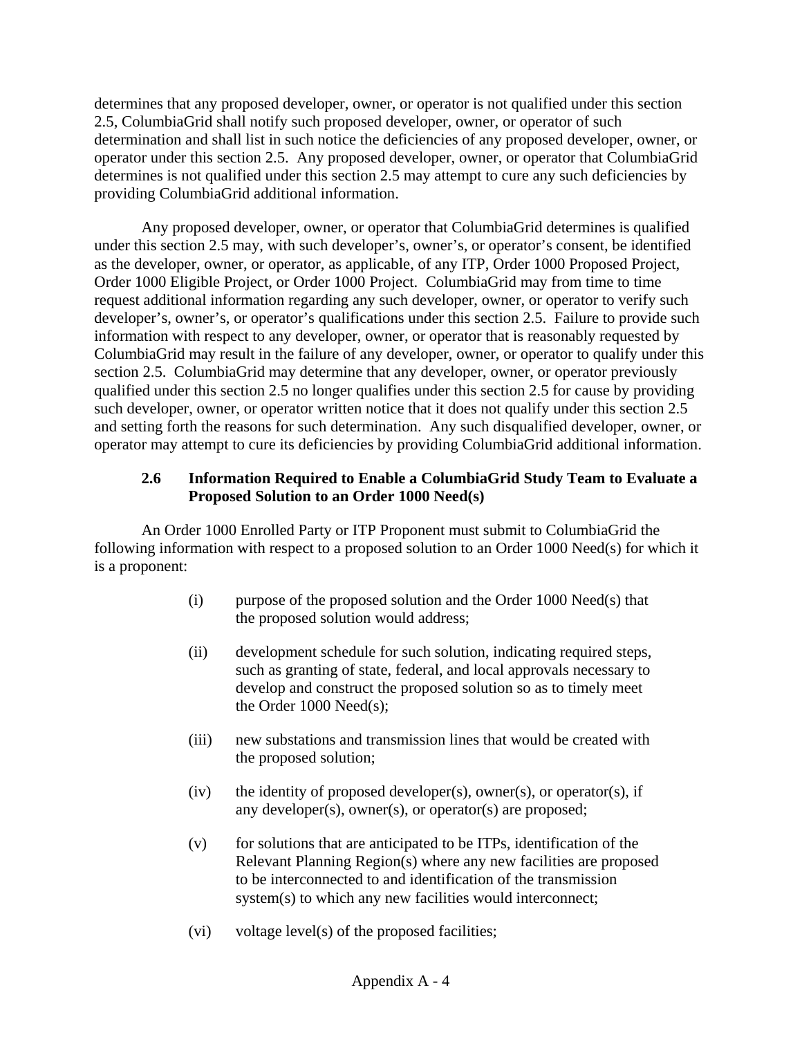determines that any proposed developer, owner, or operator is not qualified under this section 2.5, ColumbiaGrid shall notify such proposed developer, owner, or operator of such determination and shall list in such notice the deficiencies of any proposed developer, owner, or operator under this section 2.5. Any proposed developer, owner, or operator that ColumbiaGrid determines is not qualified under this section 2.5 may attempt to cure any such deficiencies by providing ColumbiaGrid additional information.

Any proposed developer, owner, or operator that ColumbiaGrid determines is qualified under this section 2.5 may, with such developer's, owner's, or operator's consent, be identified as the developer, owner, or operator, as applicable, of any ITP, Order 1000 Proposed Project, Order 1000 Eligible Project, or Order 1000 Project. ColumbiaGrid may from time to time request additional information regarding any such developer, owner, or operator to verify such developer's, owner's, or operator's qualifications under this section 2.5. Failure to provide such information with respect to any developer, owner, or operator that is reasonably requested by ColumbiaGrid may result in the failure of any developer, owner, or operator to qualify under this section 2.5. ColumbiaGrid may determine that any developer, owner, or operator previously qualified under this section 2.5 no longer qualifies under this section 2.5 for cause by providing such developer, owner, or operator written notice that it does not qualify under this section 2.5 and setting forth the reasons for such determination. Any such disqualified developer, owner, or operator may attempt to cure its deficiencies by providing ColumbiaGrid additional information.

### 2.6 Information Required to Enable a ColumbiaGrid Study Team to Evaluate a Proposed Solution to an Order 1000 Need(s)

An Order 1000 Enrolled Party or ITP Proponent must submit to ColumbiaGrid the following information with respect to a proposed solution to an Order 1000 Need(s) for which it is a proponent:

(i) purpose of the proposed solution and the Order 1000 Need(s) that the proposed solution would address;

(ii) development schedule for such solution, indicating required steps, such as granting of state, federal, and local approvals necessary to develop and construct the proposed solution so as to timely meet the Order 1000 Need(s);

(iii) new substations and transmission lines that would be created with the proposed solution;

(iv) the identity of proposed developer(s), owner(s), or operator(s), if any developer(s), owner(s), or operator(s) are proposed;

(v) for solutions that are anticipated to be ITPs, identification of the Relevant Planning Region(s) where any new facilities are proposed to be interconnected to and identification of the transmission system(s) to which any new facilities would interconnect;

(vi) voltage level(s) of the proposed facilities;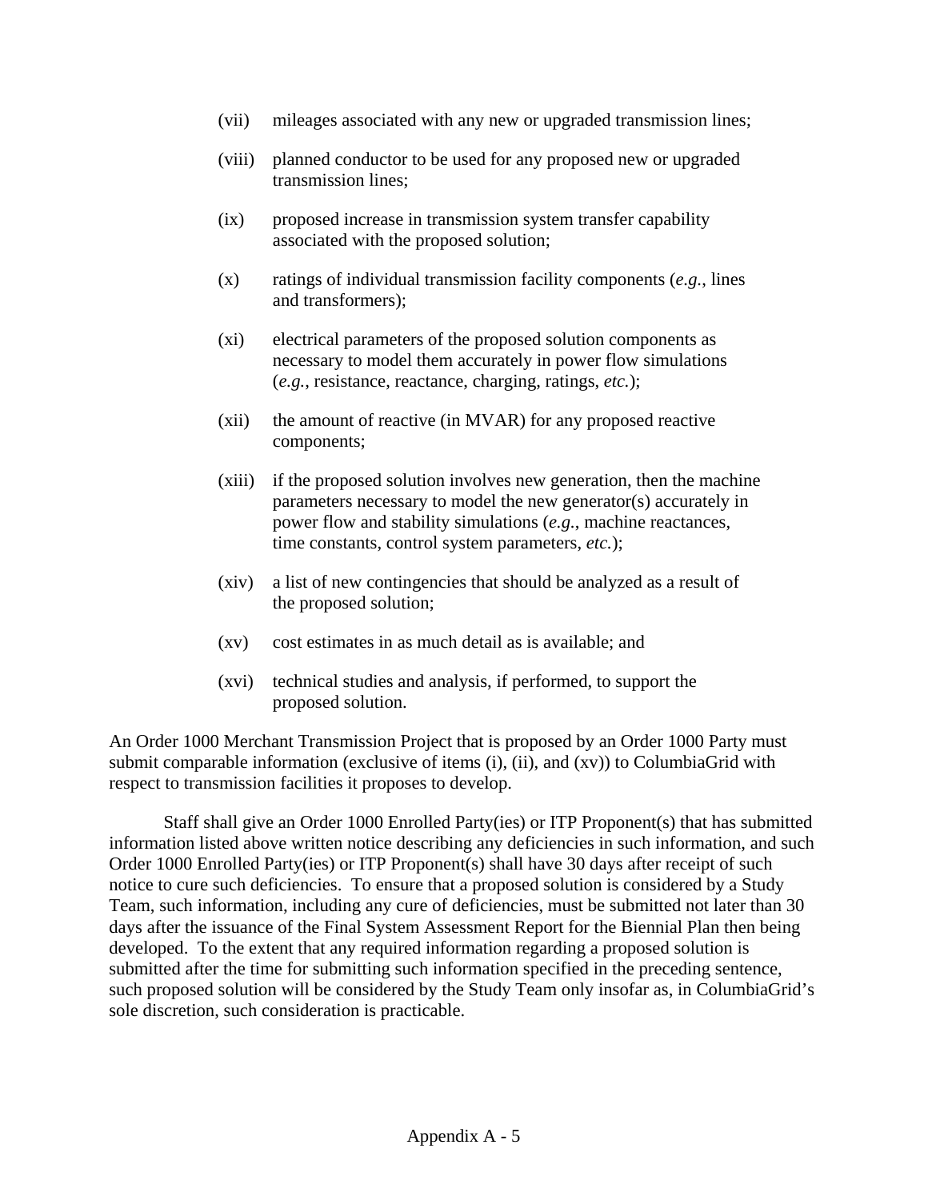(vii) mileages associated with any new or upgraded transmission lines;

(viii) planned conductor to be used for any proposed new or upgraded transmission lines;

(ix) proposed increase in transmission system transfer capability associated with the proposed solution;

(x) ratings of individual transmission facility components (*e.g.*, lines and transformers);

(xi) electrical parameters of the proposed solution components as necessary to model them accurately in power flow simulations (*e.g.*, resistance, reactance, charging, ratings, *etc.*);

(xii) the amount of reactive (in MVAR) for any proposed reactive components;

(xiii) if the proposed solution involves new generation, then the machine parameters necessary to model the new generator(s) accurately in power flow and stability simulations (*e.g.*, machine reactances, time constants, control system parameters, *etc.*);

(xiv) a list of new contingencies that should be analyzed as a result of the proposed solution;

(xv) cost estimates in as much detail as is available; and

(xvi) technical studies and analysis, if performed, to support the proposed solution.

An Order 1000 Merchant Transmission Project that is proposed by an Order 1000 Party must submit comparable information (exclusive of items (i), (ii), and (xv)) to ColumbiaGrid with respect to transmission facilities it proposes to develop.

Staff shall give an Order 1000 Enrolled Party(ies) or ITP Proponent(s) that has submitted information listed above written notice describing any deficiencies in such information, and such Order 1000 Enrolled Party(ies) or ITP Proponent(s) shall have 30 days after receipt of such notice to cure such deficiencies. To ensure that a proposed solution is considered by a Study Team, such information, including any cure of deficiencies, must be submitted not later than 30 days after the issuance of the Final System Assessment Report for the Biennial Plan then being developed. To the extent that any required information regarding a proposed solution is submitted after the time for submitting such information specified in the preceding sentence, such proposed solution will be considered by the Study Team only insofar as, in ColumbiaGrid's sole discretion, such consideration is practicable.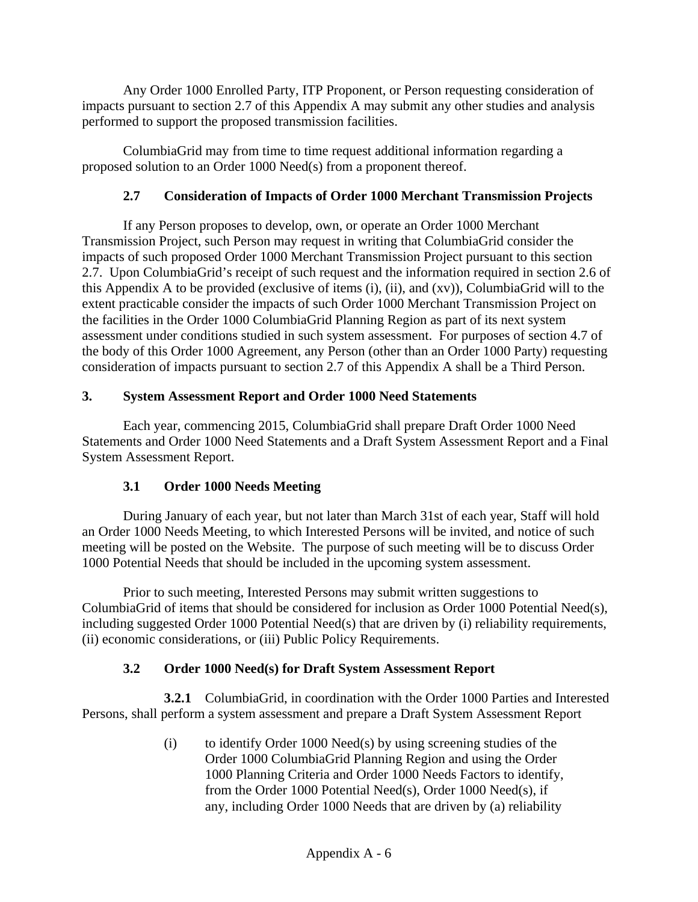Any Order 1000 Enrolled Party, ITP Proponent, or Person requesting consideration of impacts pursuant to section 2.7 of this Appendix A may submit any other studies and analysis performed to support the proposed transmission facilities.

ColumbiaGrid may from time to time request additional information regarding a proposed solution to an Order 1000 Need(s) from a proponent thereof.

### 2.7 Consideration of Impacts of Order 1000 Merchant Transmission Projects

If any Person proposes to develop, own, or operate an Order 1000 Merchant Transmission Project, such Person may request in writing that ColumbiaGrid consider the impacts of such proposed Order 1000 Merchant Transmission Project pursuant to this section 2.7. Upon ColumbiaGrid's receipt of such request and the information required in section 2.6 of this Appendix A to be provided (exclusive of items (i), (ii), and (xv)), ColumbiaGrid will to the extent practicable consider the impacts of such Order 1000 Merchant Transmission Project on the facilities in the Order 1000 ColumbiaGrid Planning Region as part of its next system assessment under conditions studied in such system assessment. For purposes of section 4.7 of the body of this Order 1000 Agreement, any Person (other than an Order 1000 Party) requesting consideration of impacts pursuant to section 2.7 of this Appendix A shall be a Third Person.

## 3. System Assessment Report and Order 1000 Need Statements

Each year, commencing 2015, ColumbiaGrid shall prepare Draft Order 1000 Need Statements and Order 1000 Need Statements and a Draft System Assessment Report and a Final System Assessment Report.

### 3.1 Order 1000 Needs Meeting

During January of each year, but not later than March 31st of each year, Staff will hold an Order 1000 Needs Meeting, to which Interested Persons will be invited, and notice of such meeting will be posted on the Website. The purpose of such meeting will be to discuss Order 1000 Potential Needs that should be included in the upcoming system assessment.

Prior to such meeting, Interested Persons may submit written suggestions to ColumbiaGrid of items that should be considered for inclusion as Order 1000 Potential Need(s), including suggested Order 1000 Potential Need(s) that are driven by (i) reliability requirements, (ii) economic considerations, or (iii) Public Policy Requirements.

### 3.2 Order 1000 Need(s) for Draft System Assessment Report

**3.2.1** ColumbiaGrid, in coordination with the Order 1000 Parties and Interested Persons, shall perform a system assessment and prepare a Draft System Assessment Report

(i) to identify Order 1000 Need(s) by using screening studies of the Order 1000 ColumbiaGrid Planning Region and using the Order 1000 Planning Criteria and Order 1000 Needs Factors to identify, from the Order 1000 Potential Need(s), Order 1000 Need(s), if any, including Order 1000 Needs that are driven by (a) reliability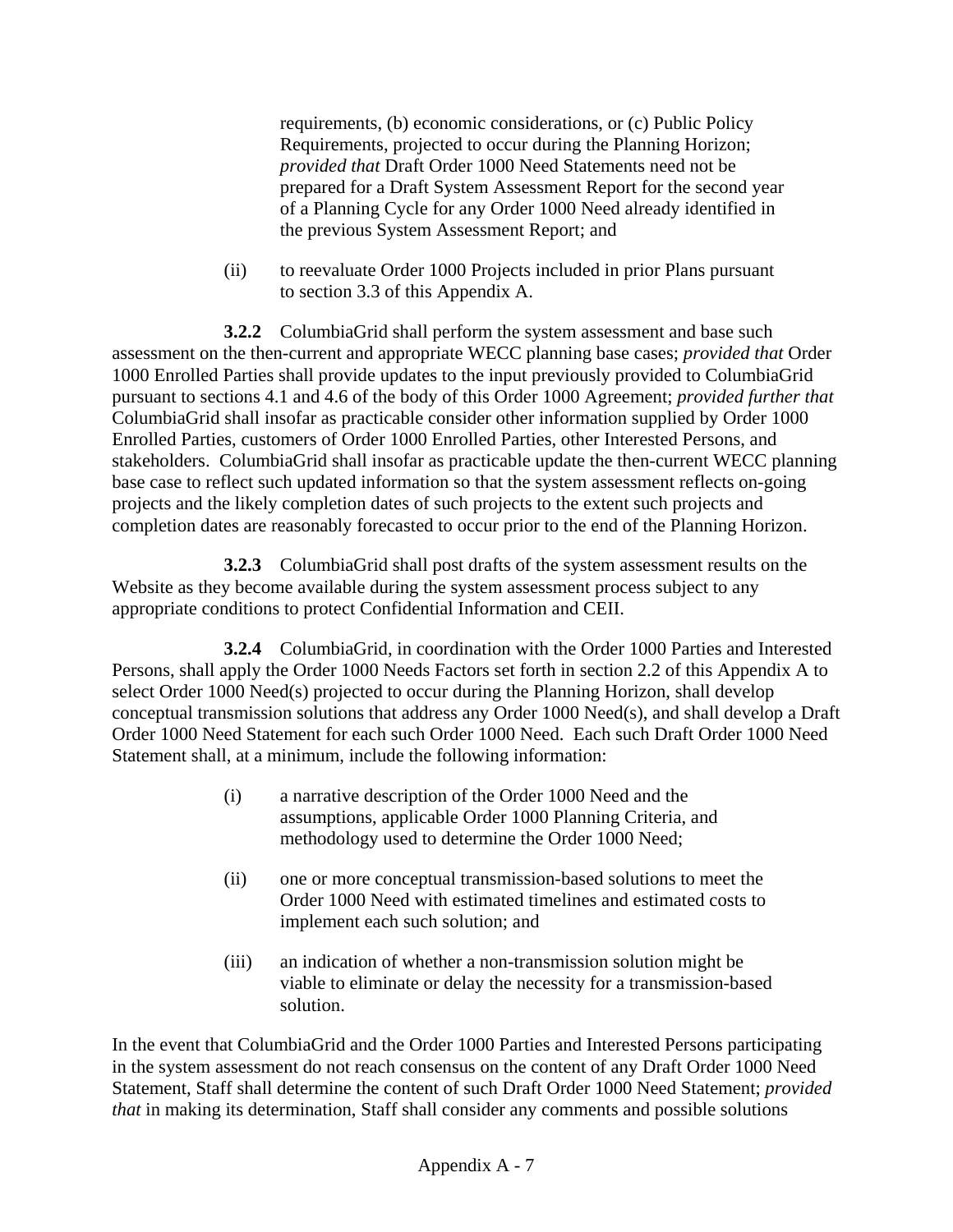requirements, (b) economic considerations, or (c) Public Policy Requirements, projected to occur during the Planning Horizon; *provided that* Draft Order 1000 Need Statements need not be prepared for a Draft System Assessment Report for the second year of a Planning Cycle for any Order 1000 Need already identified in the previous System Assessment Report; and

(ii) to reevaluate Order 1000 Projects included in prior Plans pursuant to section 3.3 of this Appendix A.

**3.2.2** ColumbiaGrid shall perform the system assessment and base such assessment on the then-current and appropriate WECC planning base cases; *provided that* Order 1000 Enrolled Parties shall provide updates to the input previously provided to ColumbiaGrid pursuant to sections 4.1 and 4.6 of the body of this Order 1000 Agreement; *provided further that* ColumbiaGrid shall insofar as practicable consider other information supplied by Order 1000 Enrolled Parties, customers of Order 1000 Enrolled Parties, other Interested Persons, and stakeholders. ColumbiaGrid shall insofar as practicable update the then-current WECC planning base case to reflect such updated information so that the system assessment reflects on-going projects and the likely completion dates of such projects to the extent such projects and completion dates are reasonably forecasted to occur prior to the end of the Planning Horizon.

**3.2.3** ColumbiaGrid shall post drafts of the system assessment results on the Website as they become available during the system assessment process subject to any appropriate conditions to protect Confidential Information and CEII.

**3.2.4** ColumbiaGrid, in coordination with the Order 1000 Parties and Interested Persons, shall apply the Order 1000 Needs Factors set forth in section 2.2 of this Appendix A to select Order 1000 Need(s) projected to occur during the Planning Horizon, shall develop conceptual transmission solutions that address any Order 1000 Need(s), and shall develop a Draft Order 1000 Need Statement for each such Order 1000 Need. Each such Draft Order 1000 Need Statement shall, at a minimum, include the following information:

(i) a narrative description of the Order 1000 Need and the assumptions, applicable Order 1000 Planning Criteria, and methodology used to determine the Order 1000 Need;

(ii) one or more conceptual transmission-based solutions to meet the Order 1000 Need with estimated timelines and estimated costs to implement each such solution; and

(iii) an indication of whether a non-transmission solution might be viable to eliminate or delay the necessity for a transmission-based solution.

In the event that ColumbiaGrid and the Order 1000 Parties and Interested Persons participating in the system assessment do not reach consensus on the content of any Draft Order 1000 Need Statement, Staff shall determine the content of such Draft Order 1000 Need Statement; *provided that* in making its determination, Staff shall consider any comments and possible solutions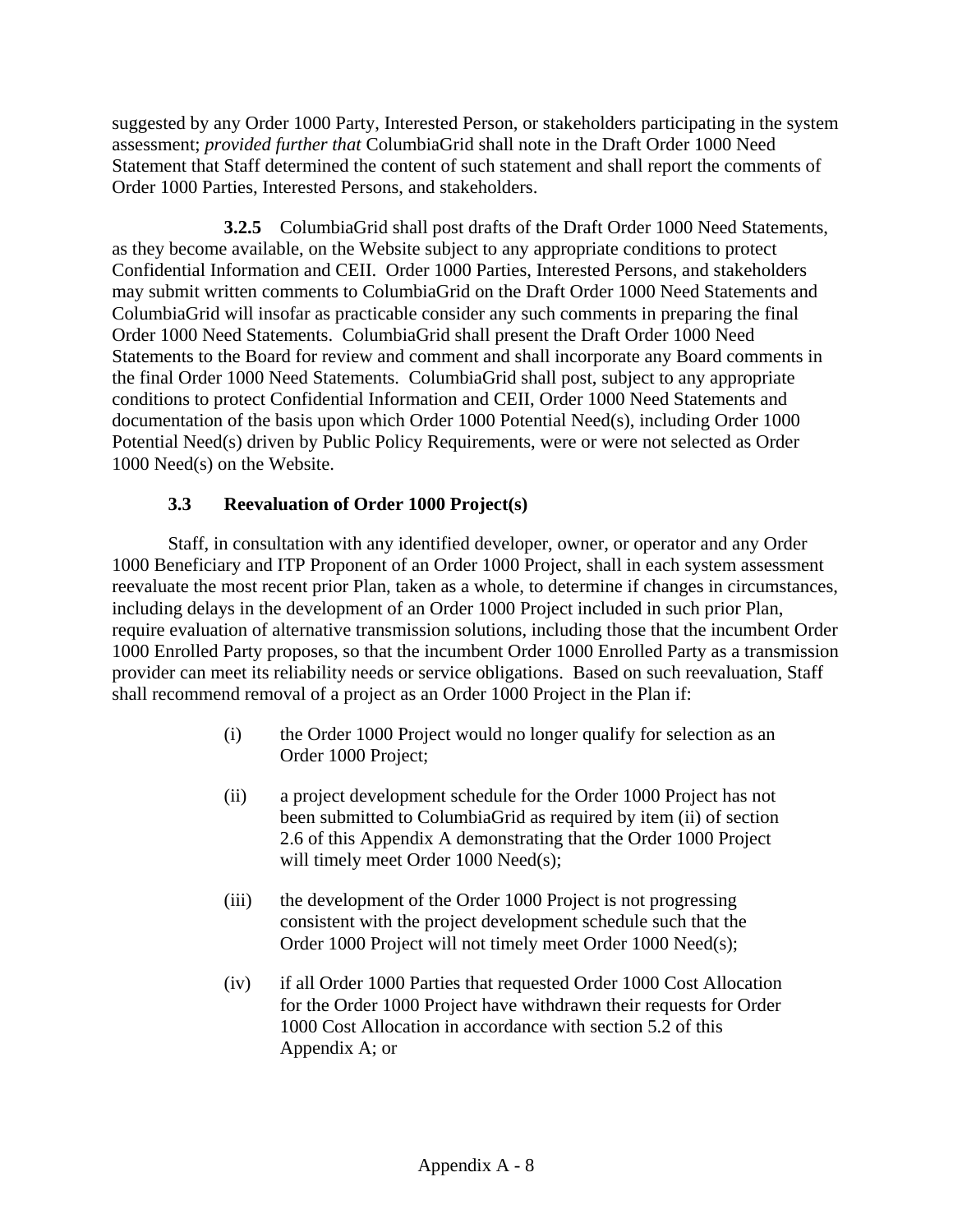suggested by any Order 1000 Party, Interested Person, or stakeholders participating in the system assessment; *provided further that* ColumbiaGrid shall note in the Draft Order 1000 Need Statement that Staff determined the content of such statement and shall report the comments of Order 1000 Parties, Interested Persons, and stakeholders.

**3.2.5** ColumbiaGrid shall post drafts of the Draft Order 1000 Need Statements, as they become available, on the Website subject to any appropriate conditions to protect Confidential Information and CEII. Order 1000 Parties, Interested Persons, and stakeholders may submit written comments to ColumbiaGrid on the Draft Order 1000 Need Statements and ColumbiaGrid will insofar as practicable consider any such comments in preparing the final Order 1000 Need Statements. ColumbiaGrid shall present the Draft Order 1000 Need Statements to the Board for review and comment and shall incorporate any Board comments in the final Order 1000 Need Statements. ColumbiaGrid shall post, subject to any appropriate conditions to protect Confidential Information and CEII, Order 1000 Need Statements and documentation of the basis upon which Order 1000 Potential Need(s), including Order 1000 Potential Need(s) driven by Public Policy Requirements, were or were not selected as Order 1000 Need(s) on the Website.

### 3.3 Reevaluation of Order 1000 Project(s)

Staff, in consultation with any identified developer, owner, or operator and any Order 1000 Beneficiary and ITP Proponent of an Order 1000 Project, shall in each system assessment reevaluate the most recent prior Plan, taken as a whole, to determine if changes in circumstances, including delays in the development of an Order 1000 Project included in such prior Plan, require evaluation of alternative transmission solutions, including those that the incumbent Order 1000 Enrolled Party proposes, so that the incumbent Order 1000 Enrolled Party as a transmission provider can meet its reliability needs or service obligations. Based on such reevaluation, Staff shall recommend removal of a project as an Order 1000 Project in the Plan if:

(i) the Order 1000 Project would no longer qualify for selection as an Order 1000 Project;

(ii) a project development schedule for the Order 1000 Project has not been submitted to ColumbiaGrid as required by item (ii) of section 2.6 of this Appendix A demonstrating that the Order 1000 Project will timely meet Order 1000 Need(s);

(iii) the development of the Order 1000 Project is not progressing consistent with the project development schedule such that the Order 1000 Project will not timely meet Order 1000 Need(s);

(iv) if all Order 1000 Parties that requested Order 1000 Cost Allocation for the Order 1000 Project have withdrawn their requests for Order 1000 Cost Allocation in accordance with section 5.2 of this Appendix A; or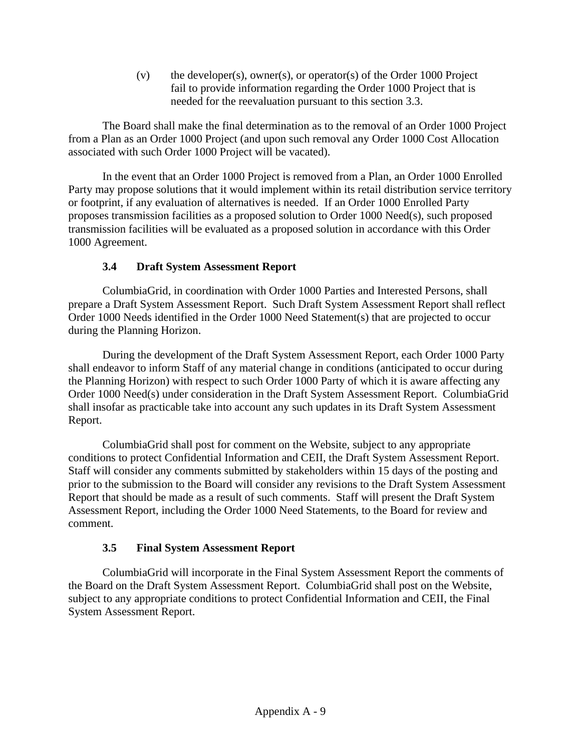(v) the developer(s), owner(s), or operator(s) of the Order 1000 Project fail to provide information regarding the Order 1000 Project that is needed for the reevaluation pursuant to this section 3.3.

The Board shall make the final determination as to the removal of an Order 1000 Project from a Plan as an Order 1000 Project (and upon such removal any Order 1000 Cost Allocation associated with such Order 1000 Project will be vacated).

In the event that an Order 1000 Project is removed from a Plan, an Order 1000 Enrolled Party may propose solutions that it would implement within its retail distribution service territory or footprint, if any evaluation of alternatives is needed. If an Order 1000 Enrolled Party proposes transmission facilities as a proposed solution to Order 1000 Need(s), such proposed transmission facilities will be evaluated as a proposed solution in accordance with this Order 1000 Agreement.

### 3.4 Draft System Assessment Report

ColumbiaGrid, in coordination with Order 1000 Parties and Interested Persons, shall prepare a Draft System Assessment Report. Such Draft System Assessment Report shall reflect Order 1000 Needs identified in the Order 1000 Need Statement(s) that are projected to occur during the Planning Horizon.

During the development of the Draft System Assessment Report, each Order 1000 Party shall endeavor to inform Staff of any material change in conditions (anticipated to occur during the Planning Horizon) with respect to such Order 1000 Party of which it is aware affecting any Order 1000 Need(s) under consideration in the Draft System Assessment Report. ColumbiaGrid shall insofar as practicable take into account any such updates in its Draft System Assessment Report.

ColumbiaGrid shall post for comment on the Website, subject to any appropriate conditions to protect Confidential Information and CEII, the Draft System Assessment Report. Staff will consider any comments submitted by stakeholders within 15 days of the posting and prior to the submission to the Board will consider any revisions to the Draft System Assessment Report that should be made as a result of such comments. Staff will present the Draft System Assessment Report, including the Order 1000 Need Statements, to the Board for review and comment.

### 3.5 Final System Assessment Report

ColumbiaGrid will incorporate in the Final System Assessment Report the comments of the Board on the Draft System Assessment Report. ColumbiaGrid shall post on the Website, subject to any appropriate conditions to protect Confidential Information and CEII, the Final System Assessment Report.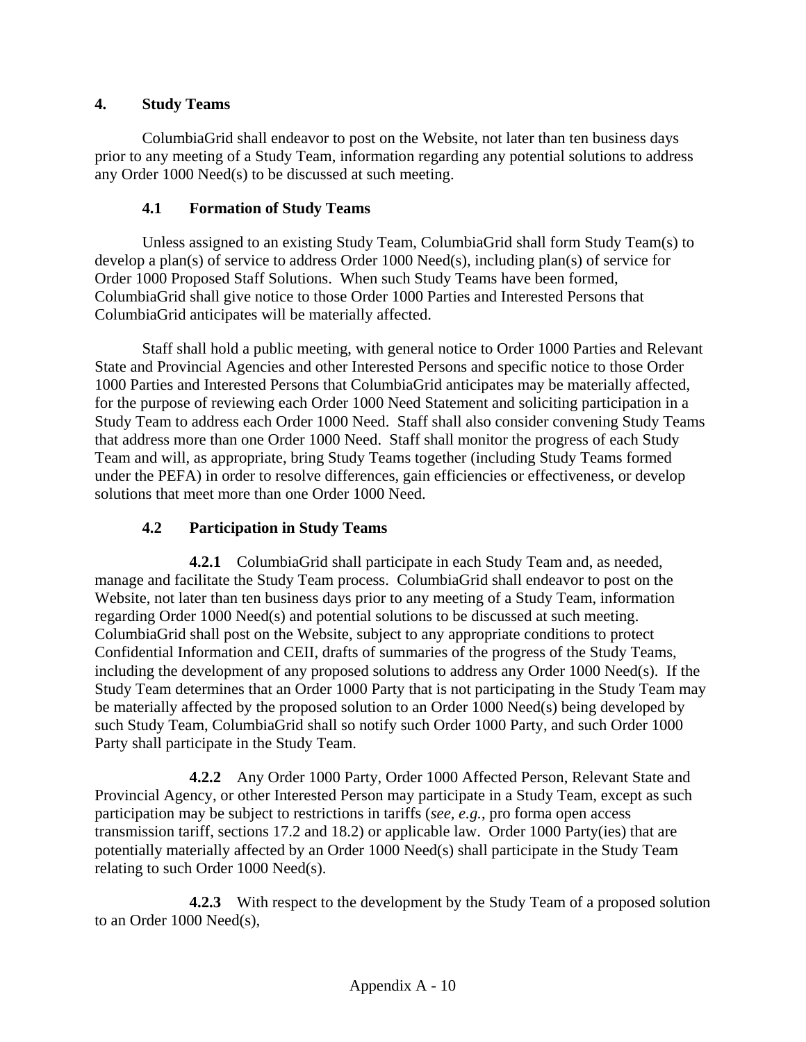## 4. Study Teams

ColumbiaGrid shall endeavor to post on the Website, not later than ten business days prior to any meeting of a Study Team, information regarding any potential solutions to address any Order 1000 Need(s) to be discussed at such meeting.

### 4.1 Formation of Study Teams

Unless assigned to an existing Study Team, ColumbiaGrid shall form Study Team(s) to develop a plan(s) of service to address Order 1000 Need(s), including plan(s) of service for Order 1000 Proposed Staff Solutions. When such Study Teams have been formed, ColumbiaGrid shall give notice to those Order 1000 Parties and Interested Persons that ColumbiaGrid anticipates will be materially affected.

Staff shall hold a public meeting, with general notice to Order 1000 Parties and Relevant State and Provincial Agencies and other Interested Persons and specific notice to those Order 1000 Parties and Interested Persons that ColumbiaGrid anticipates may be materially affected, for the purpose of reviewing each Order 1000 Need Statement and soliciting participation in a Study Team to address each Order 1000 Need. Staff shall also consider convening Study Teams that address more than one Order 1000 Need. Staff shall monitor the progress of each Study Team and will, as appropriate, bring Study Teams together (including Study Teams formed under the PEFA) in order to resolve differences, gain efficiencies or effectiveness, or develop solutions that meet more than one Order 1000 Need.

### 4.2 Participation in Study Teams

**4.2.1** ColumbiaGrid shall participate in each Study Team and, as needed, manage and facilitate the Study Team process. ColumbiaGrid shall endeavor to post on the Website, not later than ten business days prior to any meeting of a Study Team, information regarding Order 1000 Need(s) and potential solutions to be discussed at such meeting. ColumbiaGrid shall post on the Website, subject to any appropriate conditions to protect Confidential Information and CEII, drafts of summaries of the progress of the Study Teams, including the development of any proposed solutions to address any Order 1000 Need(s). If the Study Team determines that an Order 1000 Party that is not participating in the Study Team may be materially affected by the proposed solution to an Order 1000 Need(s) being developed by such Study Team, ColumbiaGrid shall so notify such Order 1000 Party, and such Order 1000 Party shall participate in the Study Team.

**4.2.2** Any Order 1000 Party, Order 1000 Affected Person, Relevant State and Provincial Agency, or other Interested Person may participate in a Study Team, except as such participation may be subject to restrictions in tariffs (*see, e.g.*, pro forma open access transmission tariff, sections 17.2 and 18.2) or applicable law. Order 1000 Party(ies) that are potentially materially affected by an Order 1000 Need(s) shall participate in the Study Team relating to such Order 1000 Need(s).

**4.2.3** With respect to the development by the Study Team of a proposed solution to an Order 1000 Need(s),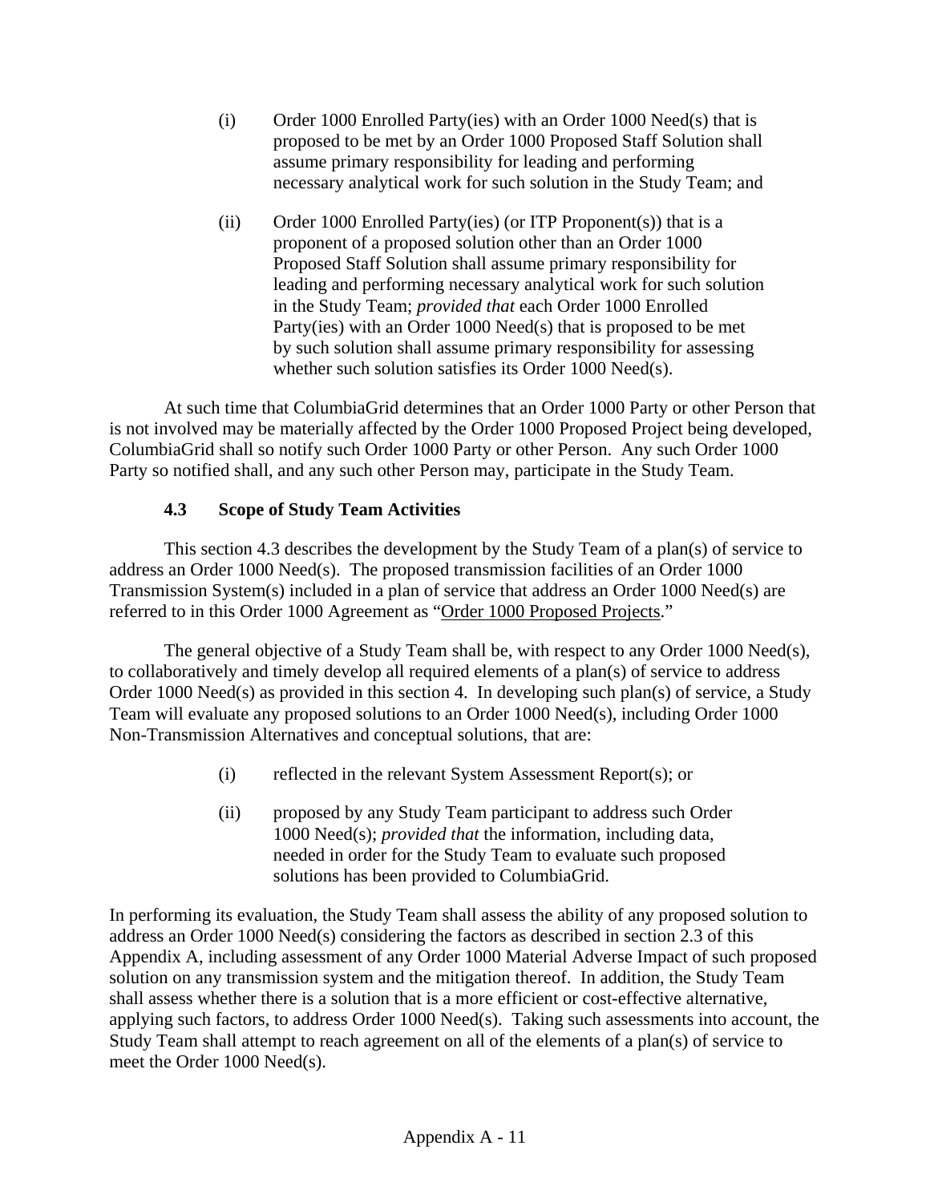(i) Order 1000 Enrolled Party(ies) with an Order 1000 Need(s) that is proposed to be met by an Order 1000 Proposed Staff Solution shall assume primary responsibility for leading and performing necessary analytical work for such solution in the Study Team; and

(ii) Order 1000 Enrolled Party(ies) (or ITP Proponent(s)) that is a proponent of a proposed solution other than an Order 1000 Proposed Staff Solution shall assume primary responsibility for leading and performing necessary analytical work for such solution in the Study Team; *provided that* each Order 1000 Enrolled Party(ies) with an Order 1000 Need(s) that is proposed to be met by such solution shall assume primary responsibility for assessing whether such solution satisfies its Order 1000 Need(s).

At such time that ColumbiaGrid determines that an Order 1000 Party or other Person that is not involved may be materially affected by the Order 1000 Proposed Project being developed, ColumbiaGrid shall so notify such Order 1000 Party or other Person. Any such Order 1000 Party so notified shall, and any such other Person may, participate in the Study Team.

### 4.3 Scope of Study Team Activities

This section 4.3 describes the development by the Study Team of a plan(s) of service to address an Order 1000 Need(s). The proposed transmission facilities of an Order 1000 Transmission System(s) included in a plan of service that address an Order 1000 Need(s) are referred to in this Order 1000 Agreement as "<u>Order 1000 Proposed Projects</u>."

The general objective of a Study Team shall be, with respect to any Order 1000 Need(s), to collaboratively and timely develop all required elements of a plan(s) of service to address Order 1000 Need(s) as provided in this section 4. In developing such plan(s) of service, a Study Team will evaluate any proposed solutions to an Order 1000 Need(s), including Order 1000 Non-Transmission Alternatives and conceptual solutions, that are:

(i) reflected in the relevant System Assessment Report(s); or

(ii) proposed by any Study Team participant to address such Order 1000 Need(s); *provided that* the information, including data, needed in order for the Study Team to evaluate such proposed solutions has been provided to ColumbiaGrid.

In performing its evaluation, the Study Team shall assess the ability of any proposed solution to address an Order 1000 Need(s) considering the factors as described in section 2.3 of this Appendix A, including assessment of any Order 1000 Material Adverse Impact of such proposed solution on any transmission system and the mitigation thereof. In addition, the Study Team shall assess whether there is a solution that is a more efficient or cost-effective alternative, applying such factors, to address Order 1000 Need(s). Taking such assessments into account, the Study Team shall attempt to reach agreement on all of the elements of a plan(s) of service to meet the Order 1000 Need(s).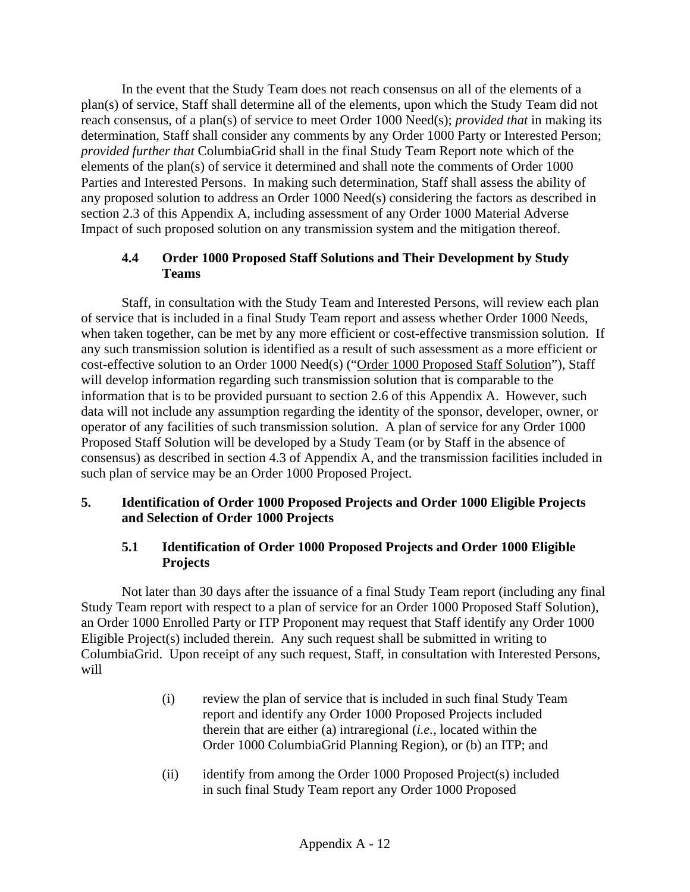In the event that the Study Team does not reach consensus on all of the elements of a plan(s) of service, Staff shall determine all of the elements, upon which the Study Team did not reach consensus, of a plan(s) of service to meet Order 1000 Need(s); *provided that* in making its determination, Staff shall consider any comments by any Order 1000 Party or Interested Person; *provided further that* ColumbiaGrid shall in the final Study Team Report note which of the elements of the plan(s) of service it determined and shall note the comments of Order 1000 Parties and Interested Persons. In making such determination, Staff shall assess the ability of any proposed solution to address an Order 1000 Need(s) considering the factors as described in section 2.3 of this Appendix A, including assessment of any Order 1000 Material Adverse Impact of such proposed solution on any transmission system and the mitigation thereof.

### 4.4 Order 1000 Proposed Staff Solutions and Their Development by Study Teams

Staff, in consultation with the Study Team and Interested Persons, will review each plan of service that is included in a final Study Team report and assess whether Order 1000 Needs, when taken together, can be met by any more efficient or cost-effective transmission solution. If any such transmission solution is identified as a result of such assessment as a more efficient or cost-effective solution to an Order 1000 Need(s) ("<u>Order 1000 Proposed Staff Solution</u>"), Staff will develop information regarding such transmission solution that is comparable to the information that is to be provided pursuant to section 2.6 of this Appendix A. However, such data will not include any assumption regarding the identity of the sponsor, developer, owner, or operator of any facilities of such transmission solution. A plan of service for any Order 1000 Proposed Staff Solution will be developed by a Study Team (or by Staff in the absence of consensus) as described in section 4.3 of Appendix A, and the transmission facilities included in such plan of service may be an Order 1000 Proposed Project.

## 5. Identification of Order 1000 Proposed Projects and Order 1000 Eligible Projects and Selection of Order 1000 Projects

### 5.1 Identification of Order 1000 Proposed Projects and Order 1000 Eligible Projects

Not later than 30 days after the issuance of a final Study Team report (including any final Study Team report with respect to a plan of service for an Order 1000 Proposed Staff Solution), an Order 1000 Enrolled Party or ITP Proponent may request that Staff identify any Order 1000 Eligible Project(s) included therein. Any such request shall be submitted in writing to ColumbiaGrid. Upon receipt of any such request, Staff, in consultation with Interested Persons, will

(i) review the plan of service that is included in such final Study Team report and identify any Order 1000 Proposed Projects included therein that are either (a) intraregional (*i.e.*, located within the Order 1000 ColumbiaGrid Planning Region), or (b) an ITP; and

(ii) identify from among the Order 1000 Proposed Project(s) included in such final Study Team report any Order 1000 Proposed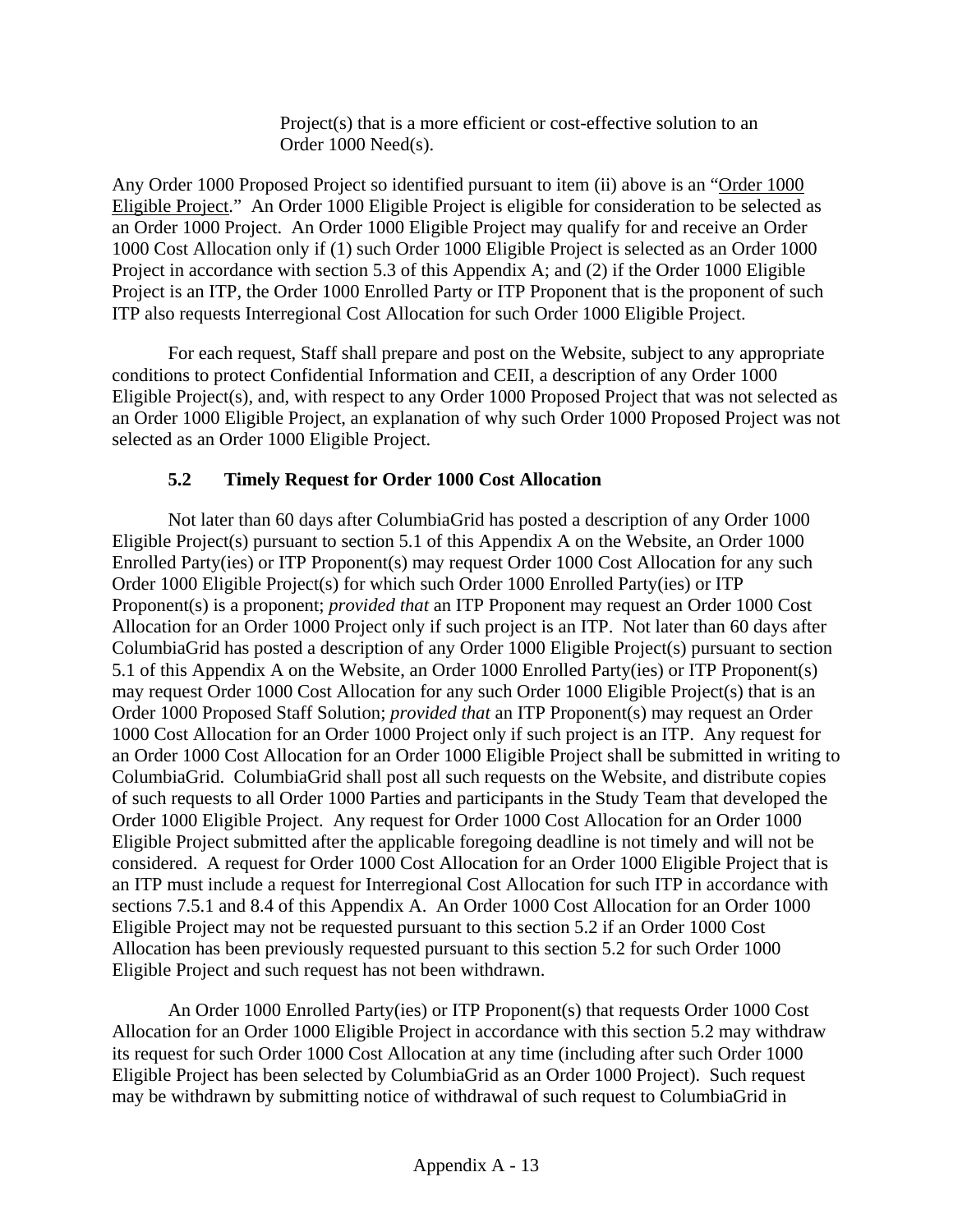Project(s) that is a more efficient or cost-effective solution to an Order 1000 Need(s).

Any Order 1000 Proposed Project so identified pursuant to item (ii) above is an "Order 1000 Eligible Project." An Order 1000 Eligible Project is eligible for consideration to be selected as an Order 1000 Project. An Order 1000 Eligible Project may qualify for and receive an Order 1000 Cost Allocation only if (1) such Order 1000 Eligible Project is selected as an Order 1000 Project in accordance with section 5.3 of this Appendix A; and (2) if the Order 1000 Eligible Project is an ITP, the Order 1000 Enrolled Party or ITP Proponent that is the proponent of such ITP also requests Interregional Cost Allocation for such Order 1000 Eligible Project.

For each request, Staff shall prepare and post on the Website, subject to any appropriate conditions to protect Confidential Information and CEII, a description of any Order 1000 Eligible Project(s), and, with respect to any Order 1000 Proposed Project that was not selected as an Order 1000 Eligible Project, an explanation of why such Order 1000 Proposed Project was not selected as an Order 1000 Eligible Project.

### 5.2 Timely Request for Order 1000 Cost Allocation

Not later than 60 days after ColumbiaGrid has posted a description of any Order 1000 Eligible Project(s) pursuant to section 5.1 of this Appendix A on the Website, an Order 1000 Enrolled Party(ies) or ITP Proponent(s) may request Order 1000 Cost Allocation for any such Order 1000 Eligible Project(s) for which such Order 1000 Enrolled Party(ies) or ITP Proponent(s) is a proponent; *provided that* an ITP Proponent may request an Order 1000 Cost Allocation for an Order 1000 Project only if such project is an ITP. Not later than 60 days after ColumbiaGrid has posted a description of any Order 1000 Eligible Project(s) pursuant to section 5.1 of this Appendix A on the Website, an Order 1000 Enrolled Party(ies) or ITP Proponent(s) may request Order 1000 Cost Allocation for any such Order 1000 Eligible Project(s) that is an Order 1000 Proposed Staff Solution; *provided that* an ITP Proponent(s) may request an Order 1000 Cost Allocation for an Order 1000 Project only if such project is an ITP. Any request for an Order 1000 Cost Allocation for an Order 1000 Eligible Project shall be submitted in writing to ColumbiaGrid. ColumbiaGrid shall post all such requests on the Website, and distribute copies of such requests to all Order 1000 Parties and participants in the Study Team that developed the Order 1000 Eligible Project. Any request for Order 1000 Cost Allocation for an Order 1000 Eligible Project submitted after the applicable foregoing deadline is not timely and will not be considered. A request for Order 1000 Cost Allocation for an Order 1000 Eligible Project that is an ITP must include a request for Interregional Cost Allocation for such ITP in accordance with sections 7.5.1 and 8.4 of this Appendix A. An Order 1000 Cost Allocation for an Order 1000 Eligible Project may not be requested pursuant to this section 5.2 if an Order 1000 Cost Allocation has been previously requested pursuant to this section 5.2 for such Order 1000 Eligible Project and such request has not been withdrawn.

An Order 1000 Enrolled Party(ies) or ITP Proponent(s) that requests Order 1000 Cost Allocation for an Order 1000 Eligible Project in accordance with this section 5.2 may withdraw its request for such Order 1000 Cost Allocation at any time (including after such Order 1000 Eligible Project has been selected by ColumbiaGrid as an Order 1000 Project). Such request may be withdrawn by submitting notice of withdrawal of such request to ColumbiaGrid in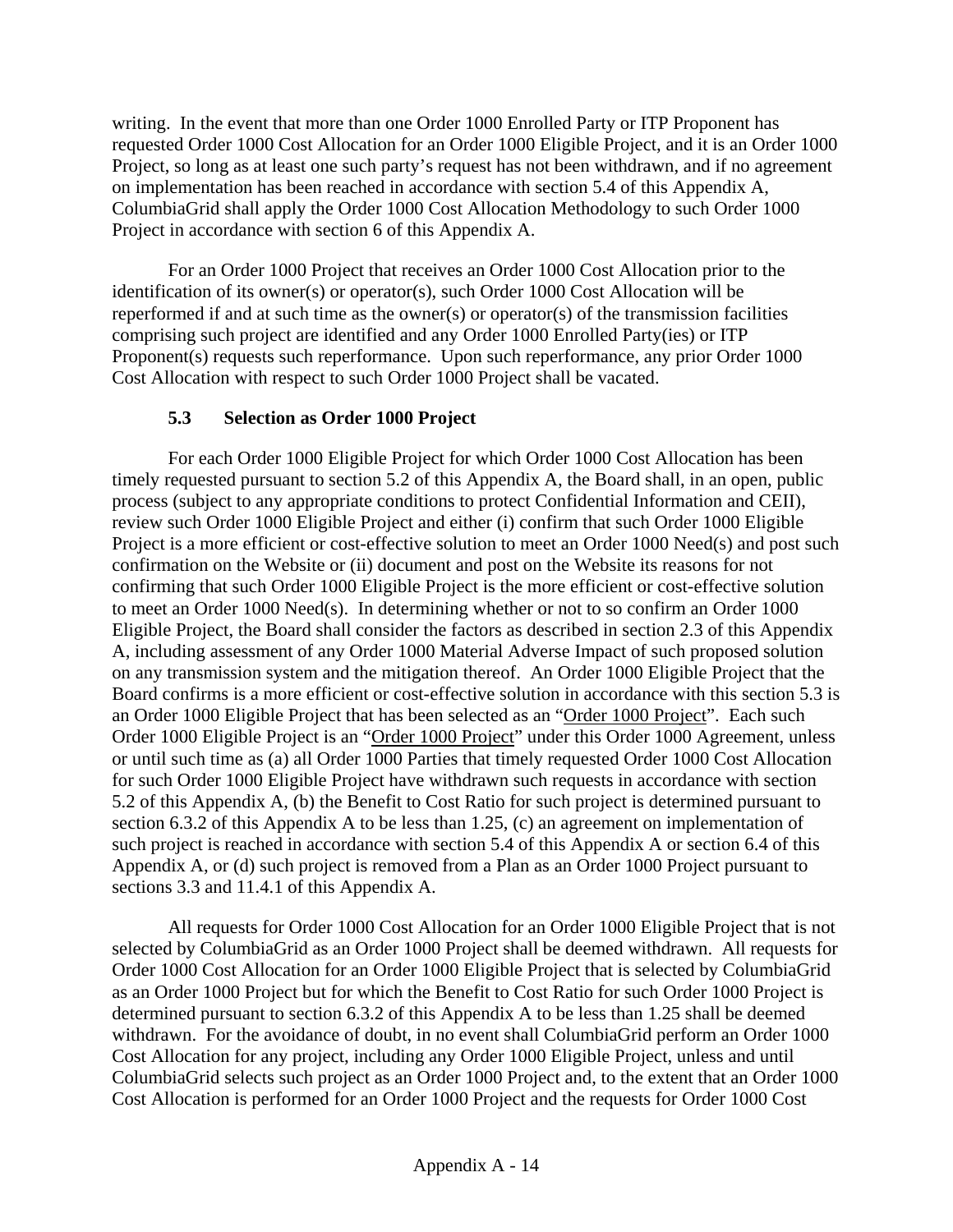writing. In the event that more than one Order 1000 Enrolled Party or ITP Proponent has requested Order 1000 Cost Allocation for an Order 1000 Eligible Project, and it is an Order 1000 Project, so long as at least one such party's request has not been withdrawn, and if no agreement on implementation has been reached in accordance with section 5.4 of this Appendix A, ColumbiaGrid shall apply the Order 1000 Cost Allocation Methodology to such Order 1000 Project in accordance with section 6 of this Appendix A.

For an Order 1000 Project that receives an Order 1000 Cost Allocation prior to the identification of its owner(s) or operator(s), such Order 1000 Cost Allocation will be reperformed if and at such time as the owner(s) or operator(s) of the transmission facilities comprising such project are identified and any Order 1000 Enrolled Party(ies) or ITP Proponent(s) requests such reperformance. Upon such reperformance, any prior Order 1000 Cost Allocation with respect to such Order 1000 Project shall be vacated.

### 5.3 Selection as Order 1000 Project

For each Order 1000 Eligible Project for which Order 1000 Cost Allocation has been timely requested pursuant to section 5.2 of this Appendix A, the Board shall, in an open, public process (subject to any appropriate conditions to protect Confidential Information and CEII), review such Order 1000 Eligible Project and either (i) confirm that such Order 1000 Eligible Project is a more efficient or cost-effective solution to meet an Order 1000 Need(s) and post such confirmation on the Website or (ii) document and post on the Website its reasons for not confirming that such Order 1000 Eligible Project is the more efficient or cost-effective solution to meet an Order 1000 Need(s). In determining whether or not to so confirm an Order 1000 Eligible Project, the Board shall consider the factors as described in section 2.3 of this Appendix A, including assessment of any Order 1000 Material Adverse Impact of such proposed solution on any transmission system and the mitigation thereof. An Order 1000 Eligible Project that the Board confirms is a more efficient or cost-effective solution in accordance with this section 5.3 is an Order 1000 Eligible Project that has been selected as an "Order 1000 Project". Each such Order 1000 Eligible Project is an "Order 1000 Project" under this Order 1000 Agreement, unless or until such time as (a) all Order 1000 Parties that timely requested Order 1000 Cost Allocation for such Order 1000 Eligible Project have withdrawn such requests in accordance with section 5.2 of this Appendix A, (b) the Benefit to Cost Ratio for such project is determined pursuant to section 6.3.2 of this Appendix A to be less than 1.25, (c) an agreement on implementation of such project is reached in accordance with section 5.4 of this Appendix A or section 6.4 of this Appendix A, or (d) such project is removed from a Plan as an Order 1000 Project pursuant to sections 3.3 and 11.4.1 of this Appendix A.

All requests for Order 1000 Cost Allocation for an Order 1000 Eligible Project that is not selected by ColumbiaGrid as an Order 1000 Project shall be deemed withdrawn. All requests for Order 1000 Cost Allocation for an Order 1000 Eligible Project that is selected by ColumbiaGrid as an Order 1000 Project but for which the Benefit to Cost Ratio for such Order 1000 Project is determined pursuant to section 6.3.2 of this Appendix A to be less than 1.25 shall be deemed withdrawn. For the avoidance of doubt, in no event shall ColumbiaGrid perform an Order 1000 Cost Allocation for any project, including any Order 1000 Eligible Project, unless and until ColumbiaGrid selects such project as an Order 1000 Project and, to the extent that an Order 1000 Cost Allocation is performed for an Order 1000 Project and the requests for Order 1000 Cost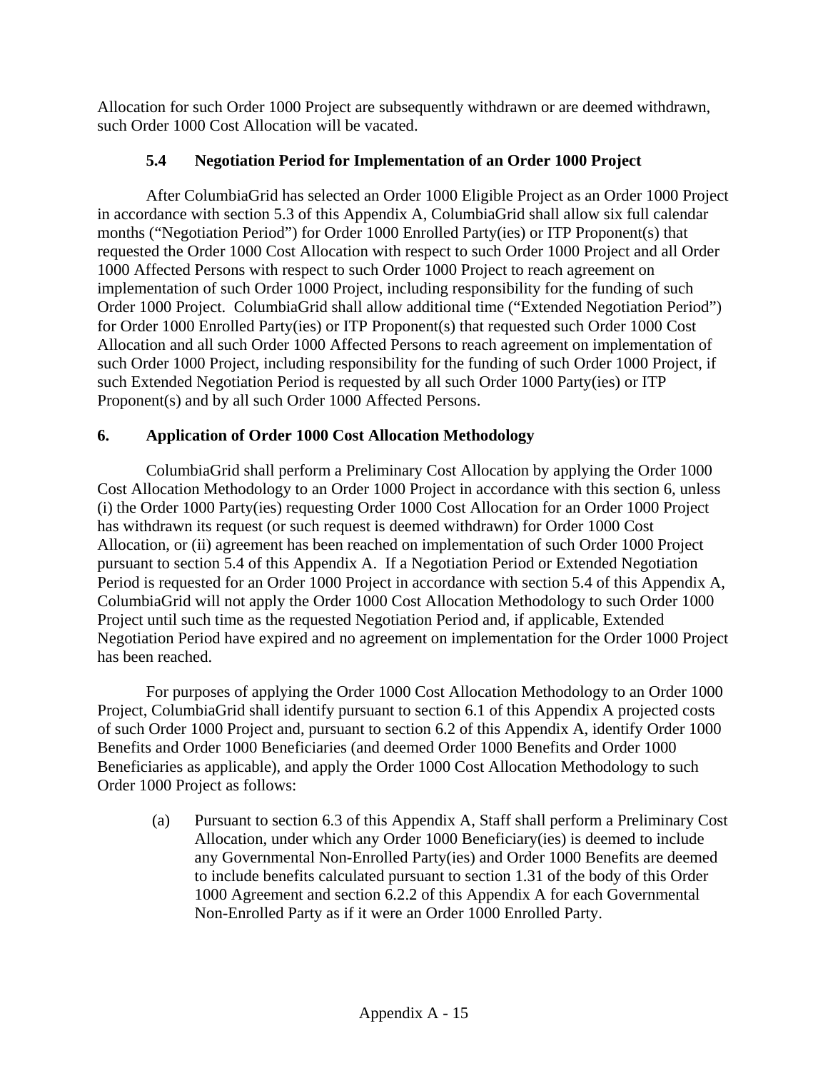Allocation for such Order 1000 Project are subsequently withdrawn or are deemed withdrawn, such Order 1000 Cost Allocation will be vacated.

### 5.4 Negotiation Period for Implementation of an Order 1000 Project

After ColumbiaGrid has selected an Order 1000 Eligible Project as an Order 1000 Project in accordance with section 5.3 of this Appendix A, ColumbiaGrid shall allow six full calendar months ("Negotiation Period") for Order 1000 Enrolled Party(ies) or ITP Proponent(s) that requested the Order 1000 Cost Allocation with respect to such Order 1000 Project and all Order 1000 Affected Persons with respect to such Order 1000 Project to reach agreement on implementation of such Order 1000 Project, including responsibility for the funding of such Order 1000 Project. ColumbiaGrid shall allow additional time ("Extended Negotiation Period") for Order 1000 Enrolled Party(ies) or ITP Proponent(s) that requested such Order 1000 Cost Allocation and all such Order 1000 Affected Persons to reach agreement on implementation of such Order 1000 Project, including responsibility for the funding of such Order 1000 Project, if such Extended Negotiation Period is requested by all such Order 1000 Party(ies) or ITP Proponent(s) and by all such Order 1000 Affected Persons.

## 6. Application of Order 1000 Cost Allocation Methodology

ColumbiaGrid shall perform a Preliminary Cost Allocation by applying the Order 1000 Cost Allocation Methodology to an Order 1000 Project in accordance with this section 6, unless (i) the Order 1000 Party(ies) requesting Order 1000 Cost Allocation for an Order 1000 Project has withdrawn its request (or such request is deemed withdrawn) for Order 1000 Cost Allocation, or (ii) agreement has been reached on implementation of such Order 1000 Project pursuant to section 5.4 of this Appendix A. If a Negotiation Period or Extended Negotiation Period is requested for an Order 1000 Project in accordance with section 5.4 of this Appendix A, ColumbiaGrid will not apply the Order 1000 Cost Allocation Methodology to such Order 1000 Project until such time as the requested Negotiation Period and, if applicable, Extended Negotiation Period have expired and no agreement on implementation for the Order 1000 Project has been reached.

For purposes of applying the Order 1000 Cost Allocation Methodology to an Order 1000 Project, ColumbiaGrid shall identify pursuant to section 6.1 of this Appendix A projected costs of such Order 1000 Project and, pursuant to section 6.2 of this Appendix A, identify Order 1000 Benefits and Order 1000 Beneficiaries (and deemed Order 1000 Benefits and Order 1000 Beneficiaries as applicable), and apply the Order 1000 Cost Allocation Methodology to such Order 1000 Project as follows:

(a) Pursuant to section 6.3 of this Appendix A, Staff shall perform a Preliminary Cost Allocation, under which any Order 1000 Beneficiary(ies) is deemed to include any Governmental Non-Enrolled Party(ies) and Order 1000 Benefits are deemed to include benefits calculated pursuant to section 1.31 of the body of this Order 1000 Agreement and section 6.2.2 of this Appendix A for each Governmental Non-Enrolled Party as if it were an Order 1000 Enrolled Party.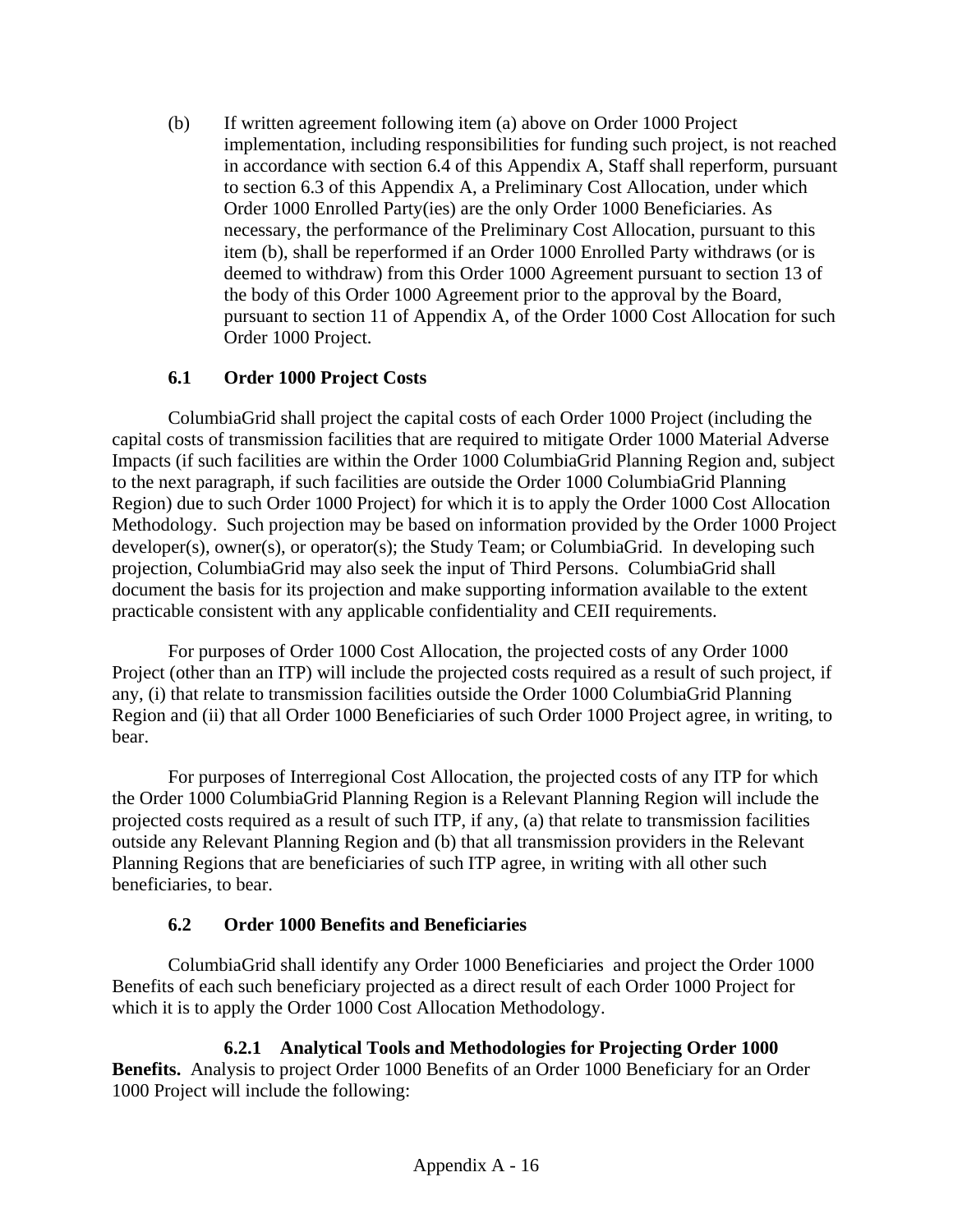(b) If written agreement following item (a) above on Order 1000 Project implementation, including responsibilities for funding such project, is not reached in accordance with section 6.4 of this Appendix A, Staff shall reperform, pursuant to section 6.3 of this Appendix A, a Preliminary Cost Allocation, under which Order 1000 Enrolled Party(ies) are the only Order 1000 Beneficiaries. As necessary, the performance of the Preliminary Cost Allocation, pursuant to this item (b), shall be reperformed if an Order 1000 Enrolled Party withdraws (or is deemed to withdraw) from this Order 1000 Agreement pursuant to section 13 of the body of this Order 1000 Agreement prior to the approval by the Board, pursuant to section 11 of Appendix A, of the Order 1000 Cost Allocation for such Order 1000 Project.

### 6.1 Order 1000 Project Costs

ColumbiaGrid shall project the capital costs of each Order 1000 Project (including the capital costs of transmission facilities that are required to mitigate Order 1000 Material Adverse Impacts (if such facilities are within the Order 1000 ColumbiaGrid Planning Region and, subject to the next paragraph, if such facilities are outside the Order 1000 ColumbiaGrid Planning Region) due to such Order 1000 Project) for which it is to apply the Order 1000 Cost Allocation Methodology. Such projection may be based on information provided by the Order 1000 Project developer(s), owner(s), or operator(s); the Study Team; or ColumbiaGrid. In developing such projection, ColumbiaGrid may also seek the input of Third Persons. ColumbiaGrid shall document the basis for its projection and make supporting information available to the extent practicable consistent with any applicable confidentiality and CEII requirements.

For purposes of Order 1000 Cost Allocation, the projected costs of any Order 1000 Project (other than an ITP) will include the projected costs required as a result of such project, if any, (i) that relate to transmission facilities outside the Order 1000 ColumbiaGrid Planning Region and (ii) that all Order 1000 Beneficiaries of such Order 1000 Project agree, in writing, to bear.

For purposes of Interregional Cost Allocation, the projected costs of any ITP for which the Order 1000 ColumbiaGrid Planning Region is a Relevant Planning Region will include the projected costs required as a result of such ITP, if any, (a) that relate to transmission facilities outside any Relevant Planning Region and (b) that all transmission providers in the Relevant Planning Regions that are beneficiaries of such ITP agree, in writing with all other such beneficiaries, to bear.

### 6.2 Order 1000 Benefits and Beneficiaries

ColumbiaGrid shall identify any Order 1000 Beneficiaries and project the Order 1000 Benefits of each such beneficiary projected as a direct result of each Order 1000 Project for which it is to apply the Order 1000 Cost Allocation Methodology.

**6.2.1 Analytical Tools and Methodologies for Projecting Order 1000 Benefits.** Analysis to project Order 1000 Benefits of an Order 1000 Beneficiary for an Order 1000 Project will include the following: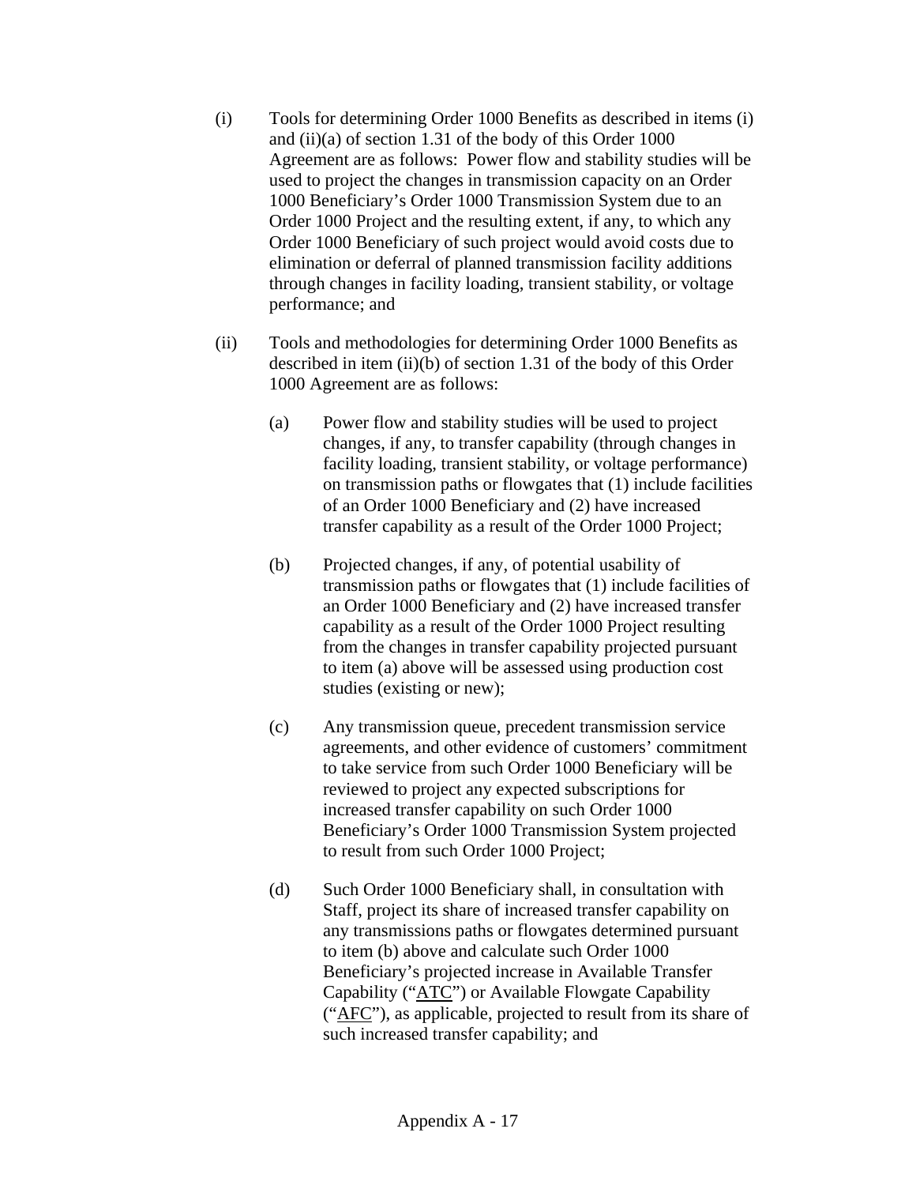(i) Tools for determining Order 1000 Benefits as described in items (i) and (ii)(a) of section 1.31 of the body of this Order 1000 Agreement are as follows: Power flow and stability studies will be used to project the changes in transmission capacity on an Order 1000 Beneficiary's Order 1000 Transmission System due to an Order 1000 Project and the resulting extent, if any, to which any Order 1000 Beneficiary of such project would avoid costs due to elimination or deferral of planned transmission facility additions through changes in facility loading, transient stability, or voltage performance; and

(ii) Tools and methodologies for determining Order 1000 Benefits as described in item (ii)(b) of section 1.31 of the body of this Order 1000 Agreement are as follows:

   (a) Power flow and stability studies will be used to project changes, if any, to transfer capability (through changes in facility loading, transient stability, or voltage performance) on transmission paths or flowgates that (1) include facilities of an Order 1000 Beneficiary and (2) have increased transfer capability as a result of the Order 1000 Project;

   (b) Projected changes, if any, of potential usability of transmission paths or flowgates that (1) include facilities of an Order 1000 Beneficiary and (2) have increased transfer capability as a result of the Order 1000 Project resulting from the changes in transfer capability projected pursuant to item (a) above will be assessed using production cost studies (existing or new);

   (c) Any transmission queue, precedent transmission service agreements, and other evidence of customers' commitment to take service from such Order 1000 Beneficiary will be reviewed to project any expected subscriptions for increased transfer capability on such Order 1000 Beneficiary's Order 1000 Transmission System projected to result from such Order 1000 Project;

   (d) Such Order 1000 Beneficiary shall, in consultation with Staff, project its share of increased transfer capability on any transmissions paths or flowgates determined pursuant to item (b) above and calculate such Order 1000 Beneficiary's projected increase in Available Transfer Capability ("ATC") or Available Flowgate Capability ("AFC"), as applicable, projected to result from its share of such increased transfer capability; and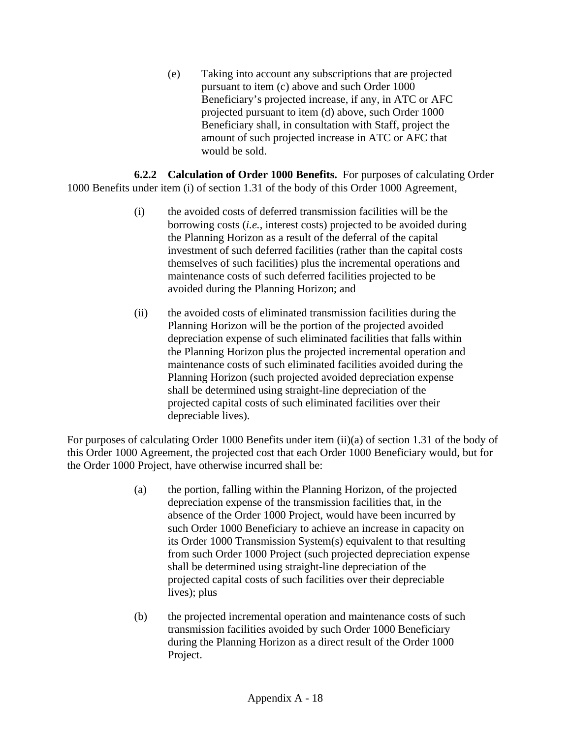(e) Taking into account any subscriptions that are projected pursuant to item (c) above and such Order 1000 Beneficiary's projected increase, if any, in ATC or AFC projected pursuant to item (d) above, such Order 1000 Beneficiary shall, in consultation with Staff, project the amount of such projected increase in ATC or AFC that would be sold.

**6.2.2 Calculation of Order 1000 Benefits.** For purposes of calculating Order 1000 Benefits under item (i) of section 1.31 of the body of this Order 1000 Agreement,

(i) the avoided costs of deferred transmission facilities will be the borrowing costs (*i.e.*, interest costs) projected to be avoided during the Planning Horizon as a result of the deferral of the capital investment of such deferred facilities (rather than the capital costs themselves of such facilities) plus the incremental operations and maintenance costs of such deferred facilities projected to be avoided during the Planning Horizon; and

(ii) the avoided costs of eliminated transmission facilities during the Planning Horizon will be the portion of the projected avoided depreciation expense of such eliminated facilities that falls within the Planning Horizon plus the projected incremental operation and maintenance costs of such eliminated facilities avoided during the Planning Horizon (such projected avoided depreciation expense shall be determined using straight-line depreciation of the projected capital costs of such eliminated facilities over their depreciable lives).

For purposes of calculating Order 1000 Benefits under item (ii)(a) of section 1.31 of the body of this Order 1000 Agreement, the projected cost that each Order 1000 Beneficiary would, but for the Order 1000 Project, have otherwise incurred shall be:

(a) the portion, falling within the Planning Horizon, of the projected depreciation expense of the transmission facilities that, in the absence of the Order 1000 Project, would have been incurred by such Order 1000 Beneficiary to achieve an increase in capacity on its Order 1000 Transmission System(s) equivalent to that resulting from such Order 1000 Project (such projected depreciation expense shall be determined using straight-line depreciation of the projected capital costs of such facilities over their depreciable lives); plus

(b) the projected incremental operation and maintenance costs of such transmission facilities avoided by such Order 1000 Beneficiary during the Planning Horizon as a direct result of the Order 1000 Project.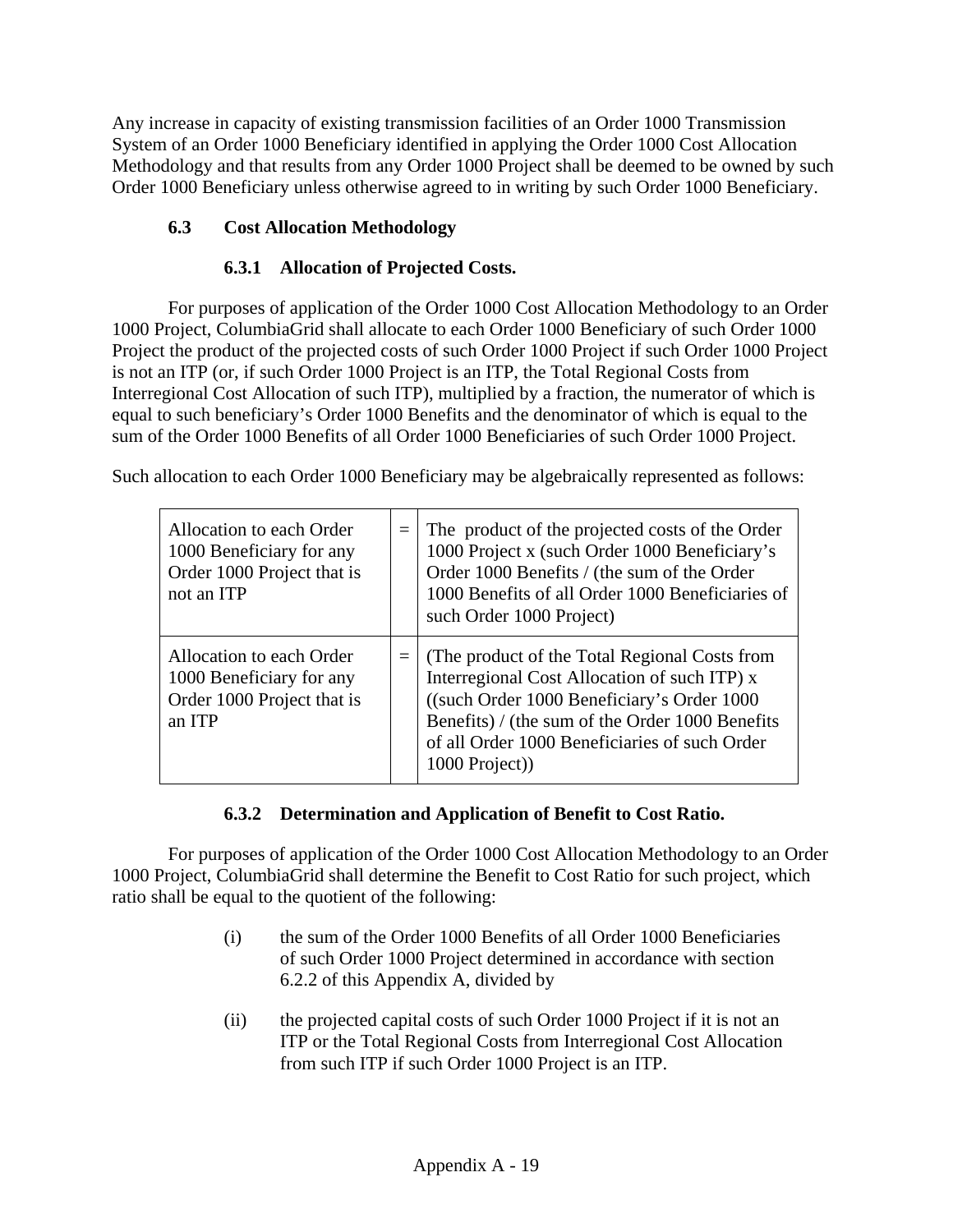Any increase in capacity of existing transmission facilities of an Order 1000 Transmission System of an Order 1000 Beneficiary identified in applying the Order 1000 Cost Allocation Methodology and that results from any Order 1000 Project shall be deemed to be owned by such Order 1000 Beneficiary unless otherwise agreed to in writing by such Order 1000 Beneficiary.

### 6.3 Cost Allocation Methodology

#### 6.3.1 Allocation of Projected Costs.

For purposes of application of the Order 1000 Cost Allocation Methodology to an Order 1000 Project, ColumbiaGrid shall allocate to each Order 1000 Beneficiary of such Order 1000 Project the product of the projected costs of such Order 1000 Project if such Order 1000 Project is not an ITP (or, if such Order 1000 Project is an ITP, the Total Regional Costs from Interregional Cost Allocation of such ITP), multiplied by a fraction, the numerator of which is equal to such beneficiary's Order 1000 Benefits and the denominator of which is equal to the sum of the Order 1000 Benefits of all Order 1000 Beneficiaries of such Order 1000 Project.

Such allocation to each Order 1000 Beneficiary may be algebraically represented as follows:

| | | |
|---|---|---|
| Allocation to each Order 1000 Beneficiary for any Order 1000 Project that is not an ITP | = | The product of the projected costs of the Order 1000 Project x (such Order 1000 Beneficiary's Order 1000 Benefits / (the sum of the Order 1000 Benefits of all Order 1000 Beneficiaries of such Order 1000 Project) |
| Allocation to each Order 1000 Beneficiary for any Order 1000 Project that is an ITP | = | (The product of the Total Regional Costs from Interregional Cost Allocation of such ITP) x ((such Order 1000 Beneficiary's Order 1000 Benefits) / (the sum of the Order 1000 Benefits of all Order 1000 Beneficiaries of such Order 1000 Project)) |

#### 6.3.2 Determination and Application of Benefit to Cost Ratio.

For purposes of application of the Order 1000 Cost Allocation Methodology to an Order 1000 Project, ColumbiaGrid shall determine the Benefit to Cost Ratio for such project, which ratio shall be equal to the quotient of the following:

(i) the sum of the Order 1000 Benefits of all Order 1000 Beneficiaries of such Order 1000 Project determined in accordance with section 6.2.2 of this Appendix A, divided by

(ii) the projected capital costs of such Order 1000 Project if it is not an ITP or the Total Regional Costs from Interregional Cost Allocation from such ITP if such Order 1000 Project is an ITP.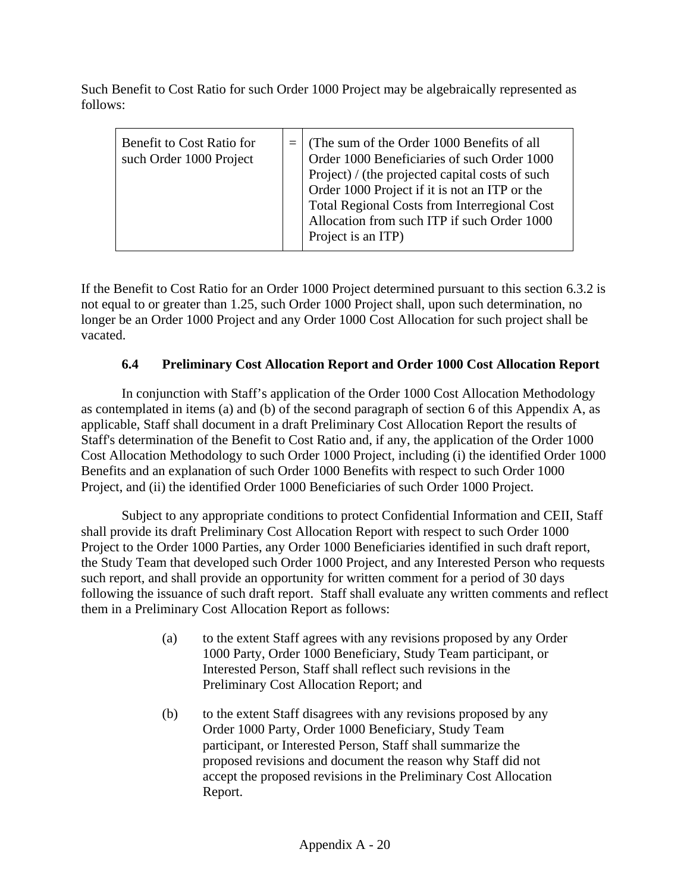Such Benefit to Cost Ratio for such Order 1000 Project may be algebraically represented as follows:

| Benefit to Cost Ratio for such Order 1000 Project | = | (The sum of the Order 1000 Benefits of all Order 1000 Beneficiaries of such Order 1000 Project) / (the projected capital costs of such Order 1000 Project if it is not an ITP or the Total Regional Costs from Interregional Cost Allocation from such ITP if such Order 1000 Project is an ITP) |
|---|---|---|

If the Benefit to Cost Ratio for an Order 1000 Project determined pursuant to this section 6.3.2 is not equal to or greater than 1.25, such Order 1000 Project shall, upon such determination, no longer be an Order 1000 Project and any Order 1000 Cost Allocation for such project shall be vacated.

### 6.4 Preliminary Cost Allocation Report and Order 1000 Cost Allocation Report

In conjunction with Staff's application of the Order 1000 Cost Allocation Methodology as contemplated in items (a) and (b) of the second paragraph of section 6 of this Appendix A, as applicable, Staff shall document in a draft Preliminary Cost Allocation Report the results of Staff's determination of the Benefit to Cost Ratio and, if any, the application of the Order 1000 Cost Allocation Methodology to such Order 1000 Project, including (i) the identified Order 1000 Benefits and an explanation of such Order 1000 Benefits with respect to such Order 1000 Project, and (ii) the identified Order 1000 Beneficiaries of such Order 1000 Project.

Subject to any appropriate conditions to protect Confidential Information and CEII, Staff shall provide its draft Preliminary Cost Allocation Report with respect to such Order 1000 Project to the Order 1000 Parties, any Order 1000 Beneficiaries identified in such draft report, the Study Team that developed such Order 1000 Project, and any Interested Person who requests such report, and shall provide an opportunity for written comment for a period of 30 days following the issuance of such draft report. Staff shall evaluate any written comments and reflect them in a Preliminary Cost Allocation Report as follows:

(a) to the extent Staff agrees with any revisions proposed by any Order 1000 Party, Order 1000 Beneficiary, Study Team participant, or Interested Person, Staff shall reflect such revisions in the Preliminary Cost Allocation Report; and

(b) to the extent Staff disagrees with any revisions proposed by any Order 1000 Party, Order 1000 Beneficiary, Study Team participant, or Interested Person, Staff shall summarize the proposed revisions and document the reason why Staff did not accept the proposed revisions in the Preliminary Cost Allocation Report.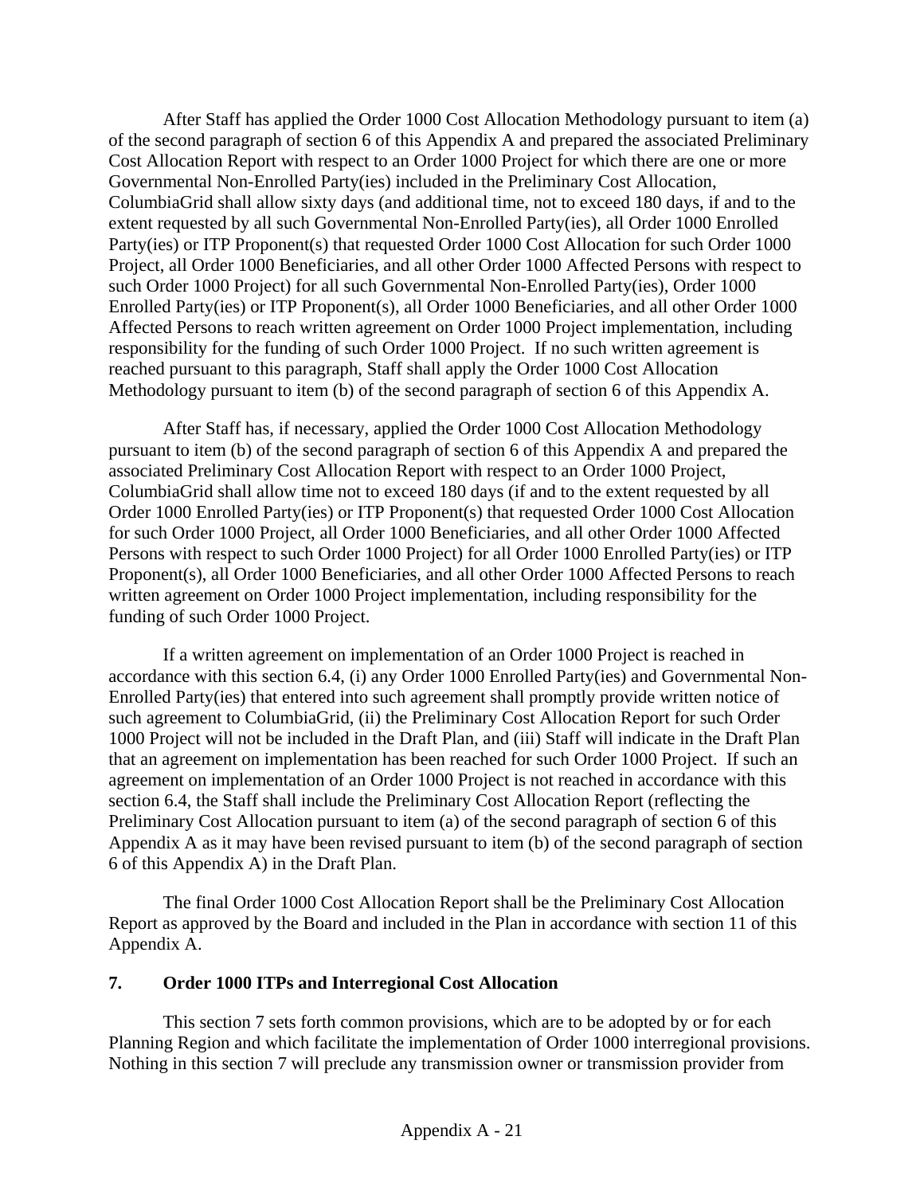After Staff has applied the Order 1000 Cost Allocation Methodology pursuant to item (a) of the second paragraph of section 6 of this Appendix A and prepared the associated Preliminary Cost Allocation Report with respect to an Order 1000 Project for which there are one or more Governmental Non-Enrolled Party(ies) included in the Preliminary Cost Allocation, ColumbiaGrid shall allow sixty days (and additional time, not to exceed 180 days, if and to the extent requested by all such Governmental Non-Enrolled Party(ies), all Order 1000 Enrolled Party(ies) or ITP Proponent(s) that requested Order 1000 Cost Allocation for such Order 1000 Project, all Order 1000 Beneficiaries, and all other Order 1000 Affected Persons with respect to such Order 1000 Project) for all such Governmental Non-Enrolled Party(ies), Order 1000 Enrolled Party(ies) or ITP Proponent(s), all Order 1000 Beneficiaries, and all other Order 1000 Affected Persons to reach written agreement on Order 1000 Project implementation, including responsibility for the funding of such Order 1000 Project. If no such written agreement is reached pursuant to this paragraph, Staff shall apply the Order 1000 Cost Allocation Methodology pursuant to item (b) of the second paragraph of section 6 of this Appendix A.

After Staff has, if necessary, applied the Order 1000 Cost Allocation Methodology pursuant to item (b) of the second paragraph of section 6 of this Appendix A and prepared the associated Preliminary Cost Allocation Report with respect to an Order 1000 Project, ColumbiaGrid shall allow time not to exceed 180 days (if and to the extent requested by all Order 1000 Enrolled Party(ies) or ITP Proponent(s) that requested Order 1000 Cost Allocation for such Order 1000 Project, all Order 1000 Beneficiaries, and all other Order 1000 Affected Persons with respect to such Order 1000 Project) for all Order 1000 Enrolled Party(ies) or ITP Proponent(s), all Order 1000 Beneficiaries, and all other Order 1000 Affected Persons to reach written agreement on Order 1000 Project implementation, including responsibility for the funding of such Order 1000 Project.

If a written agreement on implementation of an Order 1000 Project is reached in accordance with this section 6.4, (i) any Order 1000 Enrolled Party(ies) and Governmental Non-Enrolled Party(ies) that entered into such agreement shall promptly provide written notice of such agreement to ColumbiaGrid, (ii) the Preliminary Cost Allocation Report for such Order 1000 Project will not be included in the Draft Plan, and (iii) Staff will indicate in the Draft Plan that an agreement on implementation has been reached for such Order 1000 Project. If such an agreement on implementation of an Order 1000 Project is not reached in accordance with this section 6.4, the Staff shall include the Preliminary Cost Allocation Report (reflecting the Preliminary Cost Allocation pursuant to item (a) of the second paragraph of section 6 of this Appendix A as it may have been revised pursuant to item (b) of the second paragraph of section 6 of this Appendix A) in the Draft Plan.

The final Order 1000 Cost Allocation Report shall be the Preliminary Cost Allocation Report as approved by the Board and included in the Plan in accordance with section 11 of this Appendix A.

## 7. Order 1000 ITPs and Interregional Cost Allocation

This section 7 sets forth common provisions, which are to be adopted by or for each Planning Region and which facilitate the implementation of Order 1000 interregional provisions. Nothing in this section 7 will preclude any transmission owner or transmission provider from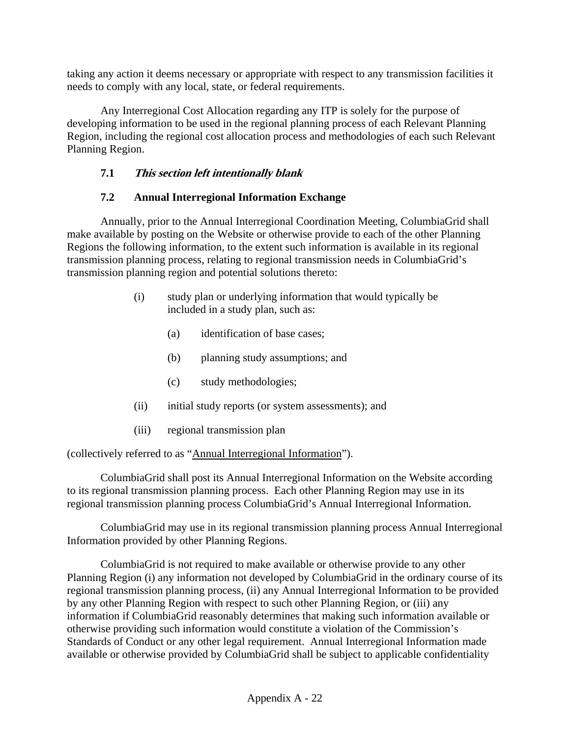taking any action it deems necessary or appropriate with respect to any transmission facilities it needs to comply with any local, state, or federal requirements.

Any Interregional Cost Allocation regarding any ITP is solely for the purpose of developing information to be used in the regional planning process of each Relevant Planning Region, including the regional cost allocation process and methodologies of each such Relevant Planning Region.

### 7.1 *This section left intentionally blank*

### 7.2 Annual Interregional Information Exchange

Annually, prior to the Annual Interregional Coordination Meeting, ColumbiaGrid shall make available by posting on the Website or otherwise provide to each of the other Planning Regions the following information, to the extent such information is available in its regional transmission planning process, relating to regional transmission needs in ColumbiaGrid's transmission planning region and potential solutions thereto:

(i) study plan or underlying information that would typically be included in a study plan, such as:

   (a) identification of base cases;

   (b) planning study assumptions; and

   (c) study methodologies;

(ii) initial study reports (or system assessments); and

(iii) regional transmission plan

(collectively referred to as "Annual Interregional Information").

ColumbiaGrid shall post its Annual Interregional Information on the Website according to its regional transmission planning process. Each other Planning Region may use in its regional transmission planning process ColumbiaGrid's Annual Interregional Information.

ColumbiaGrid may use in its regional transmission planning process Annual Interregional Information provided by other Planning Regions.

ColumbiaGrid is not required to make available or otherwise provide to any other Planning Region (i) any information not developed by ColumbiaGrid in the ordinary course of its regional transmission planning process, (ii) any Annual Interregional Information to be provided by any other Planning Region with respect to such other Planning Region, or (iii) any information if ColumbiaGrid reasonably determines that making such information available or otherwise providing such information would constitute a violation of the Commission's Standards of Conduct or any other legal requirement. Annual Interregional Information made available or otherwise provided by ColumbiaGrid shall be subject to applicable confidentiality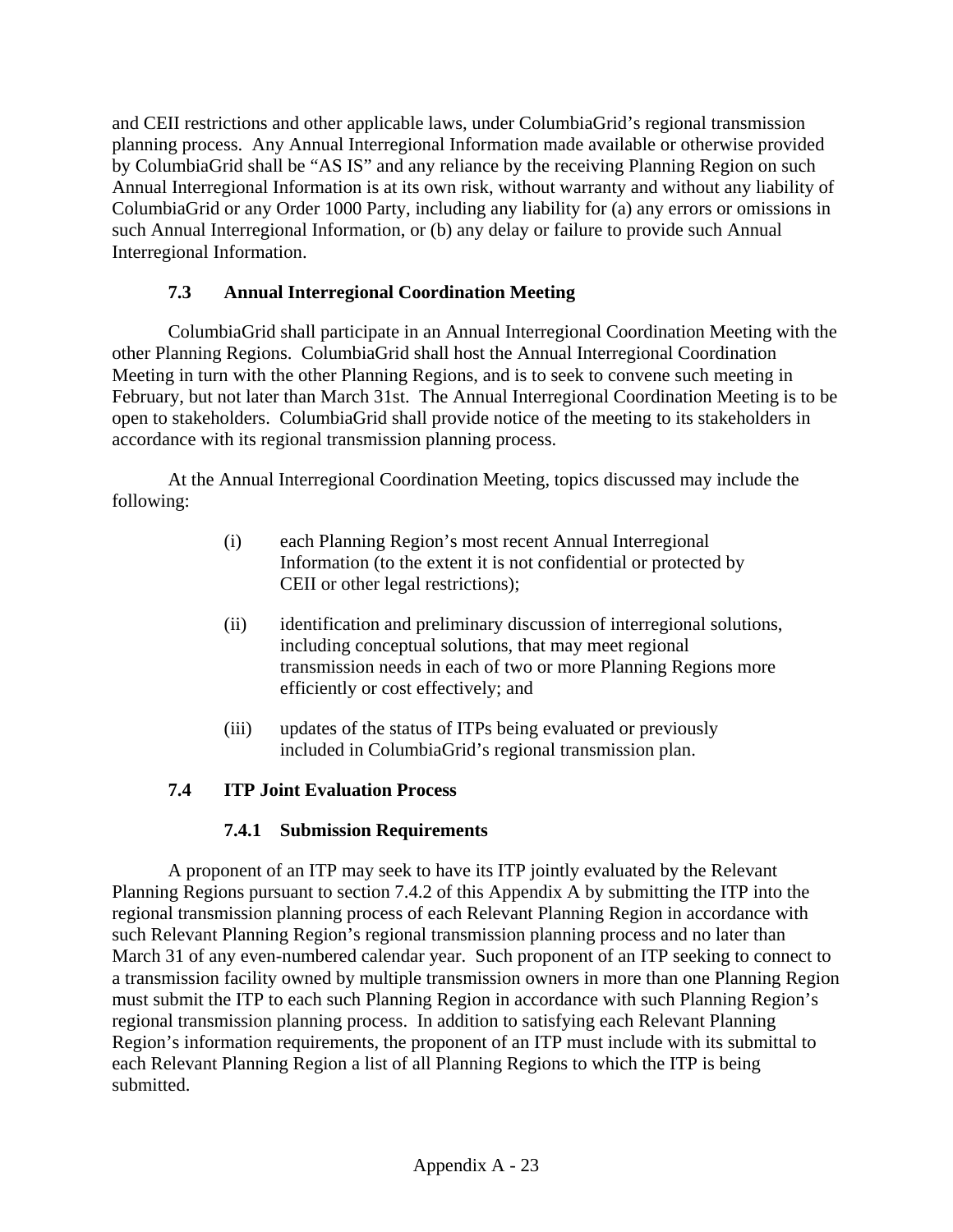and CEII restrictions and other applicable laws, under ColumbiaGrid's regional transmission planning process. Any Annual Interregional Information made available or otherwise provided by ColumbiaGrid shall be "AS IS" and any reliance by the receiving Planning Region on such Annual Interregional Information is at its own risk, without warranty and without any liability of ColumbiaGrid or any Order 1000 Party, including any liability for (a) any errors or omissions in such Annual Interregional Information, or (b) any delay or failure to provide such Annual Interregional Information.

### 7.3 Annual Interregional Coordination Meeting

ColumbiaGrid shall participate in an Annual Interregional Coordination Meeting with the other Planning Regions. ColumbiaGrid shall host the Annual Interregional Coordination Meeting in turn with the other Planning Regions, and is to seek to convene such meeting in February, but not later than March 31st. The Annual Interregional Coordination Meeting is to be open to stakeholders. ColumbiaGrid shall provide notice of the meeting to its stakeholders in accordance with its regional transmission planning process.

At the Annual Interregional Coordination Meeting, topics discussed may include the following:

(i) each Planning Region's most recent Annual Interregional Information (to the extent it is not confidential or protected by CEII or other legal restrictions);

(ii) identification and preliminary discussion of interregional solutions, including conceptual solutions, that may meet regional transmission needs in each of two or more Planning Regions more efficiently or cost effectively; and

(iii) updates of the status of ITPs being evaluated or previously included in ColumbiaGrid's regional transmission plan.

### 7.4 ITP Joint Evaluation Process

#### 7.4.1 Submission Requirements

A proponent of an ITP may seek to have its ITP jointly evaluated by the Relevant Planning Regions pursuant to section 7.4.2 of this Appendix A by submitting the ITP into the regional transmission planning process of each Relevant Planning Region in accordance with such Relevant Planning Region's regional transmission planning process and no later than March 31 of any even-numbered calendar year. Such proponent of an ITP seeking to connect to a transmission facility owned by multiple transmission owners in more than one Planning Region must submit the ITP to each such Planning Region in accordance with such Planning Region's regional transmission planning process. In addition to satisfying each Relevant Planning Region's information requirements, the proponent of an ITP must include with its submittal to each Relevant Planning Region a list of all Planning Regions to which the ITP is being submitted.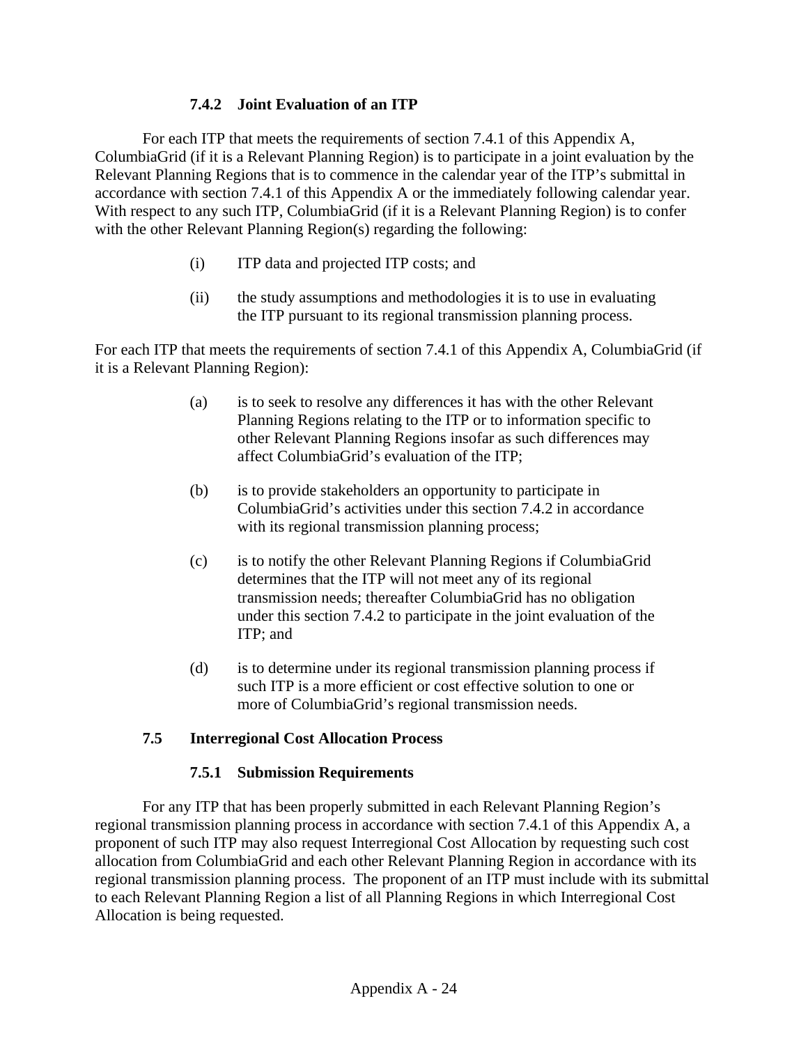### 7.4.2 Joint Evaluation of an ITP

For each ITP that meets the requirements of section 7.4.1 of this Appendix A, ColumbiaGrid (if it is a Relevant Planning Region) is to participate in a joint evaluation by the Relevant Planning Regions that is to commence in the calendar year of the ITP's submittal in accordance with section 7.4.1 of this Appendix A or the immediately following calendar year. With respect to any such ITP, ColumbiaGrid (if it is a Relevant Planning Region) is to confer with the other Relevant Planning Region(s) regarding the following:

(i) ITP data and projected ITP costs; and

(ii) the study assumptions and methodologies it is to use in evaluating the ITP pursuant to its regional transmission planning process.

For each ITP that meets the requirements of section 7.4.1 of this Appendix A, ColumbiaGrid (if it is a Relevant Planning Region):

(a) is to seek to resolve any differences it has with the other Relevant Planning Regions relating to the ITP or to information specific to other Relevant Planning Regions insofar as such differences may affect ColumbiaGrid's evaluation of the ITP;

(b) is to provide stakeholders an opportunity to participate in ColumbiaGrid's activities under this section 7.4.2 in accordance with its regional transmission planning process;

(c) is to notify the other Relevant Planning Regions if ColumbiaGrid determines that the ITP will not meet any of its regional transmission needs; thereafter ColumbiaGrid has no obligation under this section 7.4.2 to participate in the joint evaluation of the ITP; and

(d) is to determine under its regional transmission planning process if such ITP is a more efficient or cost effective solution to one or more of ColumbiaGrid's regional transmission needs.

## 7.5 Interregional Cost Allocation Process

### 7.5.1 Submission Requirements

For any ITP that has been properly submitted in each Relevant Planning Region's regional transmission planning process in accordance with section 7.4.1 of this Appendix A, a proponent of such ITP may also request Interregional Cost Allocation by requesting such cost allocation from ColumbiaGrid and each other Relevant Planning Region in accordance with its regional transmission planning process. The proponent of an ITP must include with its submittal to each Relevant Planning Region a list of all Planning Regions in which Interregional Cost Allocation is being requested.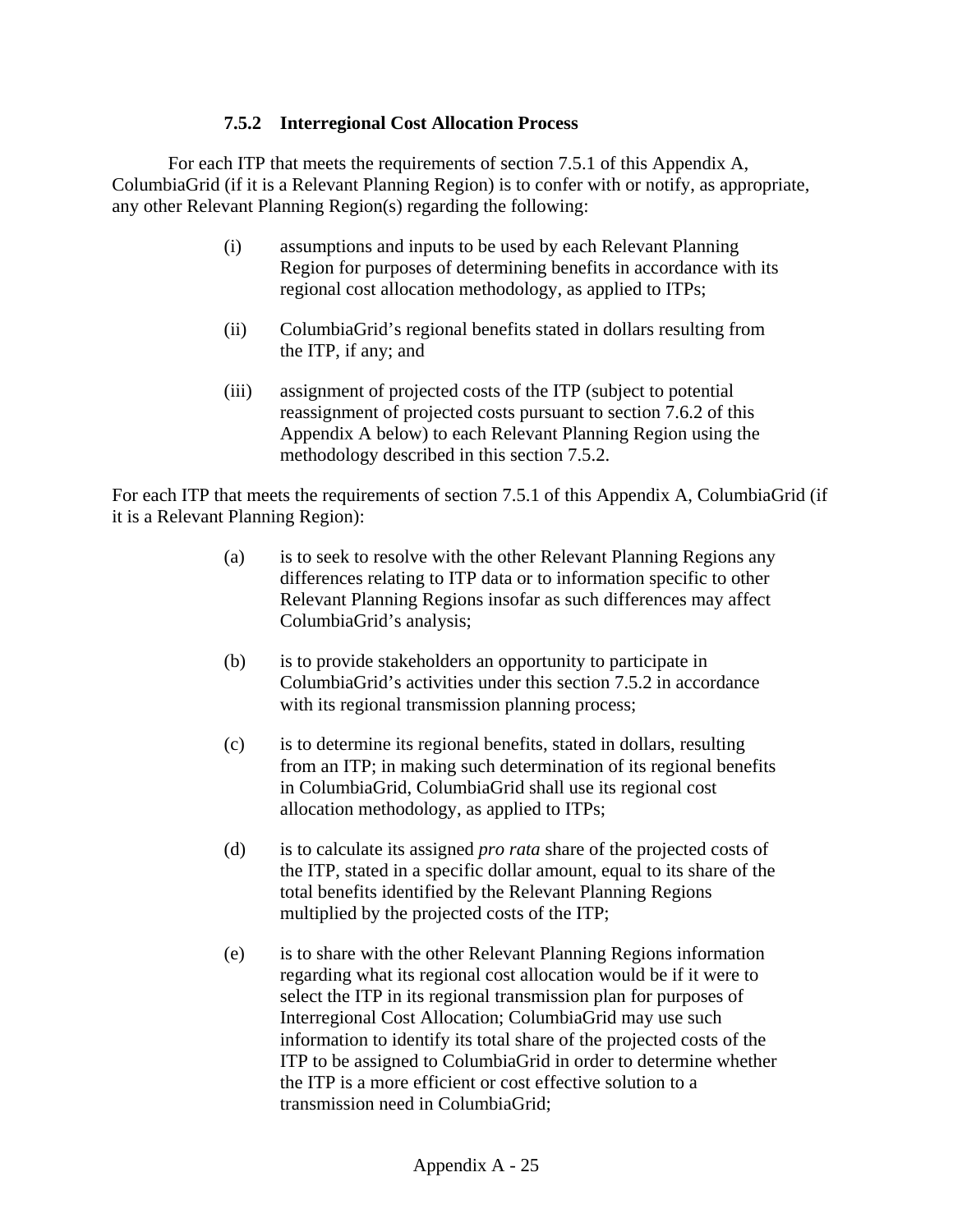### 7.5.2 Interregional Cost Allocation Process

For each ITP that meets the requirements of section 7.5.1 of this Appendix A, ColumbiaGrid (if it is a Relevant Planning Region) is to confer with or notify, as appropriate, any other Relevant Planning Region(s) regarding the following:

(i) assumptions and inputs to be used by each Relevant Planning Region for purposes of determining benefits in accordance with its regional cost allocation methodology, as applied to ITPs;

(ii) ColumbiaGrid's regional benefits stated in dollars resulting from the ITP, if any; and

(iii) assignment of projected costs of the ITP (subject to potential reassignment of projected costs pursuant to section 7.6.2 of this Appendix A below) to each Relevant Planning Region using the methodology described in this section 7.5.2.

For each ITP that meets the requirements of section 7.5.1 of this Appendix A, ColumbiaGrid (if it is a Relevant Planning Region):

(a) is to seek to resolve with the other Relevant Planning Regions any differences relating to ITP data or to information specific to other Relevant Planning Regions insofar as such differences may affect ColumbiaGrid's analysis;

(b) is to provide stakeholders an opportunity to participate in ColumbiaGrid's activities under this section 7.5.2 in accordance with its regional transmission planning process;

(c) is to determine its regional benefits, stated in dollars, resulting from an ITP; in making such determination of its regional benefits in ColumbiaGrid, ColumbiaGrid shall use its regional cost allocation methodology, as applied to ITPs;

(d) is to calculate its assigned *pro rata* share of the projected costs of the ITP, stated in a specific dollar amount, equal to its share of the total benefits identified by the Relevant Planning Regions multiplied by the projected costs of the ITP;

(e) is to share with the other Relevant Planning Regions information regarding what its regional cost allocation would be if it were to select the ITP in its regional transmission plan for purposes of Interregional Cost Allocation; ColumbiaGrid may use such information to identify its total share of the projected costs of the ITP to be assigned to ColumbiaGrid in order to determine whether the ITP is a more efficient or cost effective solution to a transmission need in ColumbiaGrid;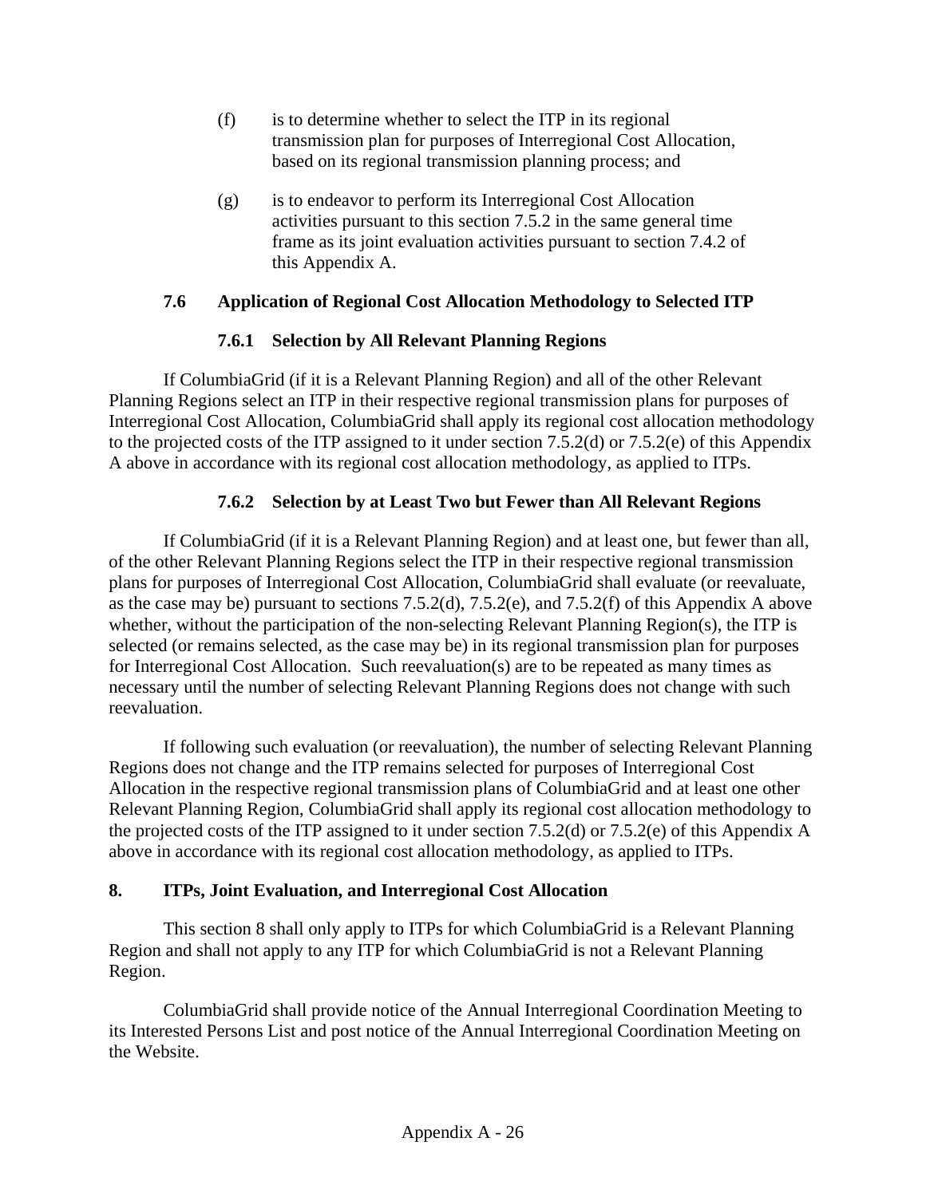(f) is to determine whether to select the ITP in its regional transmission plan for purposes of Interregional Cost Allocation, based on its regional transmission planning process; and

(g) is to endeavor to perform its Interregional Cost Allocation activities pursuant to this section 7.5.2 in the same general time frame as its joint evaluation activities pursuant to section 7.4.2 of this Appendix A.

### 7.6 Application of Regional Cost Allocation Methodology to Selected ITP

#### 7.6.1 Selection by All Relevant Planning Regions

If ColumbiaGrid (if it is a Relevant Planning Region) and all of the other Relevant Planning Regions select an ITP in their respective regional transmission plans for purposes of Interregional Cost Allocation, ColumbiaGrid shall apply its regional cost allocation methodology to the projected costs of the ITP assigned to it under section 7.5.2(d) or 7.5.2(e) of this Appendix A above in accordance with its regional cost allocation methodology, as applied to ITPs.

#### 7.6.2 Selection by at Least Two but Fewer than All Relevant Regions

If ColumbiaGrid (if it is a Relevant Planning Region) and at least one, but fewer than all, of the other Relevant Planning Regions select the ITP in their respective regional transmission plans for purposes of Interregional Cost Allocation, ColumbiaGrid shall evaluate (or reevaluate, as the case may be) pursuant to sections 7.5.2(d), 7.5.2(e), and 7.5.2(f) of this Appendix A above whether, without the participation of the non-selecting Relevant Planning Region(s), the ITP is selected (or remains selected, as the case may be) in its regional transmission plan for purposes for Interregional Cost Allocation. Such reevaluation(s) are to be repeated as many times as necessary until the number of selecting Relevant Planning Regions does not change with such reevaluation.

If following such evaluation (or reevaluation), the number of selecting Relevant Planning Regions does not change and the ITP remains selected for purposes of Interregional Cost Allocation in the respective regional transmission plans of ColumbiaGrid and at least one other Relevant Planning Region, ColumbiaGrid shall apply its regional cost allocation methodology to the projected costs of the ITP assigned to it under section 7.5.2(d) or 7.5.2(e) of this Appendix A above in accordance with its regional cost allocation methodology, as applied to ITPs.

## 8. ITPs, Joint Evaluation, and Interregional Cost Allocation

This section 8 shall only apply to ITPs for which ColumbiaGrid is a Relevant Planning Region and shall not apply to any ITP for which ColumbiaGrid is not a Relevant Planning Region.

ColumbiaGrid shall provide notice of the Annual Interregional Coordination Meeting to its Interested Persons List and post notice of the Annual Interregional Coordination Meeting on the Website.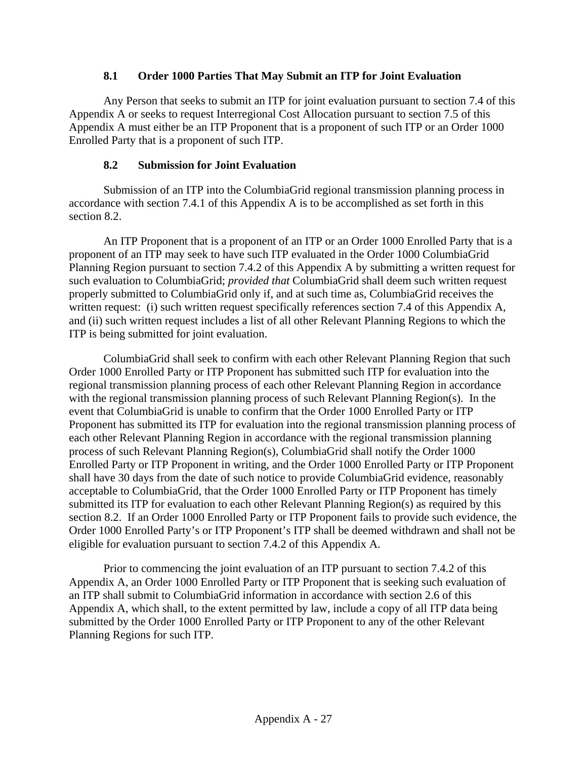### 8.1 Order 1000 Parties That May Submit an ITP for Joint Evaluation

Any Person that seeks to submit an ITP for joint evaluation pursuant to section 7.4 of this Appendix A or seeks to request Interregional Cost Allocation pursuant to section 7.5 of this Appendix A must either be an ITP Proponent that is a proponent of such ITP or an Order 1000 Enrolled Party that is a proponent of such ITP.

### 8.2 Submission for Joint Evaluation

Submission of an ITP into the ColumbiaGrid regional transmission planning process in accordance with section 7.4.1 of this Appendix A is to be accomplished as set forth in this section 8.2.

An ITP Proponent that is a proponent of an ITP or an Order 1000 Enrolled Party that is a proponent of an ITP may seek to have such ITP evaluated in the Order 1000 ColumbiaGrid Planning Region pursuant to section 7.4.2 of this Appendix A by submitting a written request for such evaluation to ColumbiaGrid; *provided that* ColumbiaGrid shall deem such written request properly submitted to ColumbiaGrid only if, and at such time as, ColumbiaGrid receives the written request: (i) such written request specifically references section 7.4 of this Appendix A, and (ii) such written request includes a list of all other Relevant Planning Regions to which the ITP is being submitted for joint evaluation.

ColumbiaGrid shall seek to confirm with each other Relevant Planning Region that such Order 1000 Enrolled Party or ITP Proponent has submitted such ITP for evaluation into the regional transmission planning process of each other Relevant Planning Region in accordance with the regional transmission planning process of such Relevant Planning Region(s). In the event that ColumbiaGrid is unable to confirm that the Order 1000 Enrolled Party or ITP Proponent has submitted its ITP for evaluation into the regional transmission planning process of each other Relevant Planning Region in accordance with the regional transmission planning process of such Relevant Planning Region(s), ColumbiaGrid shall notify the Order 1000 Enrolled Party or ITP Proponent in writing, and the Order 1000 Enrolled Party or ITP Proponent shall have 30 days from the date of such notice to provide ColumbiaGrid evidence, reasonably acceptable to ColumbiaGrid, that the Order 1000 Enrolled Party or ITP Proponent has timely submitted its ITP for evaluation to each other Relevant Planning Region(s) as required by this section 8.2. If an Order 1000 Enrolled Party or ITP Proponent fails to provide such evidence, the Order 1000 Enrolled Party's or ITP Proponent's ITP shall be deemed withdrawn and shall not be eligible for evaluation pursuant to section 7.4.2 of this Appendix A.

Prior to commencing the joint evaluation of an ITP pursuant to section 7.4.2 of this Appendix A, an Order 1000 Enrolled Party or ITP Proponent that is seeking such evaluation of an ITP shall submit to ColumbiaGrid information in accordance with section 2.6 of this Appendix A, which shall, to the extent permitted by law, include a copy of all ITP data being submitted by the Order 1000 Enrolled Party or ITP Proponent to any of the other Relevant Planning Regions for such ITP.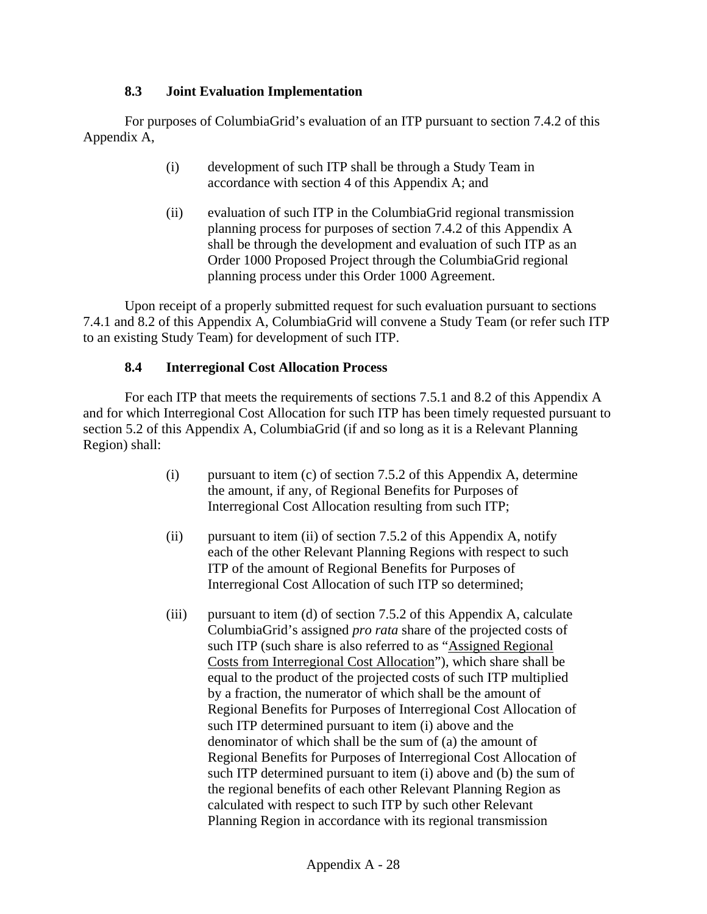### 8.3 Joint Evaluation Implementation

For purposes of ColumbiaGrid's evaluation of an ITP pursuant to section 7.4.2 of this Appendix A,

(i) development of such ITP shall be through a Study Team in accordance with section 4 of this Appendix A; and

(ii) evaluation of such ITP in the ColumbiaGrid regional transmission planning process for purposes of section 7.4.2 of this Appendix A shall be through the development and evaluation of such ITP as an Order 1000 Proposed Project through the ColumbiaGrid regional planning process under this Order 1000 Agreement.

Upon receipt of a properly submitted request for such evaluation pursuant to sections 7.4.1 and 8.2 of this Appendix A, ColumbiaGrid will convene a Study Team (or refer such ITP to an existing Study Team) for development of such ITP.

### 8.4 Interregional Cost Allocation Process

For each ITP that meets the requirements of sections 7.5.1 and 8.2 of this Appendix A and for which Interregional Cost Allocation for such ITP has been timely requested pursuant to section 5.2 of this Appendix A, ColumbiaGrid (if and so long as it is a Relevant Planning Region) shall:

(i) pursuant to item (c) of section 7.5.2 of this Appendix A, determine the amount, if any, of Regional Benefits for Purposes of Interregional Cost Allocation resulting from such ITP;

(ii) pursuant to item (ii) of section 7.5.2 of this Appendix A, notify each of the other Relevant Planning Regions with respect to such ITP of the amount of Regional Benefits for Purposes of Interregional Cost Allocation of such ITP so determined;

(iii) pursuant to item (d) of section 7.5.2 of this Appendix A, calculate ColumbiaGrid's assigned *pro rata* share of the projected costs of such ITP (such share is also referred to as "<u>Assigned Regional Costs from Interregional Cost Allocation</u>"), which share shall be equal to the product of the projected costs of such ITP multiplied by a fraction, the numerator of which shall be the amount of Regional Benefits for Purposes of Interregional Cost Allocation of such ITP determined pursuant to item (i) above and the denominator of which shall be the sum of (a) the amount of Regional Benefits for Purposes of Interregional Cost Allocation of such ITP determined pursuant to item (i) above and (b) the sum of the regional benefits of each other Relevant Planning Region as calculated with respect to such ITP by such other Relevant Planning Region in accordance with its regional transmission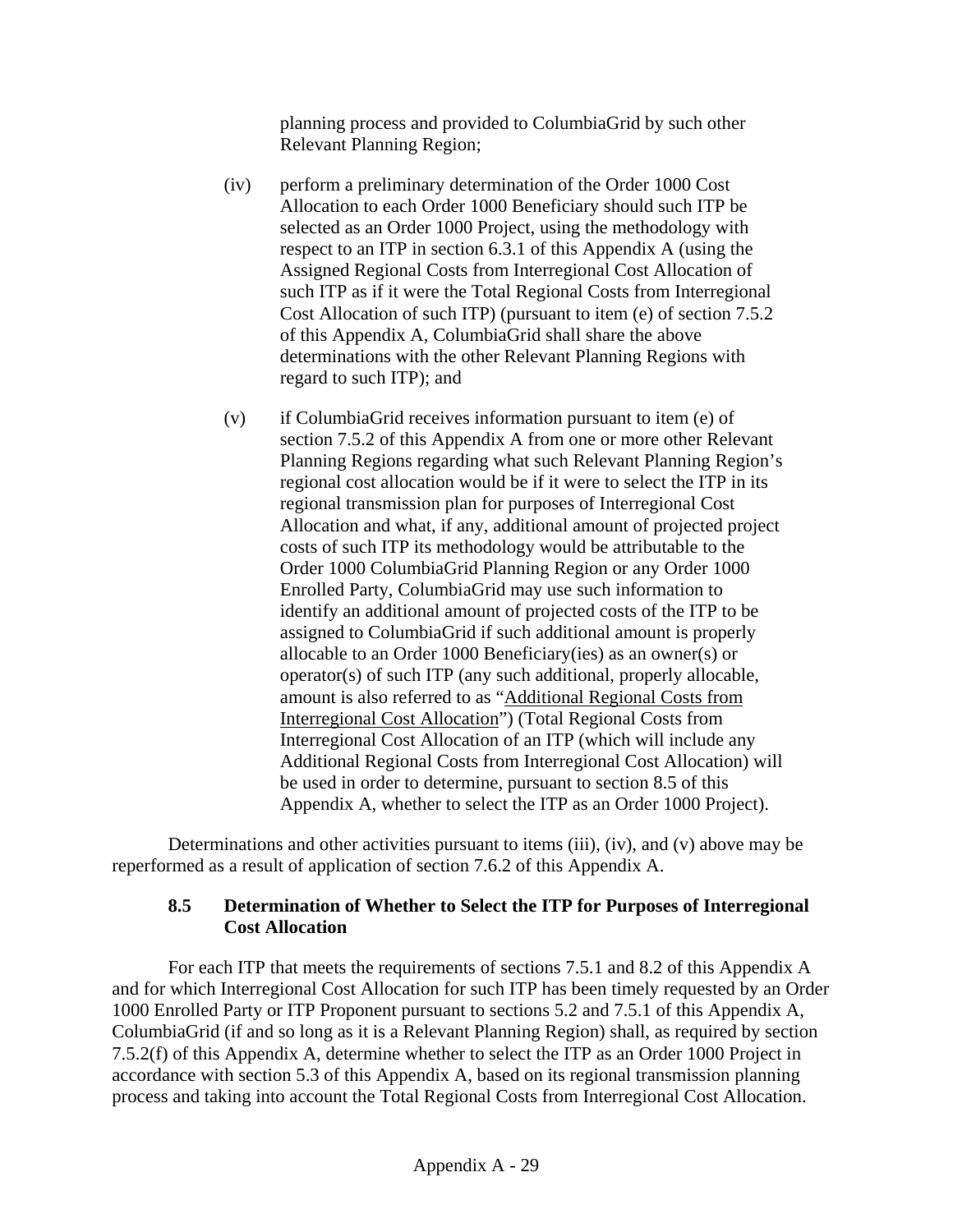planning process and provided to ColumbiaGrid by such other Relevant Planning Region;

(iv) perform a preliminary determination of the Order 1000 Cost Allocation to each Order 1000 Beneficiary should such ITP be selected as an Order 1000 Project, using the methodology with respect to an ITP in section 6.3.1 of this Appendix A (using the Assigned Regional Costs from Interregional Cost Allocation of such ITP as if it were the Total Regional Costs from Interregional Cost Allocation of such ITP) (pursuant to item (e) of section 7.5.2 of this Appendix A, ColumbiaGrid shall share the above determinations with the other Relevant Planning Regions with regard to such ITP); and

(v) if ColumbiaGrid receives information pursuant to item (e) of section 7.5.2 of this Appendix A from one or more other Relevant Planning Regions regarding what such Relevant Planning Region's regional cost allocation would be if it were to select the ITP in its regional transmission plan for purposes of Interregional Cost Allocation and what, if any, additional amount of projected project costs of such ITP its methodology would be attributable to the Order 1000 ColumbiaGrid Planning Region or any Order 1000 Enrolled Party, ColumbiaGrid may use such information to identify an additional amount of projected costs of the ITP to be assigned to ColumbiaGrid if such additional amount is properly allocable to an Order 1000 Beneficiary(ies) as an owner(s) or operator(s) of such ITP (any such additional, properly allocable, amount is also referred to as "Additional Regional Costs from Interregional Cost Allocation") (Total Regional Costs from Interregional Cost Allocation of an ITP (which will include any Additional Regional Costs from Interregional Cost Allocation) will be used in order to determine, pursuant to section 8.5 of this Appendix A, whether to select the ITP as an Order 1000 Project).

Determinations and other activities pursuant to items (iii), (iv), and (v) above may be reperformed as a result of application of section 7.6.2 of this Appendix A.

### 8.5 Determination of Whether to Select the ITP for Purposes of Interregional Cost Allocation

For each ITP that meets the requirements of sections 7.5.1 and 8.2 of this Appendix A and for which Interregional Cost Allocation for such ITP has been timely requested by an Order 1000 Enrolled Party or ITP Proponent pursuant to sections 5.2 and 7.5.1 of this Appendix A, ColumbiaGrid (if and so long as it is a Relevant Planning Region) shall, as required by section 7.5.2(f) of this Appendix A, determine whether to select the ITP as an Order 1000 Project in accordance with section 5.3 of this Appendix A, based on its regional transmission planning process and taking into account the Total Regional Costs from Interregional Cost Allocation.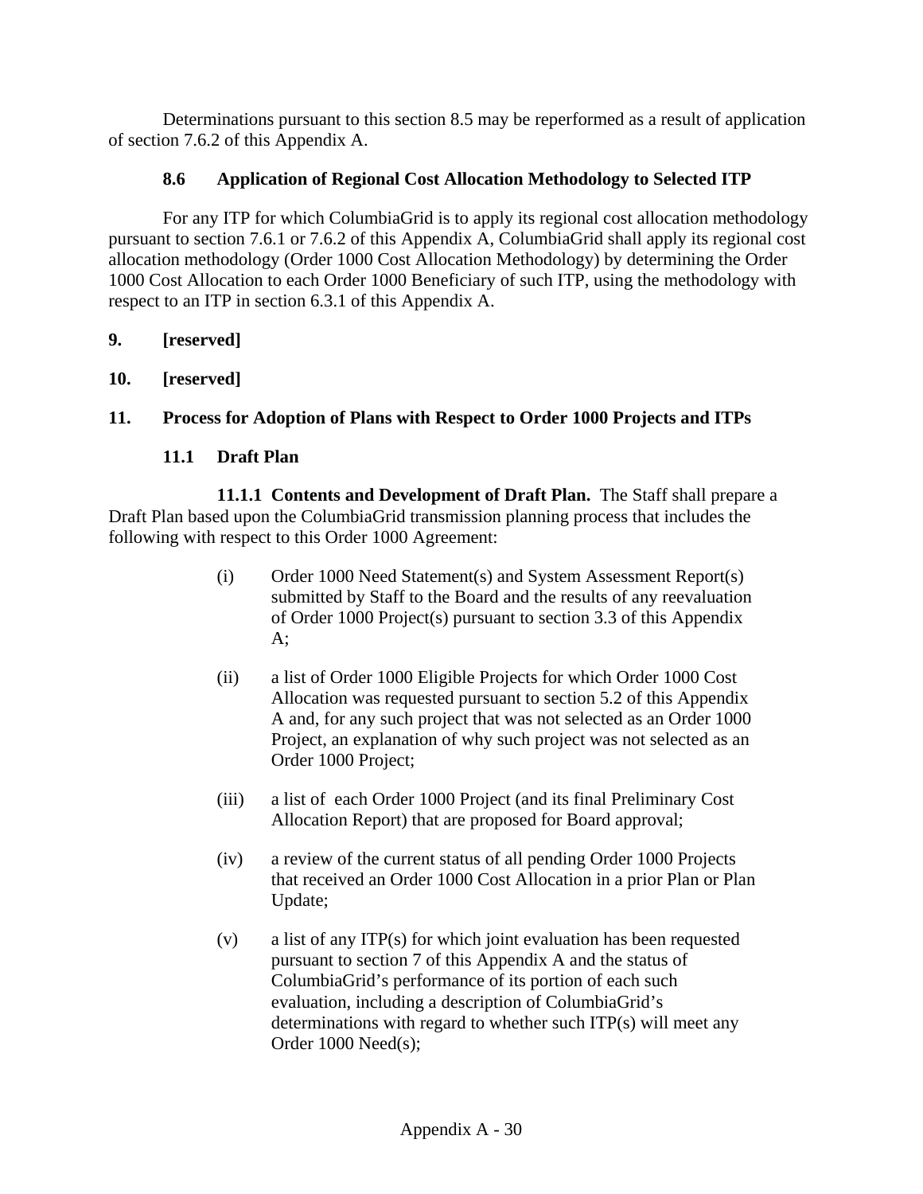Determinations pursuant to this section 8.5 may be reperformed as a result of application of section 7.6.2 of this Appendix A.

### 8.6 Application of Regional Cost Allocation Methodology to Selected ITP

For any ITP for which ColumbiaGrid is to apply its regional cost allocation methodology pursuant to section 7.6.1 or 7.6.2 of this Appendix A, ColumbiaGrid shall apply its regional cost allocation methodology (Order 1000 Cost Allocation Methodology) by determining the Order 1000 Cost Allocation to each Order 1000 Beneficiary of such ITP, using the methodology with respect to an ITP in section 6.3.1 of this Appendix A.

## 9. [reserved]

## 10. [reserved]

## 11. Process for Adoption of Plans with Respect to Order 1000 Projects and ITPs

### 11.1 Draft Plan

**11.1.1 Contents and Development of Draft Plan.** The Staff shall prepare a Draft Plan based upon the ColumbiaGrid transmission planning process that includes the following with respect to this Order 1000 Agreement:

(i) Order 1000 Need Statement(s) and System Assessment Report(s) submitted by Staff to the Board and the results of any reevaluation of Order 1000 Project(s) pursuant to section 3.3 of this Appendix A;

(ii) a list of Order 1000 Eligible Projects for which Order 1000 Cost Allocation was requested pursuant to section 5.2 of this Appendix A and, for any such project that was not selected as an Order 1000 Project, an explanation of why such project was not selected as an Order 1000 Project;

(iii) a list of each Order 1000 Project (and its final Preliminary Cost Allocation Report) that are proposed for Board approval;

(iv) a review of the current status of all pending Order 1000 Projects that received an Order 1000 Cost Allocation in a prior Plan or Plan Update;

(v) a list of any ITP(s) for which joint evaluation has been requested pursuant to section 7 of this Appendix A and the status of ColumbiaGrid's performance of its portion of each such evaluation, including a description of ColumbiaGrid's determinations with regard to whether such ITP(s) will meet any Order 1000 Need(s);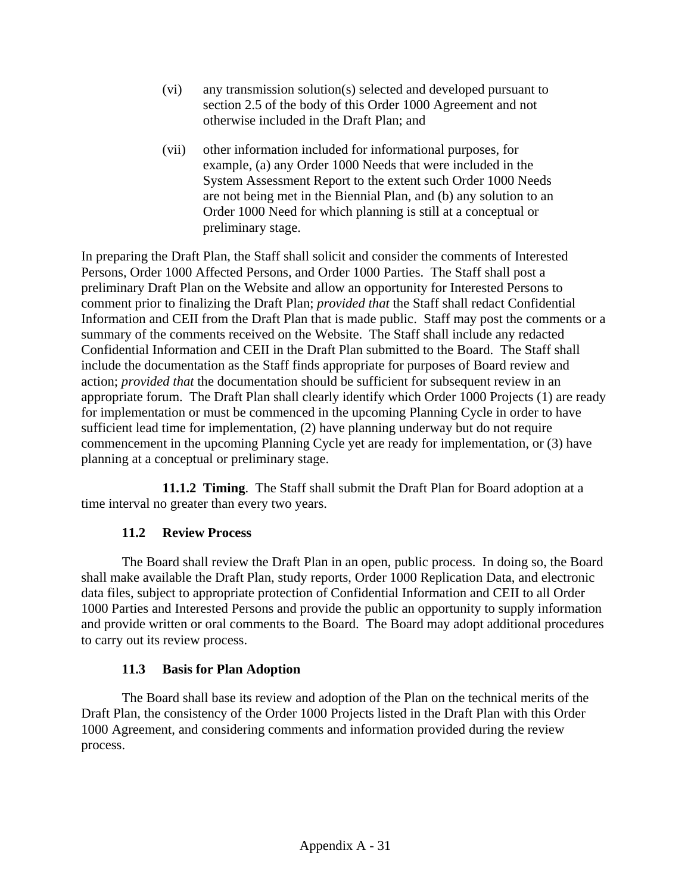(vi) any transmission solution(s) selected and developed pursuant to section 2.5 of the body of this Order 1000 Agreement and not otherwise included in the Draft Plan; and

(vii) other information included for informational purposes, for example, (a) any Order 1000 Needs that were included in the System Assessment Report to the extent such Order 1000 Needs are not being met in the Biennial Plan, and (b) any solution to an Order 1000 Need for which planning is still at a conceptual or preliminary stage.

In preparing the Draft Plan, the Staff shall solicit and consider the comments of Interested Persons, Order 1000 Affected Persons, and Order 1000 Parties. The Staff shall post a preliminary Draft Plan on the Website and allow an opportunity for Interested Persons to comment prior to finalizing the Draft Plan; *provided that* the Staff shall redact Confidential Information and CEII from the Draft Plan that is made public. Staff may post the comments or a summary of the comments received on the Website. The Staff shall include any redacted Confidential Information and CEII in the Draft Plan submitted to the Board. The Staff shall include the documentation as the Staff finds appropriate for purposes of Board review and action; *provided that* the documentation should be sufficient for subsequent review in an appropriate forum. The Draft Plan shall clearly identify which Order 1000 Projects (1) are ready for implementation or must be commenced in the upcoming Planning Cycle in order to have sufficient lead time for implementation, (2) have planning underway but do not require commencement in the upcoming Planning Cycle yet are ready for implementation, or (3) have planning at a conceptual or preliminary stage.

**11.1.2 Timing**. The Staff shall submit the Draft Plan for Board adoption at a time interval no greater than every two years.

### 11.2 Review Process

The Board shall review the Draft Plan in an open, public process. In doing so, the Board shall make available the Draft Plan, study reports, Order 1000 Replication Data, and electronic data files, subject to appropriate protection of Confidential Information and CEII to all Order 1000 Parties and Interested Persons and provide the public an opportunity to supply information and provide written or oral comments to the Board. The Board may adopt additional procedures to carry out its review process.

### 11.3 Basis for Plan Adoption

The Board shall base its review and adoption of the Plan on the technical merits of the Draft Plan, the consistency of the Order 1000 Projects listed in the Draft Plan with this Order 1000 Agreement, and considering comments and information provided during the review process.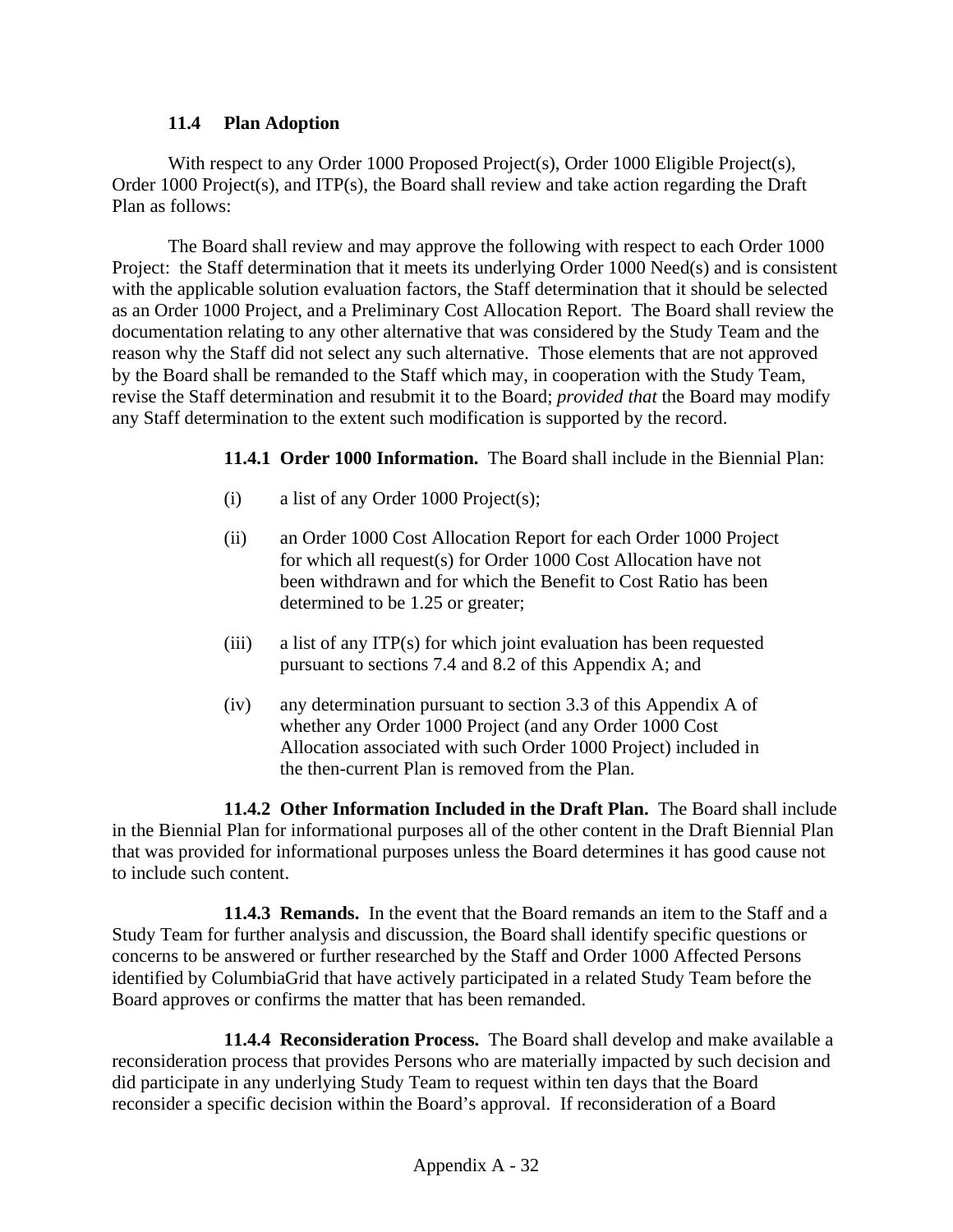### 11.4 Plan Adoption

With respect to any Order 1000 Proposed Project(s), Order 1000 Eligible Project(s), Order 1000 Project(s), and ITP(s), the Board shall review and take action regarding the Draft Plan as follows:

The Board shall review and may approve the following with respect to each Order 1000 Project: the Staff determination that it meets its underlying Order 1000 Need(s) and is consistent with the applicable solution evaluation factors, the Staff determination that it should be selected as an Order 1000 Project, and a Preliminary Cost Allocation Report. The Board shall review the documentation relating to any other alternative that was considered by the Study Team and the reason why the Staff did not select any such alternative. Those elements that are not approved by the Board shall be remanded to the Staff which may, in cooperation with the Study Team, revise the Staff determination and resubmit it to the Board; *provided that* the Board may modify any Staff determination to the extent such modification is supported by the record.

**11.4.1 Order 1000 Information.** The Board shall include in the Biennial Plan:

(i) a list of any Order 1000 Project(s);

(ii) an Order 1000 Cost Allocation Report for each Order 1000 Project for which all request(s) for Order 1000 Cost Allocation have not been withdrawn and for which the Benefit to Cost Ratio has been determined to be 1.25 or greater;

(iii) a list of any ITP(s) for which joint evaluation has been requested pursuant to sections 7.4 and 8.2 of this Appendix A; and

(iv) any determination pursuant to section 3.3 of this Appendix A of whether any Order 1000 Project (and any Order 1000 Cost Allocation associated with such Order 1000 Project) included in the then-current Plan is removed from the Plan.

**11.4.2 Other Information Included in the Draft Plan.** The Board shall include in the Biennial Plan for informational purposes all of the other content in the Draft Biennial Plan that was provided for informational purposes unless the Board determines it has good cause not to include such content.

**11.4.3 Remands.** In the event that the Board remands an item to the Staff and a Study Team for further analysis and discussion, the Board shall identify specific questions or concerns to be answered or further researched by the Staff and Order 1000 Affected Persons identified by ColumbiaGrid that have actively participated in a related Study Team before the Board approves or confirms the matter that has been remanded.

**11.4.4 Reconsideration Process.** The Board shall develop and make available a reconsideration process that provides Persons who are materially impacted by such decision and did participate in any underlying Study Team to request within ten days that the Board reconsider a specific decision within the Board's approval. If reconsideration of a Board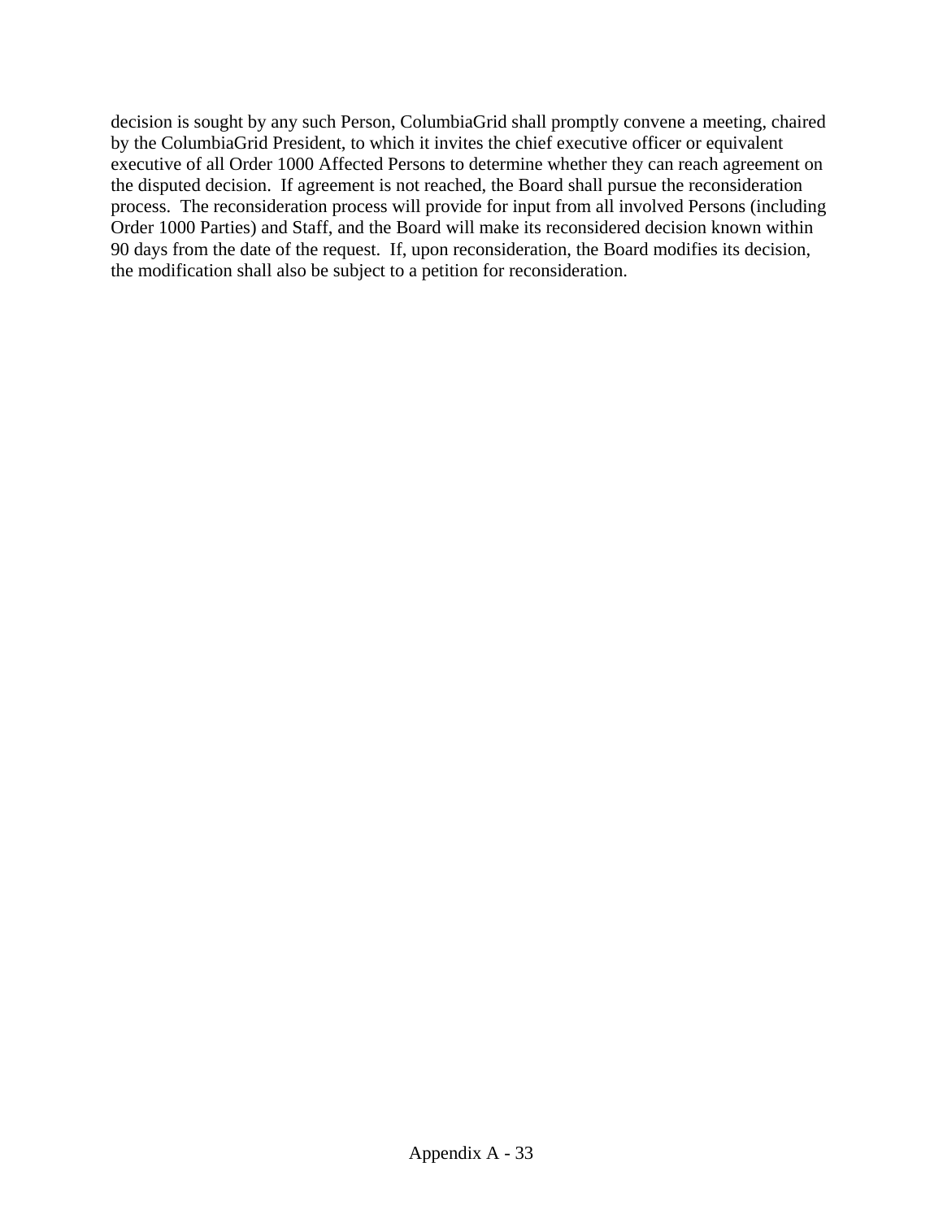decision is sought by any such Person, ColumbiaGrid shall promptly convene a meeting, chaired by the ColumbiaGrid President, to which it invites the chief executive officer or equivalent executive of all Order 1000 Affected Persons to determine whether they can reach agreement on the disputed decision. If agreement is not reached, the Board shall pursue the reconsideration process. The reconsideration process will provide for input from all involved Persons (including Order 1000 Parties) and Staff, and the Board will make its reconsidered decision known within 90 days from the date of the request. If, upon reconsideration, the Board modifies its decision, the modification shall also be subject to a petition for reconsideration.